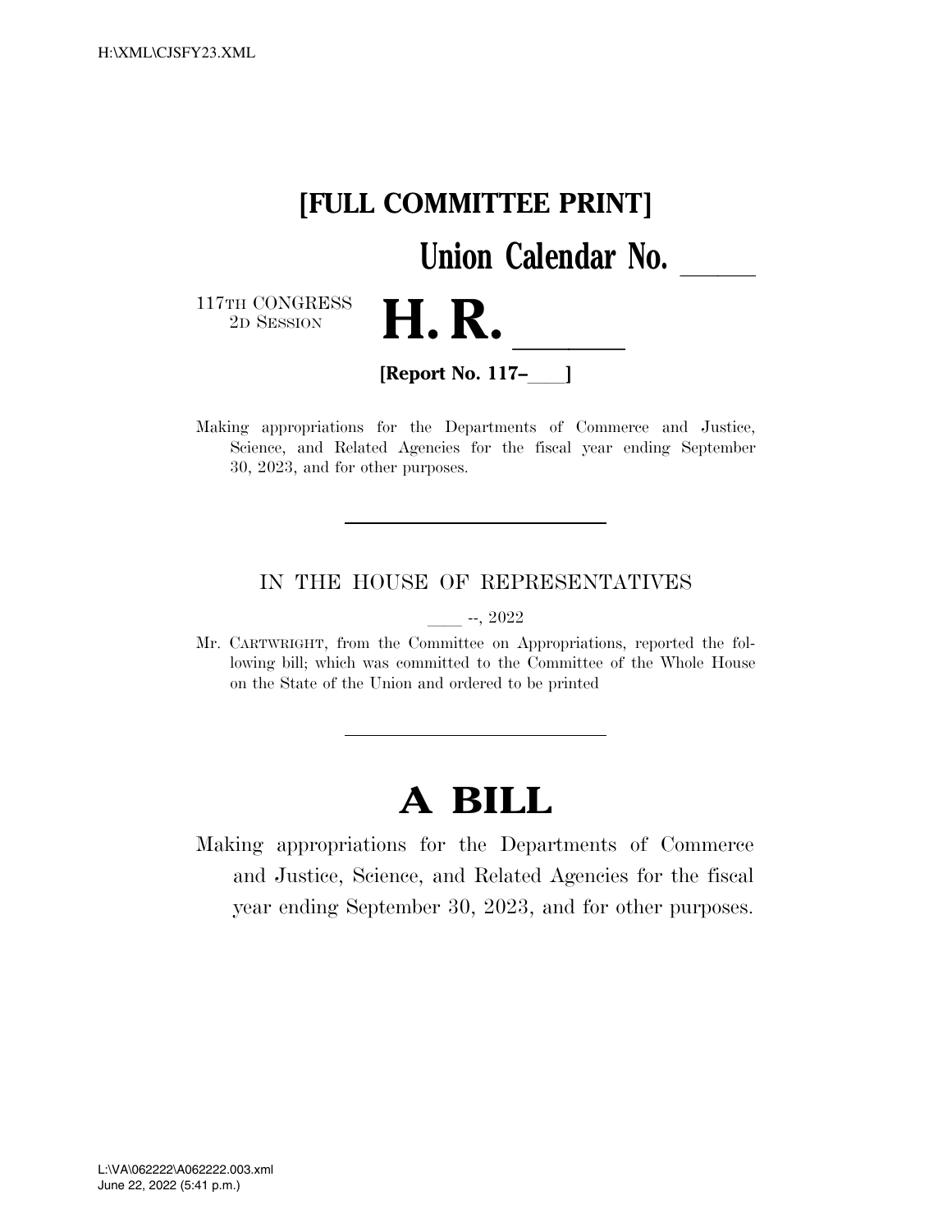**[FULL COMMITTEE PRINT]**

**Union Calendar No. \_\_\_\_**

117TH CONGRESS
2D SESSION

# H. R. \_\_\_\_

**[Report No. 117–\_\_\_]**

Making appropriations for the Departments of Commerce and Justice, Science, and Related Agencies for the fiscal year ending September 30, 2023, and for other purposes.

---

IN THE HOUSE OF REPRESENTATIVES

\_\_\_\_ --, 2022

Mr. CARTWRIGHT, from the Committee on Appropriations, reported the following bill; which was committed to the Committee of the Whole House on the State of the Union and ordered to be printed

---

# A BILL

Making appropriations for the Departments of Commerce and Justice, Science, and Related Agencies for the fiscal year ending September 30, 2023, and for other purposes.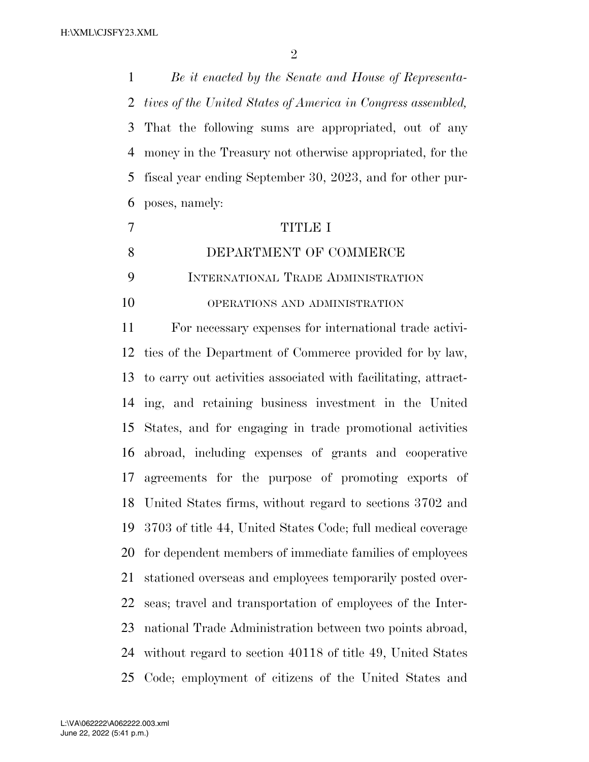*Be it enacted by the Senate and House of Representatives of the United States of America in Congress assembled,* That the following sums are appropriated, out of any money in the Treasury not otherwise appropriated, for the fiscal year ending September 30, 2023, and for other purposes, namely:

# TITLE I

# DEPARTMENT OF COMMERCE

## International Trade Administration

### operations and administration

For necessary expenses for international trade activities of the Department of Commerce provided for by law, to carry out activities associated with facilitating, attracting, and retaining business investment in the United States, and for engaging in trade promotional activities abroad, including expenses of grants and cooperative agreements for the purpose of promoting exports of United States firms, without regard to sections 3702 and 3703 of title 44, United States Code; full medical coverage for dependent members of immediate families of employees stationed overseas and employees temporarily posted overseas; travel and transportation of employees of the International Trade Administration between two points abroad, without regard to section 40118 of title 49, United States Code; employment of citizens of the United States and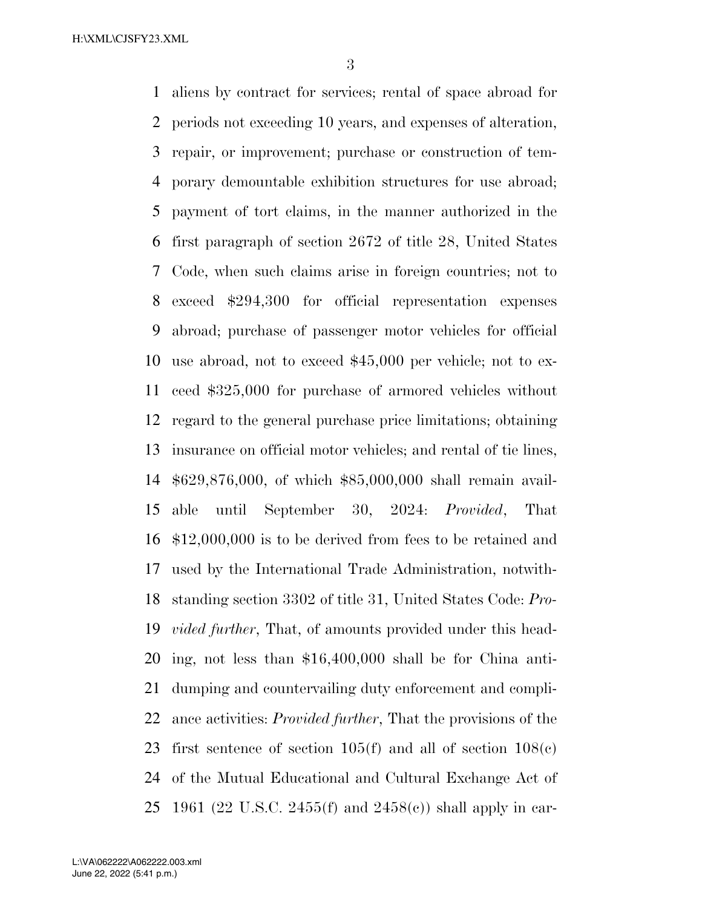aliens by contract for services; rental of space abroad for periods not exceeding 10 years, and expenses of alteration, repair, or improvement; purchase or construction of temporary demountable exhibition structures for use abroad; payment of tort claims, in the manner authorized in the first paragraph of section 2672 of title 28, United States Code, when such claims arise in foreign countries; not to exceed $294,300 for official representation expenses abroad; purchase of passenger motor vehicles for official use abroad, not to exceed $45,000 per vehicle; not to exceed $325,000 for purchase of armored vehicles without regard to the general purchase price limitations; obtaining insurance on official motor vehicles; and rental of tie lines, $629,876,000, of which $85,000,000 shall remain available until September 30, 2024: *Provided*, That $12,000,000 is to be derived from fees to be retained and used by the International Trade Administration, notwithstanding section 3302 of title 31, United States Code: *Provided further*, That, of amounts provided under this heading, not less than $16,400,000 shall be for China antidumping and countervailing duty enforcement and compliance activities: *Provided further*, That the provisions of the first sentence of section 105(f) and all of section 108(c) of the Mutual Educational and Cultural Exchange Act of 1961 (22 U.S.C. 2455(f) and 2458(c)) shall apply in car-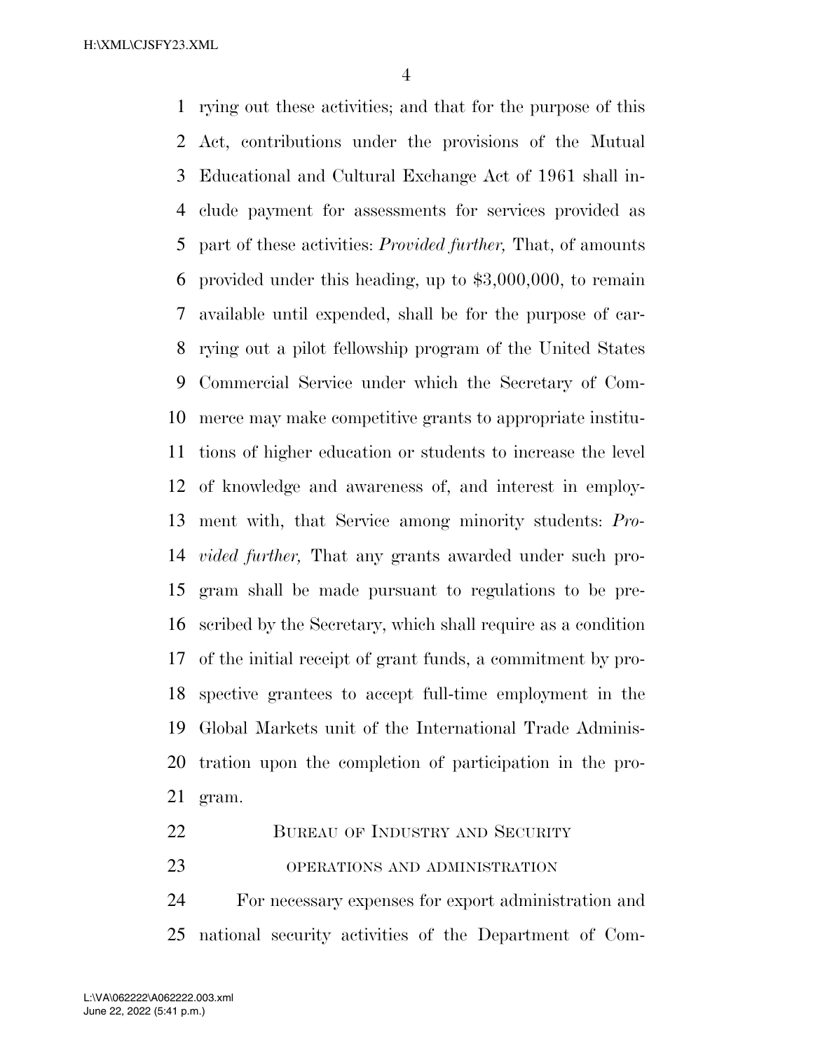rying out these activities; and that for the purpose of this Act, contributions under the provisions of the Mutual Educational and Cultural Exchange Act of 1961 shall include payment for assessments for services provided as part of these activities: *Provided further,* That, of amounts provided under this heading, up to $3,000,000, to remain available until expended, shall be for the purpose of carrying out a pilot fellowship program of the United States Commercial Service under which the Secretary of Commerce may make competitive grants to appropriate institutions of higher education or students to increase the level of knowledge and awareness of, and interest in employment with, that Service among minority students: *Provided further,* That any grants awarded under such program shall be made pursuant to regulations to be prescribed by the Secretary, which shall require as a condition of the initial receipt of grant funds, a commitment by prospective grantees to accept full-time employment in the Global Markets unit of the International Trade Administration upon the completion of participation in the program.

## BUREAU OF INDUSTRY AND SECURITY

### OPERATIONS AND ADMINISTRATION

For necessary expenses for export administration and national security activities of the Department of Com-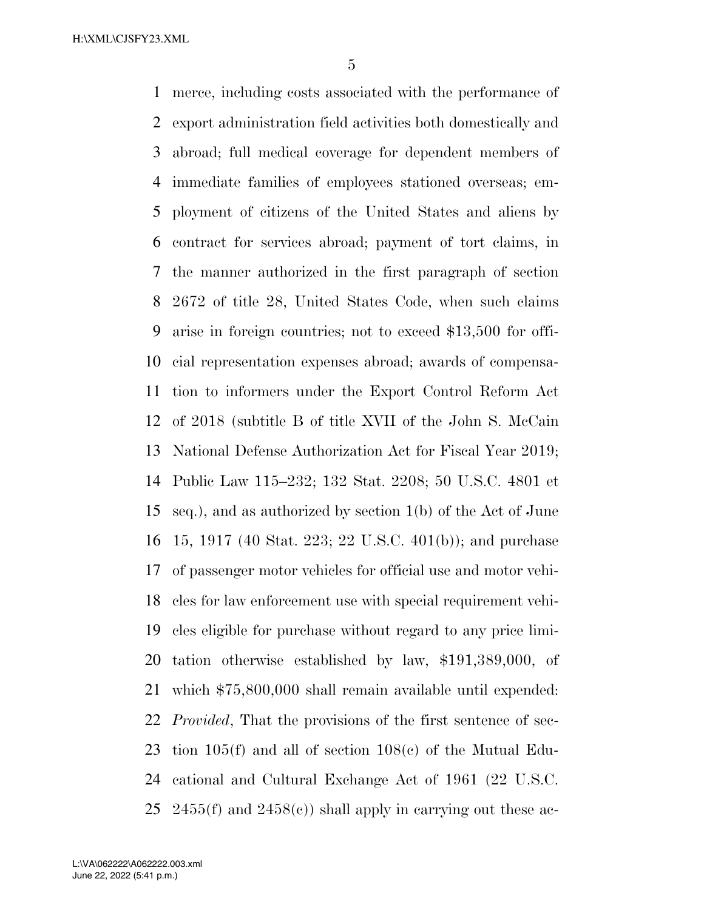merce, including costs associated with the performance of export administration field activities both domestically and abroad; full medical coverage for dependent members of immediate families of employees stationed overseas; employment of citizens of the United States and aliens by contract for services abroad; payment of tort claims, in the manner authorized in the first paragraph of section 2672 of title 28, United States Code, when such claims arise in foreign countries; not to exceed $13,500 for official representation expenses abroad; awards of compensation to informers under the Export Control Reform Act of 2018 (subtitle B of title XVII of the John S. McCain National Defense Authorization Act for Fiscal Year 2019; Public Law 115–232; 132 Stat. 2208; 50 U.S.C. 4801 et seq.), and as authorized by section 1(b) of the Act of June 15, 1917 (40 Stat. 223; 22 U.S.C. 401(b)); and purchase of passenger motor vehicles for official use and motor vehicles for law enforcement use with special requirement vehicles eligible for purchase without regard to any price limitation otherwise established by law, $191,389,000, of which $75,800,000 shall remain available until expended: *Provided*, That the provisions of the first sentence of section 105(f) and all of section 108(c) of the Mutual Educational and Cultural Exchange Act of 1961 (22 U.S.C. 2455(f) and 2458(c)) shall apply in carrying out these ac-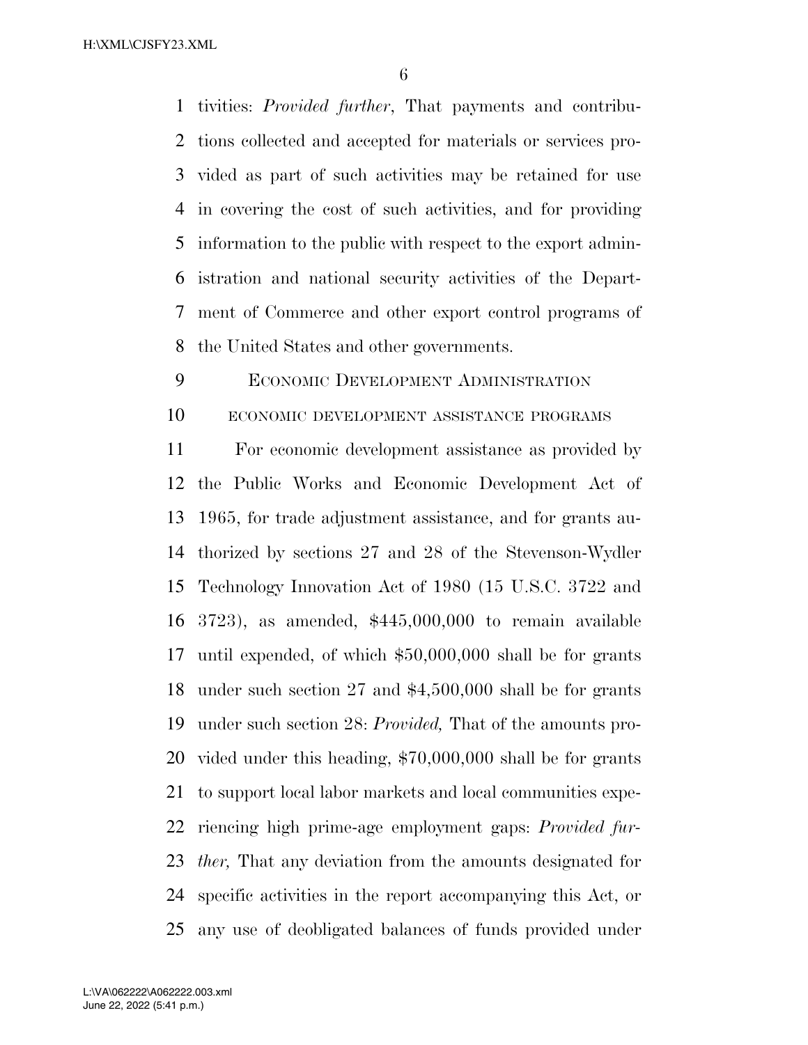tivities: *Provided further*, That payments and contributions collected and accepted for materials or services provided as part of such activities may be retained for use in covering the cost of such activities, and for providing information to the public with respect to the export administration and national security activities of the Department of Commerce and other export control programs of the United States and other governments.

## Economic Development Administration

### economic development assistance programs

For economic development assistance as provided by the Public Works and Economic Development Act of 1965, for trade adjustment assistance, and for grants authorized by sections 27 and 28 of the Stevenson-Wydler Technology Innovation Act of 1980 (15 U.S.C. 3722 and 3723), as amended, $445,000,000 to remain available until expended, of which $50,000,000 shall be for grants under such section 27 and $4,500,000 shall be for grants under such section 28: *Provided,* That of the amounts provided under this heading, $70,000,000 shall be for grants to support local labor markets and local communities experiencing high prime-age employment gaps: *Provided further,* That any deviation from the amounts designated for specific activities in the report accompanying this Act, or any use of deobligated balances of funds provided under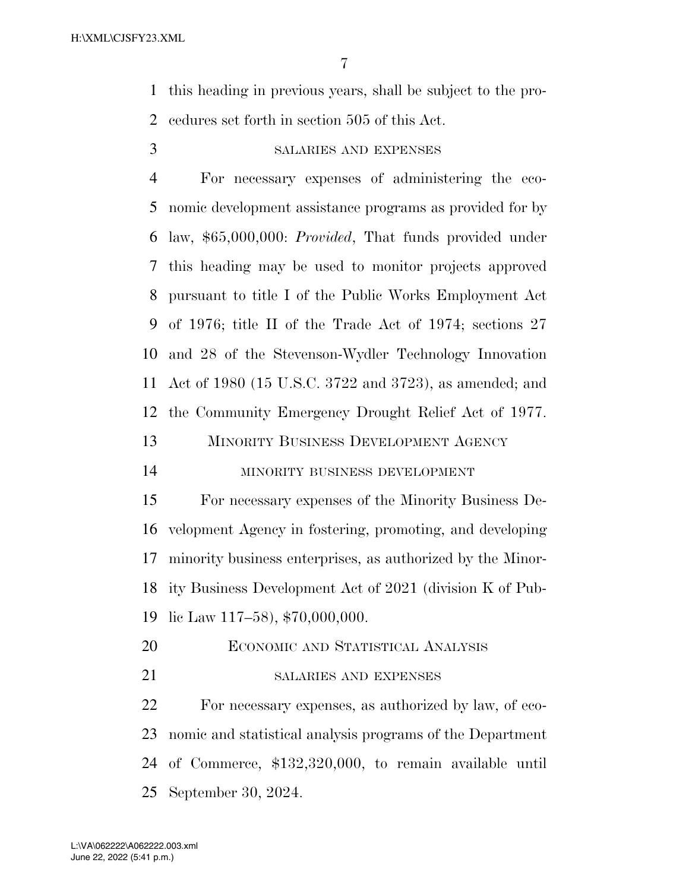this heading in previous years, shall be subject to the procedures set forth in section 505 of this Act.

SALARIES AND EXPENSES

For necessary expenses of administering the economic development assistance programs as provided for by law, $65,000,000: *Provided*, That funds provided under this heading may be used to monitor projects approved pursuant to title I of the Public Works Employment Act of 1976; title II of the Trade Act of 1974; sections 27 and 28 of the Stevenson-Wydler Technology Innovation Act of 1980 (15 U.S.C. 3722 and 3723), as amended; and the Community Emergency Drought Relief Act of 1977.

MINORITY BUSINESS DEVELOPMENT AGENCY

MINORITY BUSINESS DEVELOPMENT

For necessary expenses of the Minority Business Development Agency in fostering, promoting, and developing minority business enterprises, as authorized by the Minority Business Development Act of 2021 (division K of Public Law 117–58), $70,000,000.

ECONOMIC AND STATISTICAL ANALYSIS

SALARIES AND EXPENSES

For necessary expenses, as authorized by law, of economic and statistical analysis programs of the Department of Commerce, $132,320,000, to remain available until September 30, 2024.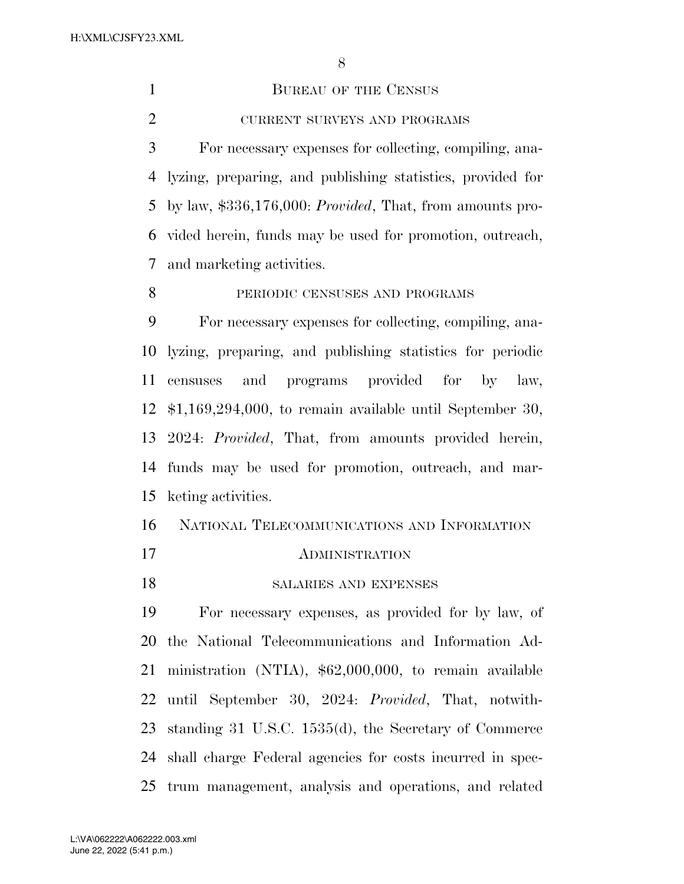## BUREAU OF THE CENSUS

### CURRENT SURVEYS AND PROGRAMS

For necessary expenses for collecting, compiling, analyzing, preparing, and publishing statistics, provided for by law, $336,176,000: *Provided*, That, from amounts provided herein, funds may be used for promotion, outreach, and marketing activities.

### PERIODIC CENSUSES AND PROGRAMS

For necessary expenses for collecting, compiling, analyzing, preparing, and publishing statistics for periodic censuses and programs provided for by law, $1,169,294,000, to remain available until September 30, 2024: *Provided*, That, from amounts provided herein, funds may be used for promotion, outreach, and marketing activities.

## NATIONAL TELECOMMUNICATIONS AND INFORMATION ADMINISTRATION

### SALARIES AND EXPENSES

For necessary expenses, as provided for by law, of the National Telecommunications and Information Administration (NTIA), $62,000,000, to remain available until September 30, 2024: *Provided*, That, notwithstanding 31 U.S.C. 1535(d), the Secretary of Commerce shall charge Federal agencies for costs incurred in spectrum management, analysis and operations, and related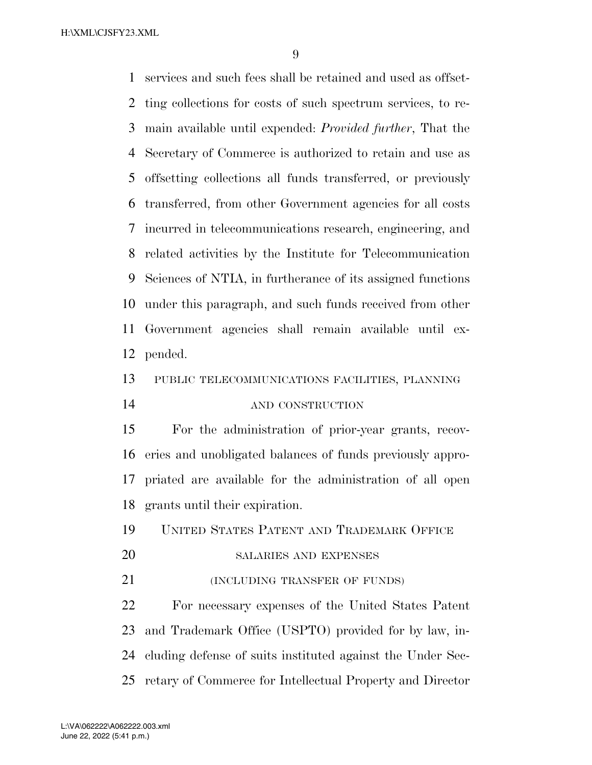services and such fees shall be retained and used as offsetting collections for costs of such spectrum services, to remain available until expended: *Provided further*, That the Secretary of Commerce is authorized to retain and use as offsetting collections all funds transferred, or previously transferred, from other Government agencies for all costs incurred in telecommunications research, engineering, and related activities by the Institute for Telecommunication Sciences of NTIA, in furtherance of its assigned functions under this paragraph, and such funds received from other Government agencies shall remain available until expended.

PUBLIC TELECOMMUNICATIONS FACILITIES, PLANNING AND CONSTRUCTION

For the administration of prior-year grants, recoveries and unobligated balances of funds previously appropriated are available for the administration of all open grants until their expiration.

UNITED STATES PATENT AND TRADEMARK OFFICE

SALARIES AND EXPENSES

(INCLUDING TRANSFER OF FUNDS)

For necessary expenses of the United States Patent and Trademark Office (USPTO) provided for by law, including defense of suits instituted against the Under Secretary of Commerce for Intellectual Property and Director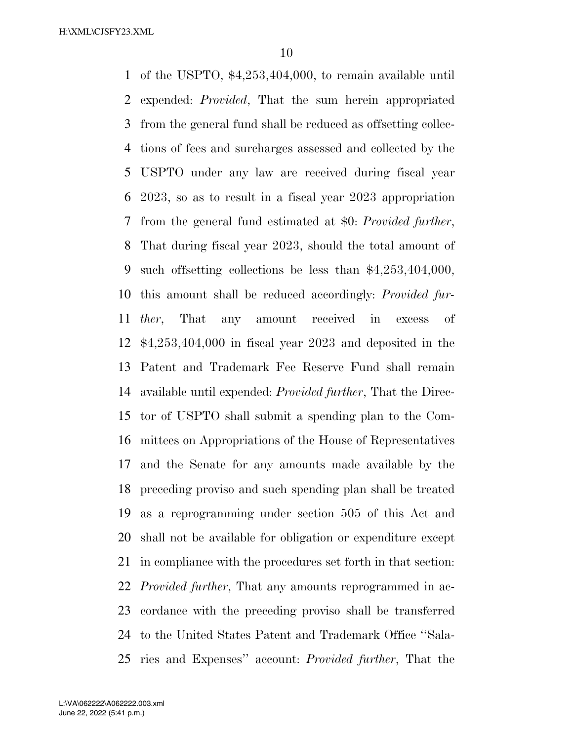of the USPTO, $4,253,404,000, to remain available until expended: *Provided*, That the sum herein appropriated from the general fund shall be reduced as offsetting collections of fees and surcharges assessed and collected by the USPTO under any law are received during fiscal year 2023, so as to result in a fiscal year 2023 appropriation from the general fund estimated at $0: *Provided further*, That during fiscal year 2023, should the total amount of such offsetting collections be less than $4,253,404,000, this amount shall be reduced accordingly: *Provided further*, That any amount received in excess of $4,253,404,000 in fiscal year 2023 and deposited in the Patent and Trademark Fee Reserve Fund shall remain available until expended: *Provided further*, That the Director of USPTO shall submit a spending plan to the Committees on Appropriations of the House of Representatives and the Senate for any amounts made available by the preceding proviso and such spending plan shall be treated as a reprogramming under section 505 of this Act and shall not be available for obligation or expenditure except in compliance with the procedures set forth in that section: *Provided further*, That any amounts reprogrammed in accordance with the preceding proviso shall be transferred to the United States Patent and Trademark Office ''Salaries and Expenses'' account: *Provided further*, That the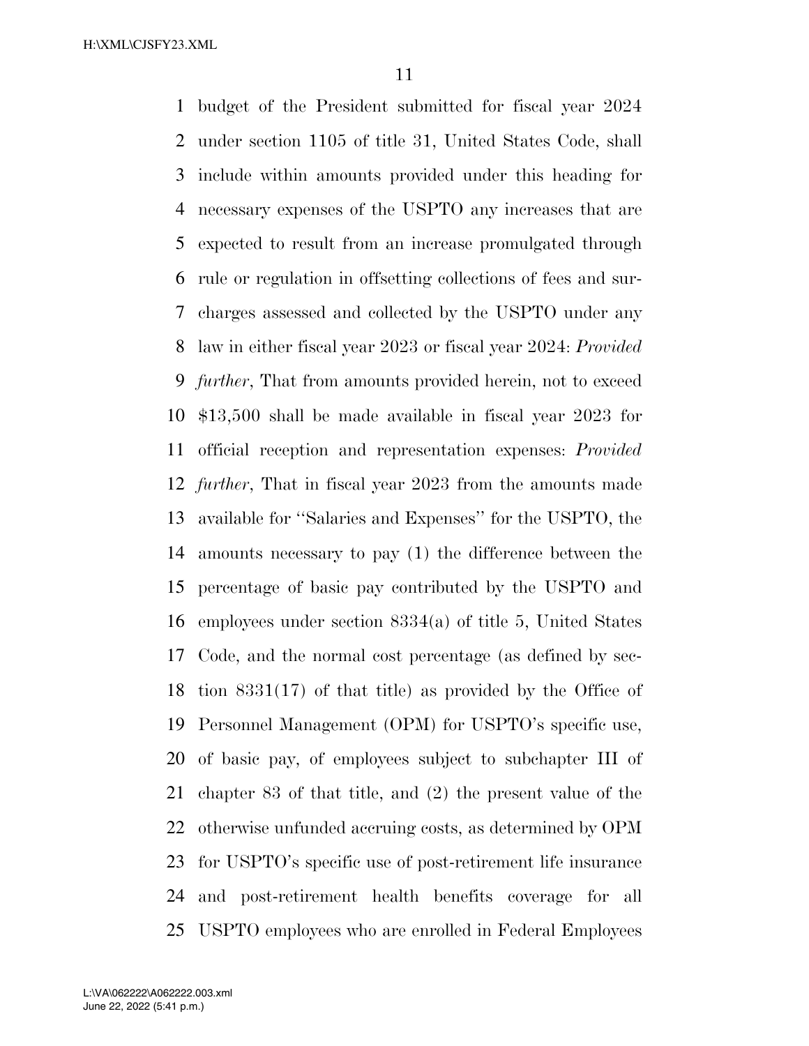budget of the President submitted for fiscal year 2024 under section 1105 of title 31, United States Code, shall include within amounts provided under this heading for necessary expenses of the USPTO any increases that are expected to result from an increase promulgated through rule or regulation in offsetting collections of fees and surcharges assessed and collected by the USPTO under any law in either fiscal year 2023 or fiscal year 2024: *Provided further*, That from amounts provided herein, not to exceed $13,500 shall be made available in fiscal year 2023 for official reception and representation expenses: *Provided further*, That in fiscal year 2023 from the amounts made available for ''Salaries and Expenses'' for the USPTO, the amounts necessary to pay (1) the difference between the percentage of basic pay contributed by the USPTO and employees under section 8334(a) of title 5, United States Code, and the normal cost percentage (as defined by section 8331(17) of that title) as provided by the Office of Personnel Management (OPM) for USPTO's specific use, of basic pay, of employees subject to subchapter III of chapter 83 of that title, and (2) the present value of the otherwise unfunded accruing costs, as determined by OPM for USPTO's specific use of post-retirement life insurance and post-retirement health benefits coverage for all USPTO employees who are enrolled in Federal Employees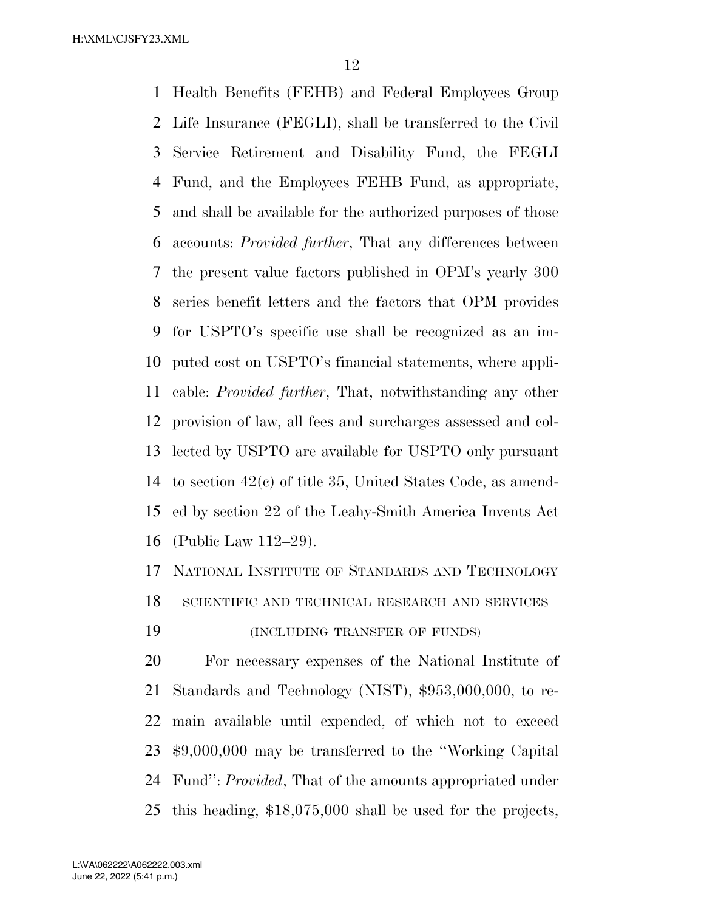Health Benefits (FEHB) and Federal Employees Group Life Insurance (FEGLI), shall be transferred to the Civil Service Retirement and Disability Fund, the FEGLI Fund, and the Employees FEHB Fund, as appropriate, and shall be available for the authorized purposes of those accounts: *Provided further*, That any differences between the present value factors published in OPM's yearly 300 series benefit letters and the factors that OPM provides for USPTO's specific use shall be recognized as an imputed cost on USPTO's financial statements, where applicable: *Provided further*, That, notwithstanding any other provision of law, all fees and surcharges assessed and collected by USPTO are available for USPTO only pursuant to section 42(c) of title 35, United States Code, as amended by section 22 of the Leahy-Smith America Invents Act (Public Law 112–29).

## NATIONAL INSTITUTE OF STANDARDS AND TECHNOLOGY

### SCIENTIFIC AND TECHNICAL RESEARCH AND SERVICES

(INCLUDING TRANSFER OF FUNDS)

For necessary expenses of the National Institute of Standards and Technology (NIST), $953,000,000, to remain available until expended, of which not to exceed $9,000,000 may be transferred to the ''Working Capital Fund'': *Provided*, That of the amounts appropriated under this heading, $18,075,000 shall be used for the projects,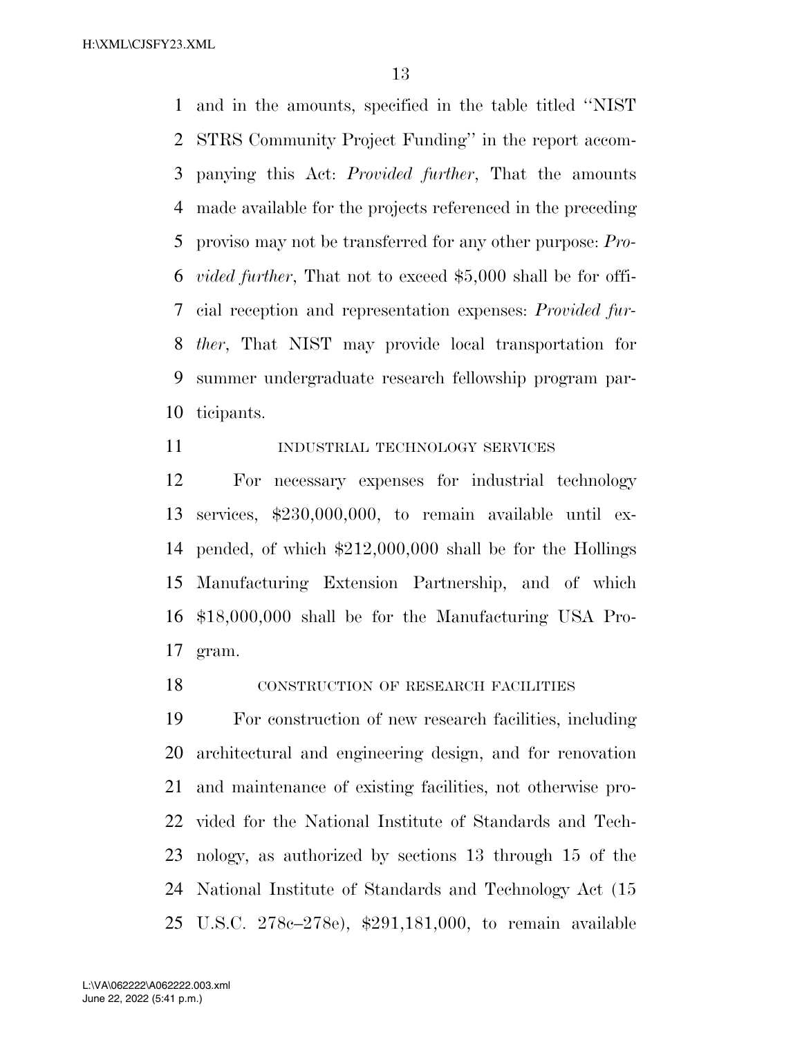and in the amounts, specified in the table titled ''NIST STRS Community Project Funding'' in the report accompanying this Act: *Provided further*, That the amounts made available for the projects referenced in the preceding proviso may not be transferred for any other purpose: *Provided further*, That not to exceed $5,000 shall be for official reception and representation expenses: *Provided further*, That NIST may provide local transportation for summer undergraduate research fellowship program participants.

INDUSTRIAL TECHNOLOGY SERVICES

For necessary expenses for industrial technology services, $230,000,000, to remain available until expended, of which $212,000,000 shall be for the Hollings Manufacturing Extension Partnership, and of which $18,000,000 shall be for the Manufacturing USA Program.

CONSTRUCTION OF RESEARCH FACILITIES

For construction of new research facilities, including architectural and engineering design, and for renovation and maintenance of existing facilities, not otherwise provided for the National Institute of Standards and Technology, as authorized by sections 13 through 15 of the National Institute of Standards and Technology Act (15 U.S.C. 278c–278e), $291,181,000, to remain available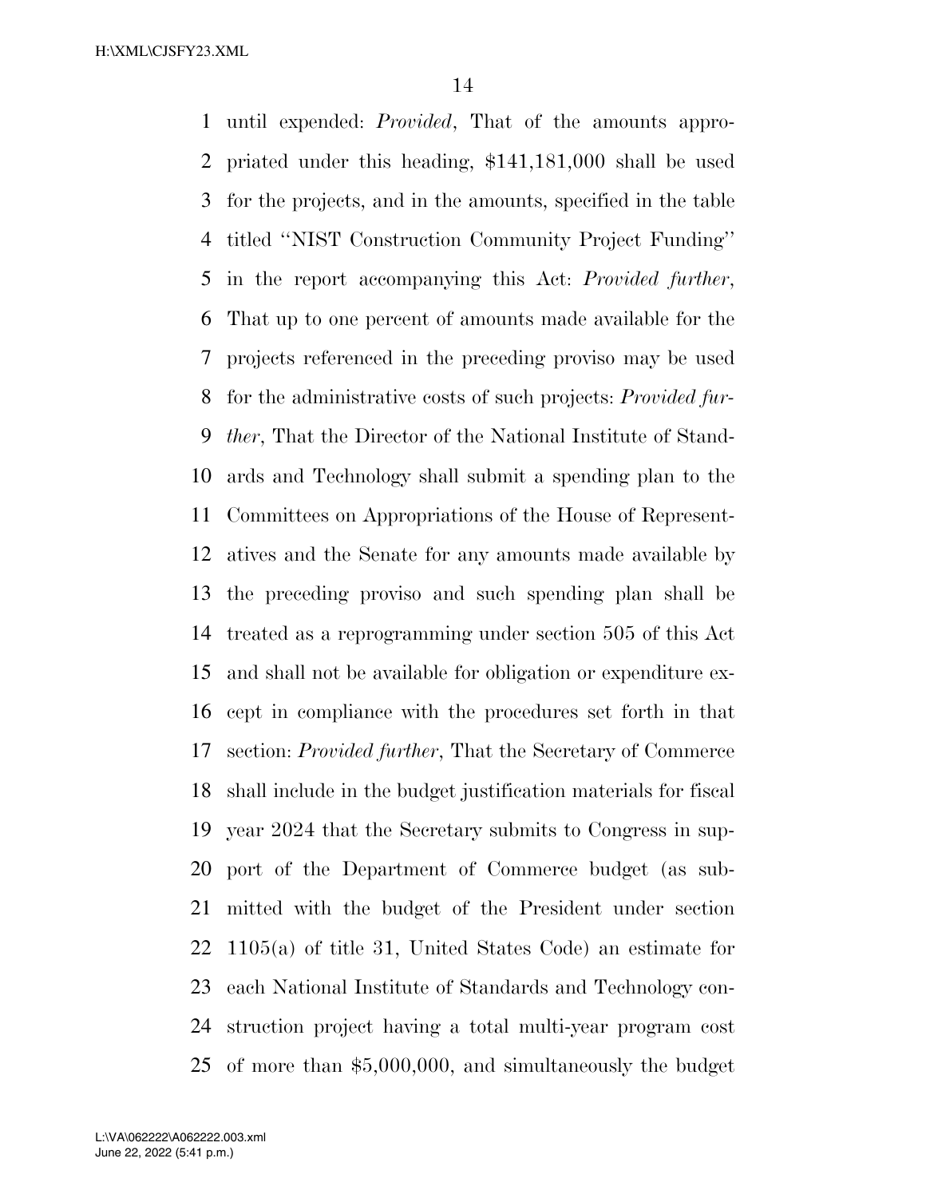until expended: *Provided*, That of the amounts appropriated under this heading, $141,181,000 shall be used for the projects, and in the amounts, specified in the table titled ''NIST Construction Community Project Funding'' in the report accompanying this Act: *Provided further*, That up to one percent of amounts made available for the projects referenced in the preceding proviso may be used for the administrative costs of such projects: *Provided further*, That the Director of the National Institute of Standards and Technology shall submit a spending plan to the Committees on Appropriations of the House of Representatives and the Senate for any amounts made available by the preceding proviso and such spending plan shall be treated as a reprogramming under section 505 of this Act and shall not be available for obligation or expenditure except in compliance with the procedures set forth in that section: *Provided further*, That the Secretary of Commerce shall include in the budget justification materials for fiscal year 2024 that the Secretary submits to Congress in support of the Department of Commerce budget (as submitted with the budget of the President under section 1105(a) of title 31, United States Code) an estimate for each National Institute of Standards and Technology construction project having a total multi-year program cost of more than $5,000,000, and simultaneously the budget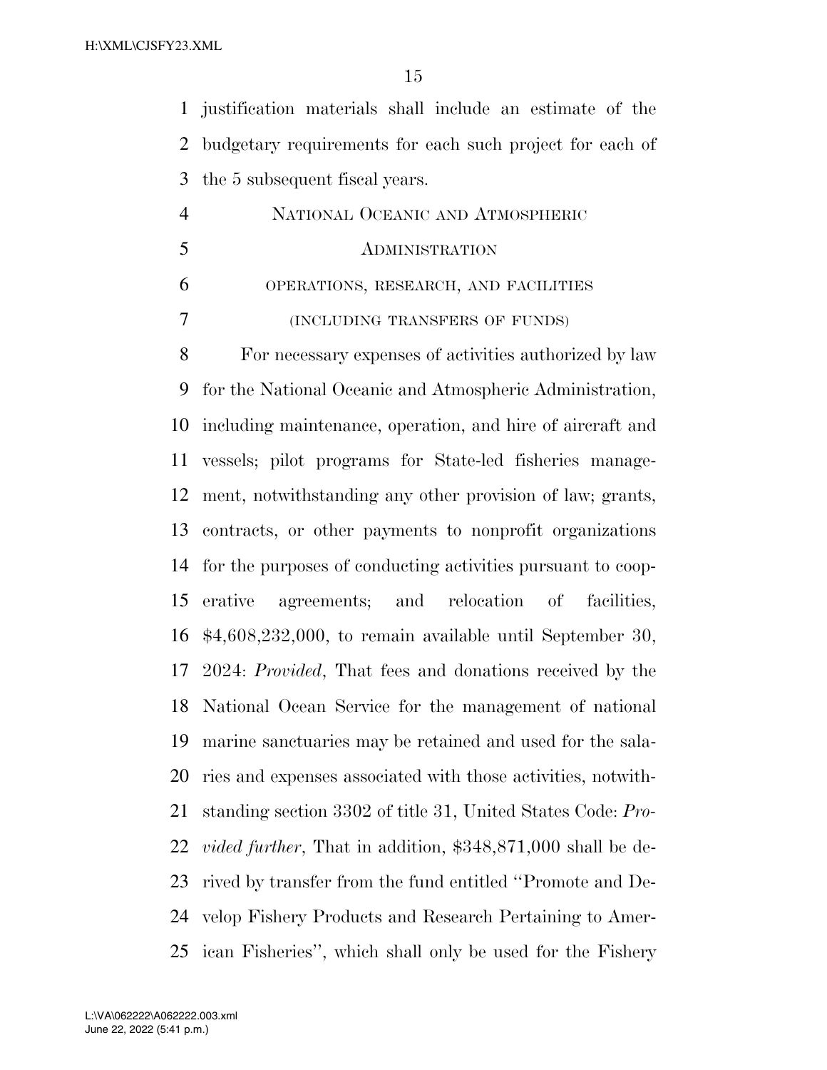justification materials shall include an estimate of the budgetary requirements for each such project for each of the 5 subsequent fiscal years.

## NATIONAL OCEANIC AND ATMOSPHERIC ADMINISTRATION

### OPERATIONS, RESEARCH, AND FACILITIES

### (INCLUDING TRANSFERS OF FUNDS)

For necessary expenses of activities authorized by law for the National Oceanic and Atmospheric Administration, including maintenance, operation, and hire of aircraft and vessels; pilot programs for State-led fisheries management, notwithstanding any other provision of law; grants, contracts, or other payments to nonprofit organizations for the purposes of conducting activities pursuant to cooperative agreements; and relocation of facilities, $4,608,232,000, to remain available until September 30, 2024: *Provided*, That fees and donations received by the National Ocean Service for the management of national marine sanctuaries may be retained and used for the salaries and expenses associated with those activities, notwithstanding section 3302 of title 31, United States Code: *Provided further*, That in addition, $348,871,000 shall be derived by transfer from the fund entitled ''Promote and Develop Fishery Products and Research Pertaining to American Fisheries'', which shall only be used for the Fishery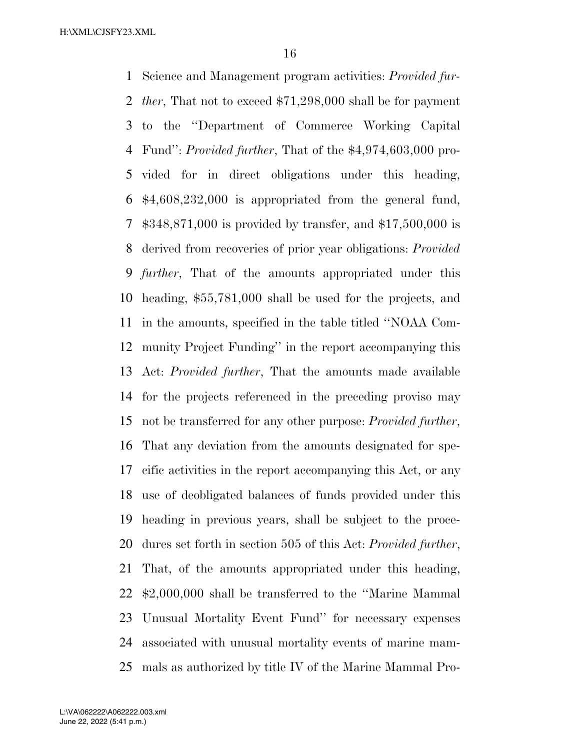Science and Management program activities: *Provided further*, That not to exceed $71,298,000 shall be for payment to the ''Department of Commerce Working Capital Fund'': *Provided further*, That of the $4,974,603,000 provided for in direct obligations under this heading, $4,608,232,000 is appropriated from the general fund, $348,871,000 is provided by transfer, and $17,500,000 is derived from recoveries of prior year obligations: *Provided further*, That of the amounts appropriated under this heading, $55,781,000 shall be used for the projects, and in the amounts, specified in the table titled ''NOAA Community Project Funding'' in the report accompanying this Act: *Provided further*, That the amounts made available for the projects referenced in the preceding proviso may not be transferred for any other purpose: *Provided further*, That any deviation from the amounts designated for specific activities in the report accompanying this Act, or any use of deobligated balances of funds provided under this heading in previous years, shall be subject to the procedures set forth in section 505 of this Act: *Provided further*, That, of the amounts appropriated under this heading, $2,000,000 shall be transferred to the ''Marine Mammal Unusual Mortality Event Fund'' for necessary expenses associated with unusual mortality events of marine mammals as authorized by title IV of the Marine Mammal Pro-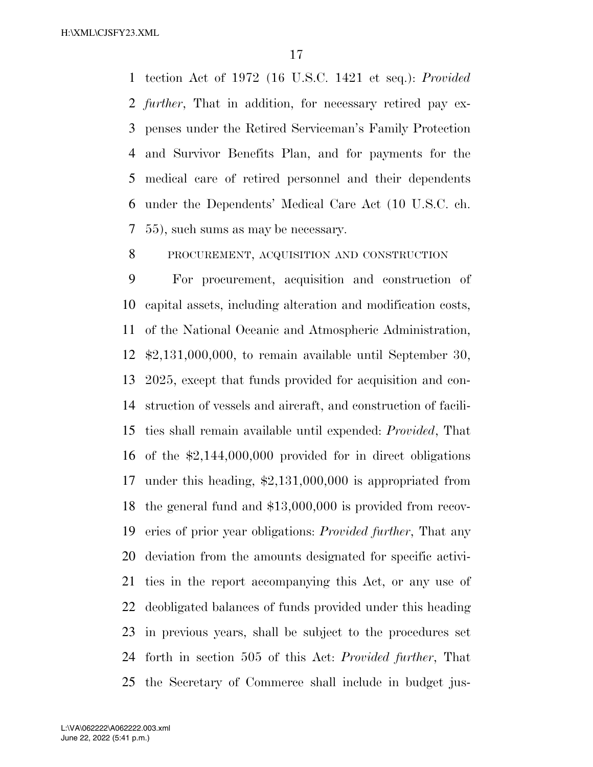tection Act of 1972 (16 U.S.C. 1421 et seq.): *Provided further*, That in addition, for necessary retired pay expenses under the Retired Serviceman's Family Protection and Survivor Benefits Plan, and for payments for the medical care of retired personnel and their dependents under the Dependents' Medical Care Act (10 U.S.C. ch. 55), such sums as may be necessary.

PROCUREMENT, ACQUISITION AND CONSTRUCTION

For procurement, acquisition and construction of capital assets, including alteration and modification costs, of the National Oceanic and Atmospheric Administration, $2,131,000,000, to remain available until September 30, 2025, except that funds provided for acquisition and construction of vessels and aircraft, and construction of facilities shall remain available until expended: *Provided*, That of the $2,144,000,000 provided for in direct obligations under this heading, $2,131,000,000 is appropriated from the general fund and $13,000,000 is provided from recoveries of prior year obligations: *Provided further*, That any deviation from the amounts designated for specific activities in the report accompanying this Act, or any use of deobligated balances of funds provided under this heading in previous years, shall be subject to the procedures set forth in section 505 of this Act: *Provided further*, That the Secretary of Commerce shall include in budget jus-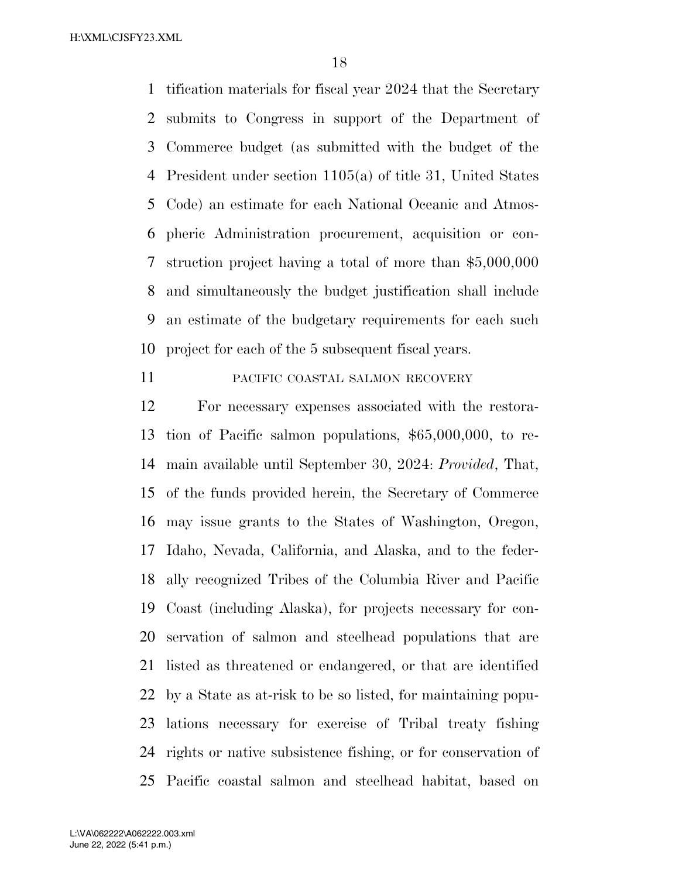tification materials for fiscal year 2024 that the Secretary submits to Congress in support of the Department of Commerce budget (as submitted with the budget of the President under section 1105(a) of title 31, United States Code) an estimate for each National Oceanic and Atmospheric Administration procurement, acquisition or construction project having a total of more than $5,000,000 and simultaneously the budget justification shall include an estimate of the budgetary requirements for each such project for each of the 5 subsequent fiscal years.

PACIFIC COASTAL SALMON RECOVERY

For necessary expenses associated with the restoration of Pacific salmon populations, $65,000,000, to remain available until September 30, 2024: *Provided*, That, of the funds provided herein, the Secretary of Commerce may issue grants to the States of Washington, Oregon, Idaho, Nevada, California, and Alaska, and to the federally recognized Tribes of the Columbia River and Pacific Coast (including Alaska), for projects necessary for conservation of salmon and steelhead populations that are listed as threatened or endangered, or that are identified by a State as at-risk to be so listed, for maintaining populations necessary for exercise of Tribal treaty fishing rights or native subsistence fishing, or for conservation of Pacific coastal salmon and steelhead habitat, based on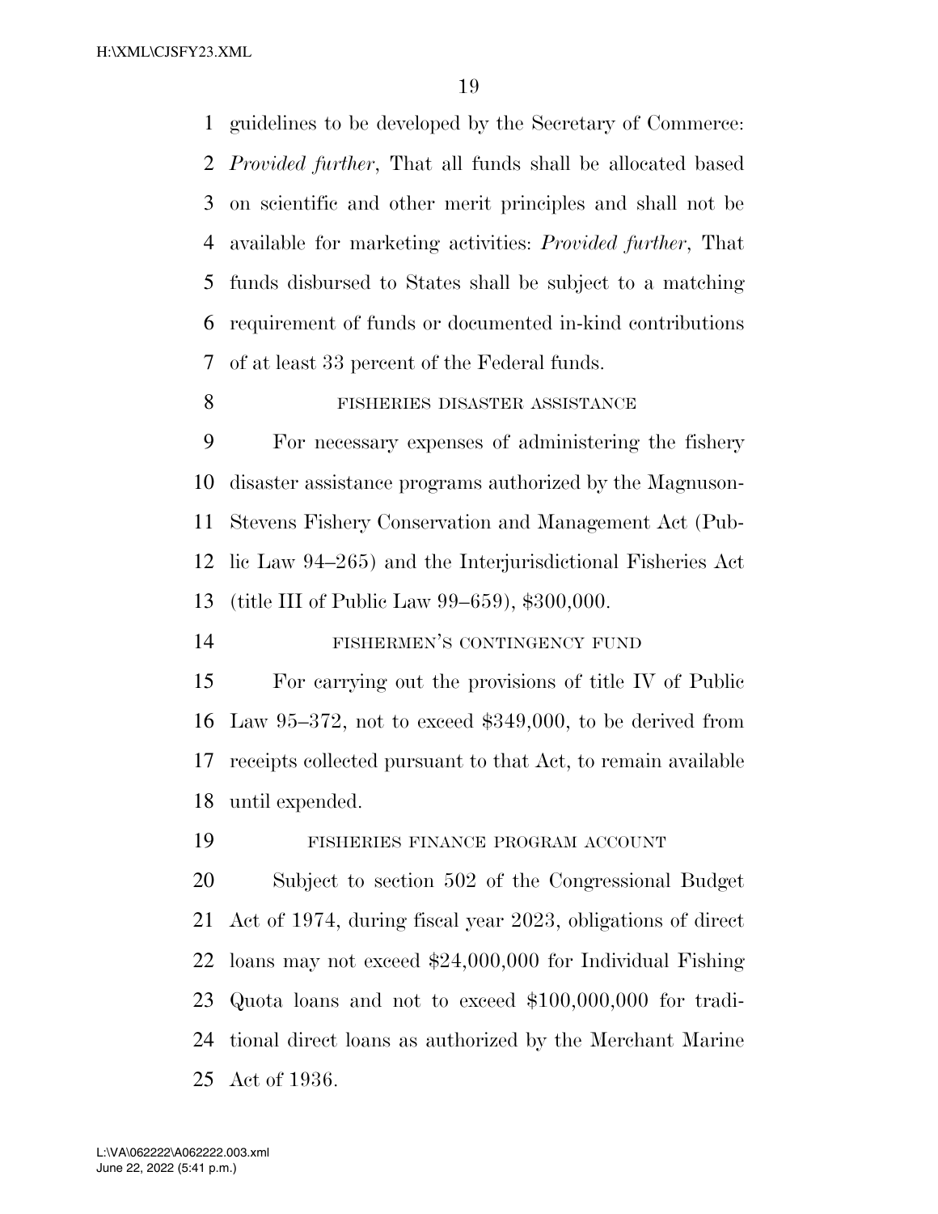guidelines to be developed by the Secretary of Commerce: *Provided further*, That all funds shall be allocated based on scientific and other merit principles and shall not be available for marketing activities: *Provided further*, That funds disbursed to States shall be subject to a matching requirement of funds or documented in-kind contributions of at least 33 percent of the Federal funds.

FISHERIES DISASTER ASSISTANCE

For necessary expenses of administering the fishery disaster assistance programs authorized by the Magnuson-Stevens Fishery Conservation and Management Act (Public Law 94–265) and the Interjurisdictional Fisheries Act (title III of Public Law 99–659), $300,000.

FISHERMEN'S CONTINGENCY FUND

For carrying out the provisions of title IV of Public Law 95–372, not to exceed $349,000, to be derived from receipts collected pursuant to that Act, to remain available until expended.

FISHERIES FINANCE PROGRAM ACCOUNT

Subject to section 502 of the Congressional Budget Act of 1974, during fiscal year 2023, obligations of direct loans may not exceed $24,000,000 for Individual Fishing Quota loans and not to exceed $100,000,000 for traditional direct loans as authorized by the Merchant Marine Act of 1936.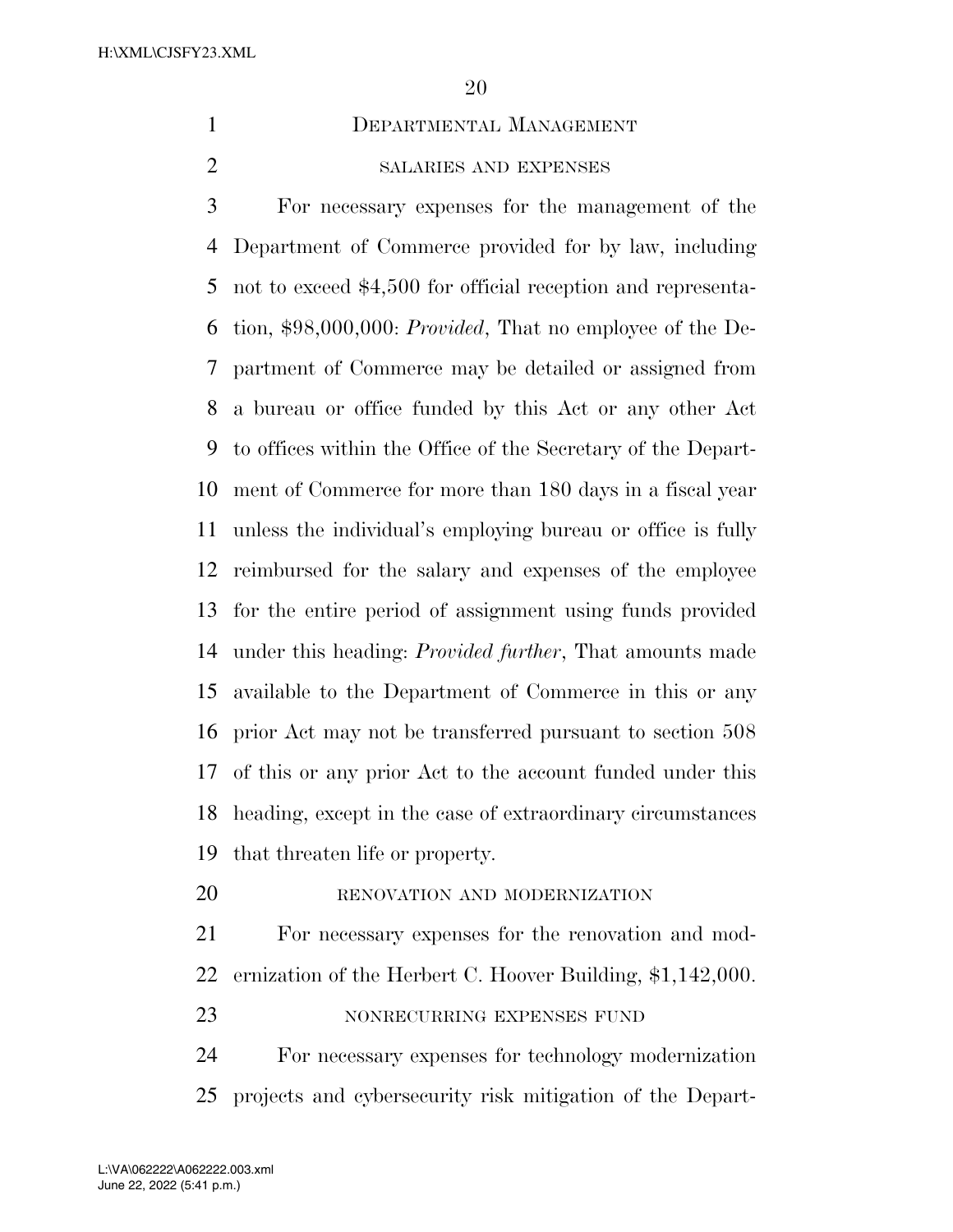# Departmental Management

## salaries and expenses

For necessary expenses for the management of the Department of Commerce provided for by law, including not to exceed $4,500 for official reception and representation, $98,000,000: *Provided*, That no employee of the Department of Commerce may be detailed or assigned from a bureau or office funded by this Act or any other Act to offices within the Office of the Secretary of the Department of Commerce for more than 180 days in a fiscal year unless the individual's employing bureau or office is fully reimbursed for the salary and expenses of the employee for the entire period of assignment using funds provided under this heading: *Provided further*, That amounts made available to the Department of Commerce in this or any prior Act may not be transferred pursuant to section 508 of this or any prior Act to the account funded under this heading, except in the case of extraordinary circumstances that threaten life or property.

## renovation and modernization

For necessary expenses for the renovation and modernization of the Herbert C. Hoover Building, $1,142,000.

## nonrecurring expenses fund

For necessary expenses for technology modernization projects and cybersecurity risk mitigation of the Depart-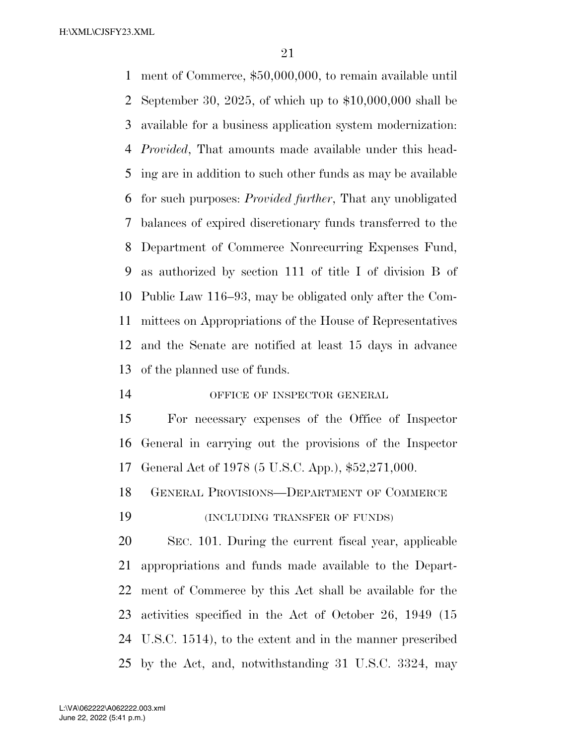ment of Commerce, $50,000,000, to remain available until September 30, 2025, of which up to $10,000,000 shall be available for a business application system modernization: *Provided*, That amounts made available under this heading are in addition to such other funds as may be available for such purposes: *Provided further*, That any unobligated balances of expired discretionary funds transferred to the Department of Commerce Nonrecurring Expenses Fund, as authorized by section 111 of title I of division B of Public Law 116–93, may be obligated only after the Committees on Appropriations of the House of Representatives and the Senate are notified at least 15 days in advance of the planned use of funds.

OFFICE OF INSPECTOR GENERAL

For necessary expenses of the Office of Inspector General in carrying out the provisions of the Inspector General Act of 1978 (5 U.S.C. App.), $52,271,000.

GENERAL PROVISIONS—DEPARTMENT OF COMMERCE

(INCLUDING TRANSFER OF FUNDS)

SEC. 101. During the current fiscal year, applicable appropriations and funds made available to the Department of Commerce by this Act shall be available for the activities specified in the Act of October 26, 1949 (15 U.S.C. 1514), to the extent and in the manner prescribed by the Act, and, notwithstanding 31 U.S.C. 3324, may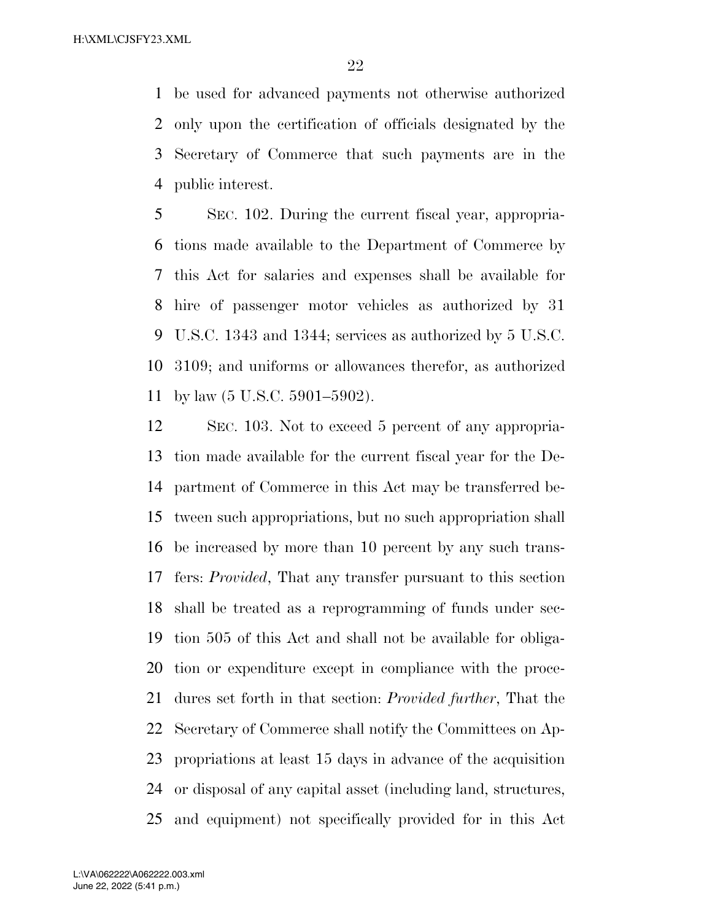be used for advanced payments not otherwise authorized only upon the certification of officials designated by the Secretary of Commerce that such payments are in the public interest.

SEC. 102. During the current fiscal year, appropriations made available to the Department of Commerce by this Act for salaries and expenses shall be available for hire of passenger motor vehicles as authorized by 31 U.S.C. 1343 and 1344; services as authorized by 5 U.S.C. 3109; and uniforms or allowances therefor, as authorized by law (5 U.S.C. 5901–5902).

SEC. 103. Not to exceed 5 percent of any appropriation made available for the current fiscal year for the Department of Commerce in this Act may be transferred between such appropriations, but no such appropriation shall be increased by more than 10 percent by any such transfers: *Provided*, That any transfer pursuant to this section shall be treated as a reprogramming of funds under section 505 of this Act and shall not be available for obligation or expenditure except in compliance with the procedures set forth in that section: *Provided further*, That the Secretary of Commerce shall notify the Committees on Appropriations at least 15 days in advance of the acquisition or disposal of any capital asset (including land, structures, and equipment) not specifically provided for in this Act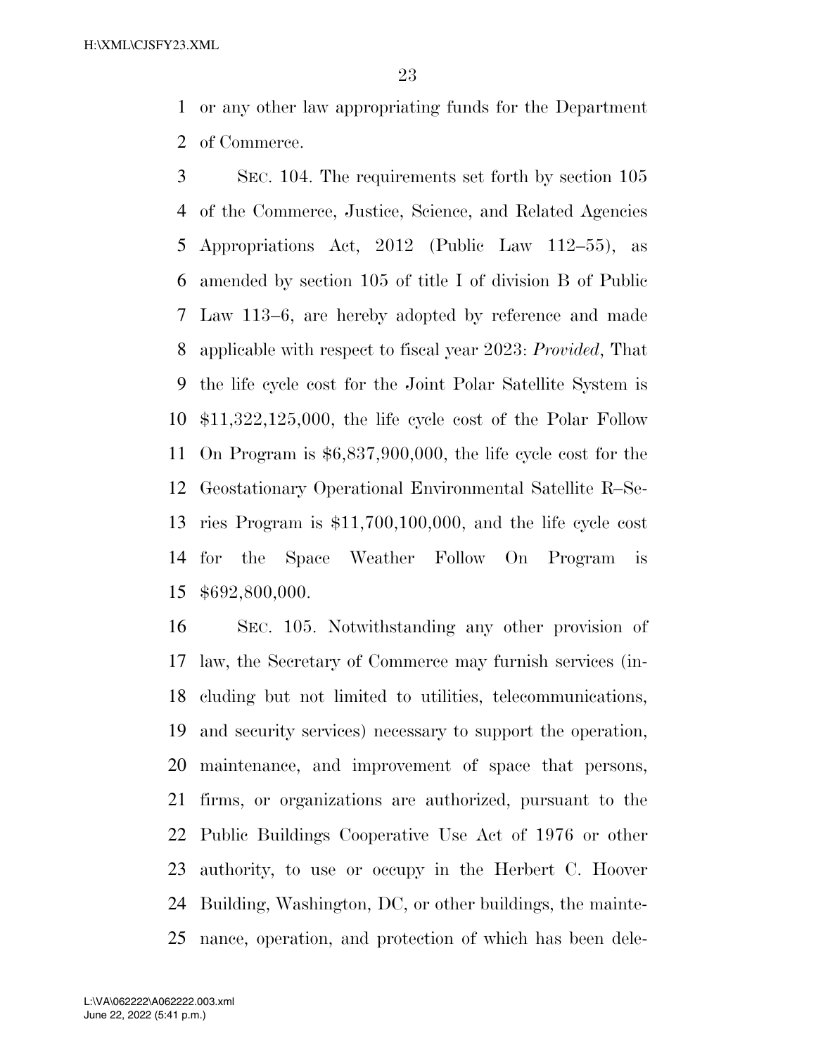or any other law appropriating funds for the Department of Commerce.

SEC. 104. The requirements set forth by section 105 of the Commerce, Justice, Science, and Related Agencies Appropriations Act, 2012 (Public Law 112–55), as amended by section 105 of title I of division B of Public Law 113–6, are hereby adopted by reference and made applicable with respect to fiscal year 2023: *Provided*, That the life cycle cost for the Joint Polar Satellite System is $11,322,125,000, the life cycle cost of the Polar Follow On Program is $6,837,900,000, the life cycle cost for the Geostationary Operational Environmental Satellite R–Series Program is $11,700,100,000, and the life cycle cost for the Space Weather Follow On Program is $692,800,000.

SEC. 105. Notwithstanding any other provision of law, the Secretary of Commerce may furnish services (including but not limited to utilities, telecommunications, and security services) necessary to support the operation, maintenance, and improvement of space that persons, firms, or organizations are authorized, pursuant to the Public Buildings Cooperative Use Act of 1976 or other authority, to use or occupy in the Herbert C. Hoover Building, Washington, DC, or other buildings, the maintenance, operation, and protection of which has been dele-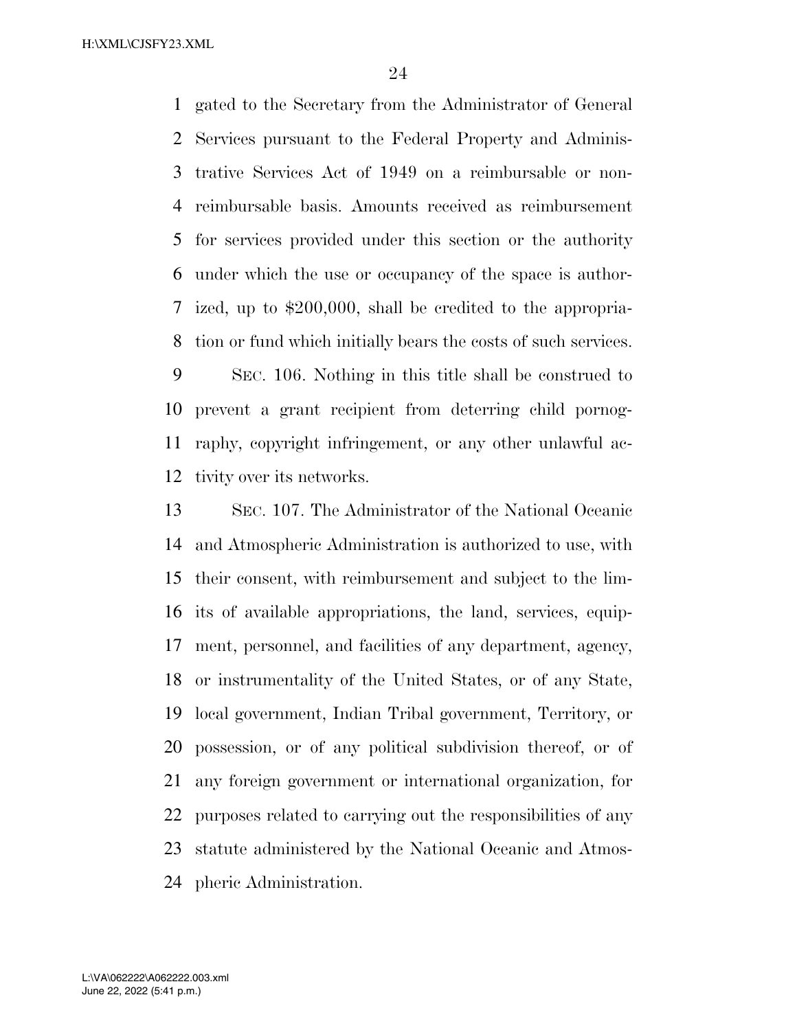gated to the Secretary from the Administrator of General Services pursuant to the Federal Property and Administrative Services Act of 1949 on a reimbursable or non-reimbursable basis. Amounts received as reimbursement for services provided under this section or the authority under which the use or occupancy of the space is authorized, up to $200,000, shall be credited to the appropriation or fund which initially bears the costs of such services.

SEC. 106. Nothing in this title shall be construed to prevent a grant recipient from deterring child pornography, copyright infringement, or any other unlawful activity over its networks.

SEC. 107. The Administrator of the National Oceanic and Atmospheric Administration is authorized to use, with their consent, with reimbursement and subject to the limits of available appropriations, the land, services, equipment, personnel, and facilities of any department, agency, or instrumentality of the United States, or of any State, local government, Indian Tribal government, Territory, or possession, or of any political subdivision thereof, or of any foreign government or international organization, for purposes related to carrying out the responsibilities of any statute administered by the National Oceanic and Atmospheric Administration.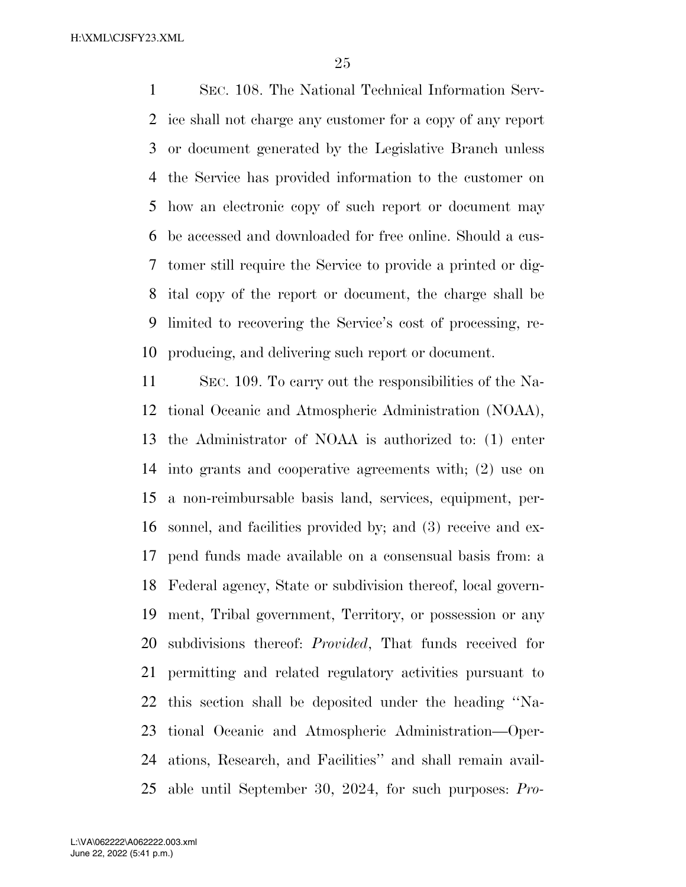SEC. 108. The National Technical Information Service shall not charge any customer for a copy of any report or document generated by the Legislative Branch unless the Service has provided information to the customer on how an electronic copy of such report or document may be accessed and downloaded for free online. Should a customer still require the Service to provide a printed or digital copy of the report or document, the charge shall be limited to recovering the Service's cost of processing, reproducing, and delivering such report or document.

SEC. 109. To carry out the responsibilities of the National Oceanic and Atmospheric Administration (NOAA), the Administrator of NOAA is authorized to: (1) enter into grants and cooperative agreements with; (2) use on a non-reimbursable basis land, services, equipment, personnel, and facilities provided by; and (3) receive and expend funds made available on a consensual basis from: a Federal agency, State or subdivision thereof, local government, Tribal government, Territory, or possession or any subdivisions thereof: *Provided*, That funds received for permitting and related regulatory activities pursuant to this section shall be deposited under the heading ''National Oceanic and Atmospheric Administration—Operations, Research, and Facilities'' and shall remain available until September 30, 2024, for such purposes: *Pro-*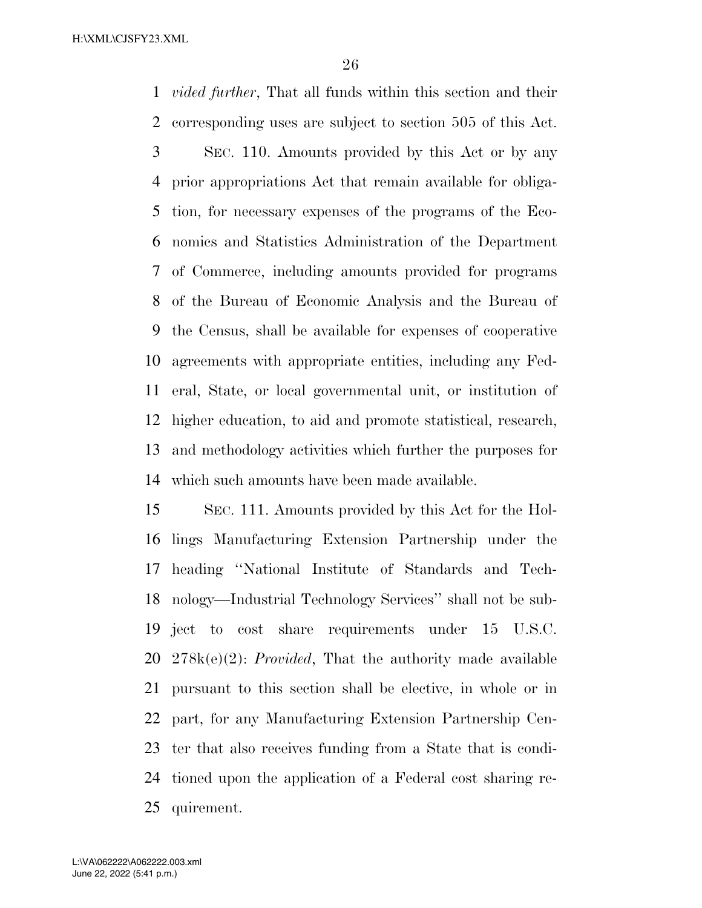*vided further*, That all funds within this section and their corresponding uses are subject to section 505 of this Act.

SEC. 110. Amounts provided by this Act or by any prior appropriations Act that remain available for obligation, for necessary expenses of the programs of the Economics and Statistics Administration of the Department of Commerce, including amounts provided for programs of the Bureau of Economic Analysis and the Bureau of the Census, shall be available for expenses of cooperative agreements with appropriate entities, including any Federal, State, or local governmental unit, or institution of higher education, to aid and promote statistical, research, and methodology activities which further the purposes for which such amounts have been made available.

SEC. 111. Amounts provided by this Act for the Hollings Manufacturing Extension Partnership under the heading ''National Institute of Standards and Technology—Industrial Technology Services'' shall not be subject to cost share requirements under 15 U.S.C. 278k(e)(2): *Provided*, That the authority made available pursuant to this section shall be elective, in whole or in part, for any Manufacturing Extension Partnership Center that also receives funding from a State that is conditioned upon the application of a Federal cost sharing requirement.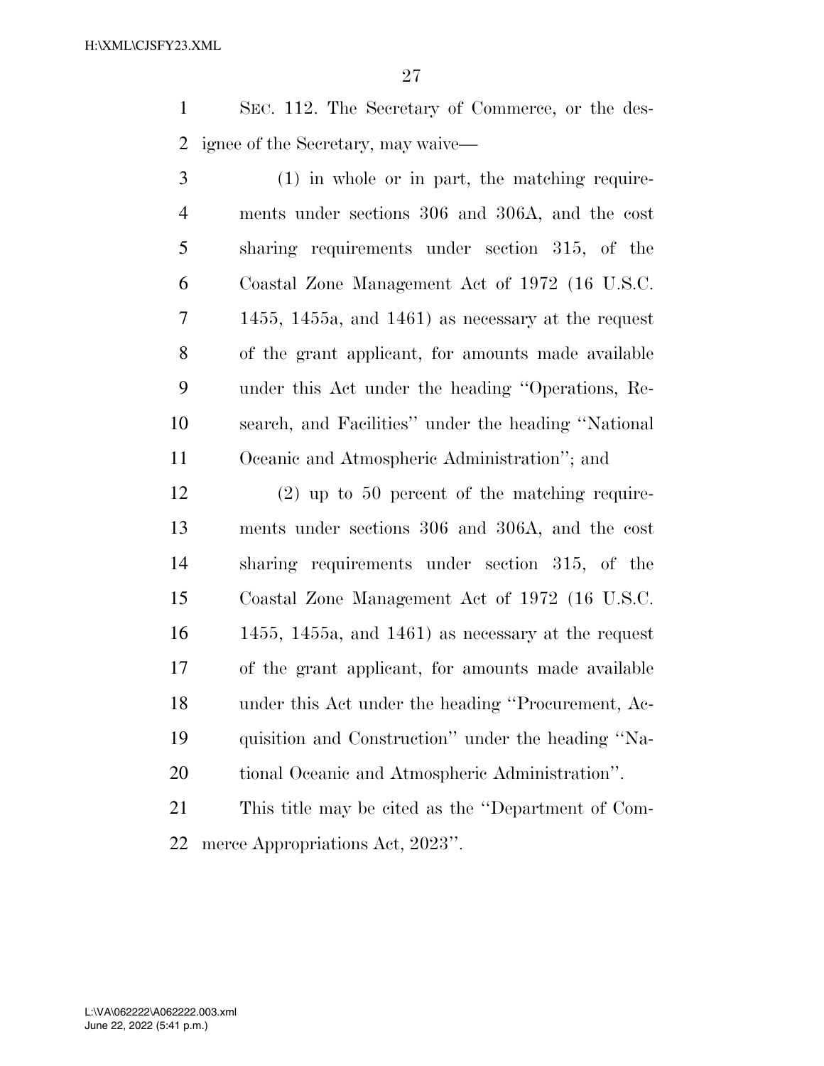SEC. 112. The Secretary of Commerce, or the designee of the Secretary, may waive—

(1) in whole or in part, the matching requirements under sections 306 and 306A, and the cost sharing requirements under section 315, of the Coastal Zone Management Act of 1972 (16 U.S.C. 1455, 1455a, and 1461) as necessary at the request of the grant applicant, for amounts made available under this Act under the heading ''Operations, Research, and Facilities'' under the heading ''National Oceanic and Atmospheric Administration''; and

(2) up to 50 percent of the matching requirements under sections 306 and 306A, and the cost sharing requirements under section 315, of the Coastal Zone Management Act of 1972 (16 U.S.C. 1455, 1455a, and 1461) as necessary at the request of the grant applicant, for amounts made available under this Act under the heading ''Procurement, Acquisition and Construction'' under the heading ''National Oceanic and Atmospheric Administration''.

This title may be cited as the ''Department of Commerce Appropriations Act, 2023''.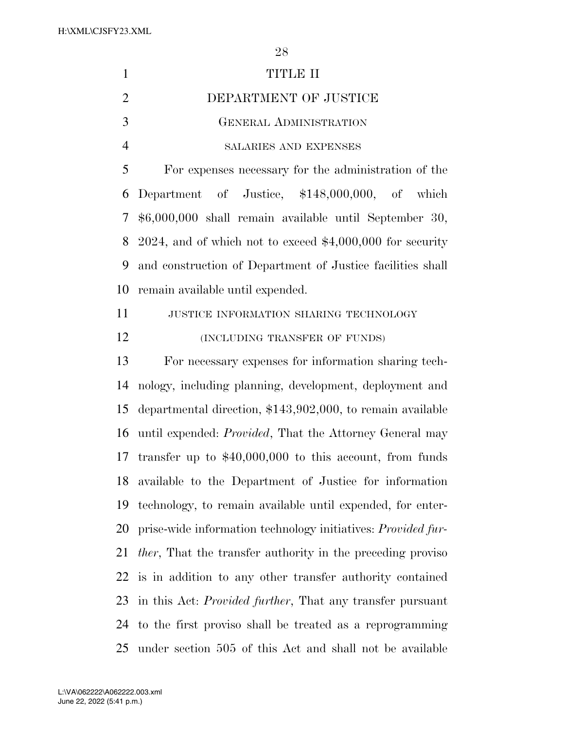# TITLE II

# DEPARTMENT OF JUSTICE

## General Administration

### salaries and expenses

For expenses necessary for the administration of the Department of Justice, $148,000,000, of which $6,000,000 shall remain available until September 30, 2024, and of which not to exceed $4,000,000 for security and construction of Department of Justice facilities shall remain available until expended.

### justice information sharing technology

### (including transfer of funds)

For necessary expenses for information sharing technology, including planning, development, deployment and departmental direction, $143,902,000, to remain available until expended: *Provided*, That the Attorney General may transfer up to $40,000,000 to this account, from funds available to the Department of Justice for information technology, to remain available until expended, for enterprise-wide information technology initiatives: *Provided further*, That the transfer authority in the preceding proviso is in addition to any other transfer authority contained in this Act: *Provided further*, That any transfer pursuant to the first proviso shall be treated as a reprogramming under section 505 of this Act and shall not be available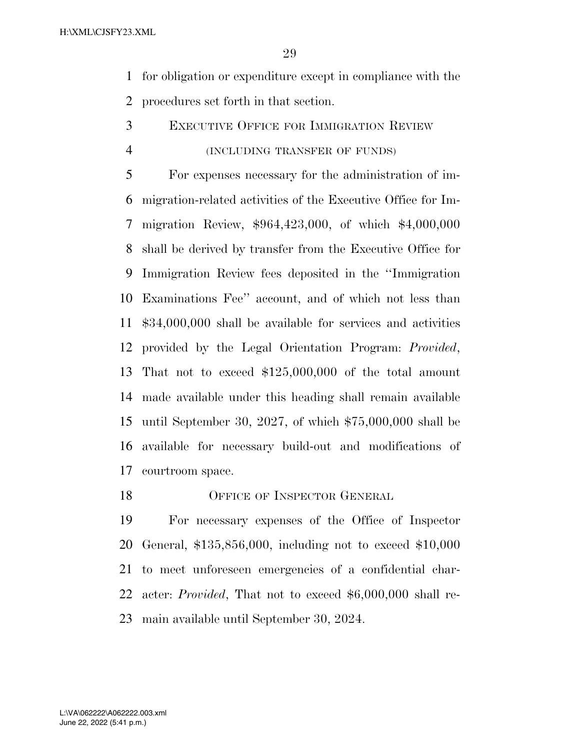for obligation or expenditure except in compliance with the procedures set forth in that section.

EXECUTIVE OFFICE FOR IMMIGRATION REVIEW

(INCLUDING TRANSFER OF FUNDS)

For expenses necessary for the administration of immigration-related activities of the Executive Office for Immigration Review, $964,423,000, of which $4,000,000 shall be derived by transfer from the Executive Office for Immigration Review fees deposited in the ''Immigration Examinations Fee'' account, and of which not less than $34,000,000 shall be available for services and activities provided by the Legal Orientation Program: *Provided*, That not to exceed $125,000,000 of the total amount made available under this heading shall remain available until September 30, 2027, of which $75,000,000 shall be available for necessary build-out and modifications of courtroom space.

OFFICE OF INSPECTOR GENERAL

For necessary expenses of the Office of Inspector General, $135,856,000, including not to exceed $10,000 to meet unforeseen emergencies of a confidential character: *Provided*, That not to exceed $6,000,000 shall remain available until September 30, 2024.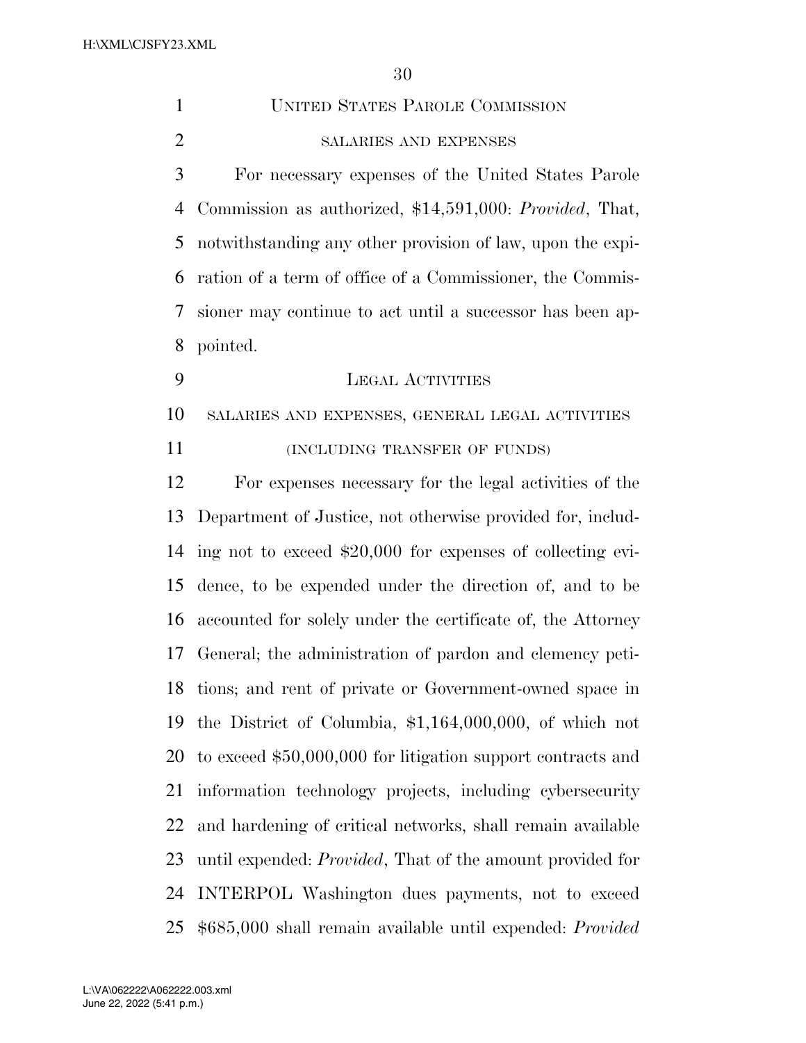## United States Parole Commission

### salaries and expenses

For necessary expenses of the United States Parole Commission as authorized, $14,591,000: *Provided*, That, notwithstanding any other provision of law, upon the expiration of a term of office of a Commissioner, the Commissioner may continue to act until a successor has been appointed.

## Legal Activities

### salaries and expenses, general legal activities

### (including transfer of funds)

For expenses necessary for the legal activities of the Department of Justice, not otherwise provided for, including not to exceed $20,000 for expenses of collecting evidence, to be expended under the direction of, and to be accounted for solely under the certificate of, the Attorney General; the administration of pardon and clemency petitions; and rent of private or Government-owned space in the District of Columbia, $1,164,000,000, of which not to exceed $50,000,000 for litigation support contracts and information technology projects, including cybersecurity and hardening of critical networks, shall remain available until expended: *Provided*, That of the amount provided for INTERPOL Washington dues payments, not to exceed $685,000 shall remain available until expended: *Provided*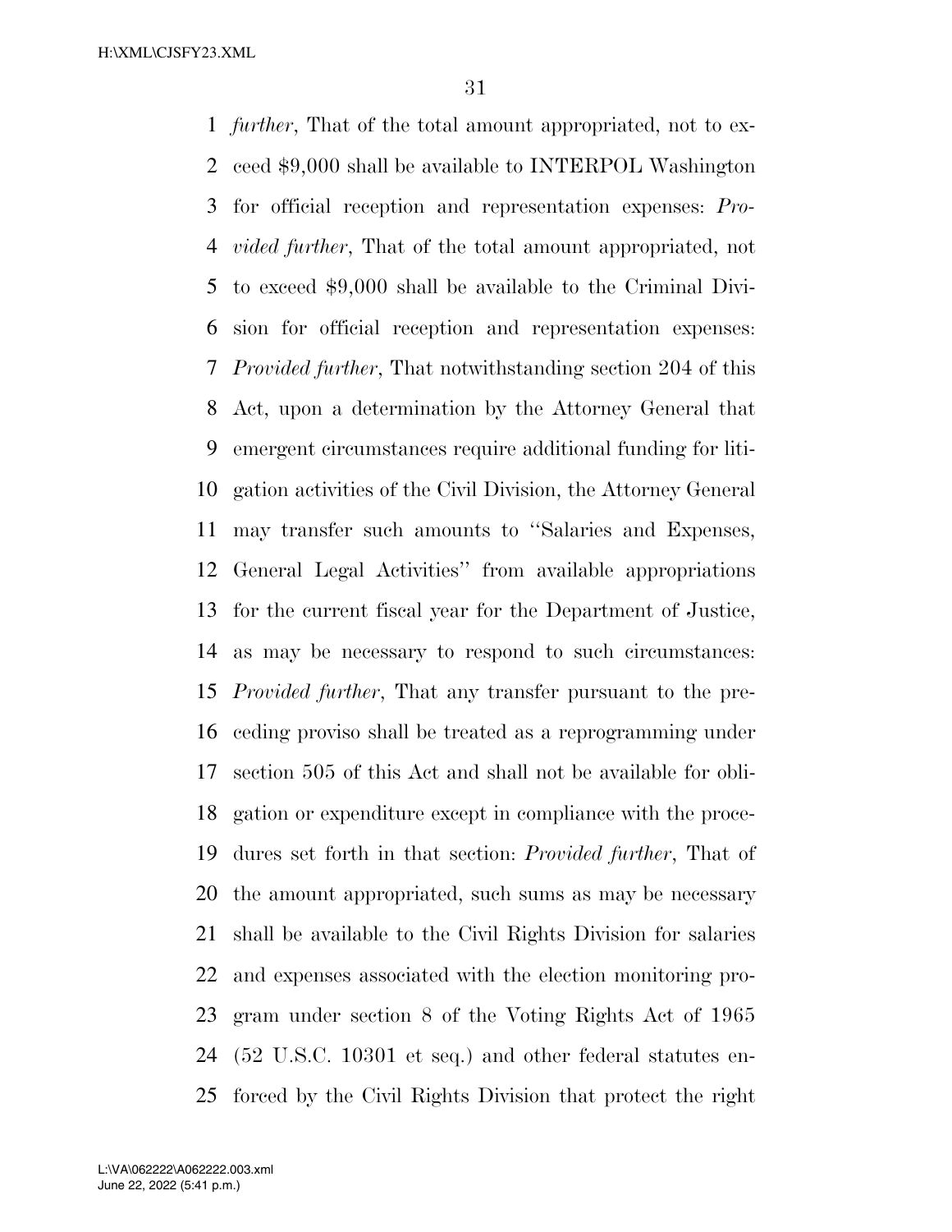*further*, That of the total amount appropriated, not to exceed $9,000 shall be available to INTERPOL Washington for official reception and representation expenses: *Provided further*, That of the total amount appropriated, not to exceed $9,000 shall be available to the Criminal Division for official reception and representation expenses: *Provided further*, That notwithstanding section 204 of this Act, upon a determination by the Attorney General that emergent circumstances require additional funding for litigation activities of the Civil Division, the Attorney General may transfer such amounts to ''Salaries and Expenses, General Legal Activities'' from available appropriations for the current fiscal year for the Department of Justice, as may be necessary to respond to such circumstances: *Provided further*, That any transfer pursuant to the preceding proviso shall be treated as a reprogramming under section 505 of this Act and shall not be available for obligation or expenditure except in compliance with the procedures set forth in that section: *Provided further*, That of the amount appropriated, such sums as may be necessary shall be available to the Civil Rights Division for salaries and expenses associated with the election monitoring program under section 8 of the Voting Rights Act of 1965 (52 U.S.C. 10301 et seq.) and other federal statutes enforced by the Civil Rights Division that protect the right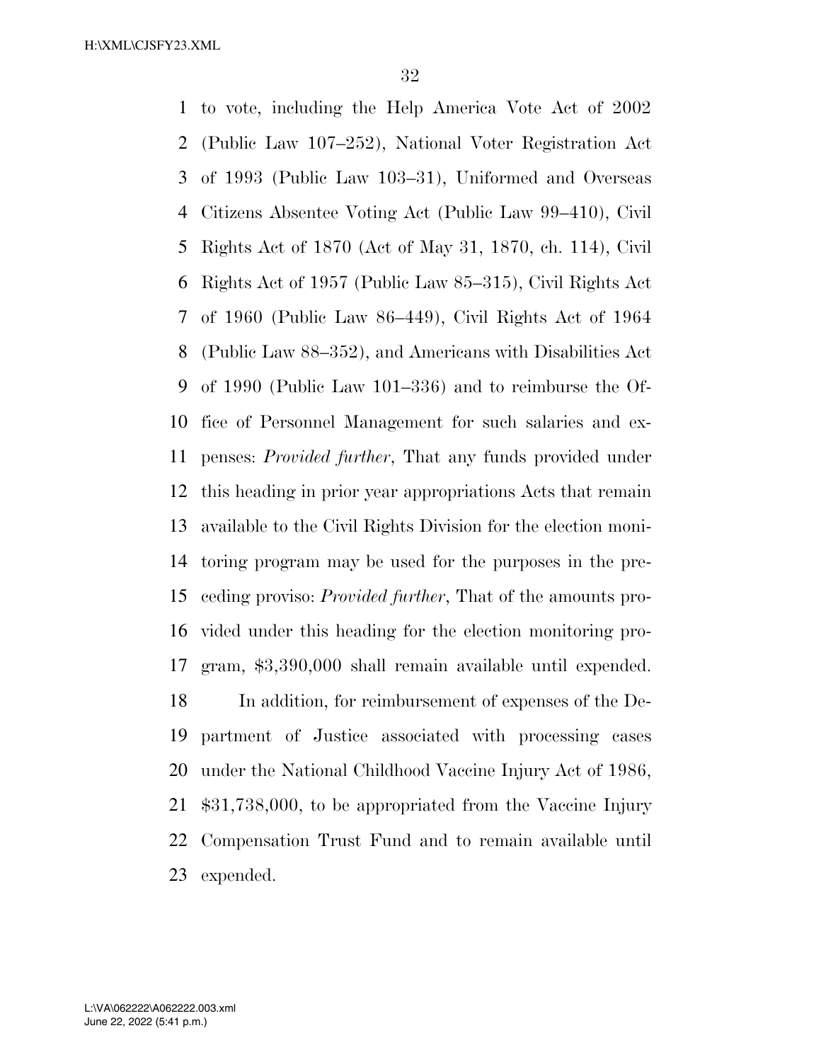to vote, including the Help America Vote Act of 2002 (Public Law 107–252), National Voter Registration Act of 1993 (Public Law 103–31), Uniformed and Overseas Citizens Absentee Voting Act (Public Law 99–410), Civil Rights Act of 1870 (Act of May 31, 1870, ch. 114), Civil Rights Act of 1957 (Public Law 85–315), Civil Rights Act of 1960 (Public Law 86–449), Civil Rights Act of 1964 (Public Law 88–352), and Americans with Disabilities Act of 1990 (Public Law 101–336) and to reimburse the Office of Personnel Management for such salaries and expenses: *Provided further*, That any funds provided under this heading in prior year appropriations Acts that remain available to the Civil Rights Division for the election monitoring program may be used for the purposes in the preceding proviso: *Provided further*, That of the amounts provided under this heading for the election monitoring program, $3,390,000 shall remain available until expended.

In addition, for reimbursement of expenses of the Department of Justice associated with processing cases under the National Childhood Vaccine Injury Act of 1986, $31,738,000, to be appropriated from the Vaccine Injury Compensation Trust Fund and to remain available until expended.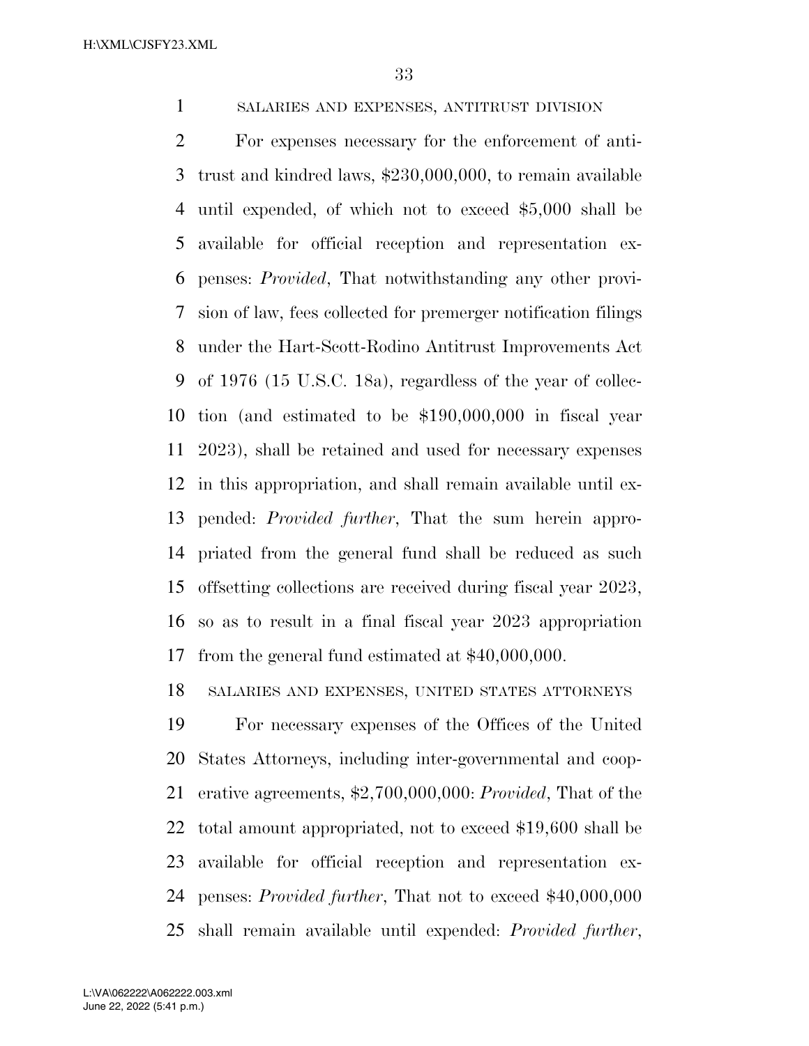SALARIES AND EXPENSES, ANTITRUST DIVISION

For expenses necessary for the enforcement of antitrust and kindred laws, $230,000,000, to remain available until expended, of which not to exceed $5,000 shall be available for official reception and representation expenses: *Provided*, That notwithstanding any other provision of law, fees collected for premerger notification filings under the Hart-Scott-Rodino Antitrust Improvements Act of 1976 (15 U.S.C. 18a), regardless of the year of collection (and estimated to be $190,000,000 in fiscal year 2023), shall be retained and used for necessary expenses in this appropriation, and shall remain available until expended: *Provided further*, That the sum herein appropriated from the general fund shall be reduced as such offsetting collections are received during fiscal year 2023, so as to result in a final fiscal year 2023 appropriation from the general fund estimated at $40,000,000.

SALARIES AND EXPENSES, UNITED STATES ATTORNEYS

For necessary expenses of the Offices of the United States Attorneys, including inter-governmental and cooperative agreements, $2,700,000,000: *Provided*, That of the total amount appropriated, not to exceed $19,600 shall be available for official reception and representation expenses: *Provided further*, That not to exceed $40,000,000 shall remain available until expended: *Provided further*,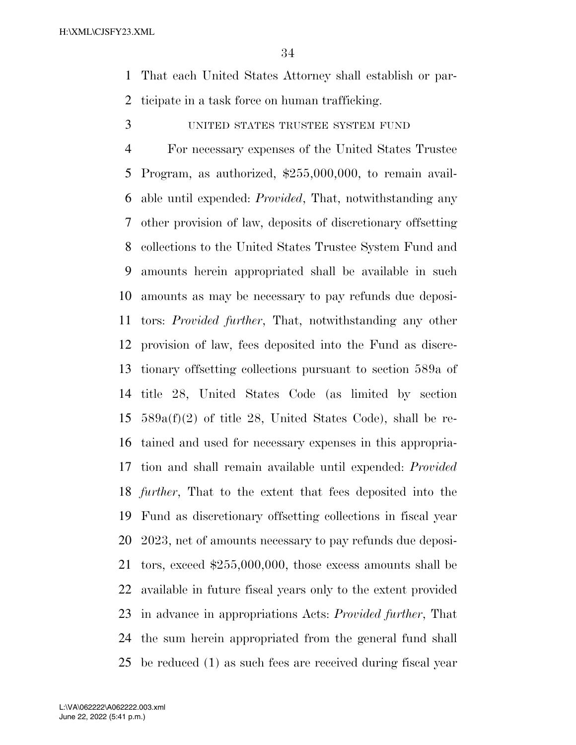That each United States Attorney shall establish or participate in a task force on human trafficking.

UNITED STATES TRUSTEE SYSTEM FUND

For necessary expenses of the United States Trustee Program, as authorized, $255,000,000, to remain available until expended: *Provided*, That, notwithstanding any other provision of law, deposits of discretionary offsetting collections to the United States Trustee System Fund and amounts herein appropriated shall be available in such amounts as may be necessary to pay refunds due depositors: *Provided further*, That, notwithstanding any other provision of law, fees deposited into the Fund as discretionary offsetting collections pursuant to section 589a of title 28, United States Code (as limited by section 589a(f)(2) of title 28, United States Code), shall be retained and used for necessary expenses in this appropriation and shall remain available until expended: *Provided further*, That to the extent that fees deposited into the Fund as discretionary offsetting collections in fiscal year 2023, net of amounts necessary to pay refunds due depositors, exceed $255,000,000, those excess amounts shall be available in future fiscal years only to the extent provided in advance in appropriations Acts: *Provided further*, That the sum herein appropriated from the general fund shall be reduced (1) as such fees are received during fiscal year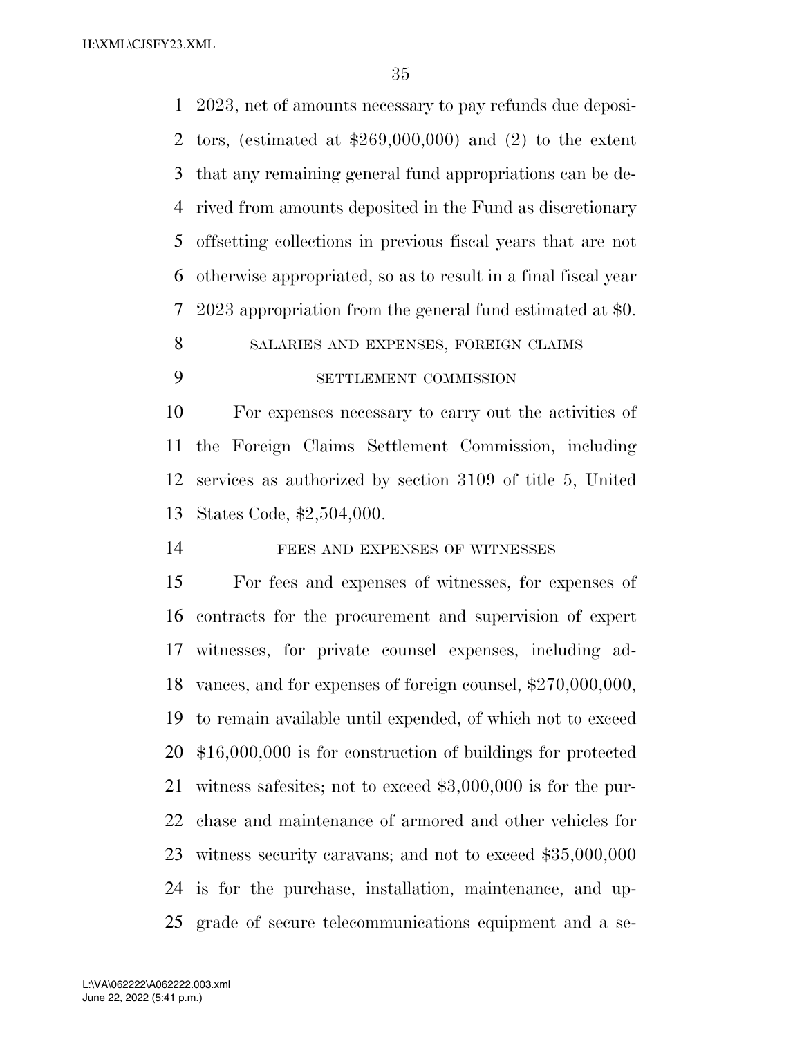2023, net of amounts necessary to pay refunds due depositors, (estimated at $269,000,000) and (2) to the extent that any remaining general fund appropriations can be derived from amounts deposited in the Fund as discretionary offsetting collections in previous fiscal years that are not otherwise appropriated, so as to result in a final fiscal year 2023 appropriation from the general fund estimated at $0.

SALARIES AND EXPENSES, FOREIGN CLAIMS SETTLEMENT COMMISSION

For expenses necessary to carry out the activities of the Foreign Claims Settlement Commission, including services as authorized by section 3109 of title 5, United States Code, $2,504,000.

FEES AND EXPENSES OF WITNESSES

For fees and expenses of witnesses, for expenses of contracts for the procurement and supervision of expert witnesses, for private counsel expenses, including advances, and for expenses of foreign counsel, $270,000,000, to remain available until expended, of which not to exceed $16,000,000 is for construction of buildings for protected witness safesites; not to exceed $3,000,000 is for the purchase and maintenance of armored and other vehicles for witness security caravans; and not to exceed $35,000,000 is for the purchase, installation, maintenance, and upgrade of secure telecommunications equipment and a se-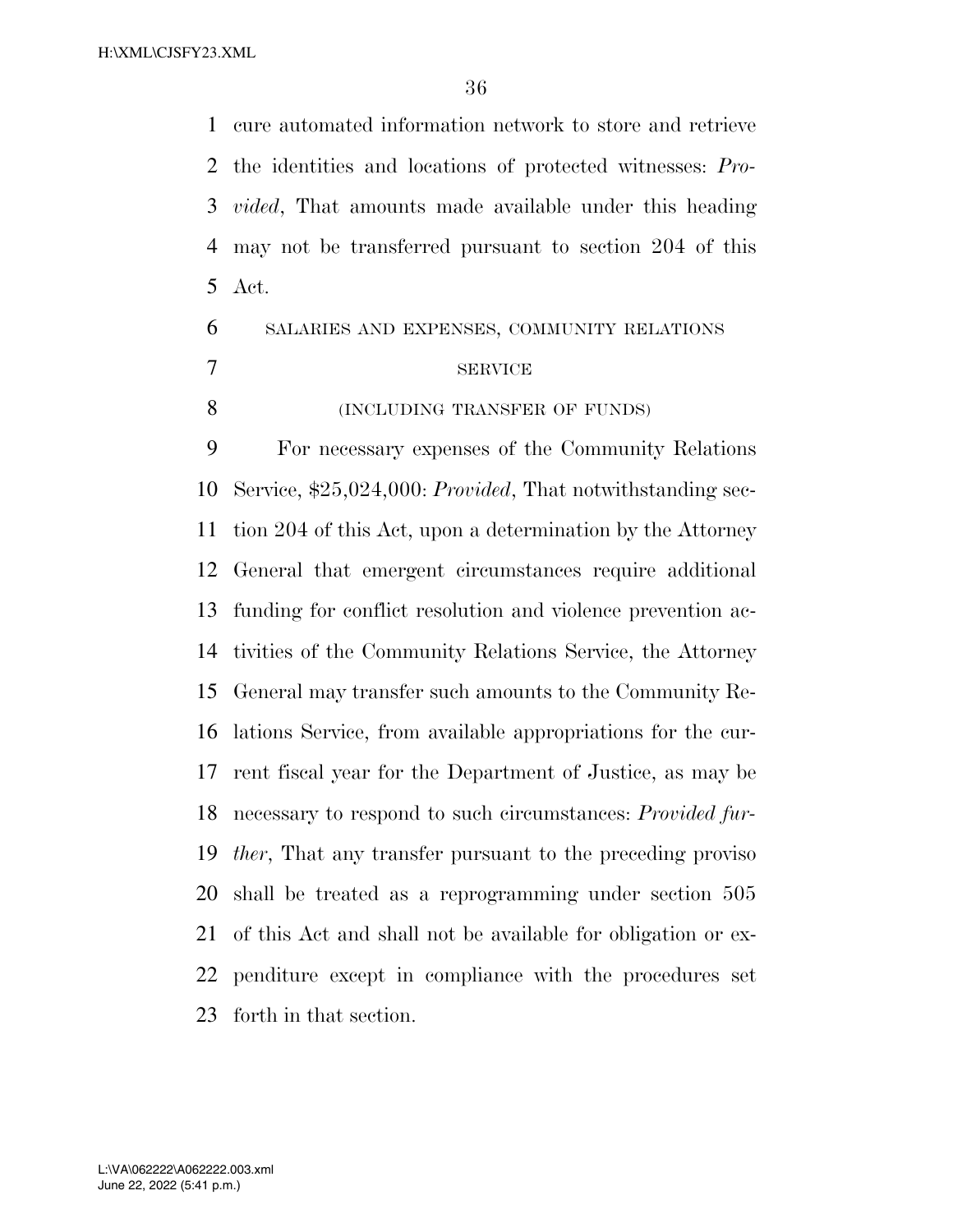cure automated information network to store and retrieve the identities and locations of protected witnesses: *Provided*, That amounts made available under this heading may not be transferred pursuant to section 204 of this Act.

SALARIES AND EXPENSES, COMMUNITY RELATIONS SERVICE

(INCLUDING TRANSFER OF FUNDS)

For necessary expenses of the Community Relations Service, $25,024,000: *Provided*, That notwithstanding section 204 of this Act, upon a determination by the Attorney General that emergent circumstances require additional funding for conflict resolution and violence prevention activities of the Community Relations Service, the Attorney General may transfer such amounts to the Community Relations Service, from available appropriations for the current fiscal year for the Department of Justice, as may be necessary to respond to such circumstances: *Provided further*, That any transfer pursuant to the preceding proviso shall be treated as a reprogramming under section 505 of this Act and shall not be available for obligation or expenditure except in compliance with the procedures set forth in that section.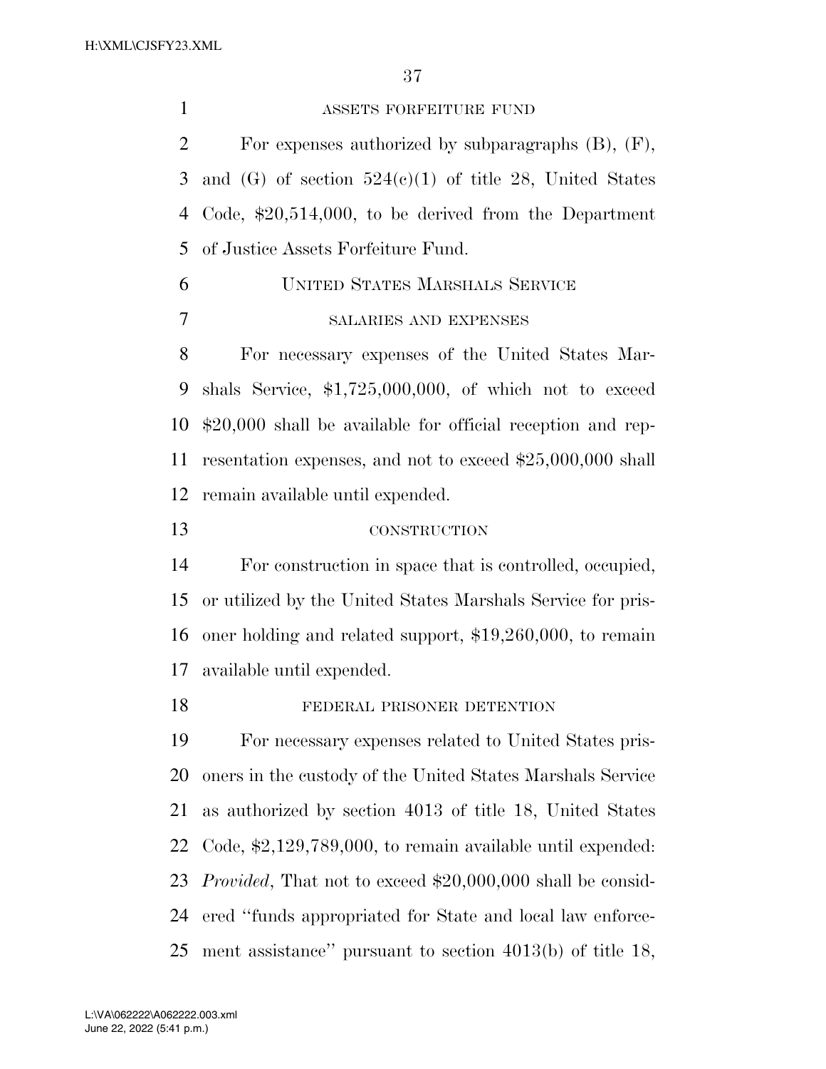ASSETS FORFEITURE FUND

For expenses authorized by subparagraphs (B), (F), and (G) of section 524(c)(1) of title 28, United States Code, $20,514,000, to be derived from the Department of Justice Assets Forfeiture Fund.

## UNITED STATES MARSHALS SERVICE

### SALARIES AND EXPENSES

For necessary expenses of the United States Marshals Service, $1,725,000,000, of which not to exceed $20,000 shall be available for official reception and representation expenses, and not to exceed $25,000,000 shall remain available until expended.

### CONSTRUCTION

For construction in space that is controlled, occupied, or utilized by the United States Marshals Service for prisoner holding and related support, $19,260,000, to remain available until expended.

### FEDERAL PRISONER DETENTION

For necessary expenses related to United States prisoners in the custody of the United States Marshals Service as authorized by section 4013 of title 18, United States Code, $2,129,789,000, to remain available until expended: *Provided*, That not to exceed $20,000,000 shall be considered "funds appropriated for State and local law enforcement assistance" pursuant to section 4013(b) of title 18,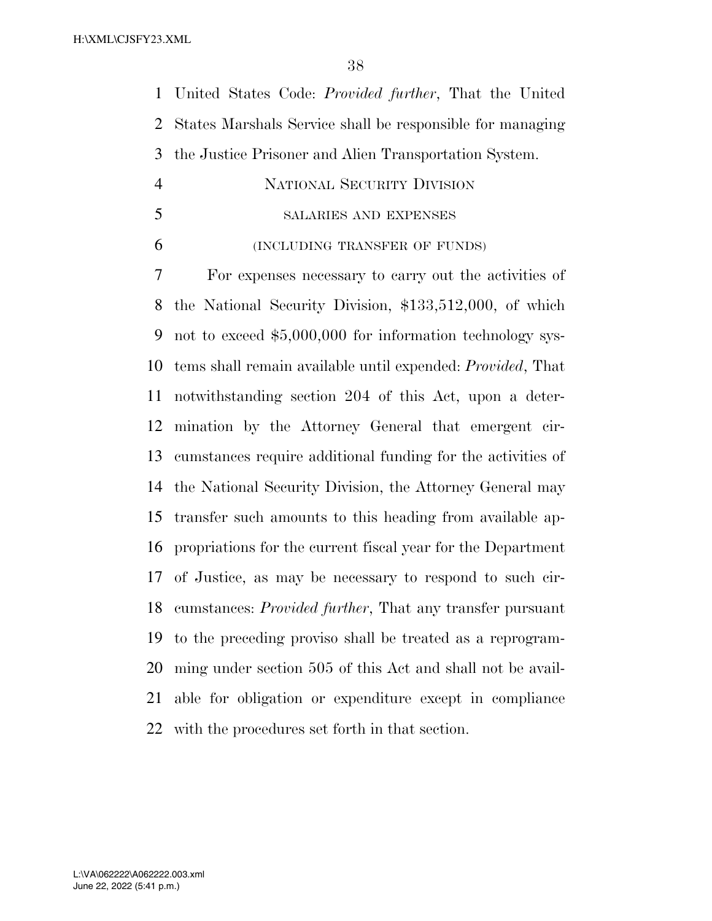United States Code: *Provided further*, That the United States Marshals Service shall be responsible for managing the Justice Prisoner and Alien Transportation System.

## National Security Division

### salaries and expenses

#### (including transfer of funds)

For expenses necessary to carry out the activities of the National Security Division, $133,512,000, of which not to exceed $5,000,000 for information technology systems shall remain available until expended: *Provided*, That notwithstanding section 204 of this Act, upon a determination by the Attorney General that emergent circumstances require additional funding for the activities of the National Security Division, the Attorney General may transfer such amounts to this heading from available appropriations for the current fiscal year for the Department of Justice, as may be necessary to respond to such circumstances: *Provided further*, That any transfer pursuant to the preceding proviso shall be treated as a reprogramming under section 505 of this Act and shall not be available for obligation or expenditure except in compliance with the procedures set forth in that section.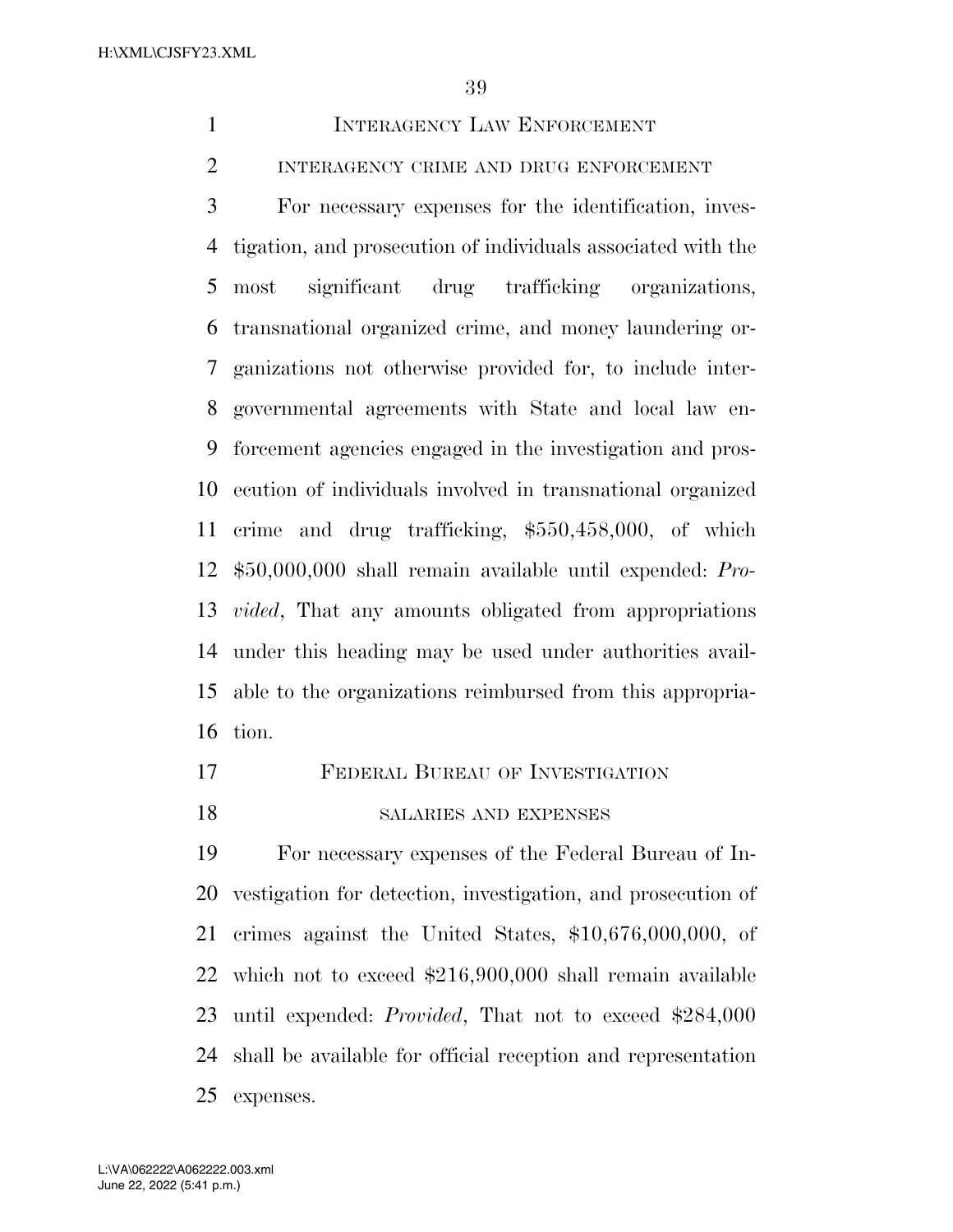## INTERAGENCY LAW ENFORCEMENT

### INTERAGENCY CRIME AND DRUG ENFORCEMENT

For necessary expenses for the identification, investigation, and prosecution of individuals associated with the most significant drug trafficking organizations, transnational organized crime, and money laundering organizations not otherwise provided for, to include intergovernmental agreements with State and local law enforcement agencies engaged in the investigation and prosecution of individuals involved in transnational organized crime and drug trafficking, $550,458,000, of which $50,000,000 shall remain available until expended: *Provided*, That any amounts obligated from appropriations under this heading may be used under authorities available to the organizations reimbursed from this appropriation.

## FEDERAL BUREAU OF INVESTIGATION

### SALARIES AND EXPENSES

For necessary expenses of the Federal Bureau of Investigation for detection, investigation, and prosecution of crimes against the United States, $10,676,000,000, of which not to exceed $216,900,000 shall remain available until expended: *Provided*, That not to exceed $284,000 shall be available for official reception and representation expenses.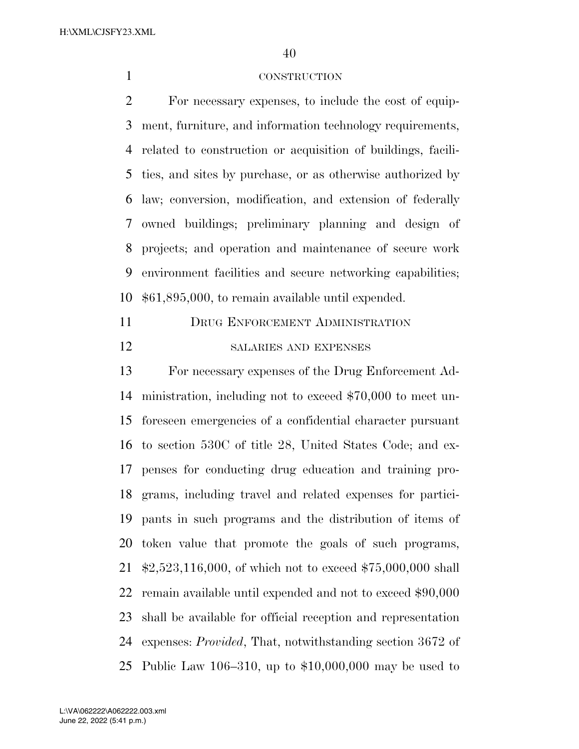### CONSTRUCTION

For necessary expenses, to include the cost of equipment, furniture, and information technology requirements, related to construction or acquisition of buildings, facilities, and sites by purchase, or as otherwise authorized by law; conversion, modification, and extension of federally owned buildings; preliminary planning and design of projects; and operation and maintenance of secure work environment facilities and secure networking capabilities; $61,895,000, to remain available until expended.

## DRUG ENFORCEMENT ADMINISTRATION

### SALARIES AND EXPENSES

For necessary expenses of the Drug Enforcement Administration, including not to exceed $70,000 to meet unforeseen emergencies of a confidential character pursuant to section 530C of title 28, United States Code; and expenses for conducting drug education and training programs, including travel and related expenses for participants in such programs and the distribution of items of token value that promote the goals of such programs, $2,523,116,000, of which not to exceed $75,000,000 shall remain available until expended and not to exceed $90,000 shall be available for official reception and representation expenses: *Provided*, That, notwithstanding section 3672 of Public Law 106–310, up to $10,000,000 may be used to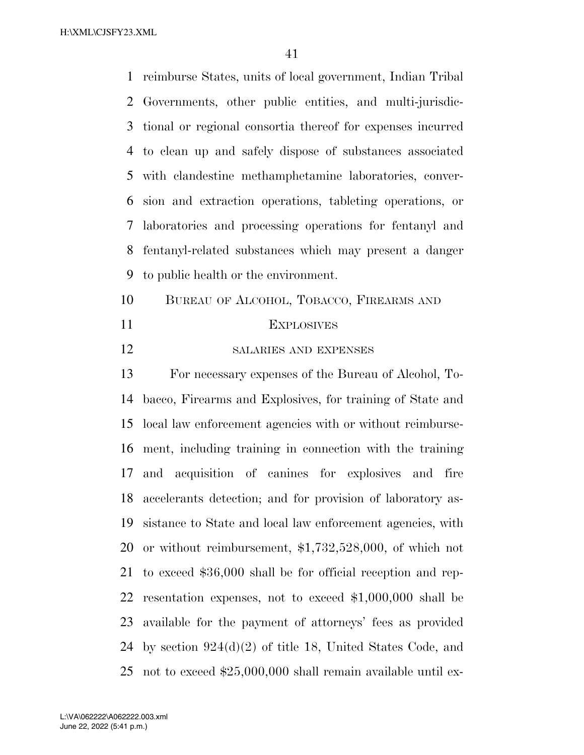reimburse States, units of local government, Indian Tribal Governments, other public entities, and multi-jurisdictional or regional consortia thereof for expenses incurred to clean up and safely dispose of substances associated with clandestine methamphetamine laboratories, conversion and extraction operations, tableting operations, or laboratories and processing operations for fentanyl and fentanyl-related substances which may present a danger to public health or the environment.

## BUREAU OF ALCOHOL, TOBACCO, FIREARMS AND EXPLOSIVES

### SALARIES AND EXPENSES

For necessary expenses of the Bureau of Alcohol, Tobacco, Firearms and Explosives, for training of State and local law enforcement agencies with or without reimbursement, including training in connection with the training and acquisition of canines for explosives and fire accelerants detection; and for provision of laboratory assistance to State and local law enforcement agencies, with or without reimbursement, $1,732,528,000, of which not to exceed $36,000 shall be for official reception and representation expenses, not to exceed $1,000,000 shall be available for the payment of attorneys' fees as provided by section 924(d)(2) of title 18, United States Code, and not to exceed $25,000,000 shall remain available until ex-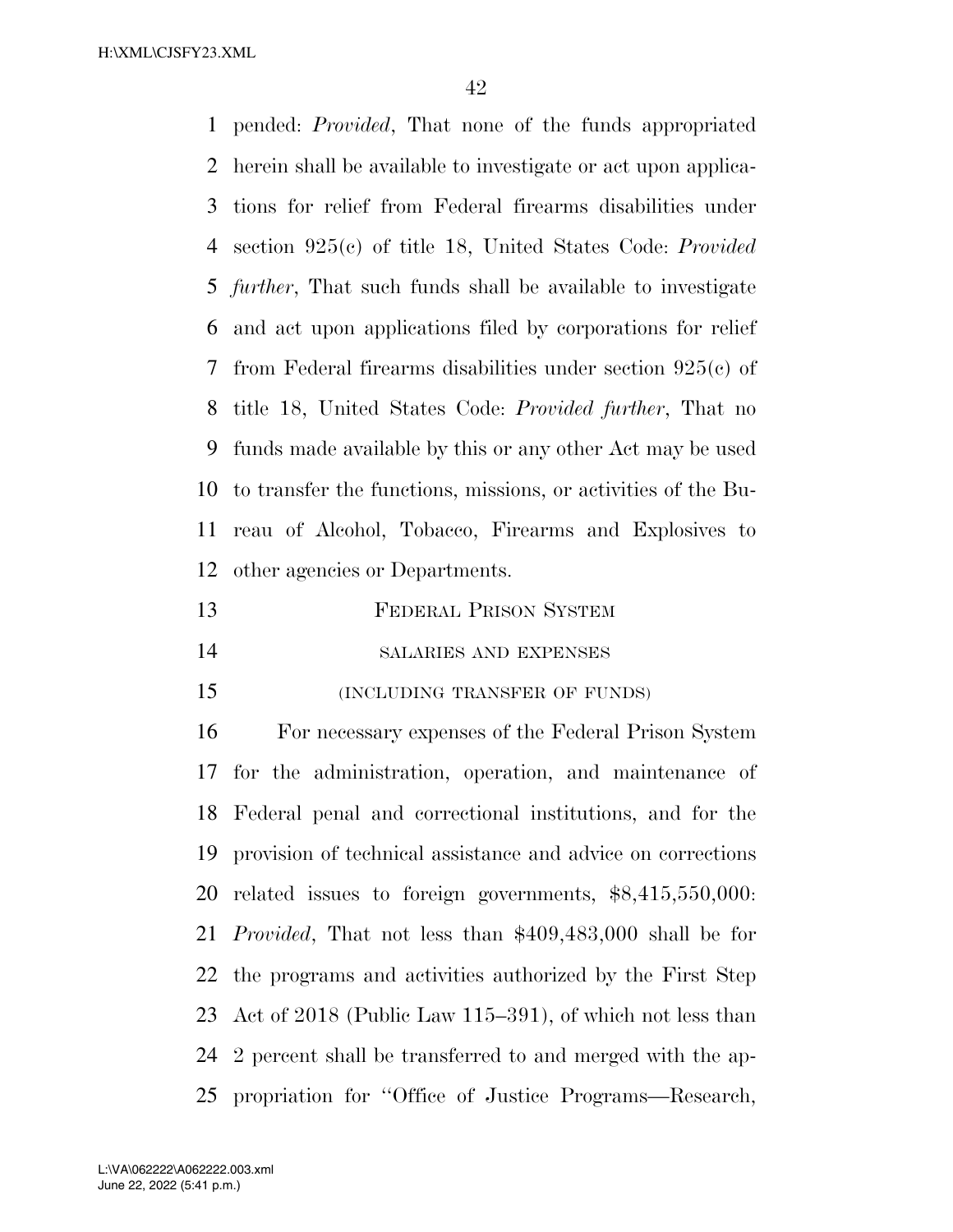pended: *Provided*, That none of the funds appropriated herein shall be available to investigate or act upon applications for relief from Federal firearms disabilities under section 925(c) of title 18, United States Code: *Provided further*, That such funds shall be available to investigate and act upon applications filed by corporations for relief from Federal firearms disabilities under section 925(c) of title 18, United States Code: *Provided further*, That no funds made available by this or any other Act may be used to transfer the functions, missions, or activities of the Bureau of Alcohol, Tobacco, Firearms and Explosives to other agencies or Departments.

## FEDERAL PRISON SYSTEM

### SALARIES AND EXPENSES

### (INCLUDING TRANSFER OF FUNDS)

For necessary expenses of the Federal Prison System for the administration, operation, and maintenance of Federal penal and correctional institutions, and for the provision of technical assistance and advice on corrections related issues to foreign governments, $8,415,550,000: *Provided*, That not less than $409,483,000 shall be for the programs and activities authorized by the First Step Act of 2018 (Public Law 115–391), of which not less than 2 percent shall be transferred to and merged with the appropriation for ''Office of Justice Programs—Research,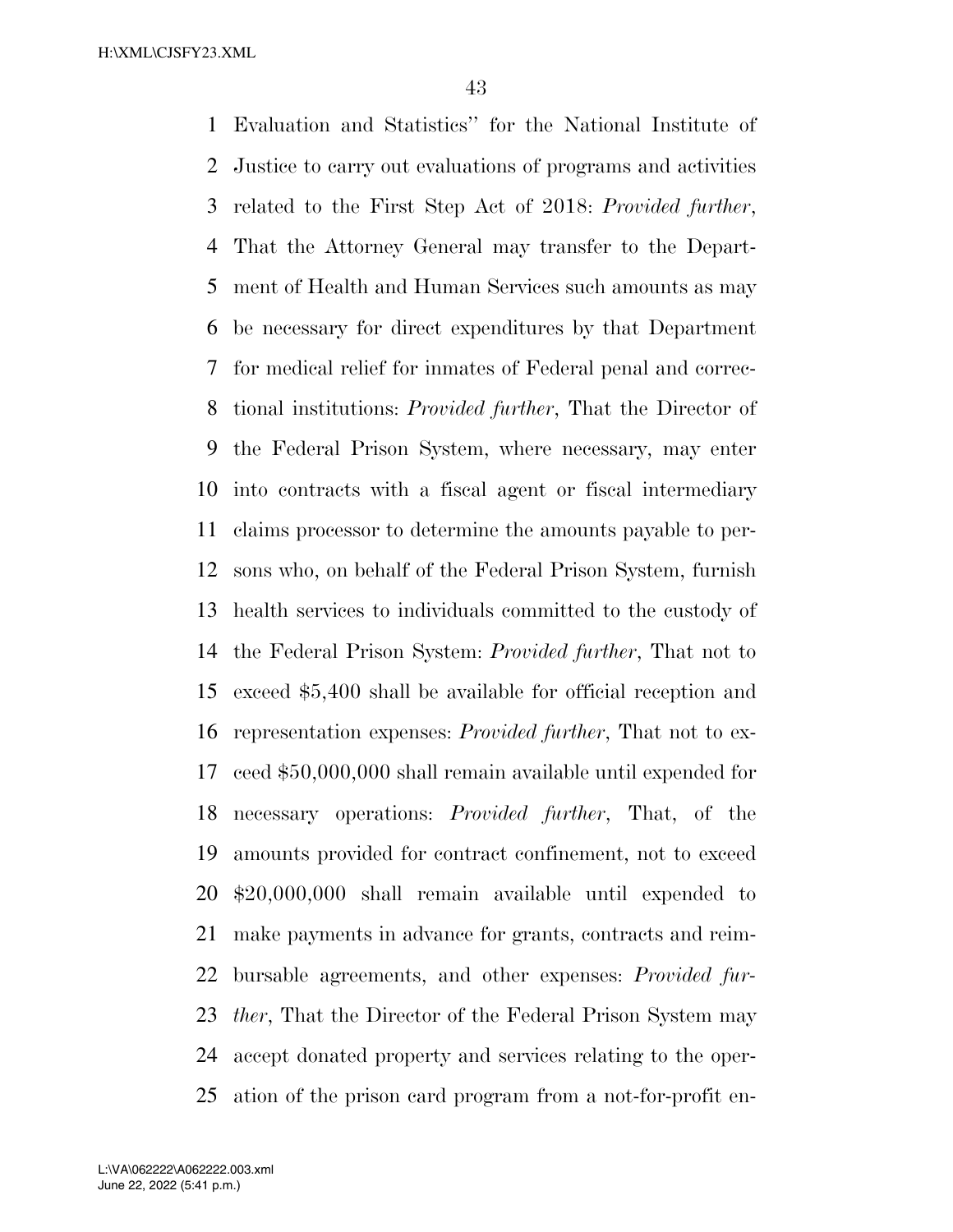Evaluation and Statistics" for the National Institute of Justice to carry out evaluations of programs and activities related to the First Step Act of 2018: *Provided further*, That the Attorney General may transfer to the Department of Health and Human Services such amounts as may be necessary for direct expenditures by that Department for medical relief for inmates of Federal penal and correctional institutions: *Provided further*, That the Director of the Federal Prison System, where necessary, may enter into contracts with a fiscal agent or fiscal intermediary claims processor to determine the amounts payable to persons who, on behalf of the Federal Prison System, furnish health services to individuals committed to the custody of the Federal Prison System: *Provided further*, That not to exceed $5,400 shall be available for official reception and representation expenses: *Provided further*, That not to exceed $50,000,000 shall remain available until expended for necessary operations: *Provided further*, That, of the amounts provided for contract confinement, not to exceed $20,000,000 shall remain available until expended to make payments in advance for grants, contracts and reimbursable agreements, and other expenses: *Provided further*, That the Director of the Federal Prison System may accept donated property and services relating to the operation of the prison card program from a not-for-profit en-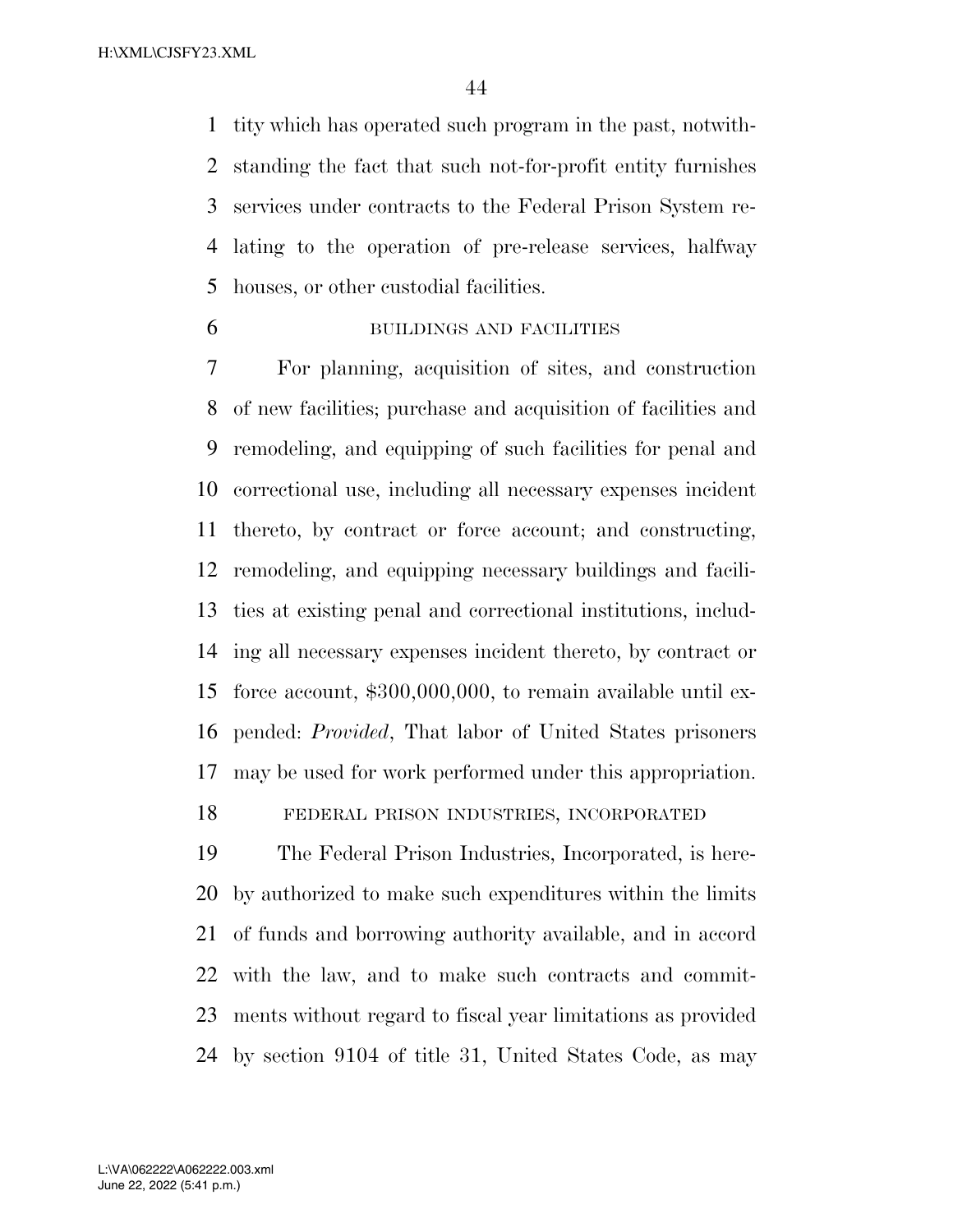tity which has operated such program in the past, notwithstanding the fact that such not-for-profit entity furnishes services under contracts to the Federal Prison System relating to the operation of pre-release services, halfway houses, or other custodial facilities.

BUILDINGS AND FACILITIES

For planning, acquisition of sites, and construction of new facilities; purchase and acquisition of facilities and remodeling, and equipping of such facilities for penal and correctional use, including all necessary expenses incident thereto, by contract or force account; and constructing, remodeling, and equipping necessary buildings and facilities at existing penal and correctional institutions, including all necessary expenses incident thereto, by contract or force account, $300,000,000, to remain available until expended: *Provided*, That labor of United States prisoners may be used for work performed under this appropriation.

FEDERAL PRISON INDUSTRIES, INCORPORATED

The Federal Prison Industries, Incorporated, is hereby authorized to make such expenditures within the limits of funds and borrowing authority available, and in accord with the law, and to make such contracts and commitments without regard to fiscal year limitations as provided by section 9104 of title 31, United States Code, as may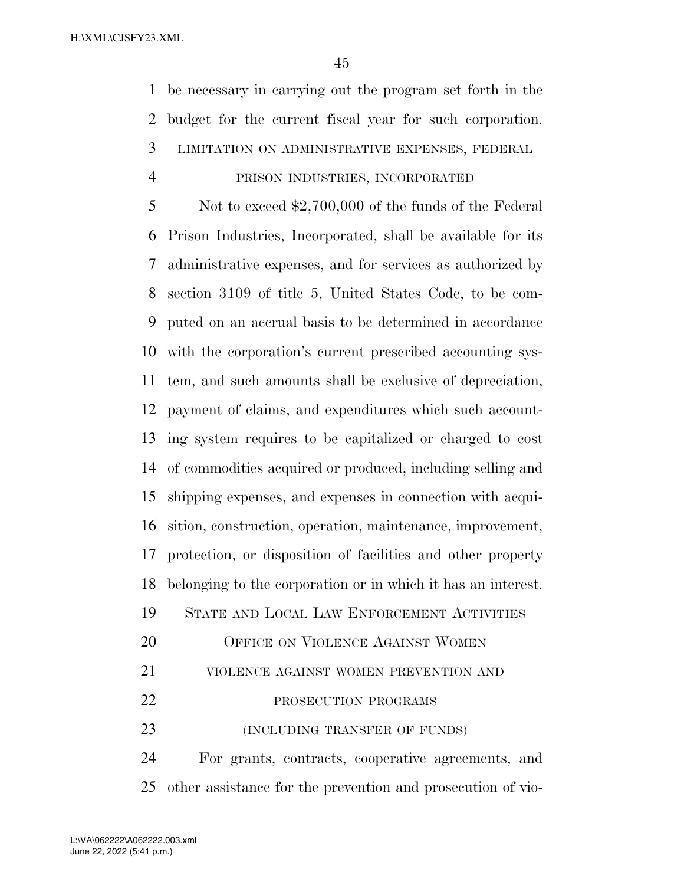be necessary in carrying out the program set forth in the budget for the current fiscal year for such corporation.

LIMITATION ON ADMINISTRATIVE EXPENSES, FEDERAL PRISON INDUSTRIES, INCORPORATED

Not to exceed $2,700,000 of the funds of the Federal Prison Industries, Incorporated, shall be available for its administrative expenses, and for services as authorized by section 3109 of title 5, United States Code, to be computed on an accrual basis to be determined in accordance with the corporation's current prescribed accounting system, and such amounts shall be exclusive of depreciation, payment of claims, and expenditures which such accounting system requires to be capitalized or charged to cost of commodities acquired or produced, including selling and shipping expenses, and expenses in connection with acquisition, construction, operation, maintenance, improvement, protection, or disposition of facilities and other property belonging to the corporation or in which it has an interest.

STATE AND LOCAL LAW ENFORCEMENT ACTIVITIES

OFFICE ON VIOLENCE AGAINST WOMEN

VIOLENCE AGAINST WOMEN PREVENTION AND PROSECUTION PROGRAMS

(INCLUDING TRANSFER OF FUNDS)

For grants, contracts, cooperative agreements, and other assistance for the prevention and prosecution of vio-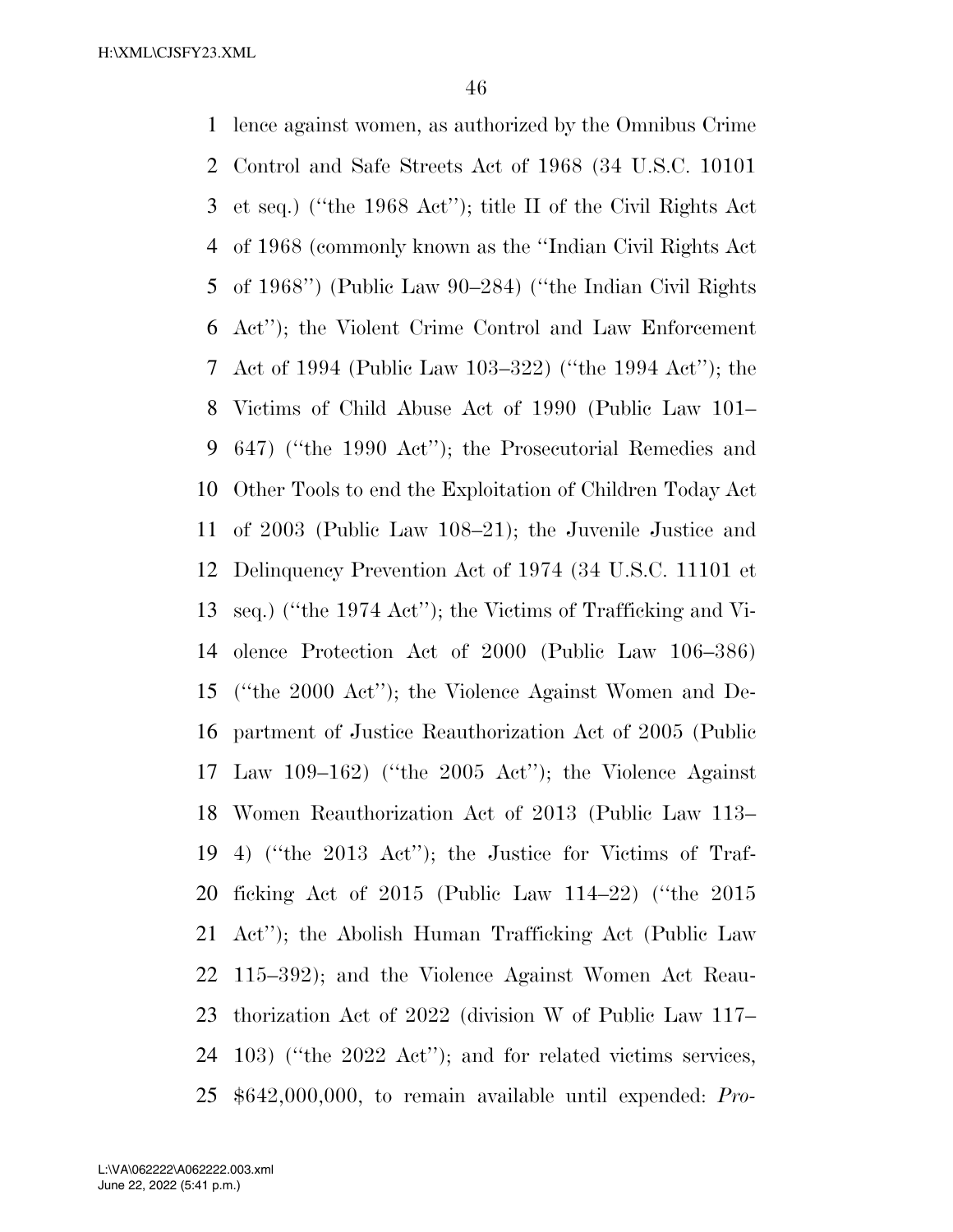lence against women, as authorized by the Omnibus Crime Control and Safe Streets Act of 1968 (34 U.S.C. 10101 et seq.) (''the 1968 Act''); title II of the Civil Rights Act of 1968 (commonly known as the ''Indian Civil Rights Act of 1968'') (Public Law 90–284) (''the Indian Civil Rights Act''); the Violent Crime Control and Law Enforcement Act of 1994 (Public Law 103–322) (''the 1994 Act''); the Victims of Child Abuse Act of 1990 (Public Law 101–647) (''the 1990 Act''); the Prosecutorial Remedies and Other Tools to end the Exploitation of Children Today Act of 2003 (Public Law 108–21); the Juvenile Justice and Delinquency Prevention Act of 1974 (34 U.S.C. 11101 et seq.) (''the 1974 Act''); the Victims of Trafficking and Violence Protection Act of 2000 (Public Law 106–386) (''the 2000 Act''); the Violence Against Women and Department of Justice Reauthorization Act of 2005 (Public Law 109–162) (''the 2005 Act''); the Violence Against Women Reauthorization Act of 2013 (Public Law 113–4) (''the 2013 Act''); the Justice for Victims of Trafficking Act of 2015 (Public Law 114–22) (''the 2015 Act''); the Abolish Human Trafficking Act (Public Law 115–392); and the Violence Against Women Act Reauthorization Act of 2022 (division W of Public Law 117–103) (''the 2022 Act''); and for related victims services, $642,000,000, to remain available until expended: *Pro-*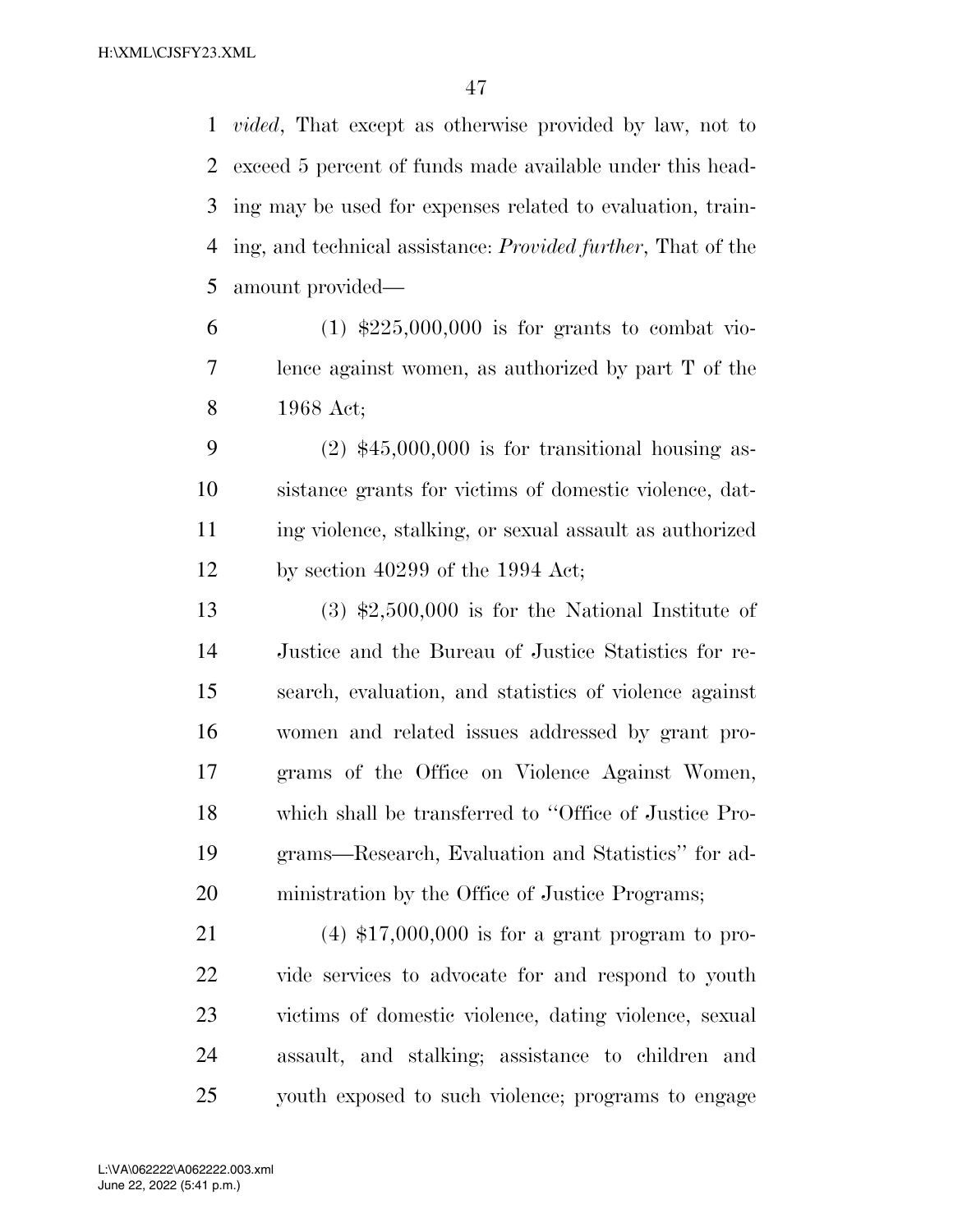*vided*, That except as otherwise provided by law, not to exceed 5 percent of funds made available under this heading may be used for expenses related to evaluation, training, and technical assistance: *Provided further*, That of the amount provided—

(1) $225,000,000 is for grants to combat violence against women, as authorized by part T of the 1968 Act;

(2) $45,000,000 is for transitional housing assistance grants for victims of domestic violence, dating violence, stalking, or sexual assault as authorized by section 40299 of the 1994 Act;

(3) $2,500,000 is for the National Institute of Justice and the Bureau of Justice Statistics for research, evaluation, and statistics of violence against women and related issues addressed by grant programs of the Office on Violence Against Women, which shall be transferred to ''Office of Justice Programs—Research, Evaluation and Statistics'' for administration by the Office of Justice Programs;

(4) $17,000,000 is for a grant program to provide services to advocate for and respond to youth victims of domestic violence, dating violence, sexual assault, and stalking; assistance to children and youth exposed to such violence; programs to engage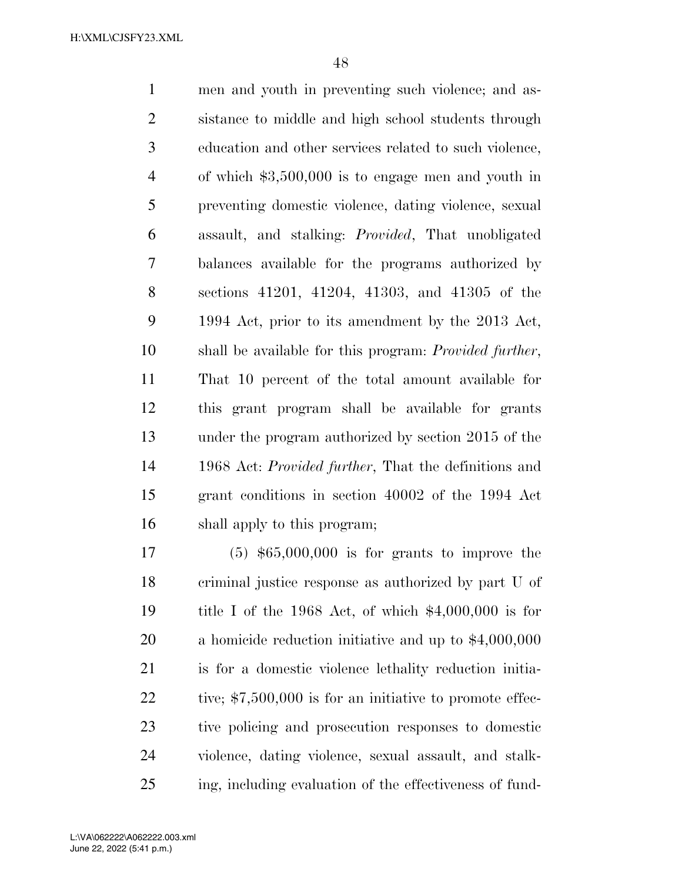men and youth in preventing such violence; and assistance to middle and high school students through education and other services related to such violence, of which $3,500,000 is to engage men and youth in preventing domestic violence, dating violence, sexual assault, and stalking: *Provided*, That unobligated balances available for the programs authorized by sections 41201, 41204, 41303, and 41305 of the 1994 Act, prior to its amendment by the 2013 Act, shall be available for this program: *Provided further*, That 10 percent of the total amount available for this grant program shall be available for grants under the program authorized by section 2015 of the 1968 Act: *Provided further*, That the definitions and grant conditions in section 40002 of the 1994 Act shall apply to this program;

(5) $65,000,000 is for grants to improve the criminal justice response as authorized by part U of title I of the 1968 Act, of which $4,000,000 is for a homicide reduction initiative and up to $4,000,000 is for a domestic violence lethality reduction initiative; $7,500,000 is for an initiative to promote effective policing and prosecution responses to domestic violence, dating violence, sexual assault, and stalking, including evaluation of the effectiveness of fund-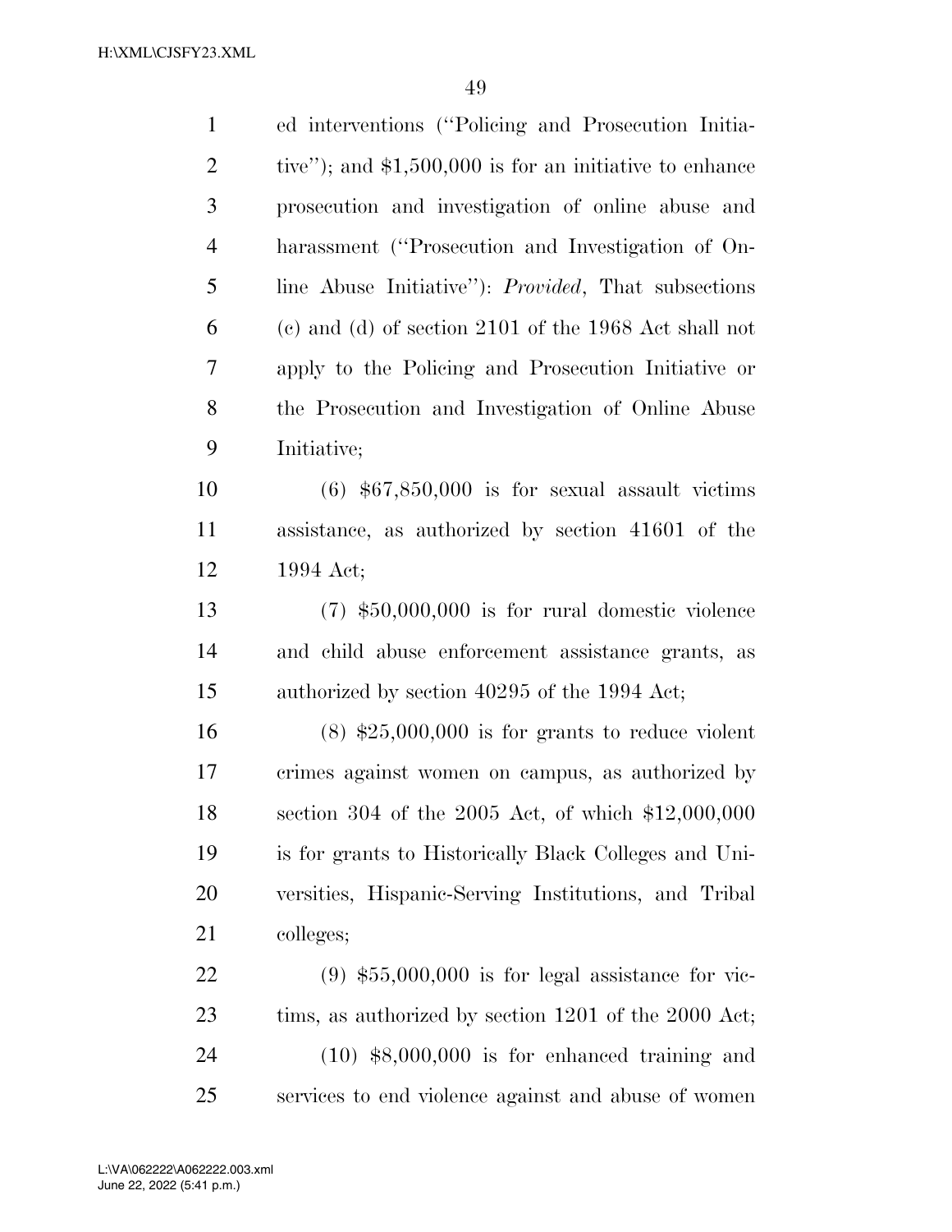ed interventions ("Policing and Prosecution Initiative"); and $1,500,000 is for an initiative to enhance prosecution and investigation of online abuse and harassment ("Prosecution and Investigation of Online Abuse Initiative"): *Provided*, That subsections (c) and (d) of section 2101 of the 1968 Act shall not apply to the Policing and Prosecution Initiative or the Prosecution and Investigation of Online Abuse Initiative;

(6) $67,850,000 is for sexual assault victims assistance, as authorized by section 41601 of the 1994 Act;

(7) $50,000,000 is for rural domestic violence and child abuse enforcement assistance grants, as authorized by section 40295 of the 1994 Act;

(8) $25,000,000 is for grants to reduce violent crimes against women on campus, as authorized by section 304 of the 2005 Act, of which $12,000,000 is for grants to Historically Black Colleges and Universities, Hispanic-Serving Institutions, and Tribal colleges;

(9) $55,000,000 is for legal assistance for victims, as authorized by section 1201 of the 2000 Act;

(10) $8,000,000 is for enhanced training and services to end violence against and abuse of women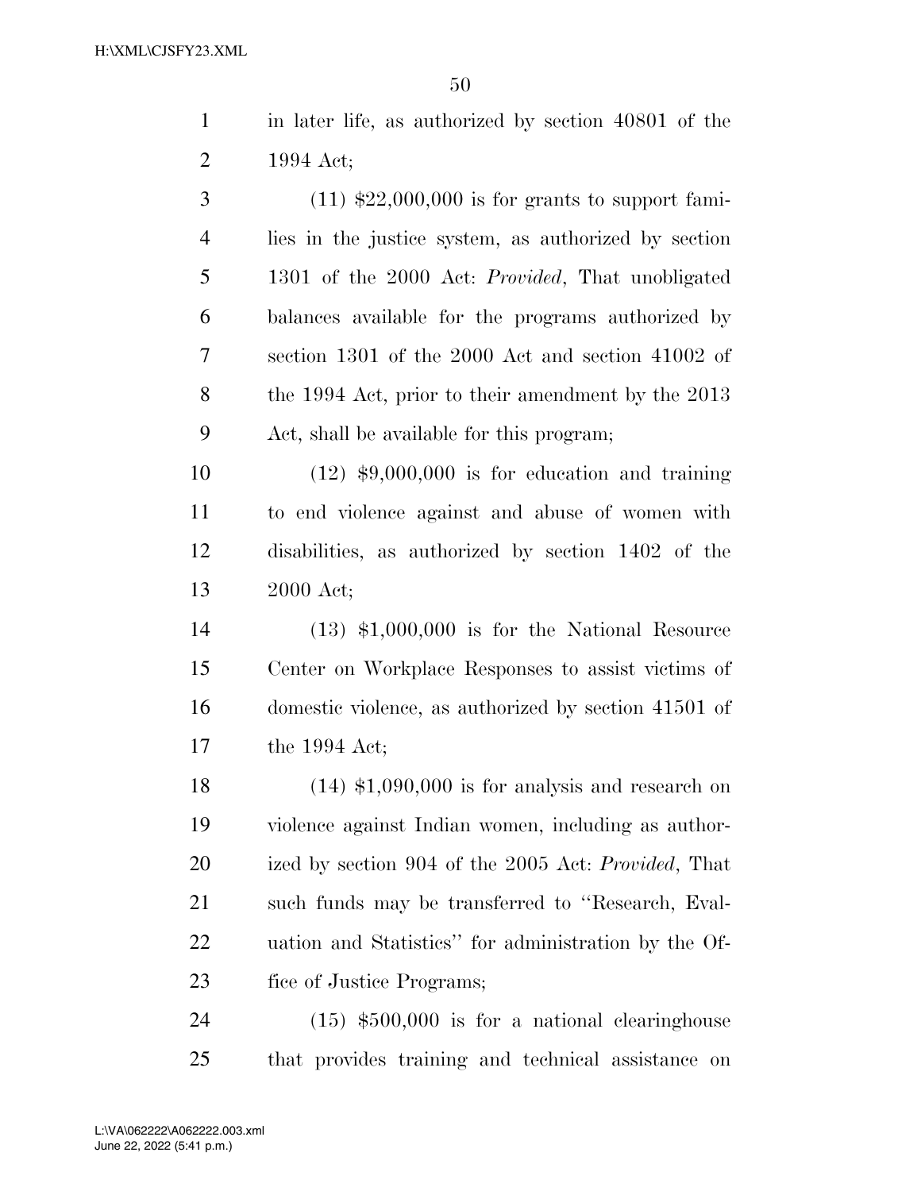in later life, as authorized by section 40801 of the 1994 Act;

(11) $22,000,000 is for grants to support families in the justice system, as authorized by section 1301 of the 2000 Act: *Provided*, That unobligated balances available for the programs authorized by section 1301 of the 2000 Act and section 41002 of the 1994 Act, prior to their amendment by the 2013 Act, shall be available for this program;

(12) $9,000,000 is for education and training to end violence against and abuse of women with disabilities, as authorized by section 1402 of the 2000 Act;

(13) $1,000,000 is for the National Resource Center on Workplace Responses to assist victims of domestic violence, as authorized by section 41501 of the 1994 Act;

(14) $1,090,000 is for analysis and research on violence against Indian women, including as authorized by section 904 of the 2005 Act: *Provided*, That such funds may be transferred to "Research, Evaluation and Statistics" for administration by the Office of Justice Programs;

(15) $500,000 is for a national clearinghouse that provides training and technical assistance on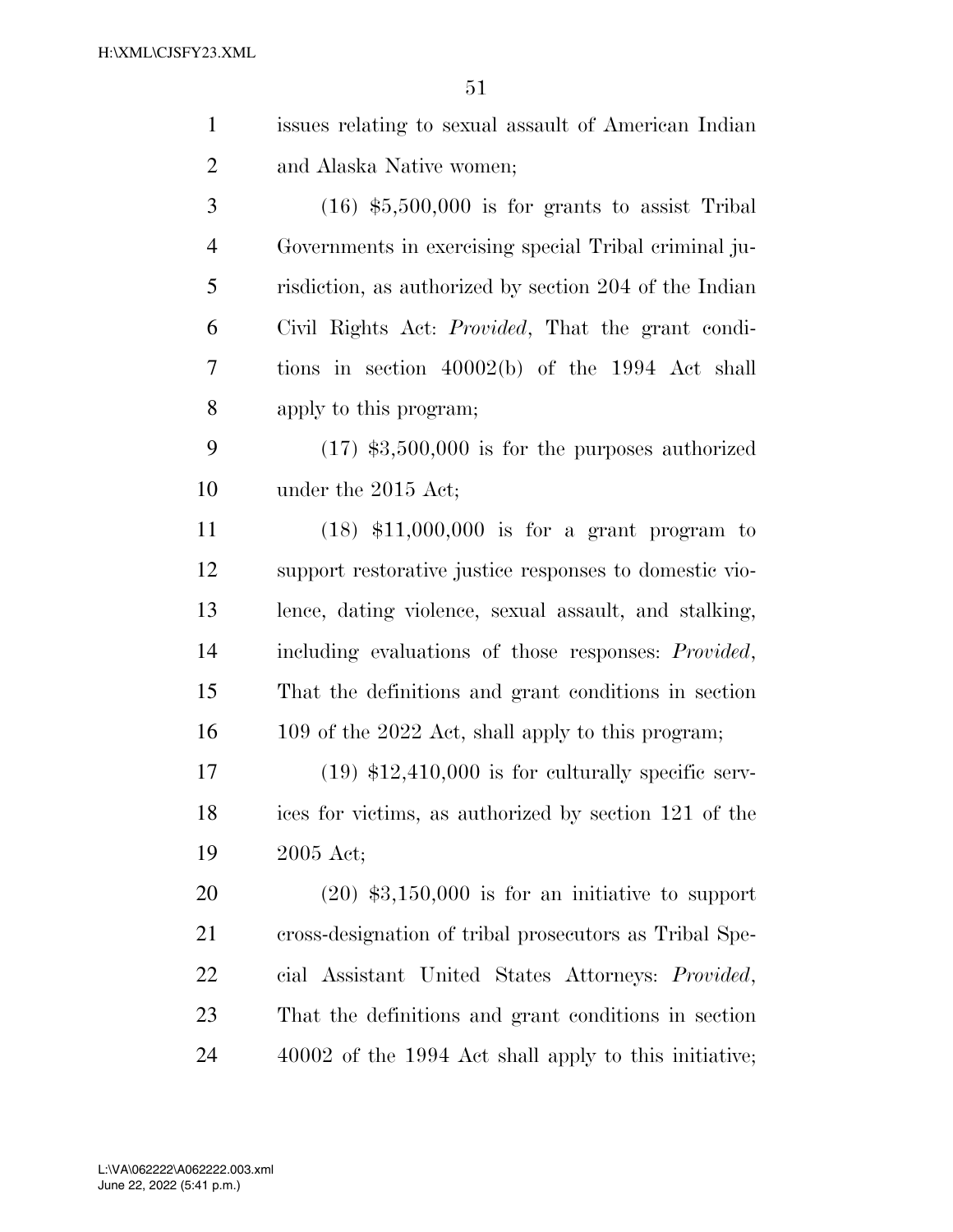issues relating to sexual assault of American Indian and Alaska Native women;

(16) $5,500,000 is for grants to assist Tribal Governments in exercising special Tribal criminal jurisdiction, as authorized by section 204 of the Indian Civil Rights Act: *Provided*, That the grant conditions in section 40002(b) of the 1994 Act shall apply to this program;

(17) $3,500,000 is for the purposes authorized under the 2015 Act;

(18) $11,000,000 is for a grant program to support restorative justice responses to domestic violence, dating violence, sexual assault, and stalking, including evaluations of those responses: *Provided*, That the definitions and grant conditions in section 109 of the 2022 Act, shall apply to this program;

(19) $12,410,000 is for culturally specific services for victims, as authorized by section 121 of the 2005 Act;

(20) $3,150,000 is for an initiative to support cross-designation of tribal prosecutors as Tribal Special Assistant United States Attorneys: *Provided*, That the definitions and grant conditions in section 40002 of the 1994 Act shall apply to this initiative;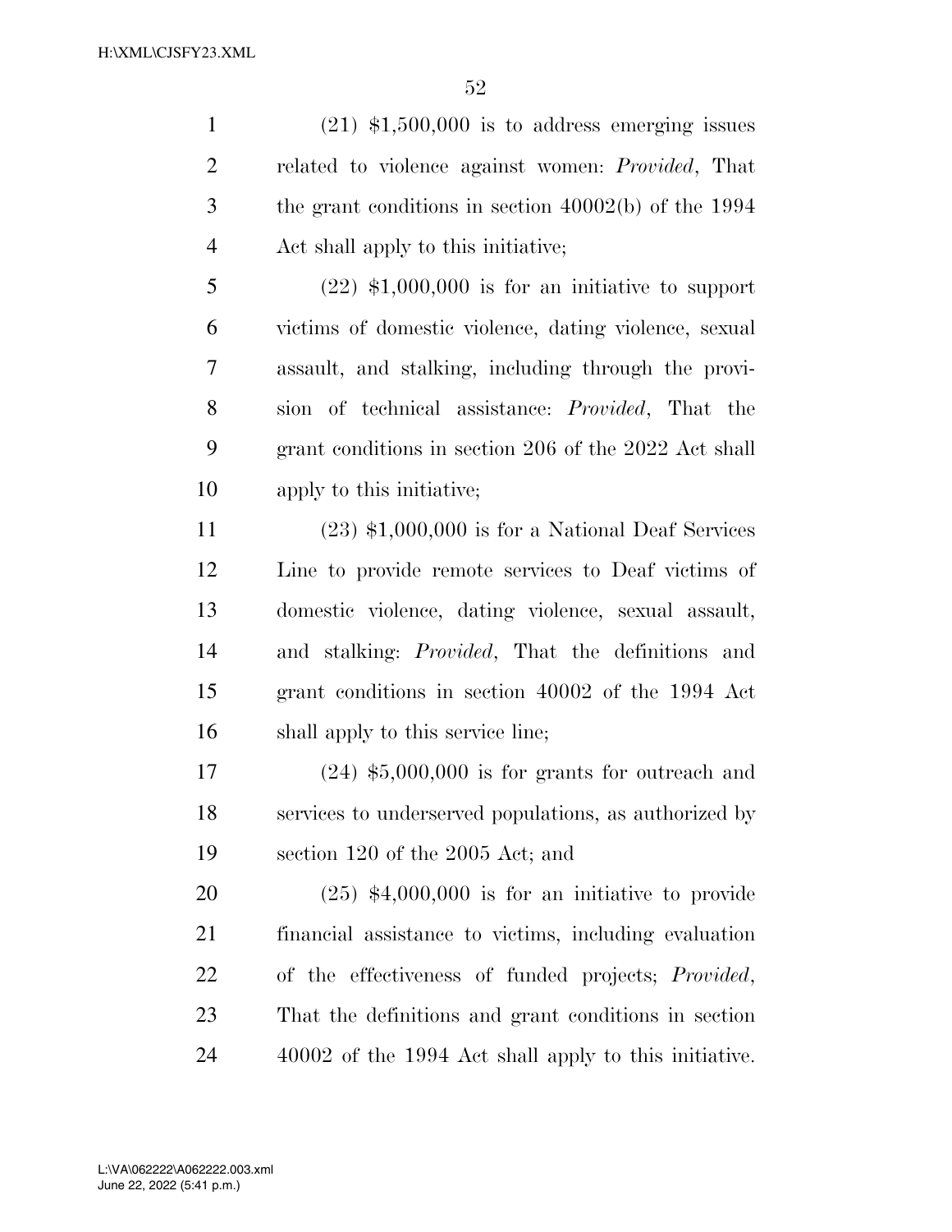(21) $1,500,000 is to address emerging issues related to violence against women: *Provided*, That the grant conditions in section 40002(b) of the 1994 Act shall apply to this initiative;

(22) $1,000,000 is for an initiative to support victims of domestic violence, dating violence, sexual assault, and stalking, including through the provision of technical assistance: *Provided*, That the grant conditions in section 206 of the 2022 Act shall apply to this initiative;

(23) $1,000,000 is for a National Deaf Services Line to provide remote services to Deaf victims of domestic violence, dating violence, sexual assault, and stalking: *Provided*, That the definitions and grant conditions in section 40002 of the 1994 Act shall apply to this service line;

(24) $5,000,000 is for grants for outreach and services to underserved populations, as authorized by section 120 of the 2005 Act; and

(25) $4,000,000 is for an initiative to provide financial assistance to victims, including evaluation of the effectiveness of funded projects; *Provided*, That the definitions and grant conditions in section 40002 of the 1994 Act shall apply to this initiative.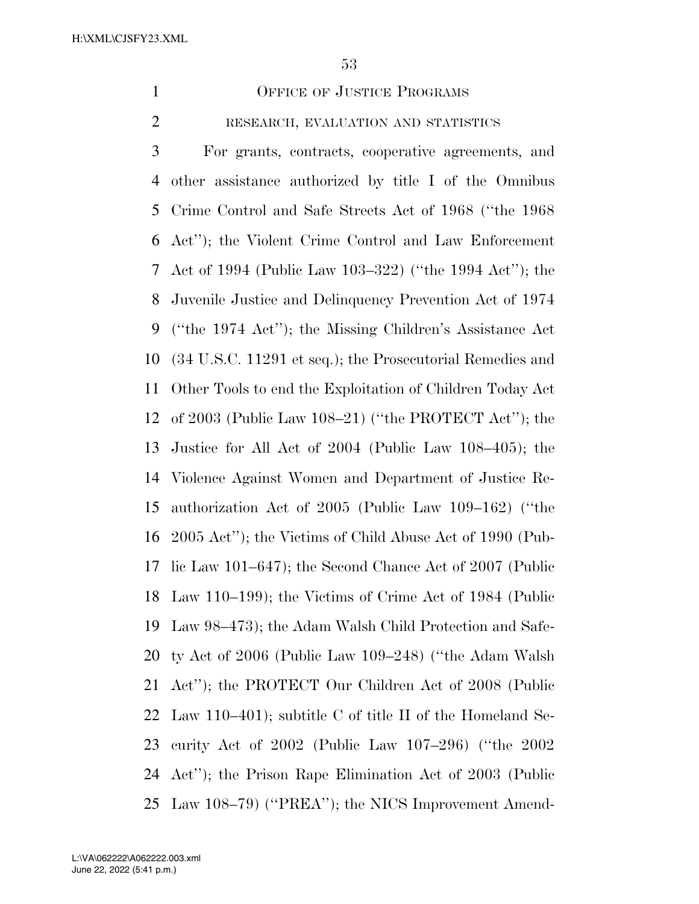OFFICE OF JUSTICE PROGRAMS

RESEARCH, EVALUATION AND STATISTICS

For grants, contracts, cooperative agreements, and other assistance authorized by title I of the Omnibus Crime Control and Safe Streets Act of 1968 (''the 1968 Act''); the Violent Crime Control and Law Enforcement Act of 1994 (Public Law 103–322) (''the 1994 Act''); the Juvenile Justice and Delinquency Prevention Act of 1974 (''the 1974 Act''); the Missing Children's Assistance Act (34 U.S.C. 11291 et seq.); the Prosecutorial Remedies and Other Tools to end the Exploitation of Children Today Act of 2003 (Public Law 108–21) (''the PROTECT Act''); the Justice for All Act of 2004 (Public Law 108–405); the Violence Against Women and Department of Justice Reauthorization Act of 2005 (Public Law 109–162) (''the 2005 Act''); the Victims of Child Abuse Act of 1990 (Public Law 101–647); the Second Chance Act of 2007 (Public Law 110–199); the Victims of Crime Act of 1984 (Public Law 98–473); the Adam Walsh Child Protection and Safety Act of 2006 (Public Law 109–248) (''the Adam Walsh Act''); the PROTECT Our Children Act of 2008 (Public Law 110–401); subtitle C of title II of the Homeland Security Act of 2002 (Public Law 107–296) (''the 2002 Act''); the Prison Rape Elimination Act of 2003 (Public Law 108–79) (''PREA''); the NICS Improvement Amend-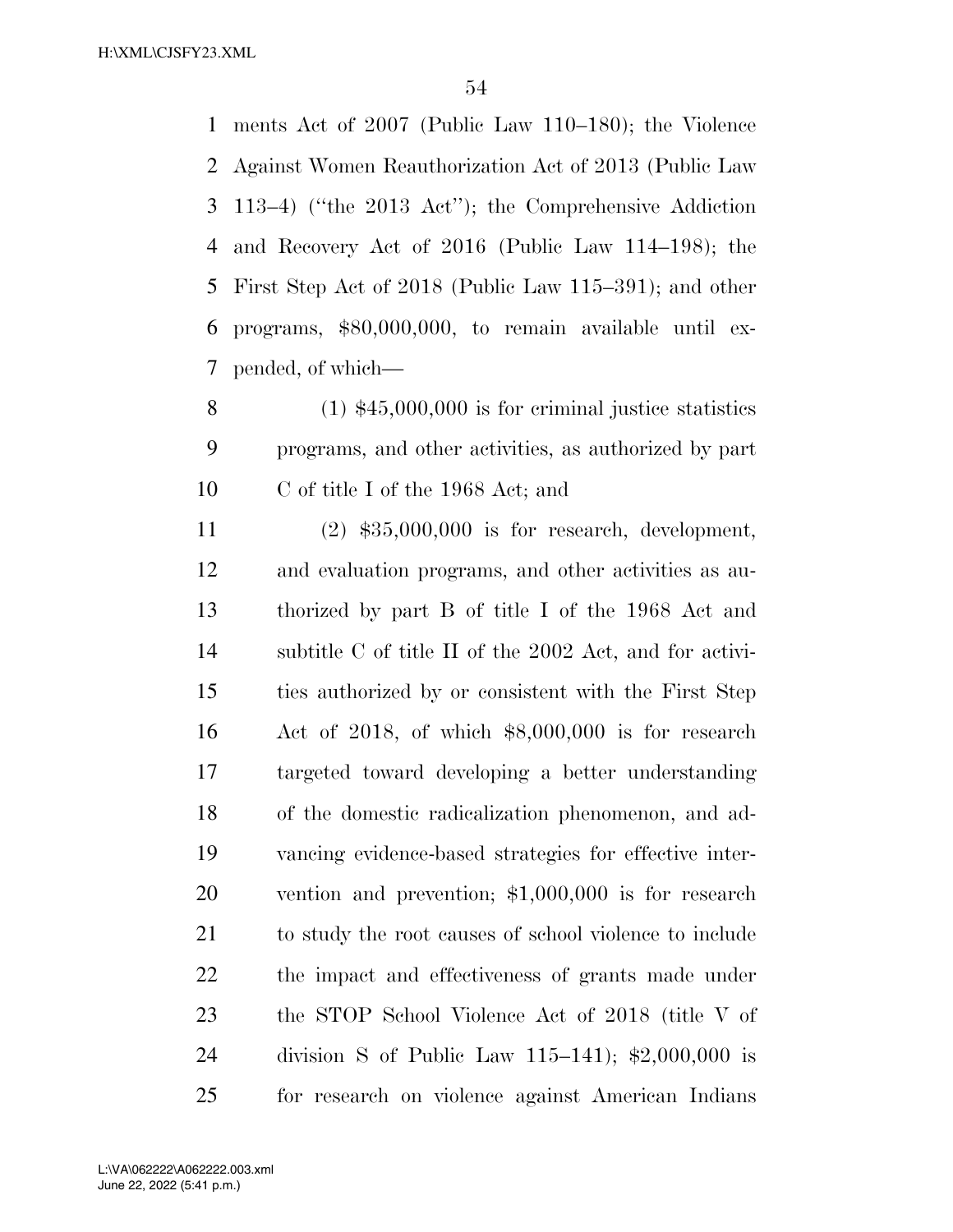ments Act of 2007 (Public Law 110–180); the Violence Against Women Reauthorization Act of 2013 (Public Law 113–4) (''the 2013 Act''); the Comprehensive Addiction and Recovery Act of 2016 (Public Law 114–198); the First Step Act of 2018 (Public Law 115–391); and other programs, $80,000,000, to remain available until expended, of which—

(1) $45,000,000 is for criminal justice statistics programs, and other activities, as authorized by part C of title I of the 1968 Act; and

(2) $35,000,000 is for research, development, and evaluation programs, and other activities as authorized by part B of title I of the 1968 Act and subtitle C of title II of the 2002 Act, and for activities authorized by or consistent with the First Step Act of 2018, of which $8,000,000 is for research targeted toward developing a better understanding of the domestic radicalization phenomenon, and advancing evidence-based strategies for effective intervention and prevention; $1,000,000 is for research to study the root causes of school violence to include the impact and effectiveness of grants made under the STOP School Violence Act of 2018 (title V of division S of Public Law 115–141); $2,000,000 is for research on violence against American Indians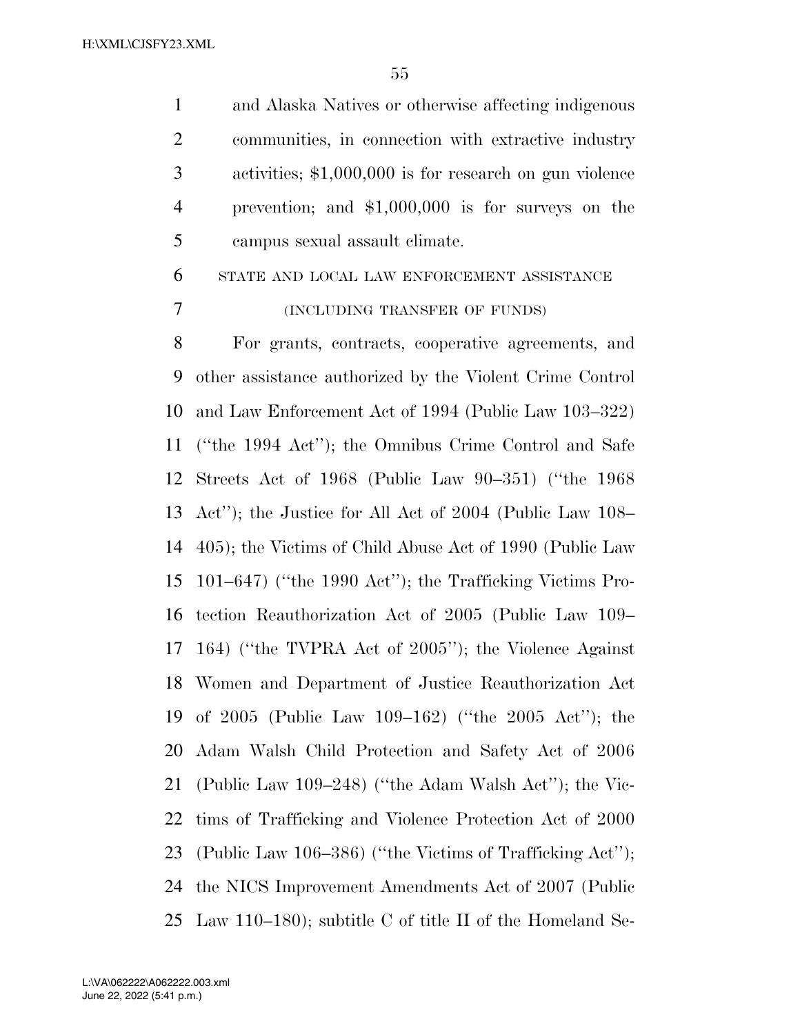and Alaska Natives or otherwise affecting indigenous communities, in connection with extractive industry activities; $1,000,000 is for research on gun violence prevention; and $1,000,000 is for surveys on the campus sexual assault climate.

STATE AND LOCAL LAW ENFORCEMENT ASSISTANCE

(INCLUDING TRANSFER OF FUNDS)

For grants, contracts, cooperative agreements, and other assistance authorized by the Violent Crime Control and Law Enforcement Act of 1994 (Public Law 103–322) (''the 1994 Act''); the Omnibus Crime Control and Safe Streets Act of 1968 (Public Law 90–351) (''the 1968 Act''); the Justice for All Act of 2004 (Public Law 108–405); the Victims of Child Abuse Act of 1990 (Public Law 101–647) (''the 1990 Act''); the Trafficking Victims Protection Reauthorization Act of 2005 (Public Law 109–164) (''the TVPRA Act of 2005''); the Violence Against Women and Department of Justice Reauthorization Act of 2005 (Public Law 109–162) (''the 2005 Act''); the Adam Walsh Child Protection and Safety Act of 2006 (Public Law 109–248) (''the Adam Walsh Act''); the Victims of Trafficking and Violence Protection Act of 2000 (Public Law 106–386) (''the Victims of Trafficking Act''); the NICS Improvement Amendments Act of 2007 (Public Law 110–180); subtitle C of title II of the Homeland Se-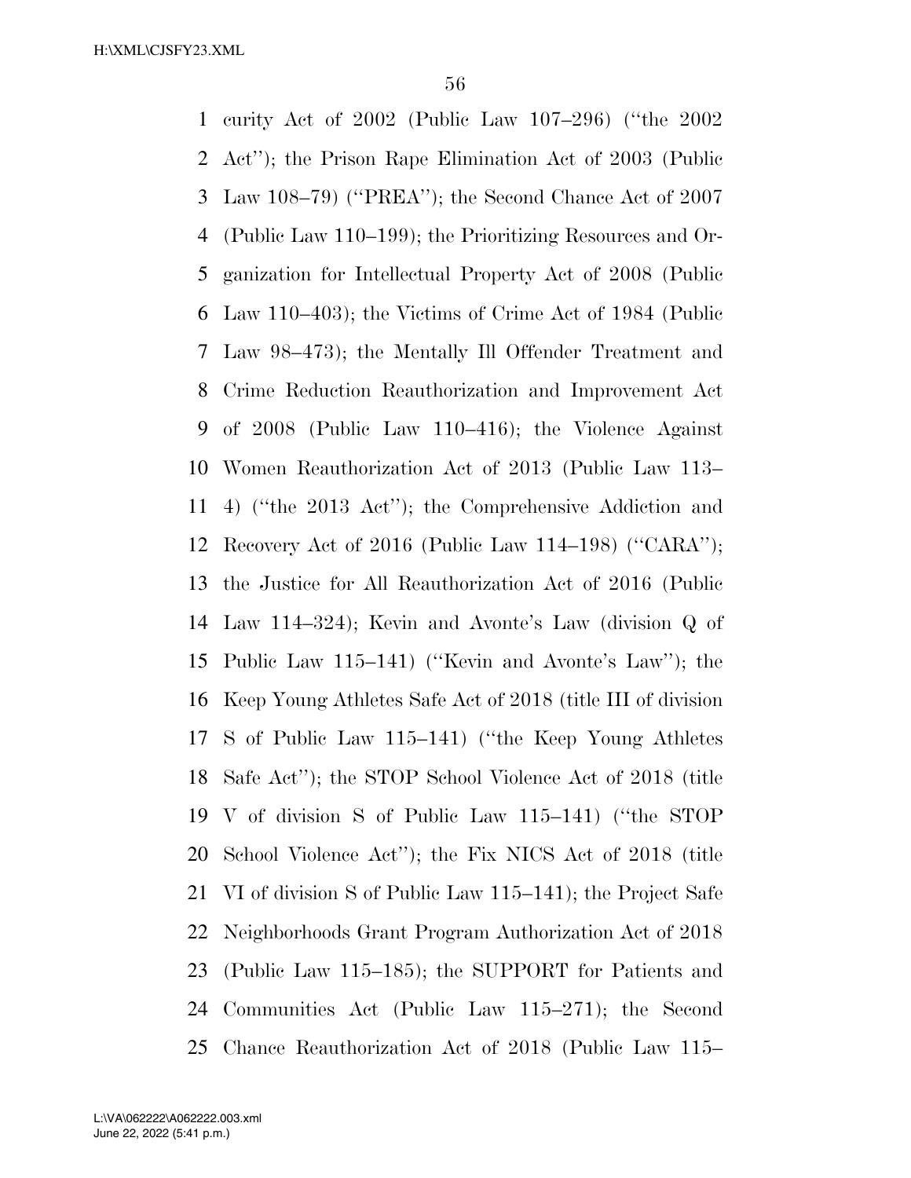curity Act of 2002 (Public Law 107–296) (''the 2002 Act''); the Prison Rape Elimination Act of 2003 (Public Law 108–79) (''PREA''); the Second Chance Act of 2007 (Public Law 110–199); the Prioritizing Resources and Organization for Intellectual Property Act of 2008 (Public Law 110–403); the Victims of Crime Act of 1984 (Public Law 98–473); the Mentally Ill Offender Treatment and Crime Reduction Reauthorization and Improvement Act of 2008 (Public Law 110–416); the Violence Against Women Reauthorization Act of 2013 (Public Law 113–4) (''the 2013 Act''); the Comprehensive Addiction and Recovery Act of 2016 (Public Law 114–198) (''CARA''); the Justice for All Reauthorization Act of 2016 (Public Law 114–324); Kevin and Avonte's Law (division Q of Public Law 115–141) (''Kevin and Avonte's Law''); the Keep Young Athletes Safe Act of 2018 (title III of division S of Public Law 115–141) (''the Keep Young Athletes Safe Act''); the STOP School Violence Act of 2018 (title V of division S of Public Law 115–141) (''the STOP School Violence Act''); the Fix NICS Act of 2018 (title VI of division S of Public Law 115–141); the Project Safe Neighborhoods Grant Program Authorization Act of 2018 (Public Law 115–185); the SUPPORT for Patients and Communities Act (Public Law 115–271); the Second Chance Reauthorization Act of 2018 (Public Law 115–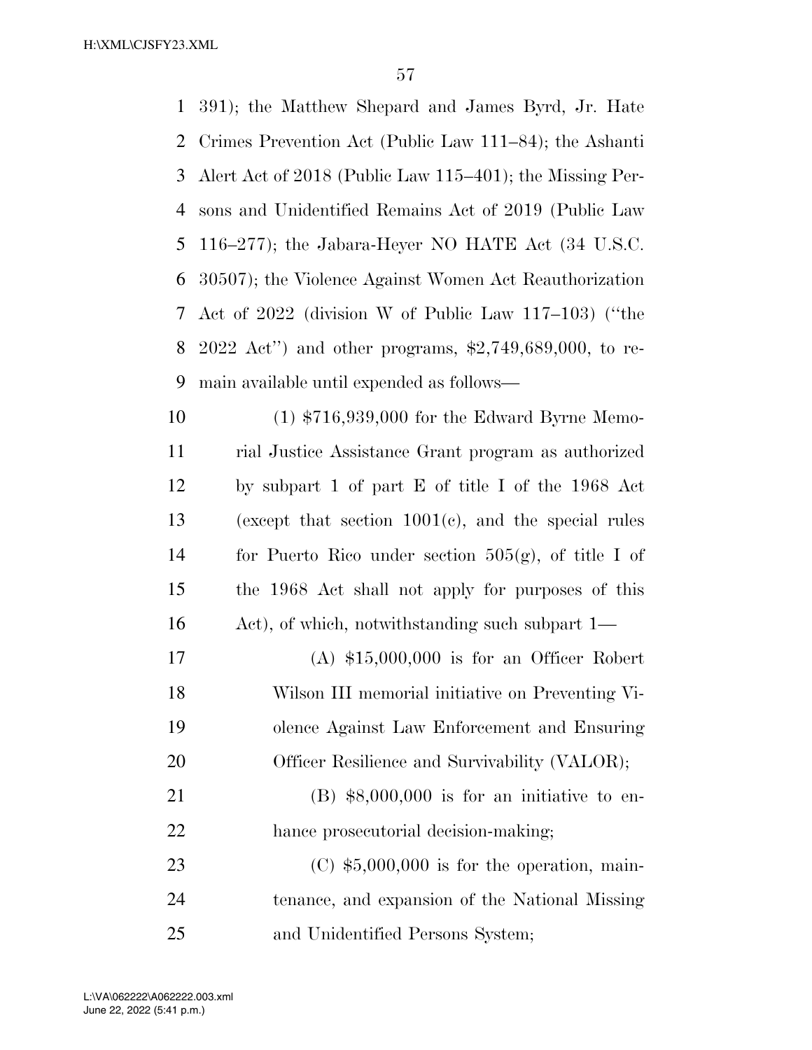391); the Matthew Shepard and James Byrd, Jr. Hate Crimes Prevention Act (Public Law 111–84); the Ashanti Alert Act of 2018 (Public Law 115–401); the Missing Persons and Unidentified Remains Act of 2019 (Public Law 116–277); the Jabara-Heyer NO HATE Act (34 U.S.C. 30507); the Violence Against Women Act Reauthorization Act of 2022 (division W of Public Law 117–103) (''the 2022 Act'') and other programs, $2,749,689,000, to remain available until expended as follows—

(1) $716,939,000 for the Edward Byrne Memorial Justice Assistance Grant program as authorized by subpart 1 of part E of title I of the 1968 Act (except that section 1001(c), and the special rules for Puerto Rico under section 505(g), of title I of the 1968 Act shall not apply for purposes of this Act), of which, notwithstanding such subpart 1—

(A) $15,000,000 is for an Officer Robert Wilson III memorial initiative on Preventing Violence Against Law Enforcement and Ensuring Officer Resilience and Survivability (VALOR);

(B) $8,000,000 is for an initiative to enhance prosecutorial decision-making;

(C) $5,000,000 is for the operation, maintenance, and expansion of the National Missing and Unidentified Persons System;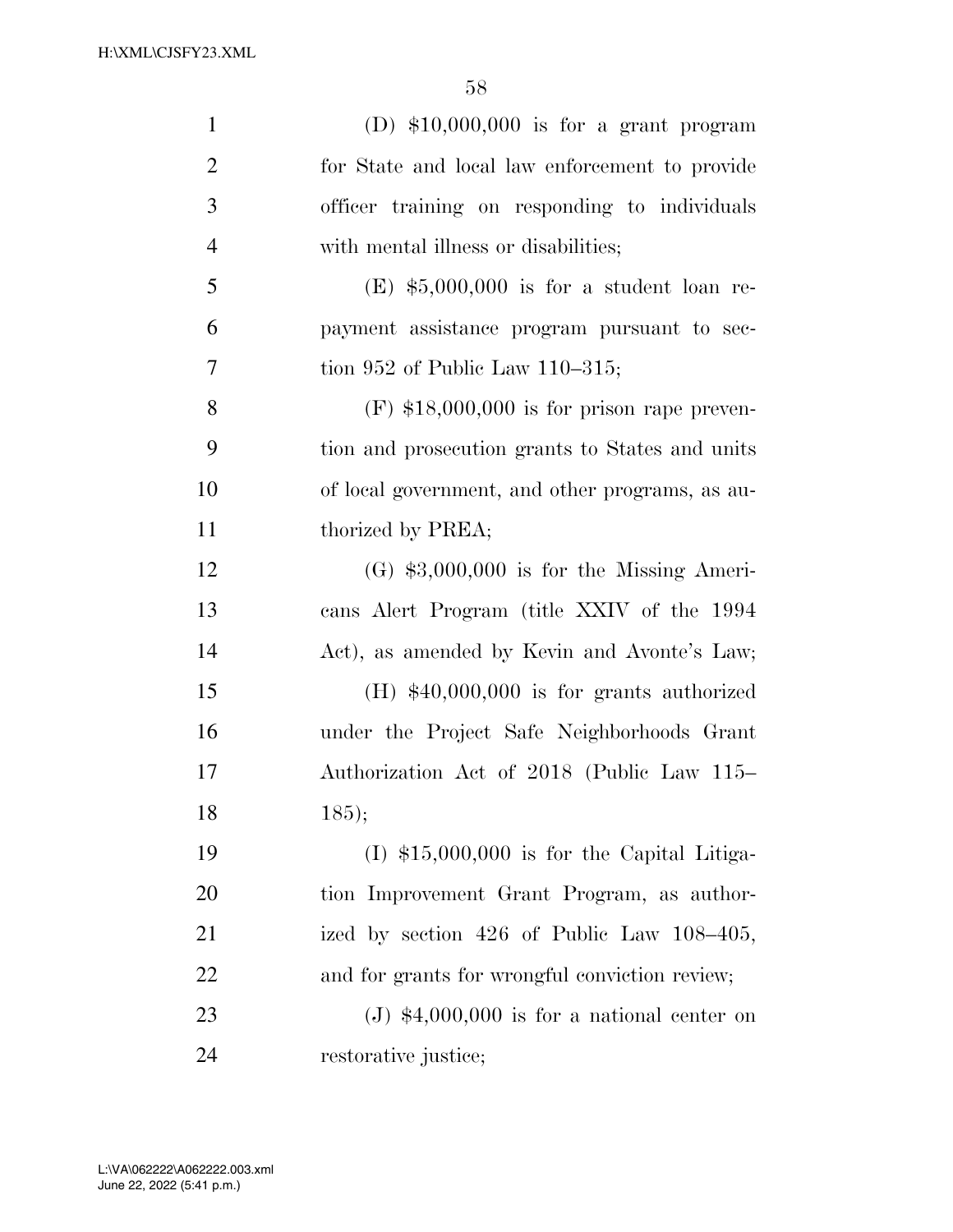(D) $10,000,000 is for a grant program for State and local law enforcement to provide officer training on responding to individuals with mental illness or disabilities;

(E) $5,000,000 is for a student loan repayment assistance program pursuant to section 952 of Public Law 110–315;

(F) $18,000,000 is for prison rape prevention and prosecution grants to States and units of local government, and other programs, as authorized by PREA;

(G) $3,000,000 is for the Missing Americans Alert Program (title XXIV of the 1994 Act), as amended by Kevin and Avonte's Law;

(H) $40,000,000 is for grants authorized under the Project Safe Neighborhoods Grant Authorization Act of 2018 (Public Law 115–185);

(I) $15,000,000 is for the Capital Litigation Improvement Grant Program, as authorized by section 426 of Public Law 108–405, and for grants for wrongful conviction review;

(J) $4,000,000 is for a national center on restorative justice;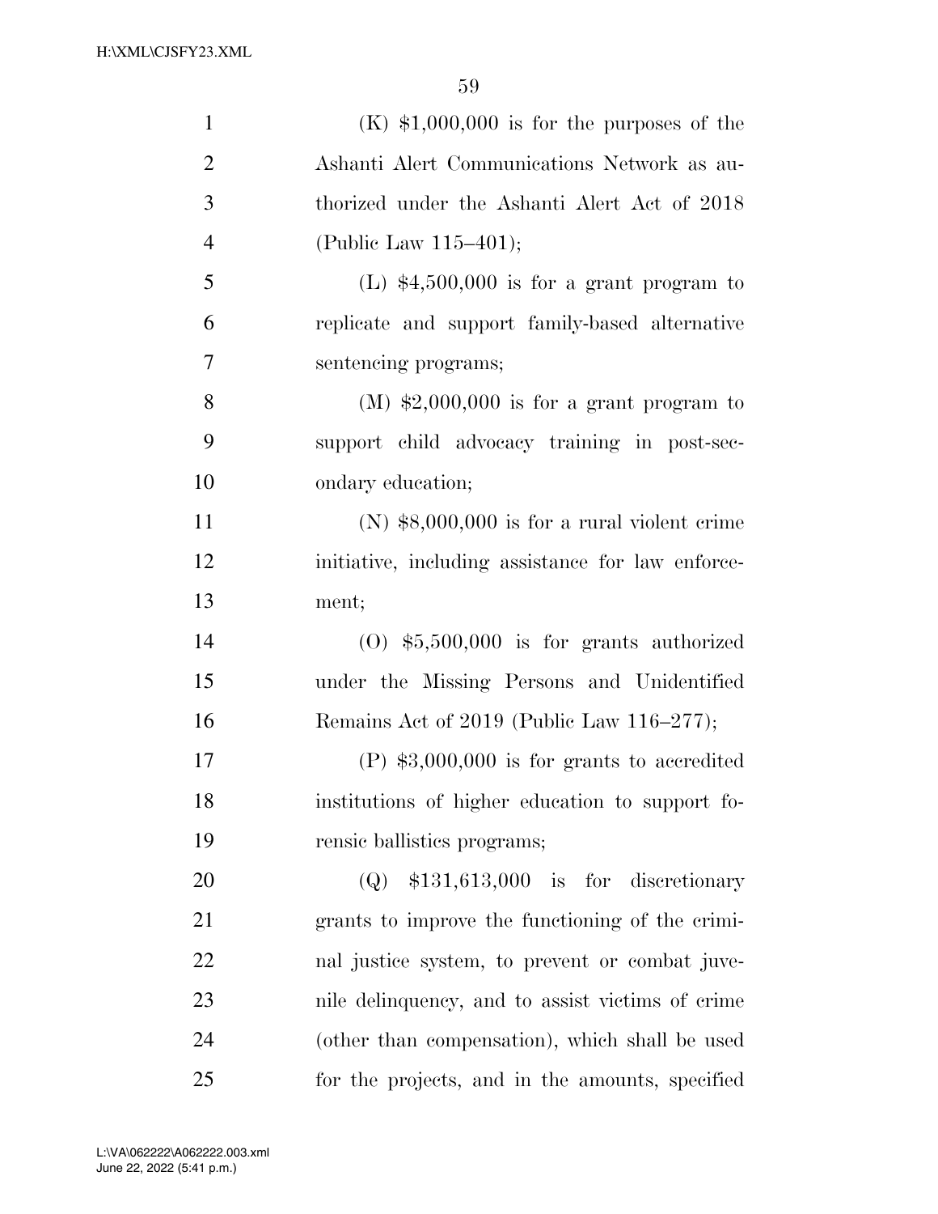(K) $1,000,000 is for the purposes of the Ashanti Alert Communications Network as authorized under the Ashanti Alert Act of 2018 (Public Law 115–401);

(L) $4,500,000 is for a grant program to replicate and support family-based alternative sentencing programs;

(M) $2,000,000 is for a grant program to support child advocacy training in post-secondary education;

(N) $8,000,000 is for a rural violent crime initiative, including assistance for law enforcement;

(O) $5,500,000 is for grants authorized under the Missing Persons and Unidentified Remains Act of 2019 (Public Law 116–277);

(P) $3,000,000 is for grants to accredited institutions of higher education to support forensic ballistics programs;

(Q) $131,613,000 is for discretionary grants to improve the functioning of the criminal justice system, to prevent or combat juvenile delinquency, and to assist victims of crime (other than compensation), which shall be used for the projects, and in the amounts, specified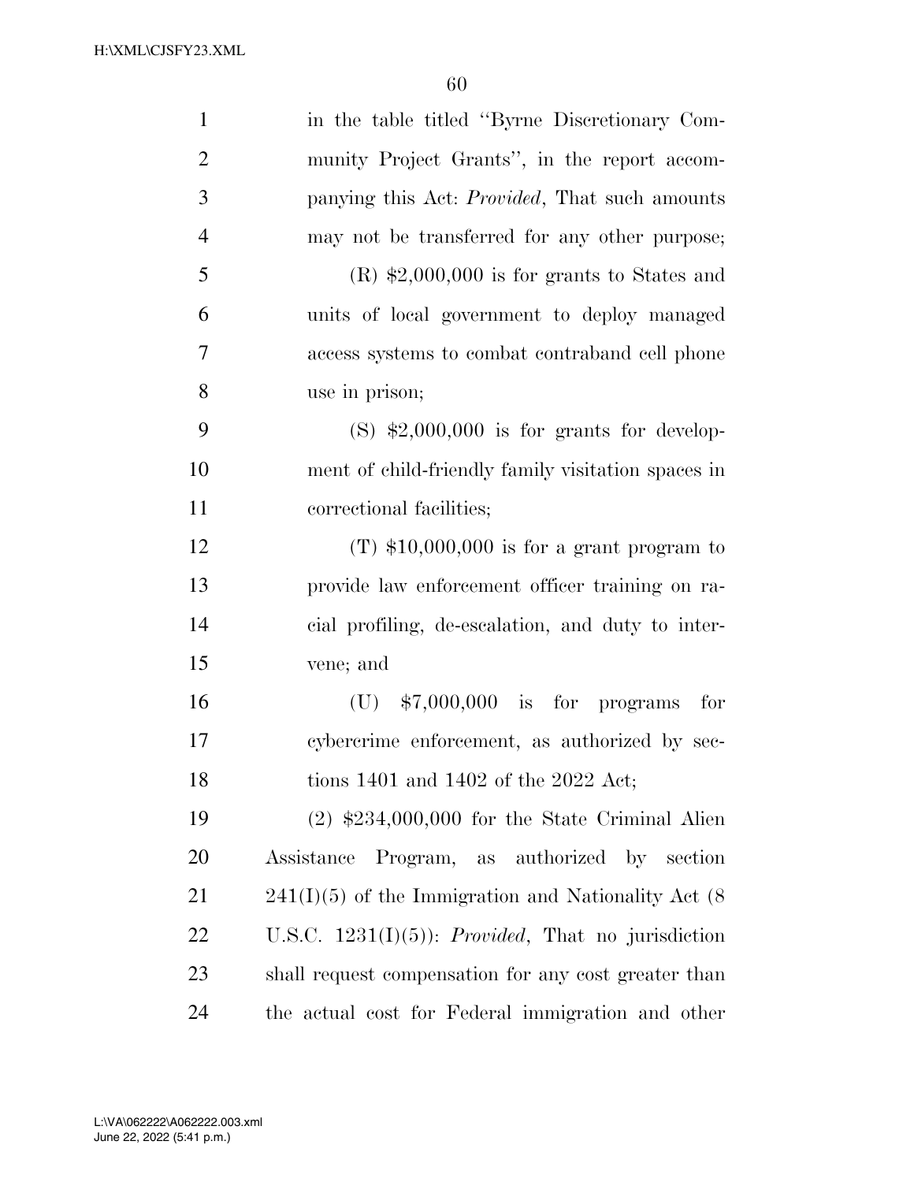in the table titled "Byrne Discretionary Community Project Grants", in the report accompanying this Act: *Provided*, That such amounts may not be transferred for any other purpose;

(R) $2,000,000 is for grants to States and units of local government to deploy managed access systems to combat contraband cell phone use in prison;

(S) $2,000,000 is for grants for development of child-friendly family visitation spaces in correctional facilities;

(T) $10,000,000 is for a grant program to provide law enforcement officer training on racial profiling, de-escalation, and duty to intervene; and

(U) $7,000,000 is for programs for cybercrime enforcement, as authorized by sections 1401 and 1402 of the 2022 Act;

(2) $234,000,000 for the State Criminal Alien Assistance Program, as authorized by section 241(I)(5) of the Immigration and Nationality Act (8 U.S.C. 1231(I)(5)): *Provided*, That no jurisdiction shall request compensation for any cost greater than the actual cost for Federal immigration and other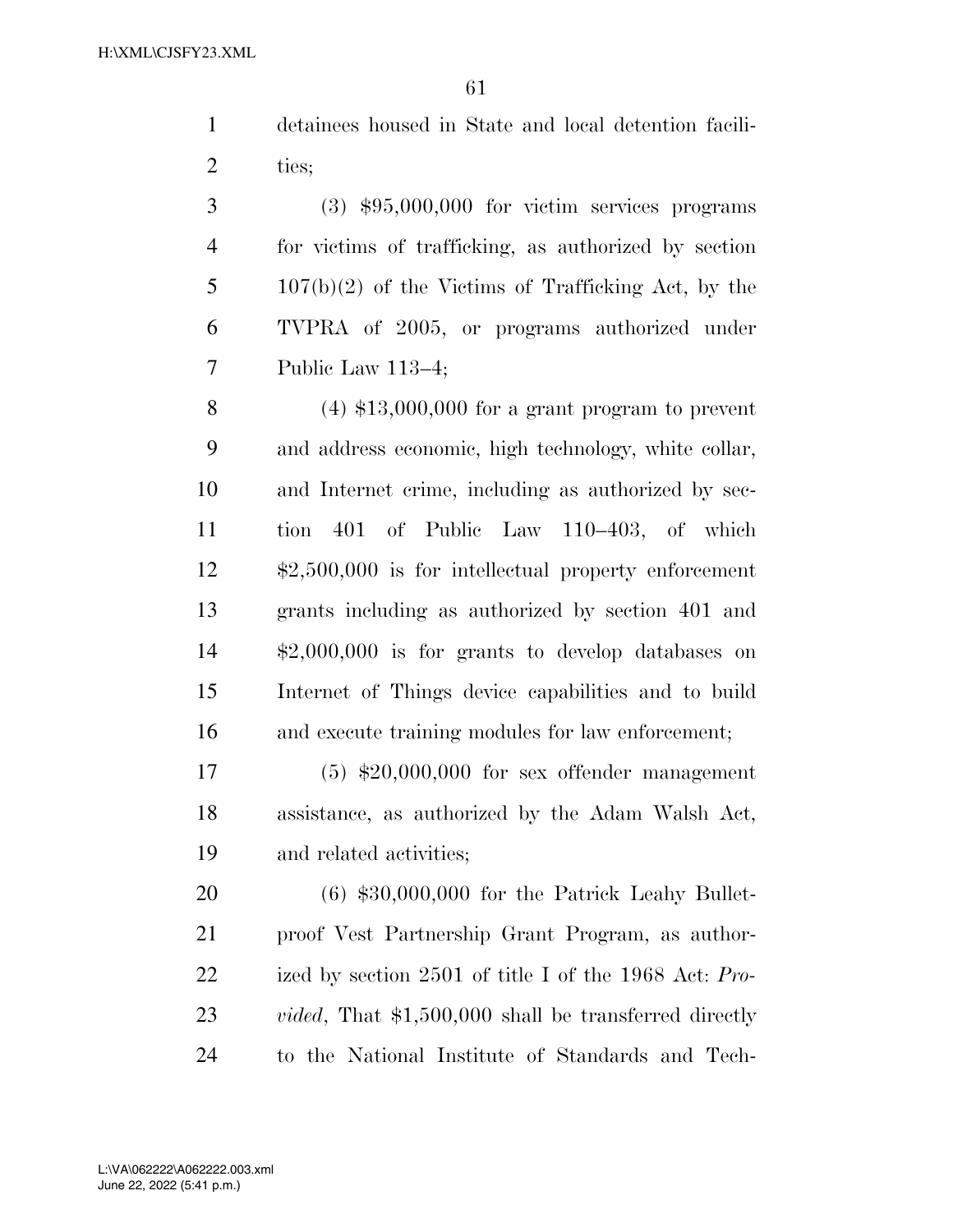detainees housed in State and local detention facilities;

(3) $95,000,000 for victim services programs for victims of trafficking, as authorized by section 107(b)(2) of the Victims of Trafficking Act, by the TVPRA of 2005, or programs authorized under Public Law 113–4;

(4) $13,000,000 for a grant program to prevent and address economic, high technology, white collar, and Internet crime, including as authorized by section 401 of Public Law 110–403, of which $2,500,000 is for intellectual property enforcement grants including as authorized by section 401 and $2,000,000 is for grants to develop databases on Internet of Things device capabilities and to build and execute training modules for law enforcement;

(5) $20,000,000 for sex offender management assistance, as authorized by the Adam Walsh Act, and related activities;

(6) $30,000,000 for the Patrick Leahy Bulletproof Vest Partnership Grant Program, as authorized by section 2501 of title I of the 1968 Act: *Provided*, That $1,500,000 shall be transferred directly to the National Institute of Standards and Tech-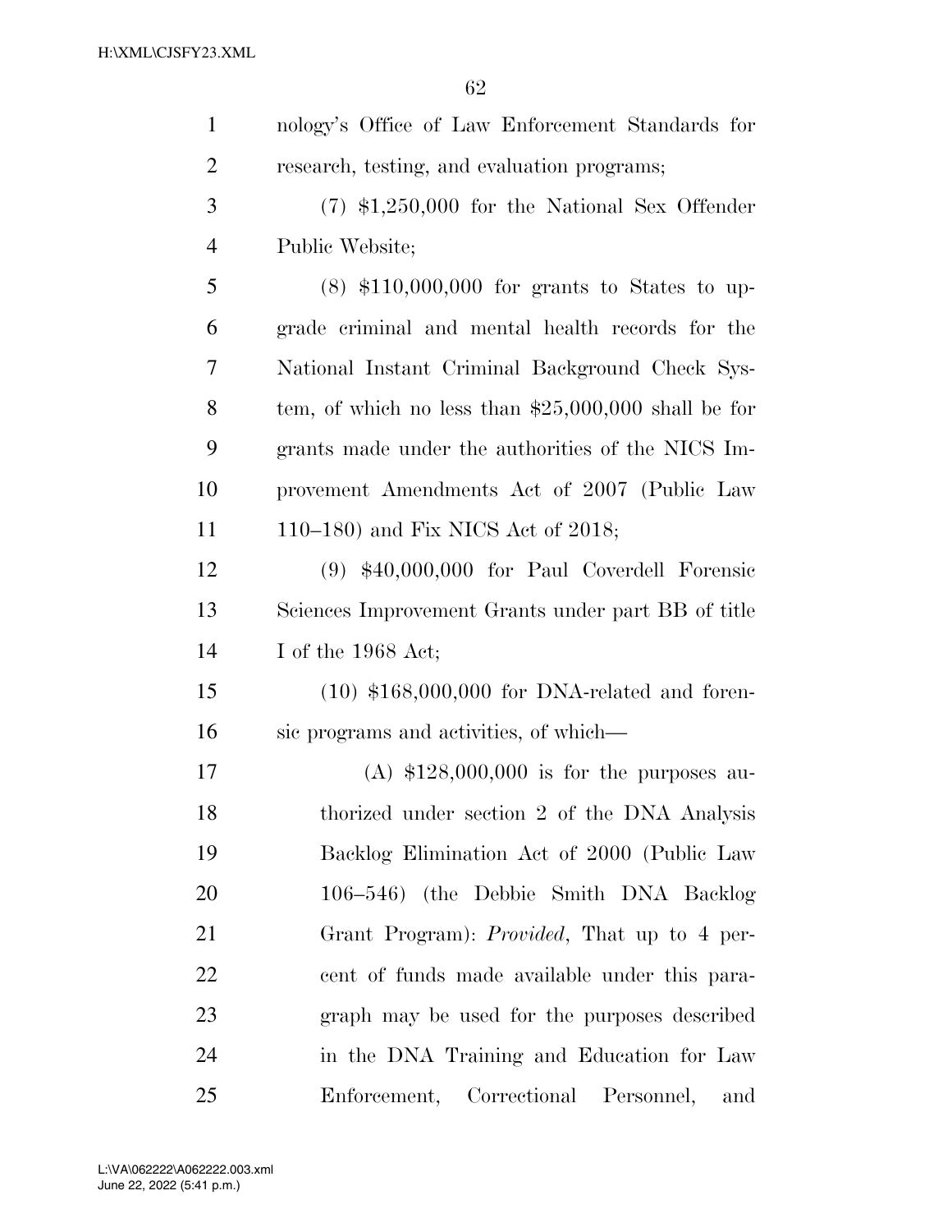nology's Office of Law Enforcement Standards for research, testing, and evaluation programs;

(7) $1,250,000 for the National Sex Offender Public Website;

(8) $110,000,000 for grants to States to upgrade criminal and mental health records for the National Instant Criminal Background Check System, of which no less than $25,000,000 shall be for grants made under the authorities of the NICS Improvement Amendments Act of 2007 (Public Law 110–180) and Fix NICS Act of 2018;

(9) $40,000,000 for Paul Coverdell Forensic Sciences Improvement Grants under part BB of title I of the 1968 Act;

(10) $168,000,000 for DNA-related and forensic programs and activities, of which—

(A) $128,000,000 is for the purposes authorized under section 2 of the DNA Analysis Backlog Elimination Act of 2000 (Public Law 106–546) (the Debbie Smith DNA Backlog Grant Program): *Provided*, That up to 4 percent of funds made available under this paragraph may be used for the purposes described in the DNA Training and Education for Law Enforcement, Correctional Personnel, and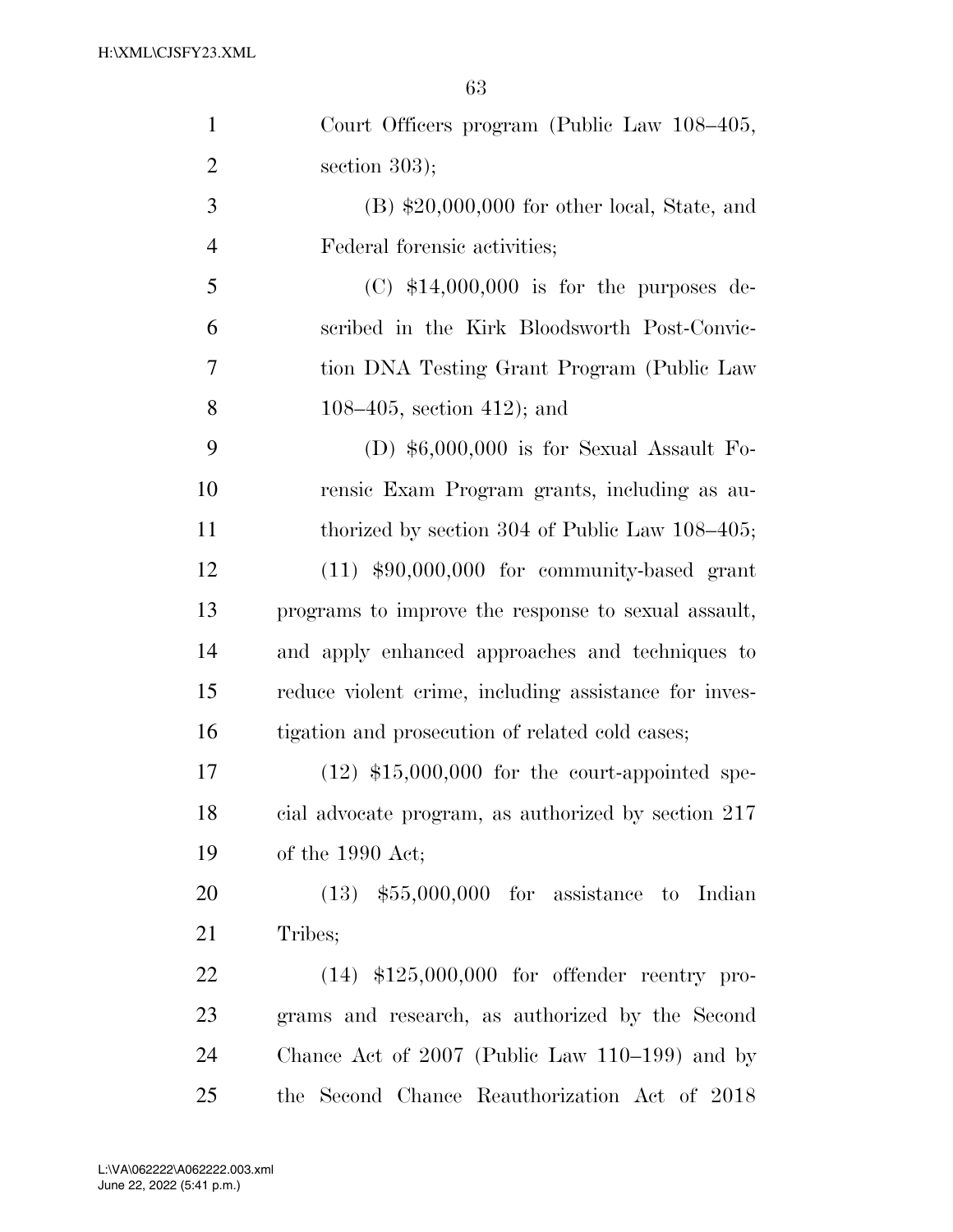Court Officers program (Public Law 108–405, section 303);

(B) $20,000,000 for other local, State, and Federal forensic activities;

(C) $14,000,000 is for the purposes described in the Kirk Bloodsworth Post-Conviction DNA Testing Grant Program (Public Law 108–405, section 412); and

(D) $6,000,000 is for Sexual Assault Forensic Exam Program grants, including as authorized by section 304 of Public Law 108–405;

(11) $90,000,000 for community-based grant programs to improve the response to sexual assault, and apply enhanced approaches and techniques to reduce violent crime, including assistance for investigation and prosecution of related cold cases;

(12) $15,000,000 for the court-appointed special advocate program, as authorized by section 217 of the 1990 Act;

(13) $55,000,000 for assistance to Indian Tribes;

(14) $125,000,000 for offender reentry programs and research, as authorized by the Second Chance Act of 2007 (Public Law 110–199) and by the Second Chance Reauthorization Act of 2018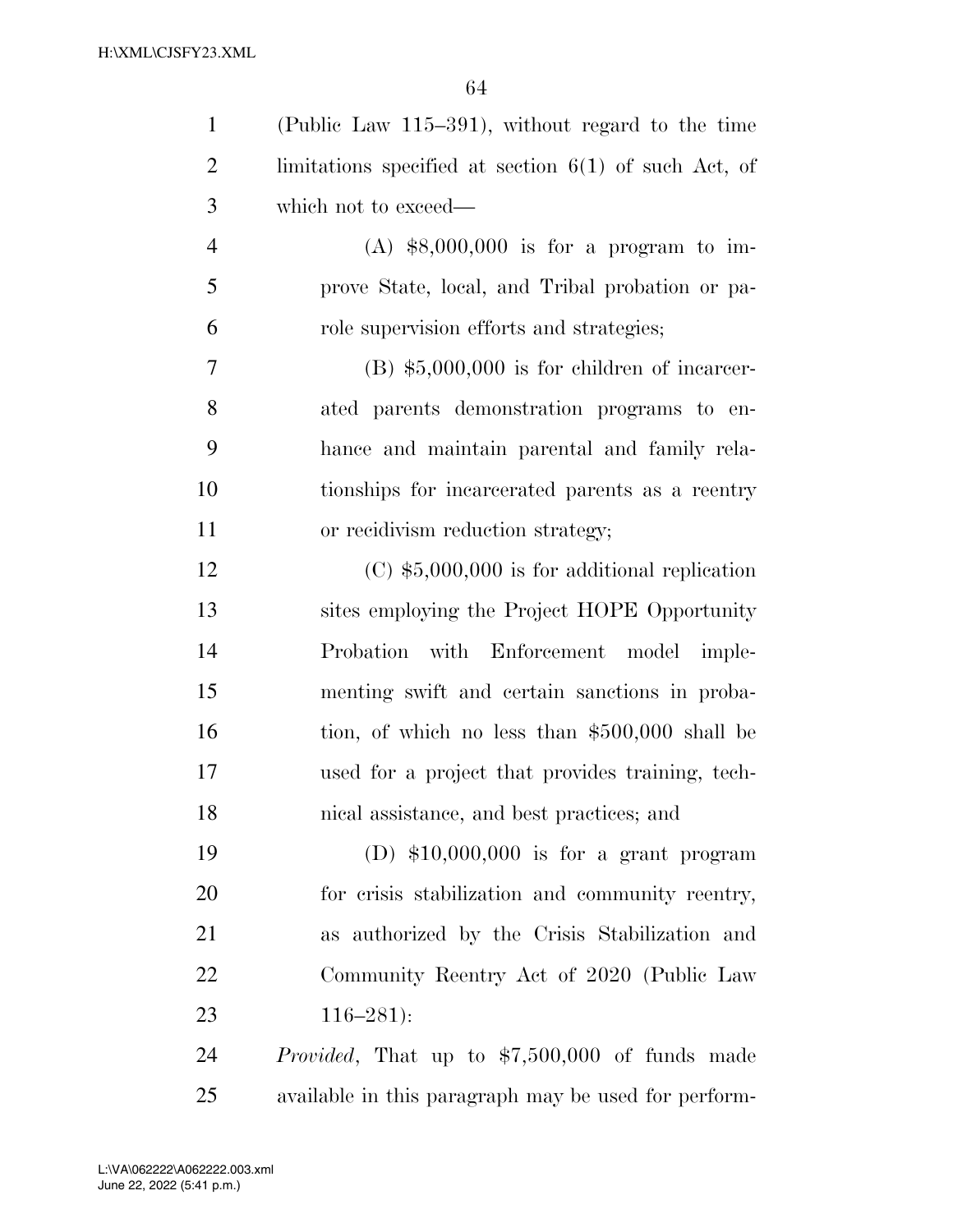(Public Law 115–391), without regard to the time limitations specified at section 6(1) of such Act, of which not to exceed—

(A) $8,000,000 is for a program to improve State, local, and Tribal probation or parole supervision efforts and strategies;

(B) $5,000,000 is for children of incarcerated parents demonstration programs to enhance and maintain parental and family relationships for incarcerated parents as a reentry or recidivism reduction strategy;

(C) $5,000,000 is for additional replication sites employing the Project HOPE Opportunity Probation with Enforcement model implementing swift and certain sanctions in probation, of which no less than $500,000 shall be used for a project that provides training, technical assistance, and best practices; and

(D) $10,000,000 is for a grant program for crisis stabilization and community reentry, as authorized by the Crisis Stabilization and Community Reentry Act of 2020 (Public Law 116–281):

*Provided*, That up to $7,500,000 of funds made available in this paragraph may be used for perform-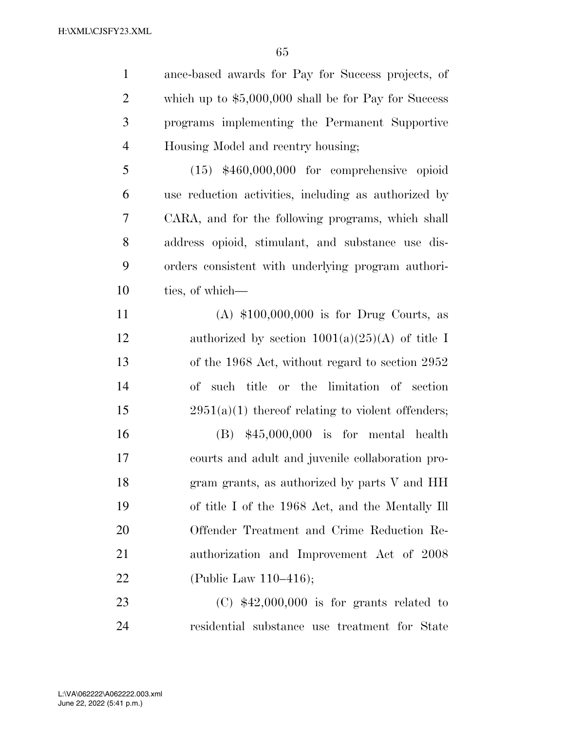ance-based awards for Pay for Success projects, of which up to $5,000,000 shall be for Pay for Success programs implementing the Permanent Supportive Housing Model and reentry housing;

(15) $460,000,000 for comprehensive opioid use reduction activities, including as authorized by CARA, and for the following programs, which shall address opioid, stimulant, and substance use disorders consistent with underlying program authorities, of which—

(A) $100,000,000 is for Drug Courts, as authorized by section 1001(a)(25)(A) of title I of the 1968 Act, without regard to section 2952 of such title or the limitation of section 2951(a)(1) thereof relating to violent offenders;

(B) $45,000,000 is for mental health courts and adult and juvenile collaboration program grants, as authorized by parts V and HH of title I of the 1968 Act, and the Mentally Ill Offender Treatment and Crime Reduction Reauthorization and Improvement Act of 2008 (Public Law 110–416);

(C) $42,000,000 is for grants related to residential substance use treatment for State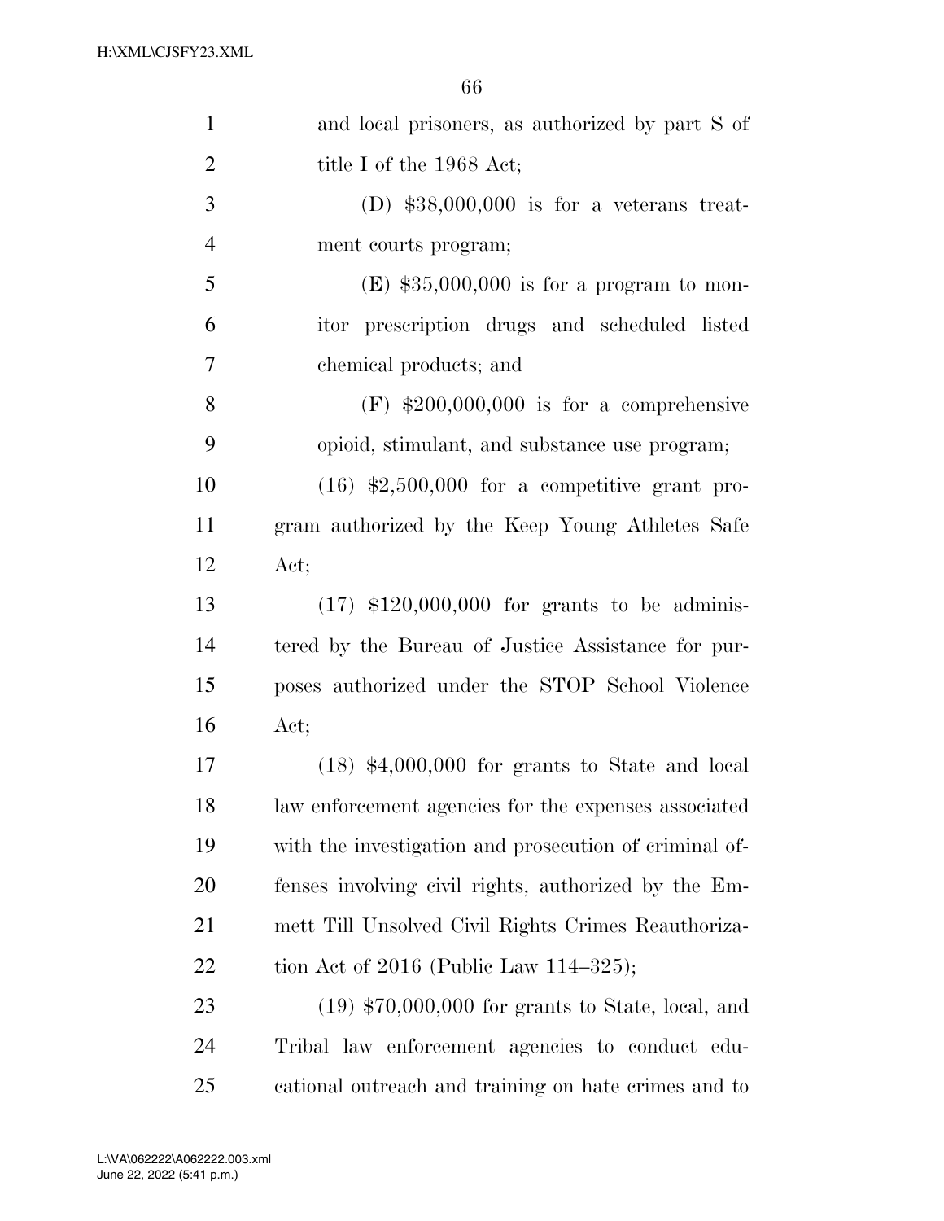and local prisoners, as authorized by part S of title I of the 1968 Act;

(D) $38,000,000 is for a veterans treatment courts program;

(E) $35,000,000 is for a program to monitor prescription drugs and scheduled listed chemical products; and

(F) $200,000,000 is for a comprehensive opioid, stimulant, and substance use program;

(16) $2,500,000 for a competitive grant program authorized by the Keep Young Athletes Safe Act;

(17) $120,000,000 for grants to be administered by the Bureau of Justice Assistance for purposes authorized under the STOP School Violence Act;

(18) $4,000,000 for grants to State and local law enforcement agencies for the expenses associated with the investigation and prosecution of criminal offenses involving civil rights, authorized by the Emmett Till Unsolved Civil Rights Crimes Reauthorization Act of 2016 (Public Law 114–325);

(19) $70,000,000 for grants to State, local, and Tribal law enforcement agencies to conduct educational outreach and training on hate crimes and to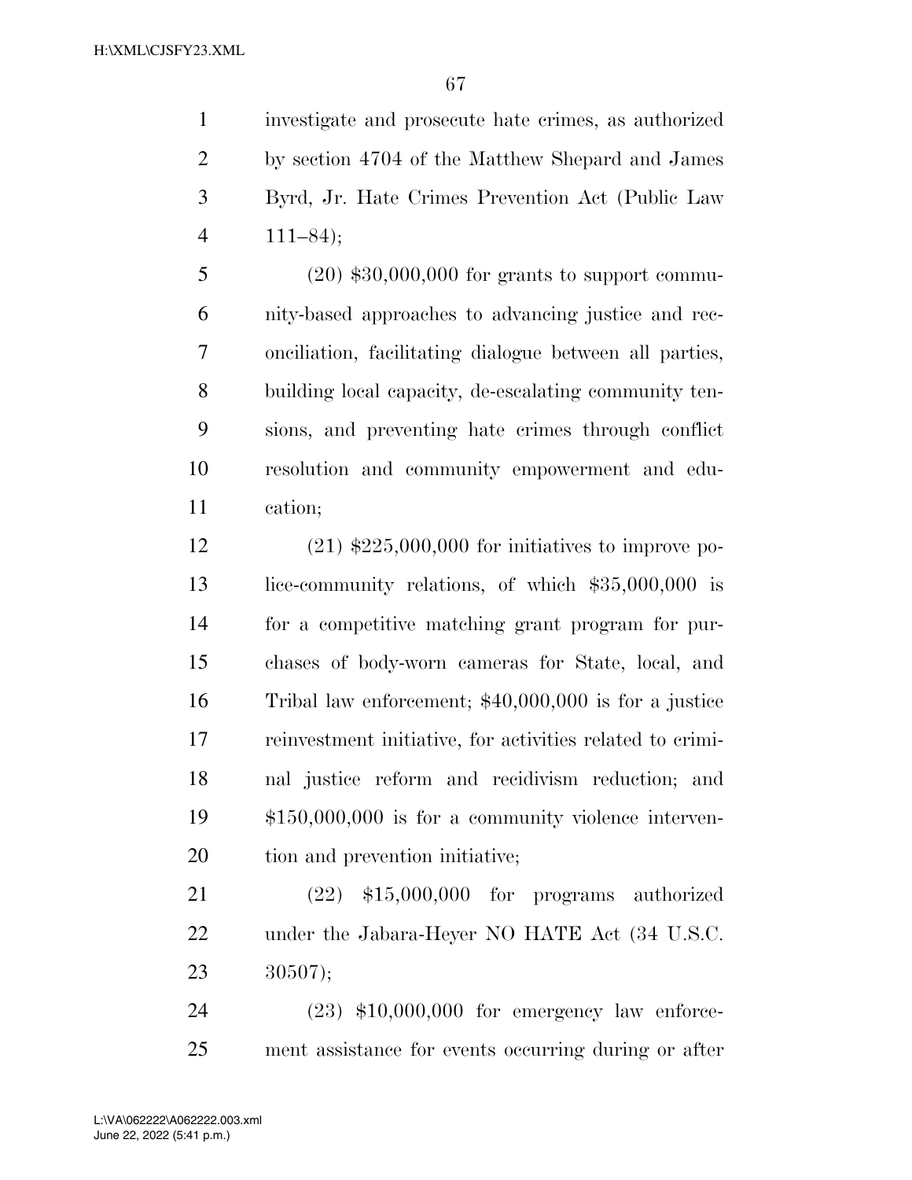investigate and prosecute hate crimes, as authorized by section 4704 of the Matthew Shepard and James Byrd, Jr. Hate Crimes Prevention Act (Public Law 111–84);

(20) $30,000,000 for grants to support community-based approaches to advancing justice and reconciliation, facilitating dialogue between all parties, building local capacity, de-escalating community tensions, and preventing hate crimes through conflict resolution and community empowerment and education;

(21) $225,000,000 for initiatives to improve police-community relations, of which $35,000,000 is for a competitive matching grant program for purchases of body-worn cameras for State, local, and Tribal law enforcement; $40,000,000 is for a justice reinvestment initiative, for activities related to criminal justice reform and recidivism reduction; and $150,000,000 is for a community violence intervention and prevention initiative;

(22) $15,000,000 for programs authorized under the Jabara-Heyer NO HATE Act (34 U.S.C. 30507);

(23) $10,000,000 for emergency law enforcement assistance for events occurring during or after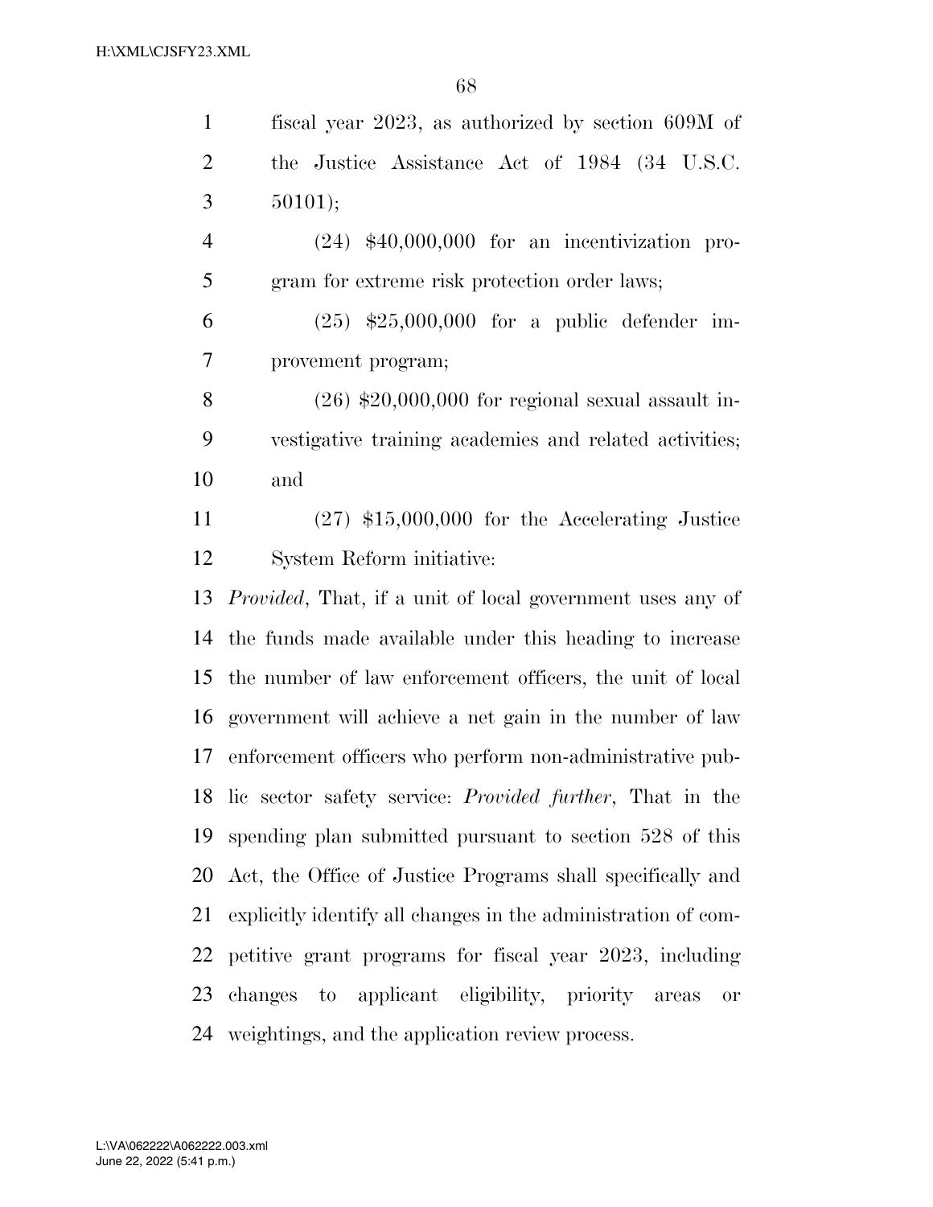fiscal year 2023, as authorized by section 609M of the Justice Assistance Act of 1984 (34 U.S.C. 50101);

(24) $40,000,000 for an incentivization program for extreme risk protection order laws;

(25) $25,000,000 for a public defender improvement program;

(26) $20,000,000 for regional sexual assault investigative training academies and related activities; and

(27) $15,000,000 for the Accelerating Justice System Reform initiative:

*Provided*, That, if a unit of local government uses any of the funds made available under this heading to increase the number of law enforcement officers, the unit of local government will achieve a net gain in the number of law enforcement officers who perform non-administrative public sector safety service: *Provided further*, That in the spending plan submitted pursuant to section 528 of this Act, the Office of Justice Programs shall specifically and explicitly identify all changes in the administration of competitive grant programs for fiscal year 2023, including changes to applicant eligibility, priority areas or weightings, and the application review process.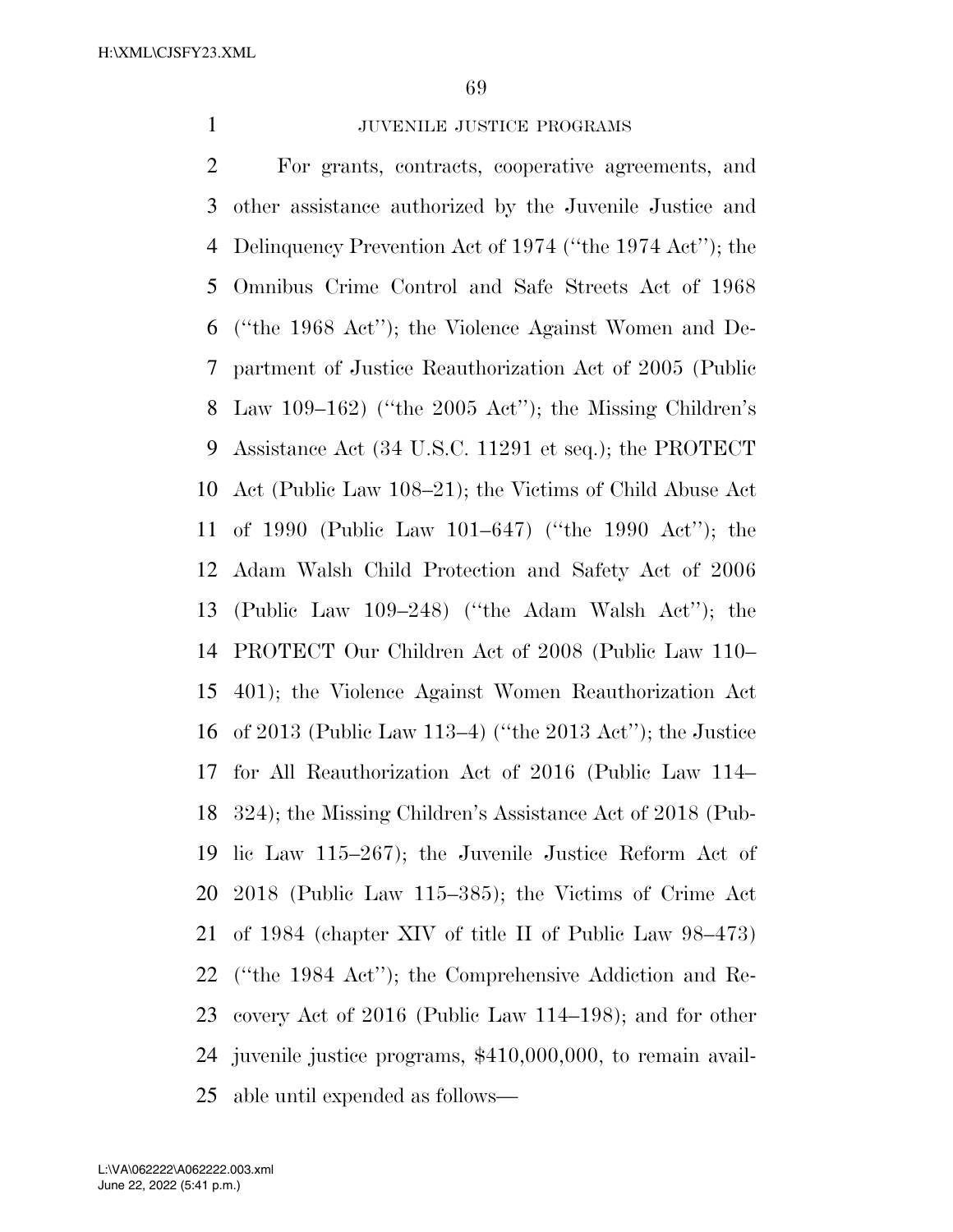JUVENILE JUSTICE PROGRAMS

For grants, contracts, cooperative agreements, and other assistance authorized by the Juvenile Justice and Delinquency Prevention Act of 1974 (''the 1974 Act''); the Omnibus Crime Control and Safe Streets Act of 1968 (''the 1968 Act''); the Violence Against Women and Department of Justice Reauthorization Act of 2005 (Public Law 109–162) (''the 2005 Act''); the Missing Children's Assistance Act (34 U.S.C. 11291 et seq.); the PROTECT Act (Public Law 108–21); the Victims of Child Abuse Act of 1990 (Public Law 101–647) (''the 1990 Act''); the Adam Walsh Child Protection and Safety Act of 2006 (Public Law 109–248) (''the Adam Walsh Act''); the PROTECT Our Children Act of 2008 (Public Law 110–401); the Violence Against Women Reauthorization Act of 2013 (Public Law 113–4) (''the 2013 Act''); the Justice for All Reauthorization Act of 2016 (Public Law 114–324); the Missing Children's Assistance Act of 2018 (Public Law 115–267); the Juvenile Justice Reform Act of 2018 (Public Law 115–385); the Victims of Crime Act of 1984 (chapter XIV of title II of Public Law 98–473) (''the 1984 Act''); the Comprehensive Addiction and Recovery Act of 2016 (Public Law 114–198); and for other juvenile justice programs, $410,000,000, to remain available until expended as follows—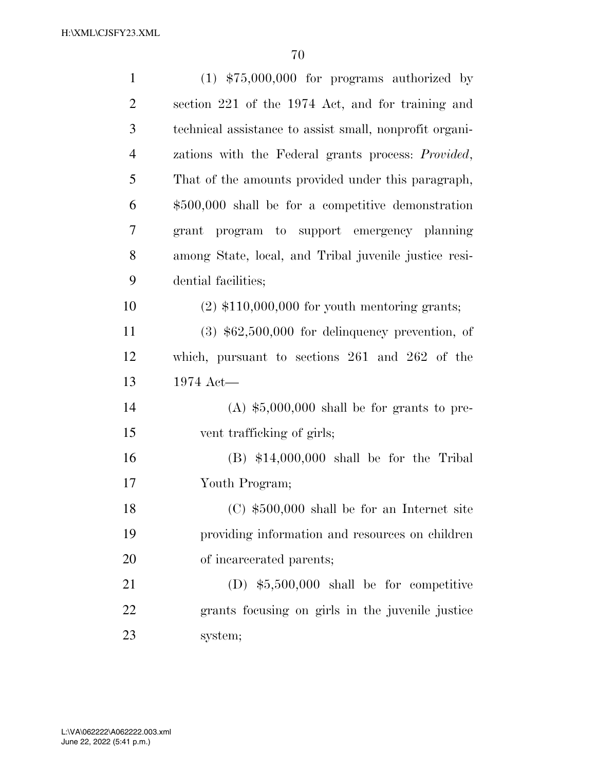(1) $75,000,000 for programs authorized by section 221 of the 1974 Act, and for training and technical assistance to assist small, nonprofit organizations with the Federal grants process: *Provided*, That of the amounts provided under this paragraph, $500,000 shall be for a competitive demonstration grant program to support emergency planning among State, local, and Tribal juvenile justice residential facilities;

(2) $110,000,000 for youth mentoring grants;

(3) $62,500,000 for delinquency prevention, of which, pursuant to sections 261 and 262 of the 1974 Act—

(A) $5,000,000 shall be for grants to prevent trafficking of girls;

(B) $14,000,000 shall be for the Tribal Youth Program;

(C) $500,000 shall be for an Internet site providing information and resources on children of incarcerated parents;

(D) $5,500,000 shall be for competitive grants focusing on girls in the juvenile justice system;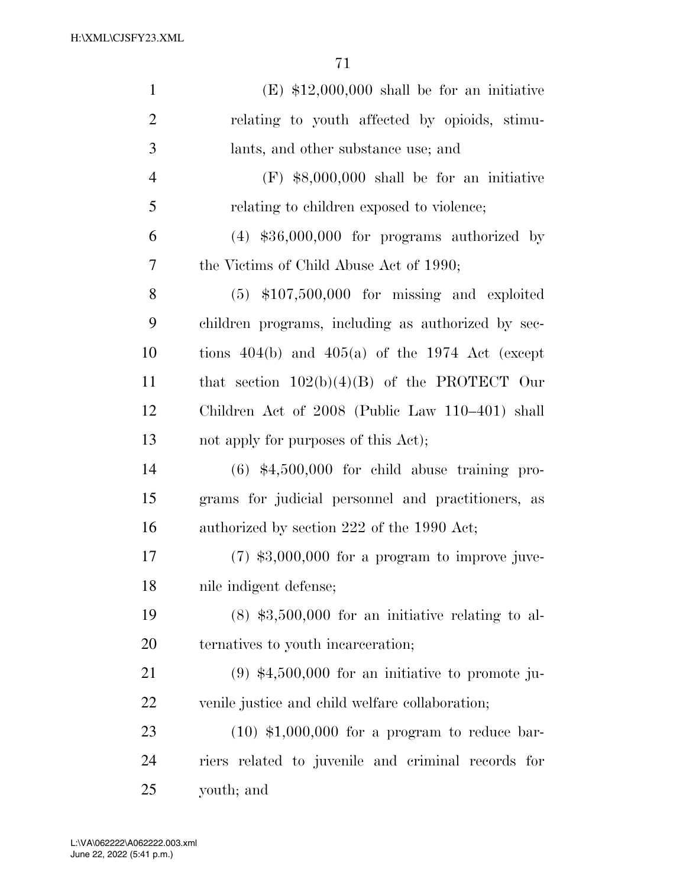(E) $12,000,000 shall be for an initiative relating to youth affected by opioids, stimulants, and other substance use; and

(F) $8,000,000 shall be for an initiative relating to children exposed to violence;

(4) $36,000,000 for programs authorized by the Victims of Child Abuse Act of 1990;

(5) $107,500,000 for missing and exploited children programs, including as authorized by sections 404(b) and 405(a) of the 1974 Act (except that section 102(b)(4)(B) of the PROTECT Our Children Act of 2008 (Public Law 110–401) shall not apply for purposes of this Act);

(6) $4,500,000 for child abuse training programs for judicial personnel and practitioners, as authorized by section 222 of the 1990 Act;

(7) $3,000,000 for a program to improve juvenile indigent defense;

(8) $3,500,000 for an initiative relating to alternatives to youth incarceration;

(9) $4,500,000 for an initiative to promote juvenile justice and child welfare collaboration;

(10) $1,000,000 for a program to reduce barriers related to juvenile and criminal records for youth; and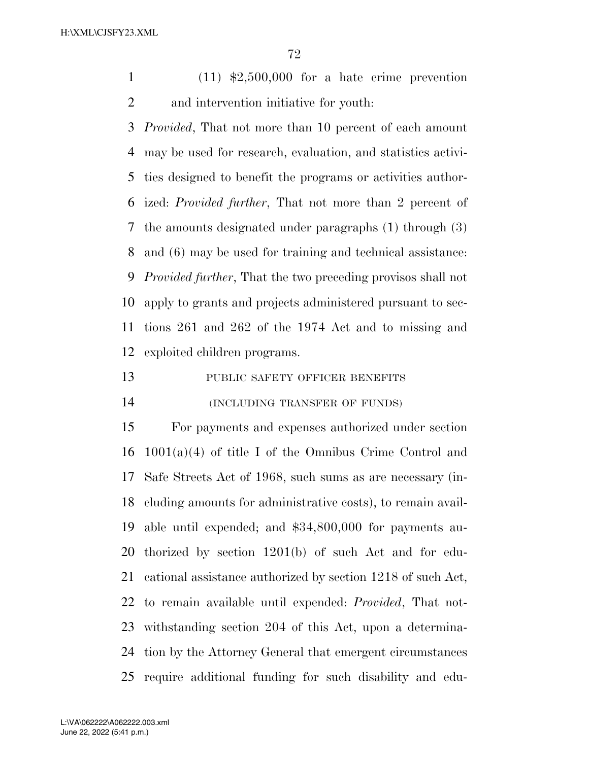(11) $2,500,000 for a hate crime prevention and intervention initiative for youth:

*Provided*, That not more than 10 percent of each amount may be used for research, evaluation, and statistics activities designed to benefit the programs or activities authorized: *Provided further*, That not more than 2 percent of the amounts designated under paragraphs (1) through (3) and (6) may be used for training and technical assistance: *Provided further*, That the two preceding provisos shall not apply to grants and projects administered pursuant to sections 261 and 262 of the 1974 Act and to missing and exploited children programs.

PUBLIC SAFETY OFFICER BENEFITS

(INCLUDING TRANSFER OF FUNDS)

For payments and expenses authorized under section 1001(a)(4) of title I of the Omnibus Crime Control and Safe Streets Act of 1968, such sums as are necessary (including amounts for administrative costs), to remain available until expended; and $34,800,000 for payments authorized by section 1201(b) of such Act and for educational assistance authorized by section 1218 of such Act, to remain available until expended: *Provided*, That notwithstanding section 204 of this Act, upon a determination by the Attorney General that emergent circumstances require additional funding for such disability and edu-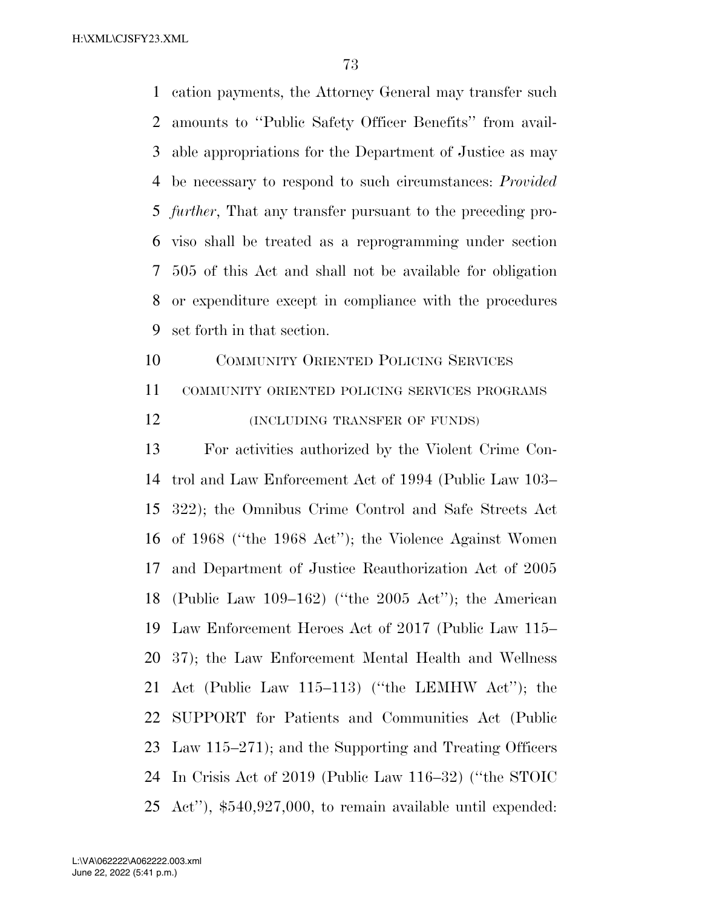cation payments, the Attorney General may transfer such amounts to ''Public Safety Officer Benefits'' from available appropriations for the Department of Justice as may be necessary to respond to such circumstances: *Provided further*, That any transfer pursuant to the preceding proviso shall be treated as a reprogramming under section 505 of this Act and shall not be available for obligation or expenditure except in compliance with the procedures set forth in that section.

## COMMUNITY ORIENTED POLICING SERVICES

### COMMUNITY ORIENTED POLICING SERVICES PROGRAMS

#### (INCLUDING TRANSFER OF FUNDS)

For activities authorized by the Violent Crime Control and Law Enforcement Act of 1994 (Public Law 103–322); the Omnibus Crime Control and Safe Streets Act of 1968 (''the 1968 Act''); the Violence Against Women and Department of Justice Reauthorization Act of 2005 (Public Law 109–162) (''the 2005 Act''); the American Law Enforcement Heroes Act of 2017 (Public Law 115–37); the Law Enforcement Mental Health and Wellness Act (Public Law 115–113) (''the LEMHW Act''); the SUPPORT for Patients and Communities Act (Public Law 115–271); and the Supporting and Treating Officers In Crisis Act of 2019 (Public Law 116–32) (''the STOIC Act''), $540,927,000, to remain available until expended: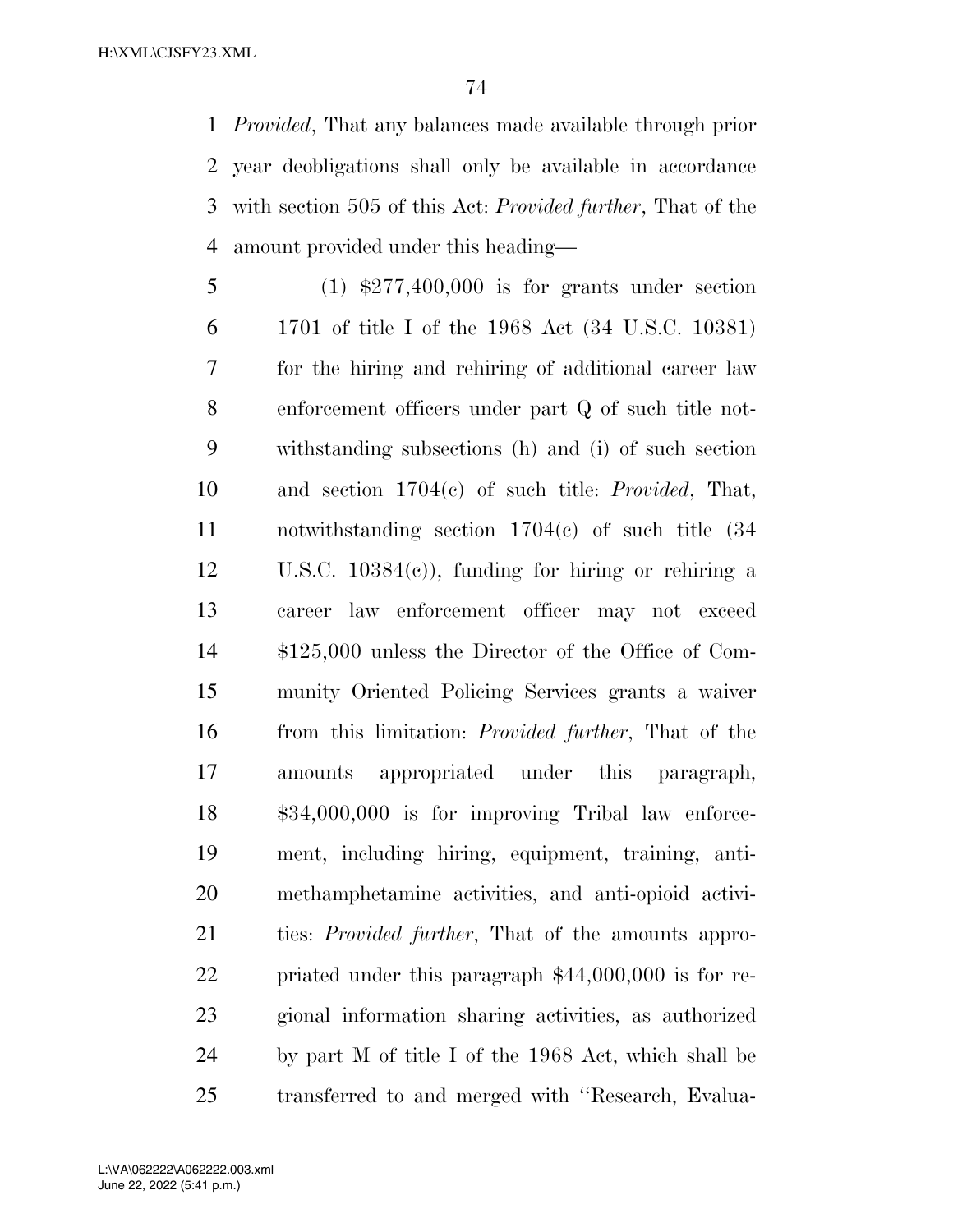*Provided*, That any balances made available through prior year deobligations shall only be available in accordance with section 505 of this Act: *Provided further*, That of the amount provided under this heading—

(1) $277,400,000 is for grants under section 1701 of title I of the 1968 Act (34 U.S.C. 10381) for the hiring and rehiring of additional career law enforcement officers under part Q of such title notwithstanding subsections (h) and (i) of such section and section 1704(c) of such title: *Provided*, That, notwithstanding section 1704(c) of such title (34 U.S.C. 10384(c)), funding for hiring or rehiring a career law enforcement officer may not exceed $125,000 unless the Director of the Office of Community Oriented Policing Services grants a waiver from this limitation: *Provided further*, That of the amounts appropriated under this paragraph, $34,000,000 is for improving Tribal law enforcement, including hiring, equipment, training, anti-methamphetamine activities, and anti-opioid activities: *Provided further*, That of the amounts appropriated under this paragraph $44,000,000 is for regional information sharing activities, as authorized by part M of title I of the 1968 Act, which shall be transferred to and merged with ''Research, Evalua-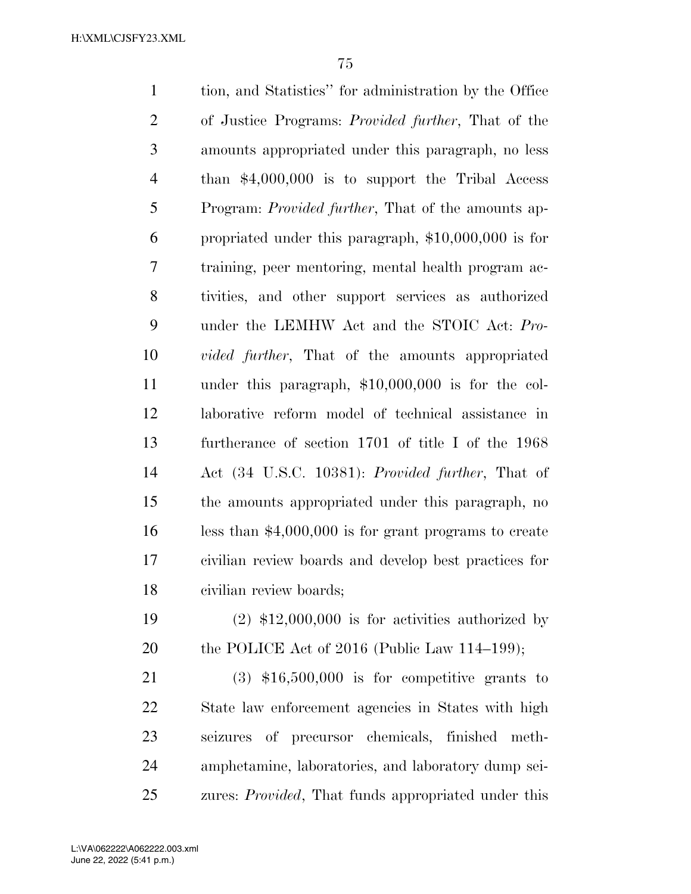tion, and Statistics" for administration by the Office of Justice Programs: *Provided further*, That of the amounts appropriated under this paragraph, no less than $4,000,000 is to support the Tribal Access Program: *Provided further*, That of the amounts appropriated under this paragraph, $10,000,000 is for training, peer mentoring, mental health program activities, and other support services as authorized under the LEMHW Act and the STOIC Act: *Provided further*, That of the amounts appropriated under this paragraph, $10,000,000 is for the collaborative reform model of technical assistance in furtherance of section 1701 of title I of the 1968 Act (34 U.S.C. 10381): *Provided further*, That of the amounts appropriated under this paragraph, no less than $4,000,000 is for grant programs to create civilian review boards and develop best practices for civilian review boards;

(2) $12,000,000 is for activities authorized by the POLICE Act of 2016 (Public Law 114–199);

(3) $16,500,000 is for competitive grants to State law enforcement agencies in States with high seizures of precursor chemicals, finished methamphetamine, laboratories, and laboratory dump seizures: *Provided*, That funds appropriated under this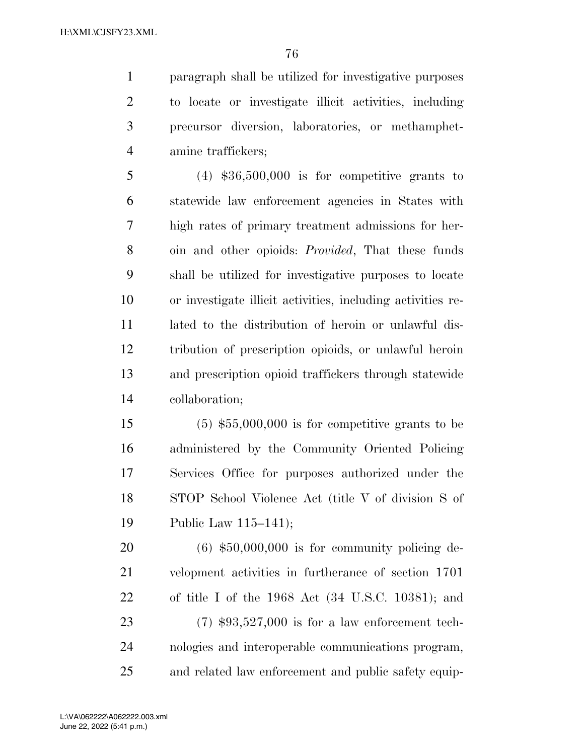paragraph shall be utilized for investigative purposes to locate or investigate illicit activities, including precursor diversion, laboratories, or methamphetamine traffickers;

(4) $36,500,000 is for competitive grants to statewide law enforcement agencies in States with high rates of primary treatment admissions for heroin and other opioids: *Provided*, That these funds shall be utilized for investigative purposes to locate or investigate illicit activities, including activities related to the distribution of heroin or unlawful distribution of prescription opioids, or unlawful heroin and prescription opioid traffickers through statewide collaboration;

(5) $55,000,000 is for competitive grants to be administered by the Community Oriented Policing Services Office for purposes authorized under the STOP School Violence Act (title V of division S of Public Law 115–141);

(6) $50,000,000 is for community policing development activities in furtherance of section 1701 of title I of the 1968 Act (34 U.S.C. 10381); and

(7) $93,527,000 is for a law enforcement technologies and interoperable communications program, and related law enforcement and public safety equip-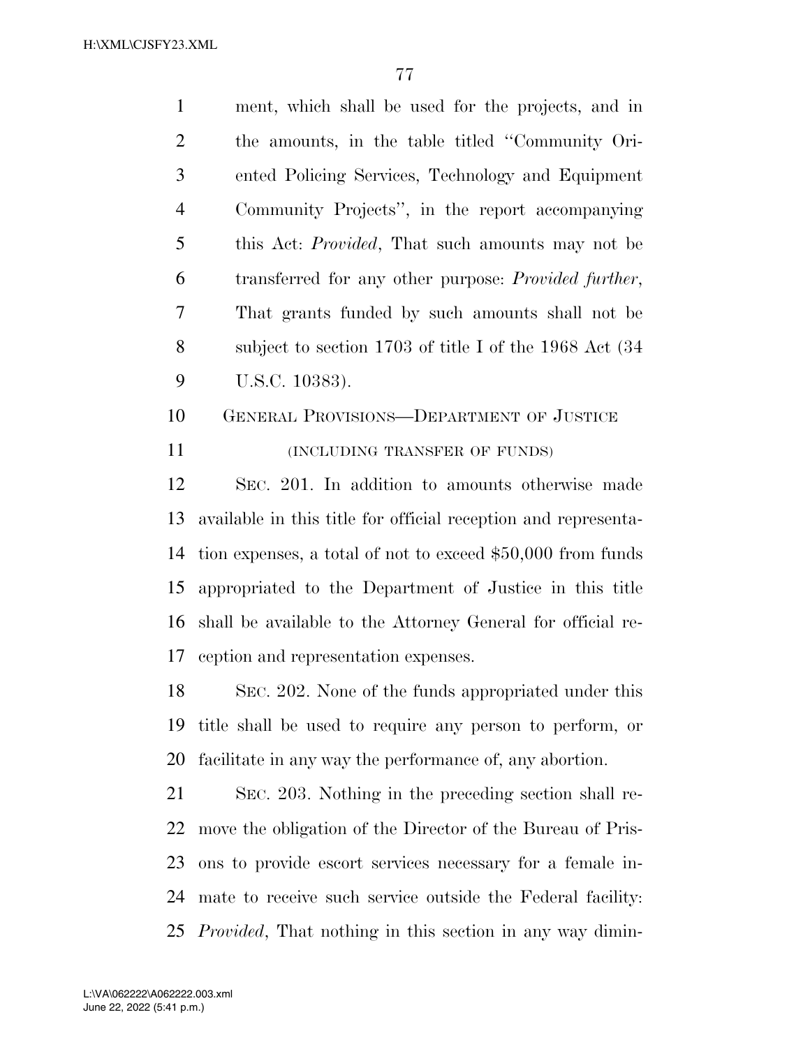ment, which shall be used for the projects, and in the amounts, in the table titled ''Community Oriented Policing Services, Technology and Equipment Community Projects'', in the report accompanying this Act: *Provided*, That such amounts may not be transferred for any other purpose: *Provided further*, That grants funded by such amounts shall not be subject to section 1703 of title I of the 1968 Act (34 U.S.C. 10383).

GENERAL PROVISIONS—DEPARTMENT OF JUSTICE

(INCLUDING TRANSFER OF FUNDS)

SEC. 201. In addition to amounts otherwise made available in this title for official reception and representation expenses, a total of not to exceed $50,000 from funds appropriated to the Department of Justice in this title shall be available to the Attorney General for official reception and representation expenses.

SEC. 202. None of the funds appropriated under this title shall be used to require any person to perform, or facilitate in any way the performance of, any abortion.

SEC. 203. Nothing in the preceding section shall remove the obligation of the Director of the Bureau of Prisons to provide escort services necessary for a female inmate to receive such service outside the Federal facility: *Provided*, That nothing in this section in any way dimin-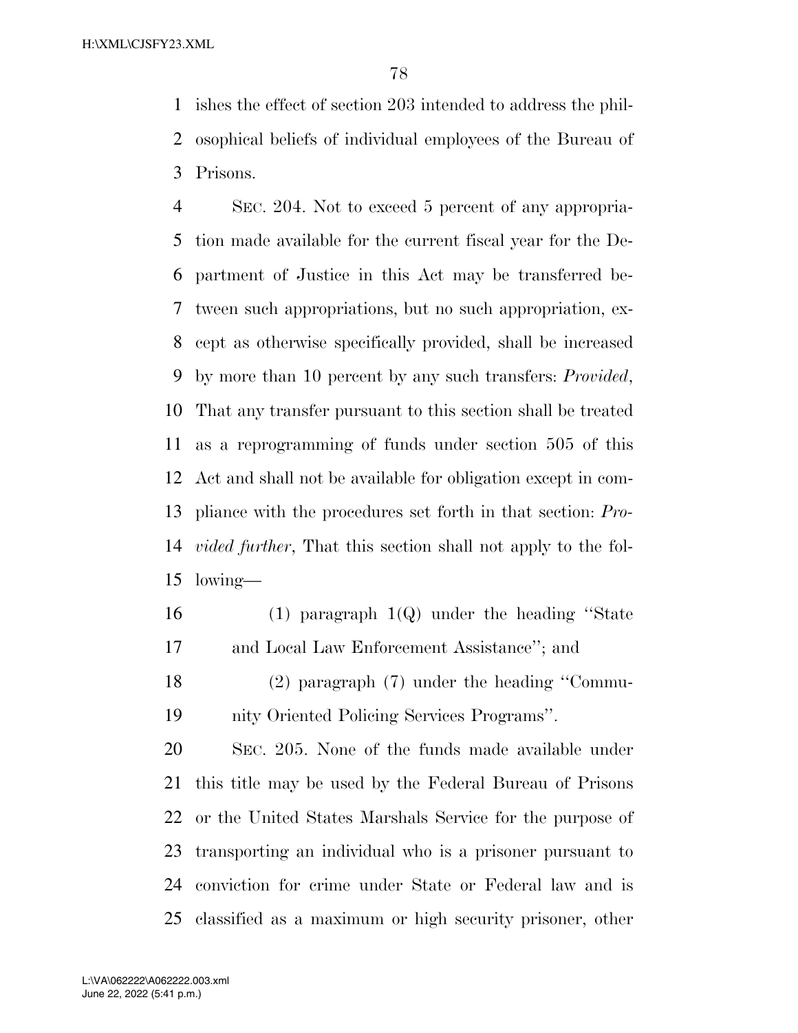ishes the effect of section 203 intended to address the philosophical beliefs of individual employees of the Bureau of Prisons.

SEC. 204. Not to exceed 5 percent of any appropriation made available for the current fiscal year for the Department of Justice in this Act may be transferred between such appropriations, but no such appropriation, except as otherwise specifically provided, shall be increased by more than 10 percent by any such transfers: *Provided*, That any transfer pursuant to this section shall be treated as a reprogramming of funds under section 505 of this Act and shall not be available for obligation except in compliance with the procedures set forth in that section: *Provided further*, That this section shall not apply to the following—

(1) paragraph 1(Q) under the heading ''State and Local Law Enforcement Assistance''; and

(2) paragraph (7) under the heading ''Community Oriented Policing Services Programs''.

SEC. 205. None of the funds made available under this title may be used by the Federal Bureau of Prisons or the United States Marshals Service for the purpose of transporting an individual who is a prisoner pursuant to conviction for crime under State or Federal law and is classified as a maximum or high security prisoner, other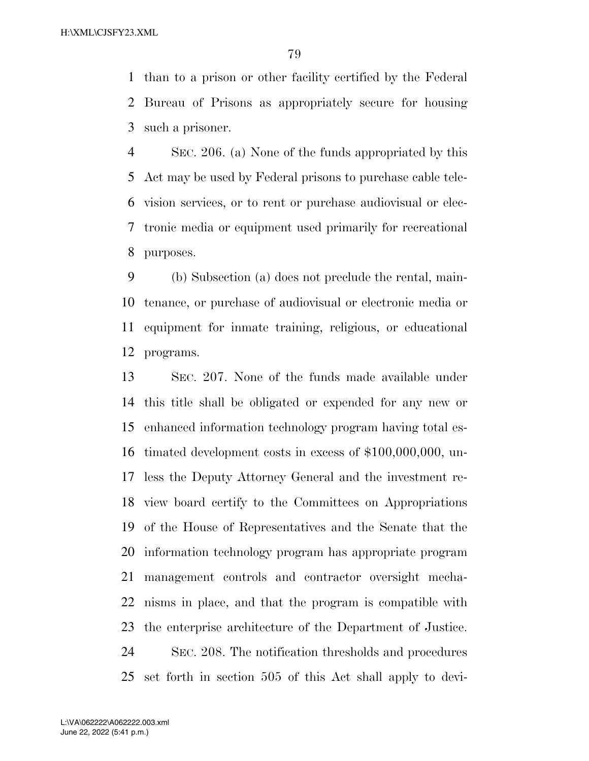than to a prison or other facility certified by the Federal Bureau of Prisons as appropriately secure for housing such a prisoner.

SEC. 206. (a) None of the funds appropriated by this Act may be used by Federal prisons to purchase cable television services, or to rent or purchase audiovisual or electronic media or equipment used primarily for recreational purposes.

(b) Subsection (a) does not preclude the rental, maintenance, or purchase of audiovisual or electronic media or equipment for inmate training, religious, or educational programs.

SEC. 207. None of the funds made available under this title shall be obligated or expended for any new or enhanced information technology program having total estimated development costs in excess of $100,000,000, unless the Deputy Attorney General and the investment review board certify to the Committees on Appropriations of the House of Representatives and the Senate that the information technology program has appropriate program management controls and contractor oversight mechanisms in place, and that the program is compatible with the enterprise architecture of the Department of Justice.

SEC. 208. The notification thresholds and procedures set forth in section 505 of this Act shall apply to devi-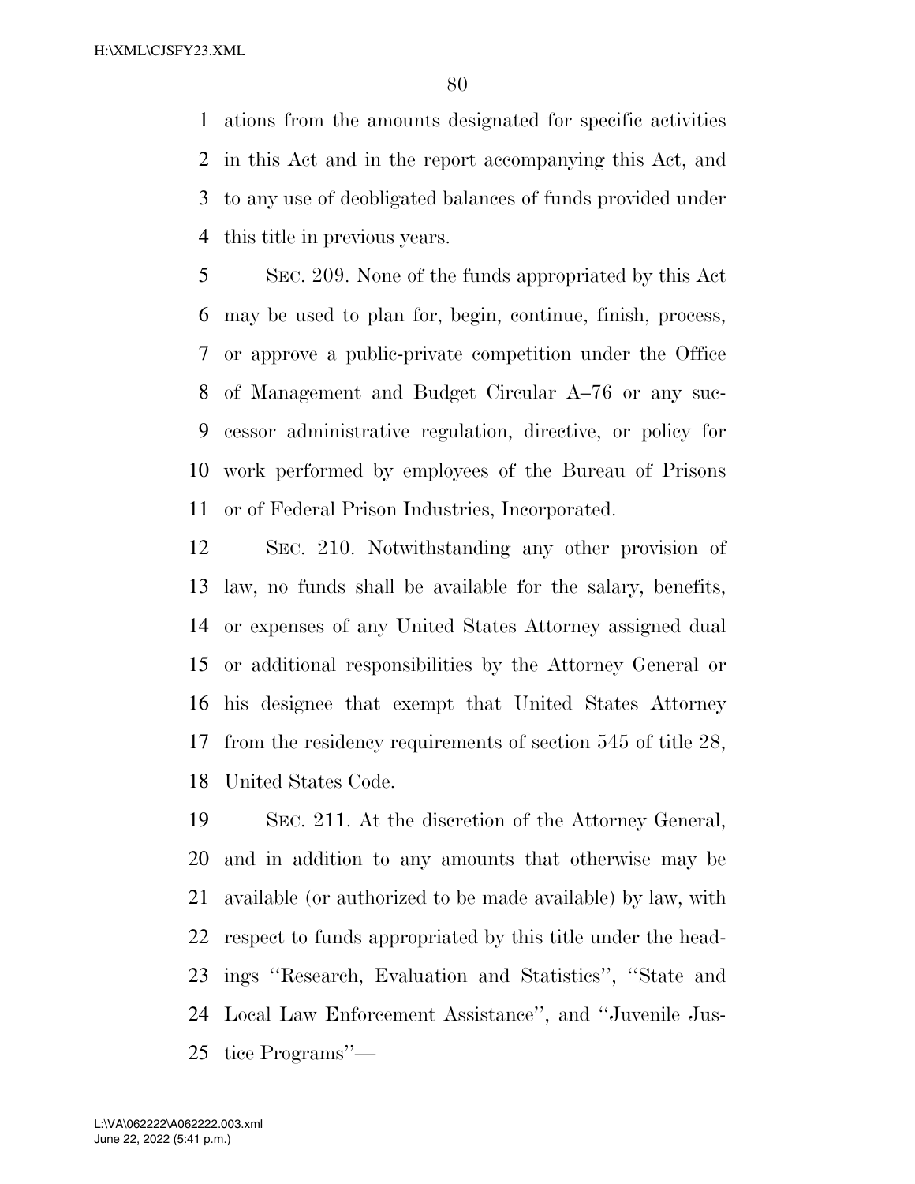ations from the amounts designated for specific activities in this Act and in the report accompanying this Act, and to any use of deobligated balances of funds provided under this title in previous years.

SEC. 209. None of the funds appropriated by this Act may be used to plan for, begin, continue, finish, process, or approve a public-private competition under the Office of Management and Budget Circular A–76 or any successor administrative regulation, directive, or policy for work performed by employees of the Bureau of Prisons or of Federal Prison Industries, Incorporated.

SEC. 210. Notwithstanding any other provision of law, no funds shall be available for the salary, benefits, or expenses of any United States Attorney assigned dual or additional responsibilities by the Attorney General or his designee that exempt that United States Attorney from the residency requirements of section 545 of title 28, United States Code.

SEC. 211. At the discretion of the Attorney General, and in addition to any amounts that otherwise may be available (or authorized to be made available) by law, with respect to funds appropriated by this title under the headings ''Research, Evaluation and Statistics'', ''State and Local Law Enforcement Assistance'', and ''Juvenile Justice Programs''—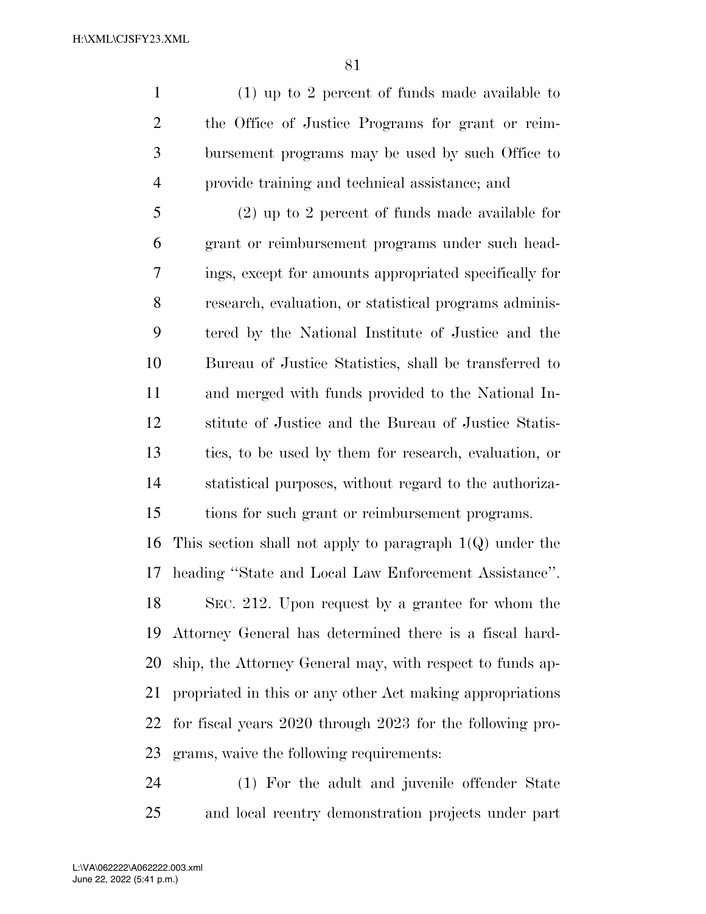(1) up to 2 percent of funds made available to the Office of Justice Programs for grant or reimbursement programs may be used by such Office to provide training and technical assistance; and

(2) up to 2 percent of funds made available for grant or reimbursement programs under such headings, except for amounts appropriated specifically for research, evaluation, or statistical programs administered by the National Institute of Justice and the Bureau of Justice Statistics, shall be transferred to and merged with funds provided to the National Institute of Justice and the Bureau of Justice Statistics, to be used by them for research, evaluation, or statistical purposes, without regard to the authorizations for such grant or reimbursement programs.

This section shall not apply to paragraph 1(Q) under the heading ''State and Local Law Enforcement Assistance''.

SEC. 212. Upon request by a grantee for whom the Attorney General has determined there is a fiscal hardship, the Attorney General may, with respect to funds appropriated in this or any other Act making appropriations for fiscal years 2020 through 2023 for the following programs, waive the following requirements:

(1) For the adult and juvenile offender State and local reentry demonstration projects under part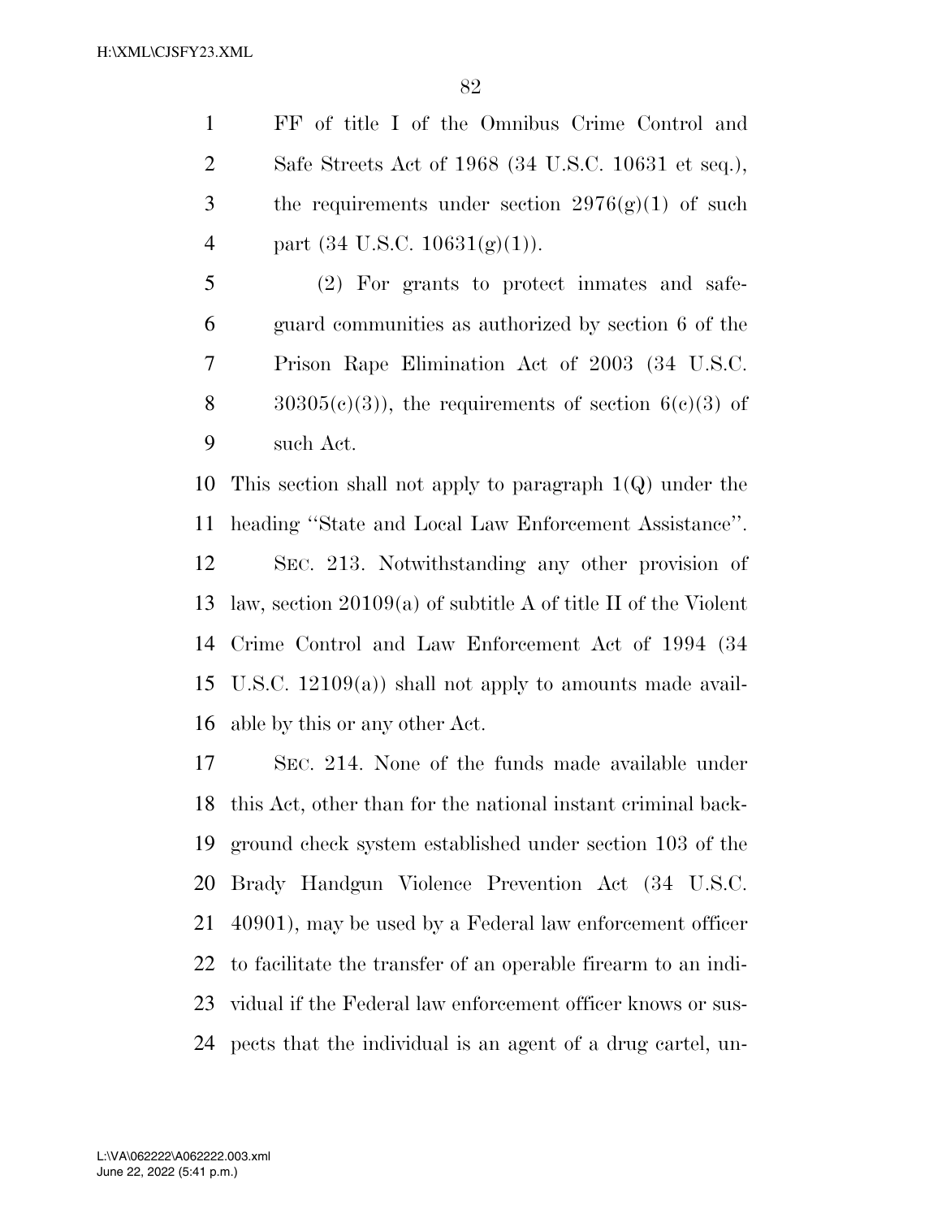FF of title I of the Omnibus Crime Control and Safe Streets Act of 1968 (34 U.S.C. 10631 et seq.), the requirements under section 2976(g)(1) of such part (34 U.S.C. 10631(g)(1)).

(2) For grants to protect inmates and safeguard communities as authorized by section 6 of the Prison Rape Elimination Act of 2003 (34 U.S.C. 30305(c)(3)), the requirements of section 6(c)(3) of such Act.

This section shall not apply to paragraph 1(Q) under the heading "State and Local Law Enforcement Assistance".

SEC. 213. Notwithstanding any other provision of law, section 20109(a) of subtitle A of title II of the Violent Crime Control and Law Enforcement Act of 1994 (34 U.S.C. 12109(a)) shall not apply to amounts made available by this or any other Act.

SEC. 214. None of the funds made available under this Act, other than for the national instant criminal background check system established under section 103 of the Brady Handgun Violence Prevention Act (34 U.S.C. 40901), may be used by a Federal law enforcement officer to facilitate the transfer of an operable firearm to an individual if the Federal law enforcement officer knows or suspects that the individual is an agent of a drug cartel, un-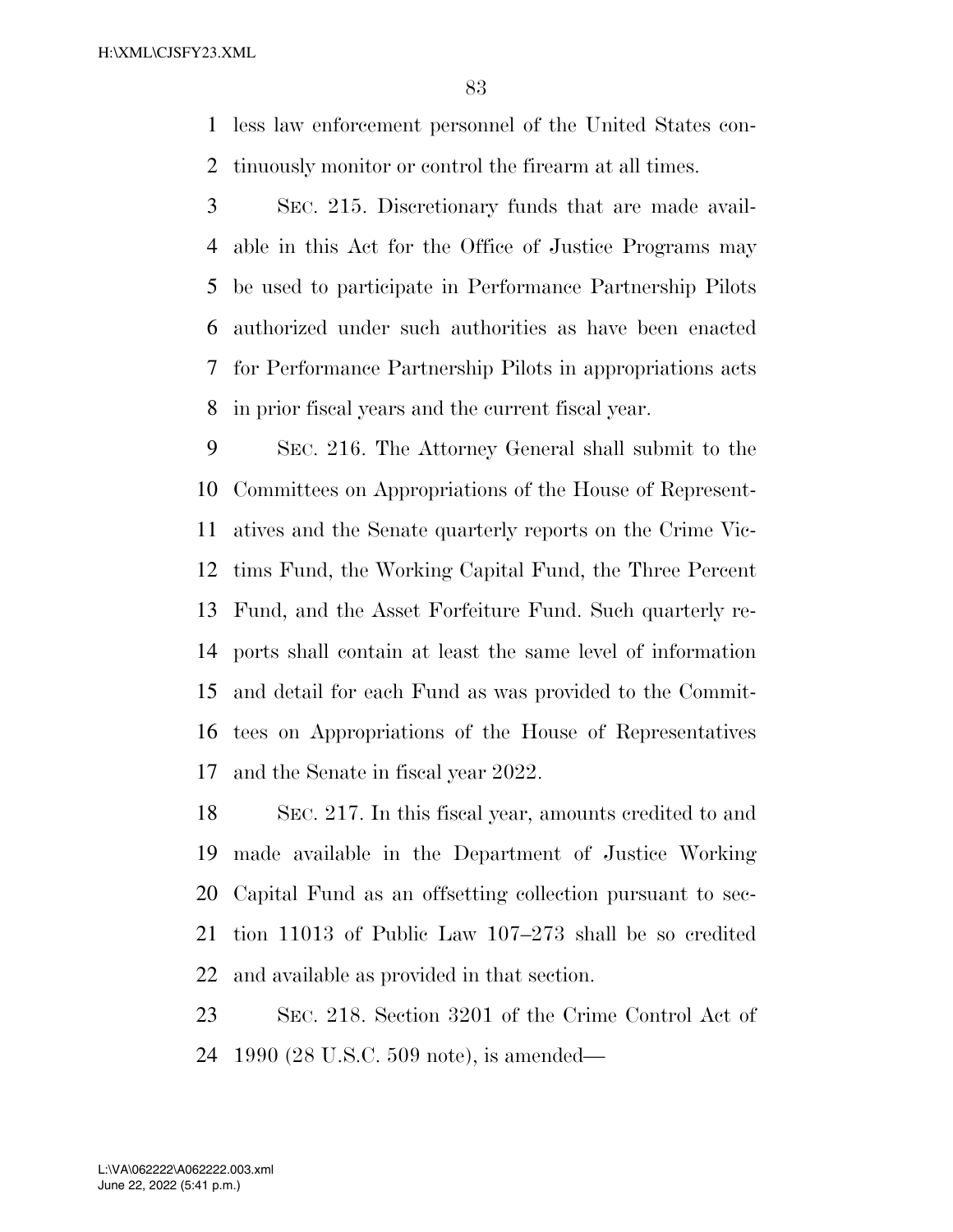less law enforcement personnel of the United States continuously monitor or control the firearm at all times.

SEC. 215. Discretionary funds that are made available in this Act for the Office of Justice Programs may be used to participate in Performance Partnership Pilots authorized under such authorities as have been enacted for Performance Partnership Pilots in appropriations acts in prior fiscal years and the current fiscal year.

SEC. 216. The Attorney General shall submit to the Committees on Appropriations of the House of Representatives and the Senate quarterly reports on the Crime Victims Fund, the Working Capital Fund, the Three Percent Fund, and the Asset Forfeiture Fund. Such quarterly reports shall contain at least the same level of information and detail for each Fund as was provided to the Committees on Appropriations of the House of Representatives and the Senate in fiscal year 2022.

SEC. 217. In this fiscal year, amounts credited to and made available in the Department of Justice Working Capital Fund as an offsetting collection pursuant to section 11013 of Public Law 107–273 shall be so credited and available as provided in that section.

SEC. 218. Section 3201 of the Crime Control Act of 1990 (28 U.S.C. 509 note), is amended—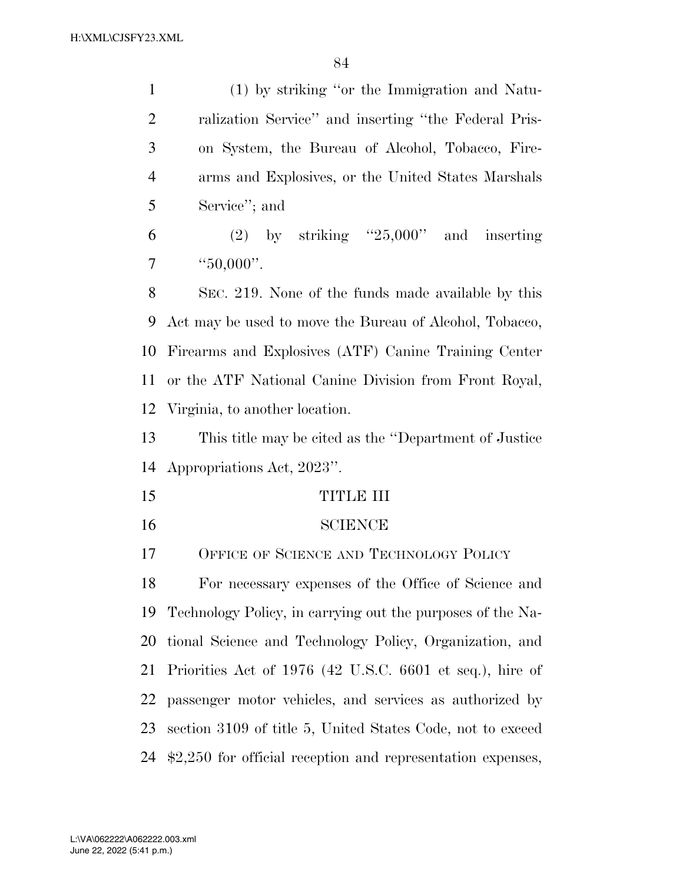(1) by striking "or the Immigration and Naturalization Service" and inserting "the Federal Prison System, the Bureau of Alcohol, Tobacco, Firearms and Explosives, or the United States Marshals Service"; and

(2) by striking "25,000" and inserting "50,000".

SEC. 219. None of the funds made available by this Act may be used to move the Bureau of Alcohol, Tobacco, Firearms and Explosives (ATF) Canine Training Center or the ATF National Canine Division from Front Royal, Virginia, to another location.

This title may be cited as the "Department of Justice Appropriations Act, 2023".

# TITLE III

# SCIENCE

## OFFICE OF SCIENCE AND TECHNOLOGY POLICY

For necessary expenses of the Office of Science and Technology Policy, in carrying out the purposes of the National Science and Technology Policy, Organization, and Priorities Act of 1976 (42 U.S.C. 6601 et seq.), hire of passenger motor vehicles, and services as authorized by section 3109 of title 5, United States Code, not to exceed $2,250 for official reception and representation expenses,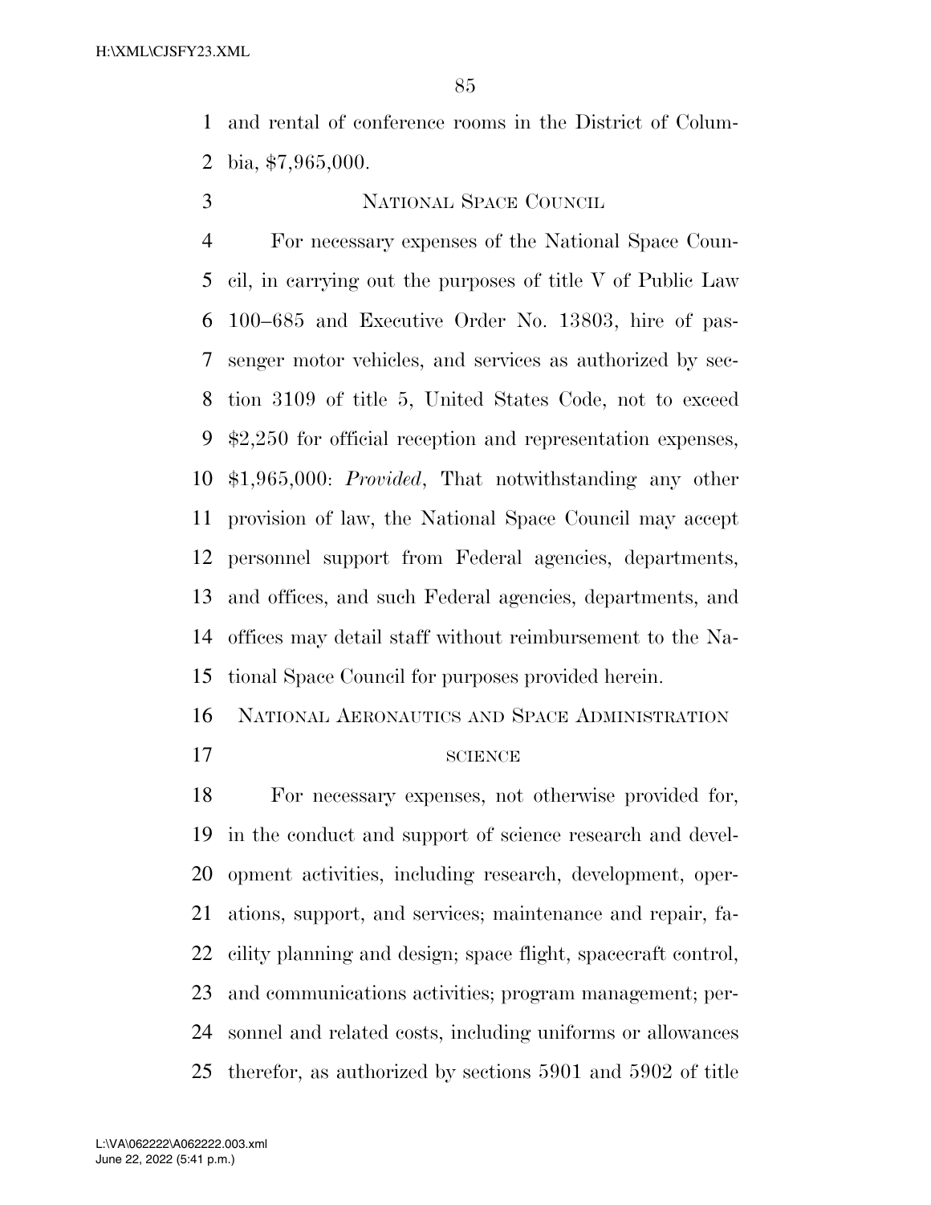and rental of conference rooms in the District of Columbia, $7,965,000.

### NATIONAL SPACE COUNCIL

For necessary expenses of the National Space Council, in carrying out the purposes of title V of Public Law 100–685 and Executive Order No. 13803, hire of passenger motor vehicles, and services as authorized by section 3109 of title 5, United States Code, not to exceed $2,250 for official reception and representation expenses, $1,965,000: *Provided*, That notwithstanding any other provision of law, the National Space Council may accept personnel support from Federal agencies, departments, and offices, and such Federal agencies, departments, and offices may detail staff without reimbursement to the National Space Council for purposes provided herein.

## NATIONAL AERONAUTICS AND SPACE ADMINISTRATION

### SCIENCE

For necessary expenses, not otherwise provided for, in the conduct and support of science research and development activities, including research, development, operations, support, and services; maintenance and repair, facility planning and design; space flight, spacecraft control, and communications activities; program management; personnel and related costs, including uniforms or allowances therefor, as authorized by sections 5901 and 5902 of title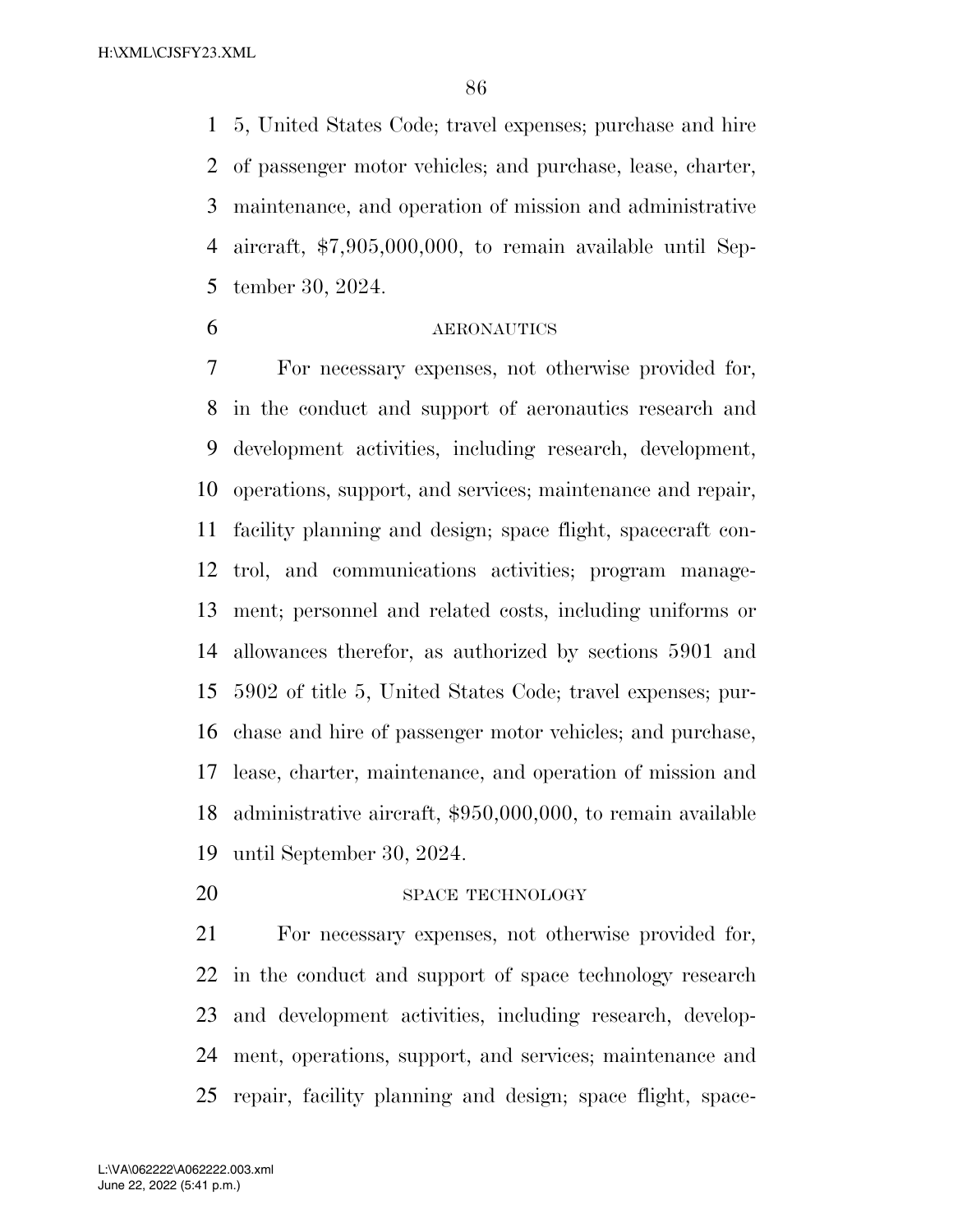5, United States Code; travel expenses; purchase and hire of passenger motor vehicles; and purchase, lease, charter, maintenance, and operation of mission and administrative aircraft, $7,905,000,000, to remain available until September 30, 2024.

AERONAUTICS

For necessary expenses, not otherwise provided for, in the conduct and support of aeronautics research and development activities, including research, development, operations, support, and services; maintenance and repair, facility planning and design; space flight, spacecraft control, and communications activities; program management; personnel and related costs, including uniforms or allowances therefor, as authorized by sections 5901 and 5902 of title 5, United States Code; travel expenses; purchase and hire of passenger motor vehicles; and purchase, lease, charter, maintenance, and operation of mission and administrative aircraft, $950,000,000, to remain available until September 30, 2024.

SPACE TECHNOLOGY

For necessary expenses, not otherwise provided for, in the conduct and support of space technology research and development activities, including research, development, operations, support, and services; maintenance and repair, facility planning and design; space flight, space-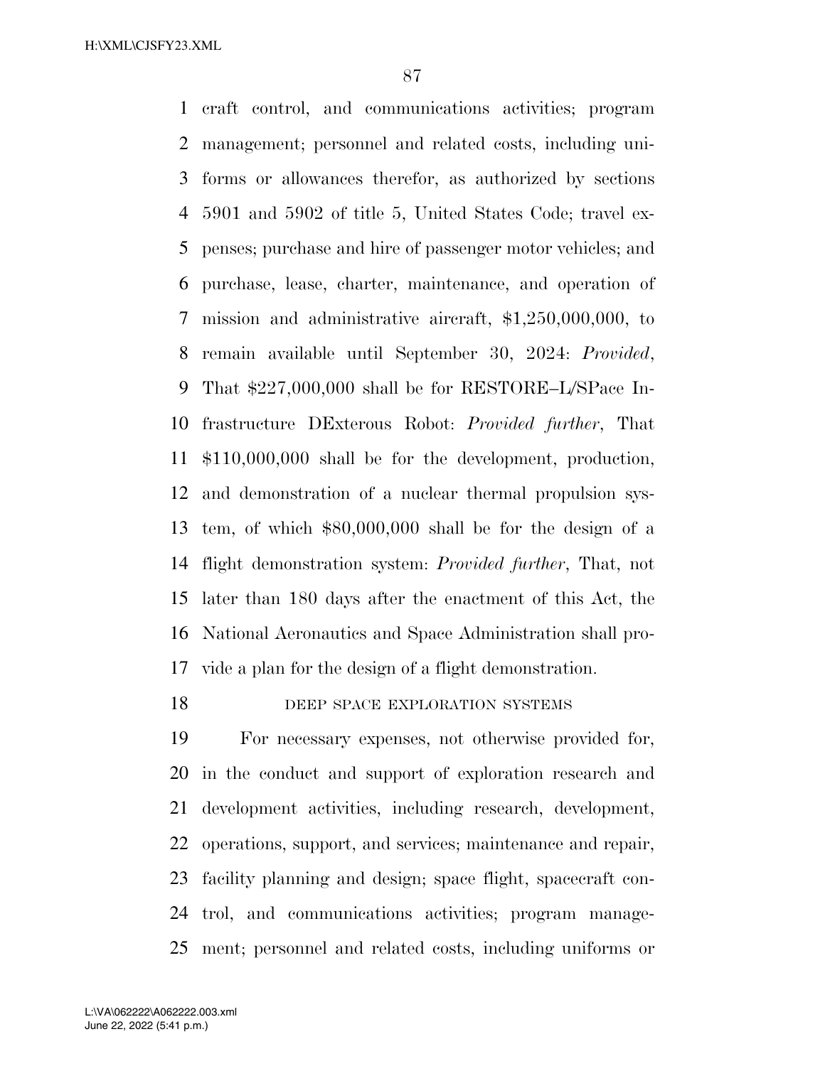craft control, and communications activities; program management; personnel and related costs, including uniforms or allowances therefor, as authorized by sections 5901 and 5902 of title 5, United States Code; travel expenses; purchase and hire of passenger motor vehicles; and purchase, lease, charter, maintenance, and operation of mission and administrative aircraft, $1,250,000,000, to remain available until September 30, 2024: *Provided*, That $227,000,000 shall be for RESTORE–L/SPace Infrastructure DExterous Robot: *Provided further*, That $110,000,000 shall be for the development, production, and demonstration of a nuclear thermal propulsion system, of which $80,000,000 shall be for the design of a flight demonstration system: *Provided further*, That, not later than 180 days after the enactment of this Act, the National Aeronautics and Space Administration shall provide a plan for the design of a flight demonstration.

DEEP SPACE EXPLORATION SYSTEMS

For necessary expenses, not otherwise provided for, in the conduct and support of exploration research and development activities, including research, development, operations, support, and services; maintenance and repair, facility planning and design; space flight, spacecraft control, and communications activities; program management; personnel and related costs, including uniforms or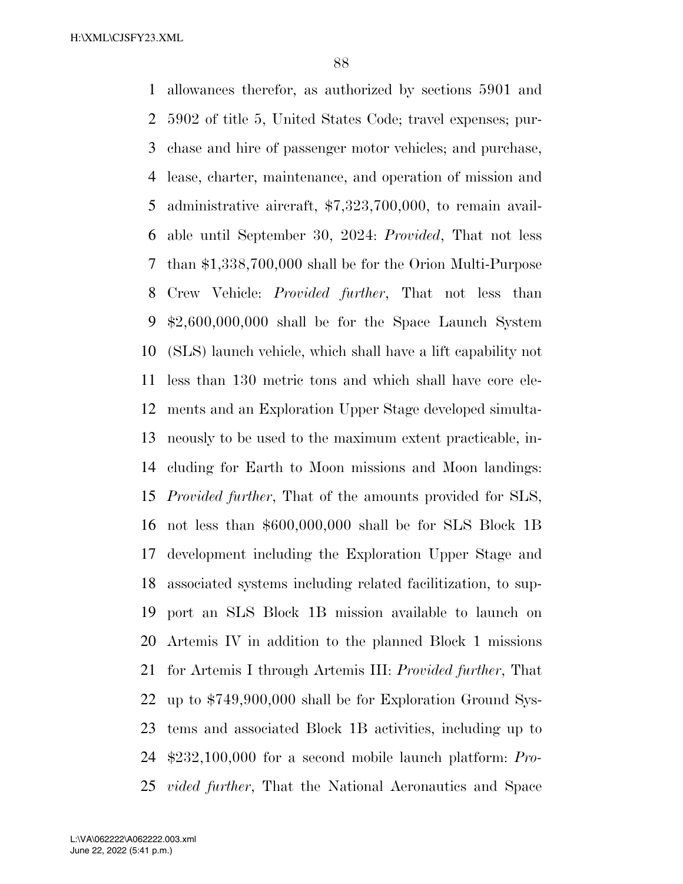allowances therefor, as authorized by sections 5901 and 5902 of title 5, United States Code; travel expenses; purchase and hire of passenger motor vehicles; and purchase, lease, charter, maintenance, and operation of mission and administrative aircraft, $7,323,700,000, to remain available until September 30, 2024: *Provided*, That not less than $1,338,700,000 shall be for the Orion Multi-Purpose Crew Vehicle: *Provided further*, That not less than $2,600,000,000 shall be for the Space Launch System (SLS) launch vehicle, which shall have a lift capability not less than 130 metric tons and which shall have core elements and an Exploration Upper Stage developed simultaneously to be used to the maximum extent practicable, including for Earth to Moon missions and Moon landings: *Provided further*, That of the amounts provided for SLS, not less than $600,000,000 shall be for SLS Block 1B development including the Exploration Upper Stage and associated systems including related facilitization, to support an SLS Block 1B mission available to launch on Artemis IV in addition to the planned Block 1 missions for Artemis I through Artemis III: *Provided further*, That up to $749,900,000 shall be for Exploration Ground Systems and associated Block 1B activities, including up to $232,100,000 for a second mobile launch platform: *Provided further*, That the National Aeronautics and Space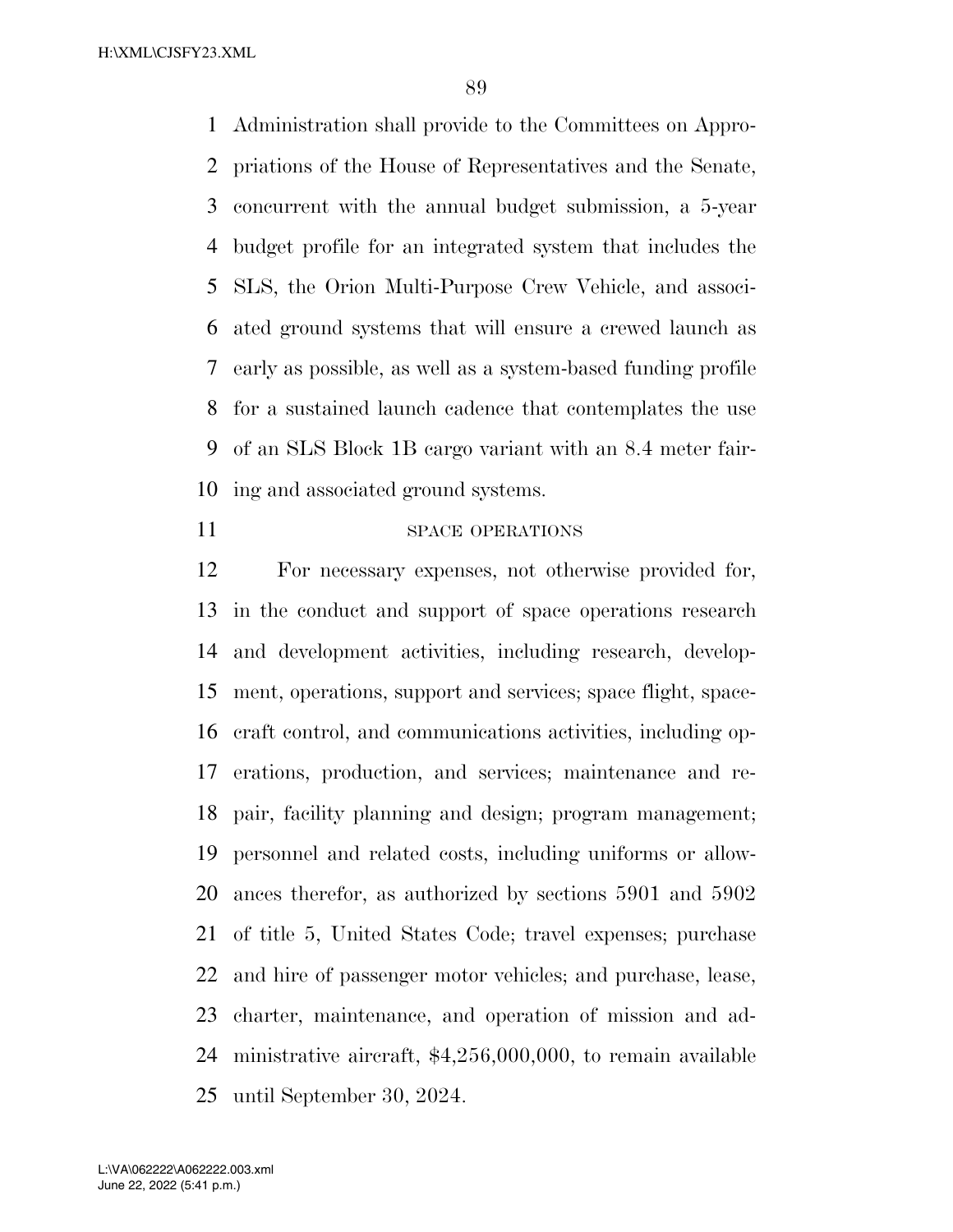Administration shall provide to the Committees on Appropriations of the House of Representatives and the Senate, concurrent with the annual budget submission, a 5-year budget profile for an integrated system that includes the SLS, the Orion Multi-Purpose Crew Vehicle, and associated ground systems that will ensure a crewed launch as early as possible, as well as a system-based funding profile for a sustained launch cadence that contemplates the use of an SLS Block 1B cargo variant with an 8.4 meter fairing and associated ground systems.

SPACE OPERATIONS

For necessary expenses, not otherwise provided for, in the conduct and support of space operations research and development activities, including research, development, operations, support and services; space flight, spacecraft control, and communications activities, including operations, production, and services; maintenance and repair, facility planning and design; program management; personnel and related costs, including uniforms or allowances therefor, as authorized by sections 5901 and 5902 of title 5, United States Code; travel expenses; purchase and hire of passenger motor vehicles; and purchase, lease, charter, maintenance, and operation of mission and administrative aircraft, $4,256,000,000, to remain available until September 30, 2024.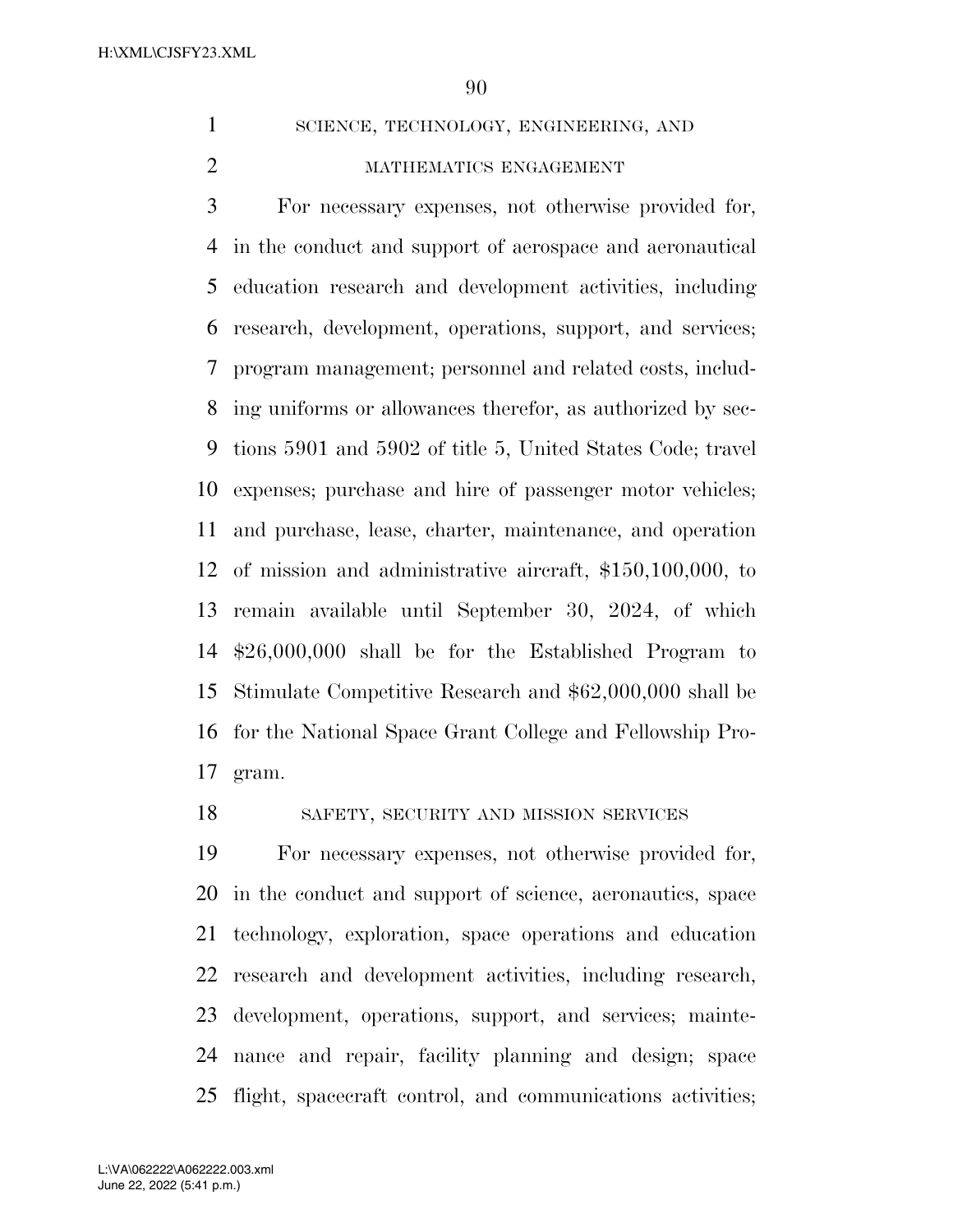SCIENCE, TECHNOLOGY, ENGINEERING, AND MATHEMATICS ENGAGEMENT

For necessary expenses, not otherwise provided for, in the conduct and support of aerospace and aeronautical education research and development activities, including research, development, operations, support, and services; program management; personnel and related costs, including uniforms or allowances therefor, as authorized by sections 5901 and 5902 of title 5, United States Code; travel expenses; purchase and hire of passenger motor vehicles; and purchase, lease, charter, maintenance, and operation of mission and administrative aircraft, $150,100,000, to remain available until September 30, 2024, of which $26,000,000 shall be for the Established Program to Stimulate Competitive Research and $62,000,000 shall be for the National Space Grant College and Fellowship Program.

SAFETY, SECURITY AND MISSION SERVICES

For necessary expenses, not otherwise provided for, in the conduct and support of science, aeronautics, space technology, exploration, space operations and education research and development activities, including research, development, operations, support, and services; maintenance and repair, facility planning and design; space flight, spacecraft control, and communications activities;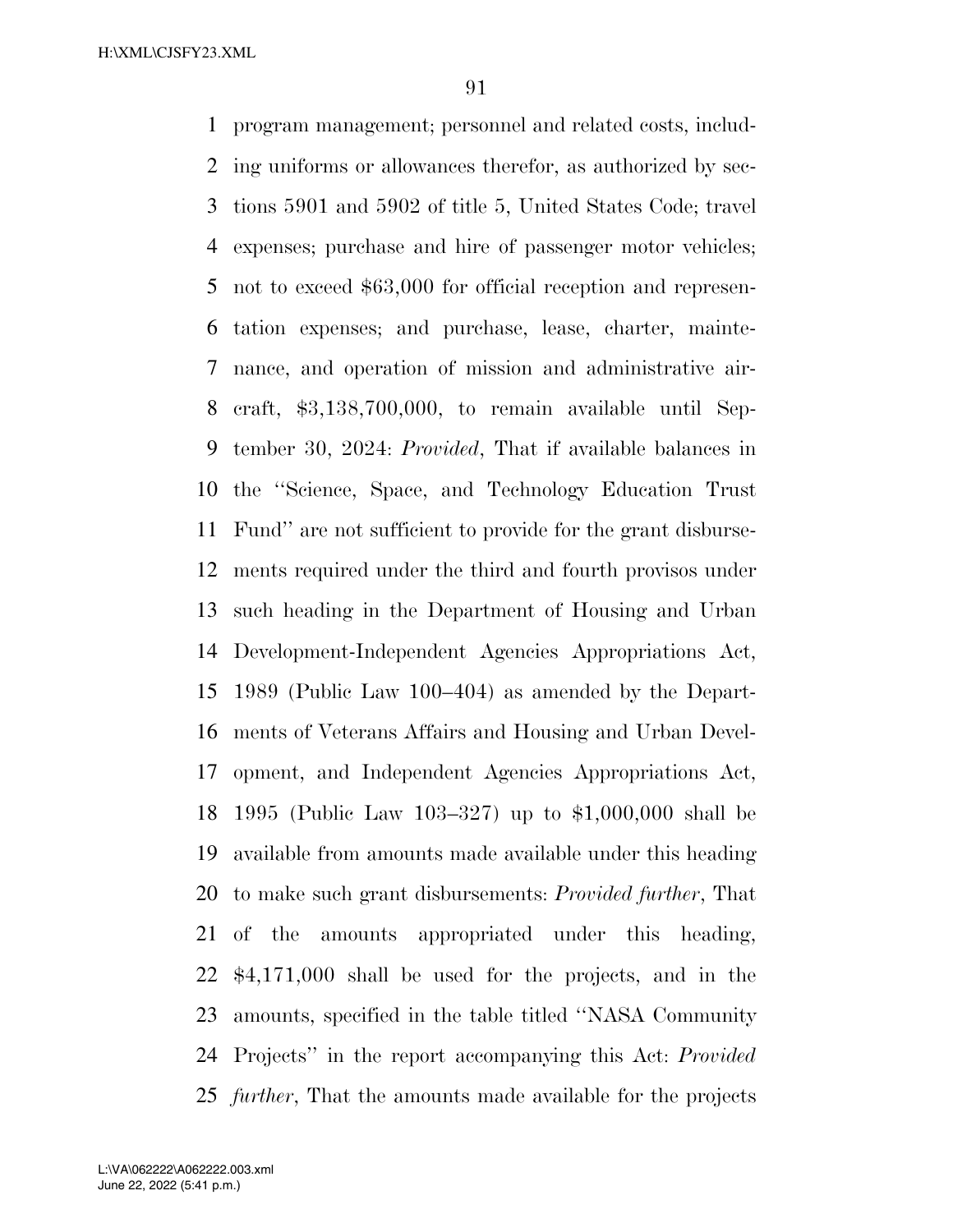program management; personnel and related costs, including uniforms or allowances therefor, as authorized by sections 5901 and 5902 of title 5, United States Code; travel expenses; purchase and hire of passenger motor vehicles; not to exceed $63,000 for official reception and representation expenses; and purchase, lease, charter, maintenance, and operation of mission and administrative aircraft, $3,138,700,000, to remain available until September 30, 2024: *Provided*, That if available balances in the ''Science, Space, and Technology Education Trust Fund'' are not sufficient to provide for the grant disbursements required under the third and fourth provisos under such heading in the Department of Housing and Urban Development-Independent Agencies Appropriations Act, 1989 (Public Law 100–404) as amended by the Departments of Veterans Affairs and Housing and Urban Development, and Independent Agencies Appropriations Act, 1995 (Public Law 103–327) up to $1,000,000 shall be available from amounts made available under this heading to make such grant disbursements: *Provided further*, That of the amounts appropriated under this heading, $4,171,000 shall be used for the projects, and in the amounts, specified in the table titled ''NASA Community Projects'' in the report accompanying this Act: *Provided further*, That the amounts made available for the projects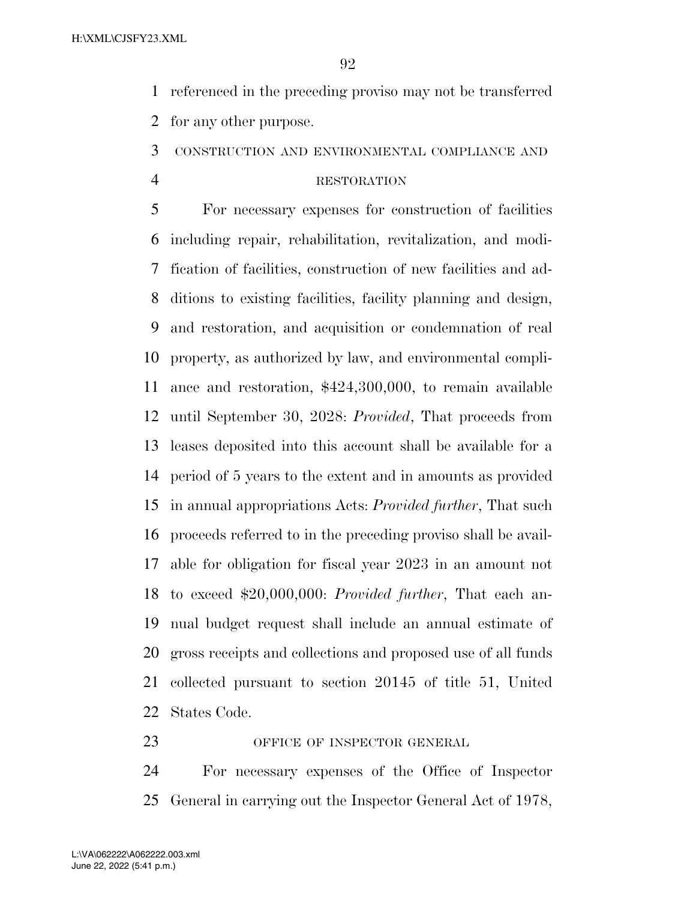referenced in the preceding proviso may not be transferred for any other purpose.

CONSTRUCTION AND ENVIRONMENTAL COMPLIANCE AND RESTORATION

For necessary expenses for construction of facilities including repair, rehabilitation, revitalization, and modification of facilities, construction of new facilities and additions to existing facilities, facility planning and design, and restoration, and acquisition or condemnation of real property, as authorized by law, and environmental compliance and restoration, $424,300,000, to remain available until September 30, 2028: *Provided*, That proceeds from leases deposited into this account shall be available for a period of 5 years to the extent and in amounts as provided in annual appropriations Acts: *Provided further*, That such proceeds referred to in the preceding proviso shall be available for obligation for fiscal year 2023 in an amount not to exceed $20,000,000: *Provided further*, That each annual budget request shall include an annual estimate of gross receipts and collections and proposed use of all funds collected pursuant to section 20145 of title 51, United States Code.

OFFICE OF INSPECTOR GENERAL

For necessary expenses of the Office of Inspector General in carrying out the Inspector General Act of 1978,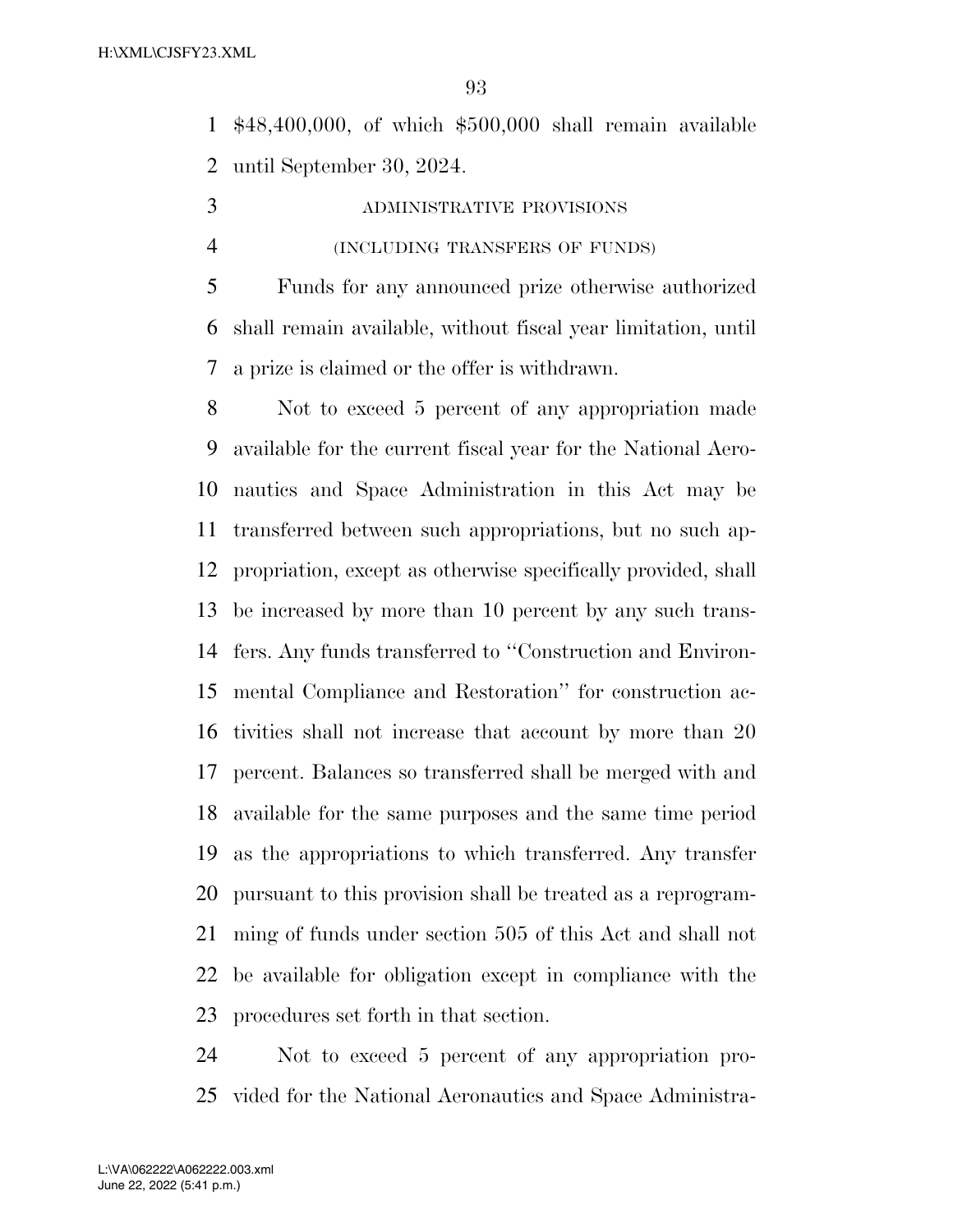$48,400,000, of which $500,000 shall remain available until September 30, 2024.

ADMINISTRATIVE PROVISIONS

(INCLUDING TRANSFERS OF FUNDS)

Funds for any announced prize otherwise authorized shall remain available, without fiscal year limitation, until a prize is claimed or the offer is withdrawn.

Not to exceed 5 percent of any appropriation made available for the current fiscal year for the National Aeronautics and Space Administration in this Act may be transferred between such appropriations, but no such appropriation, except as otherwise specifically provided, shall be increased by more than 10 percent by any such transfers. Any funds transferred to ''Construction and Environmental Compliance and Restoration'' for construction activities shall not increase that account by more than 20 percent. Balances so transferred shall be merged with and available for the same purposes and the same time period as the appropriations to which transferred. Any transfer pursuant to this provision shall be treated as a reprogramming of funds under section 505 of this Act and shall not be available for obligation except in compliance with the procedures set forth in that section.

Not to exceed 5 percent of any appropriation provided for the National Aeronautics and Space Administra-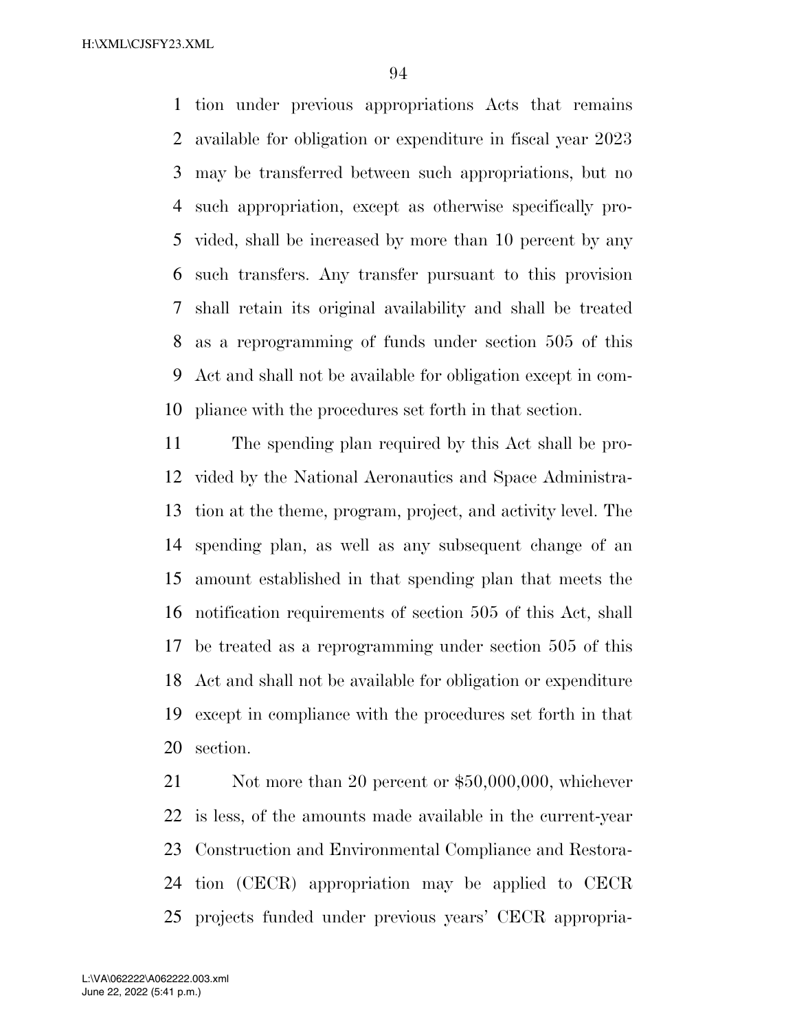tion under previous appropriations Acts that remains available for obligation or expenditure in fiscal year 2023 may be transferred between such appropriations, but no such appropriation, except as otherwise specifically provided, shall be increased by more than 10 percent by any such transfers. Any transfer pursuant to this provision shall retain its original availability and shall be treated as a reprogramming of funds under section 505 of this Act and shall not be available for obligation except in compliance with the procedures set forth in that section.

The spending plan required by this Act shall be provided by the National Aeronautics and Space Administration at the theme, program, project, and activity level. The spending plan, as well as any subsequent change of an amount established in that spending plan that meets the notification requirements of section 505 of this Act, shall be treated as a reprogramming under section 505 of this Act and shall not be available for obligation or expenditure except in compliance with the procedures set forth in that section.

Not more than 20 percent or $50,000,000, whichever is less, of the amounts made available in the current-year Construction and Environmental Compliance and Restoration (CECR) appropriation may be applied to CECR projects funded under previous years' CECR appropria-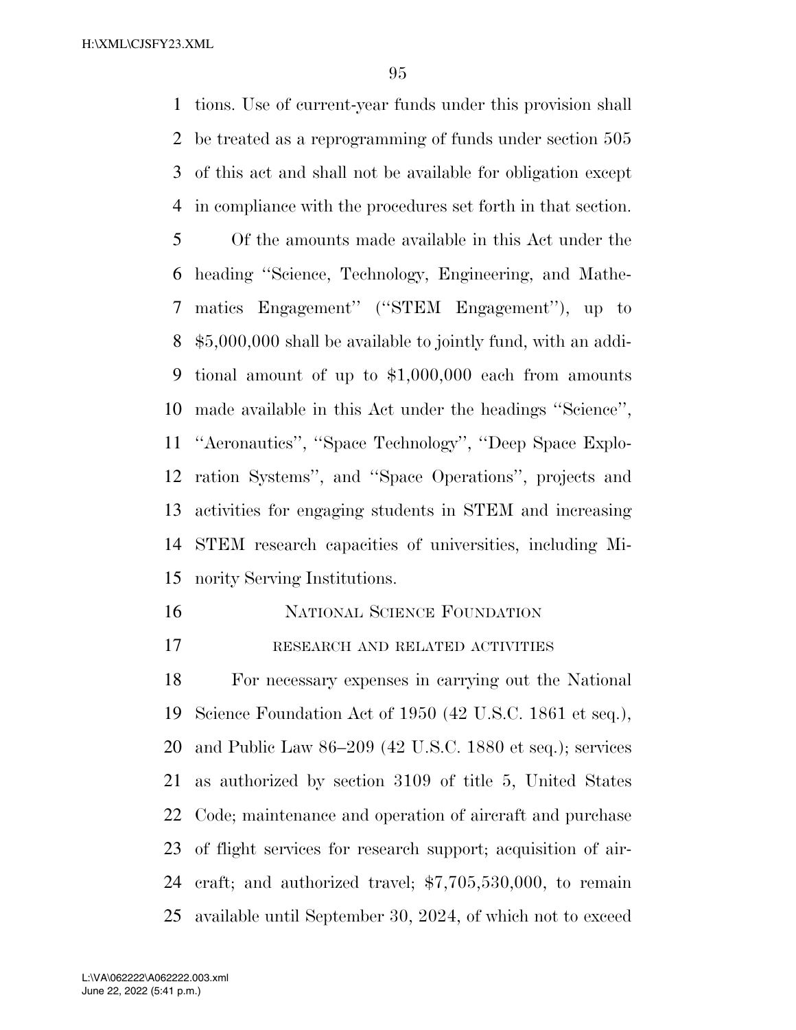tions. Use of current-year funds under this provision shall be treated as a reprogramming of funds under section 505 of this act and shall not be available for obligation except in compliance with the procedures set forth in that section.

Of the amounts made available in this Act under the heading ''Science, Technology, Engineering, and Mathematics Engagement'' (''STEM Engagement''), up to $5,000,000 shall be available to jointly fund, with an additional amount of up to $1,000,000 each from amounts made available in this Act under the headings ''Science'', ''Aeronautics'', ''Space Technology'', ''Deep Space Exploration Systems'', and ''Space Operations'', projects and activities for engaging students in STEM and increasing STEM research capacities of universities, including Minority Serving Institutions.

## NATIONAL SCIENCE FOUNDATION

### RESEARCH AND RELATED ACTIVITIES

For necessary expenses in carrying out the National Science Foundation Act of 1950 (42 U.S.C. 1861 et seq.), and Public Law 86–209 (42 U.S.C. 1880 et seq.); services as authorized by section 3109 of title 5, United States Code; maintenance and operation of aircraft and purchase of flight services for research support; acquisition of aircraft; and authorized travel; $7,705,530,000, to remain available until September 30, 2024, of which not to exceed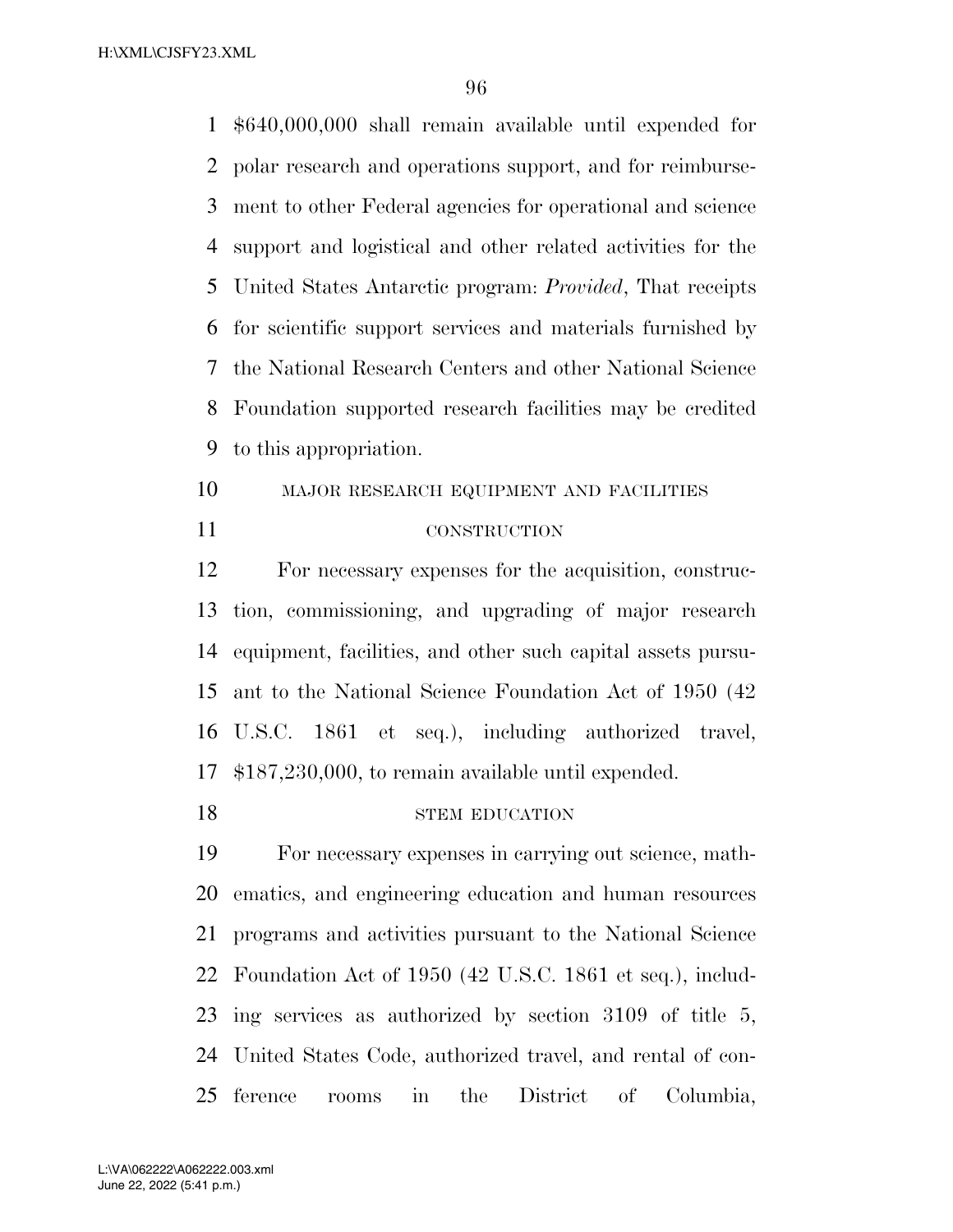$640,000,000 shall remain available until expended for polar research and operations support, and for reimbursement to other Federal agencies for operational and science support and logistical and other related activities for the United States Antarctic program: *Provided*, That receipts for scientific support services and materials furnished by the National Research Centers and other National Science Foundation supported research facilities may be credited to this appropriation.

MAJOR RESEARCH EQUIPMENT AND FACILITIES CONSTRUCTION

For necessary expenses for the acquisition, construction, commissioning, and upgrading of major research equipment, facilities, and other such capital assets pursuant to the National Science Foundation Act of 1950 (42 U.S.C. 1861 et seq.), including authorized travel, $187,230,000, to remain available until expended.

STEM EDUCATION

For necessary expenses in carrying out science, mathematics, and engineering education and human resources programs and activities pursuant to the National Science Foundation Act of 1950 (42 U.S.C. 1861 et seq.), including services as authorized by section 3109 of title 5, United States Code, authorized travel, and rental of conference rooms in the District of Columbia,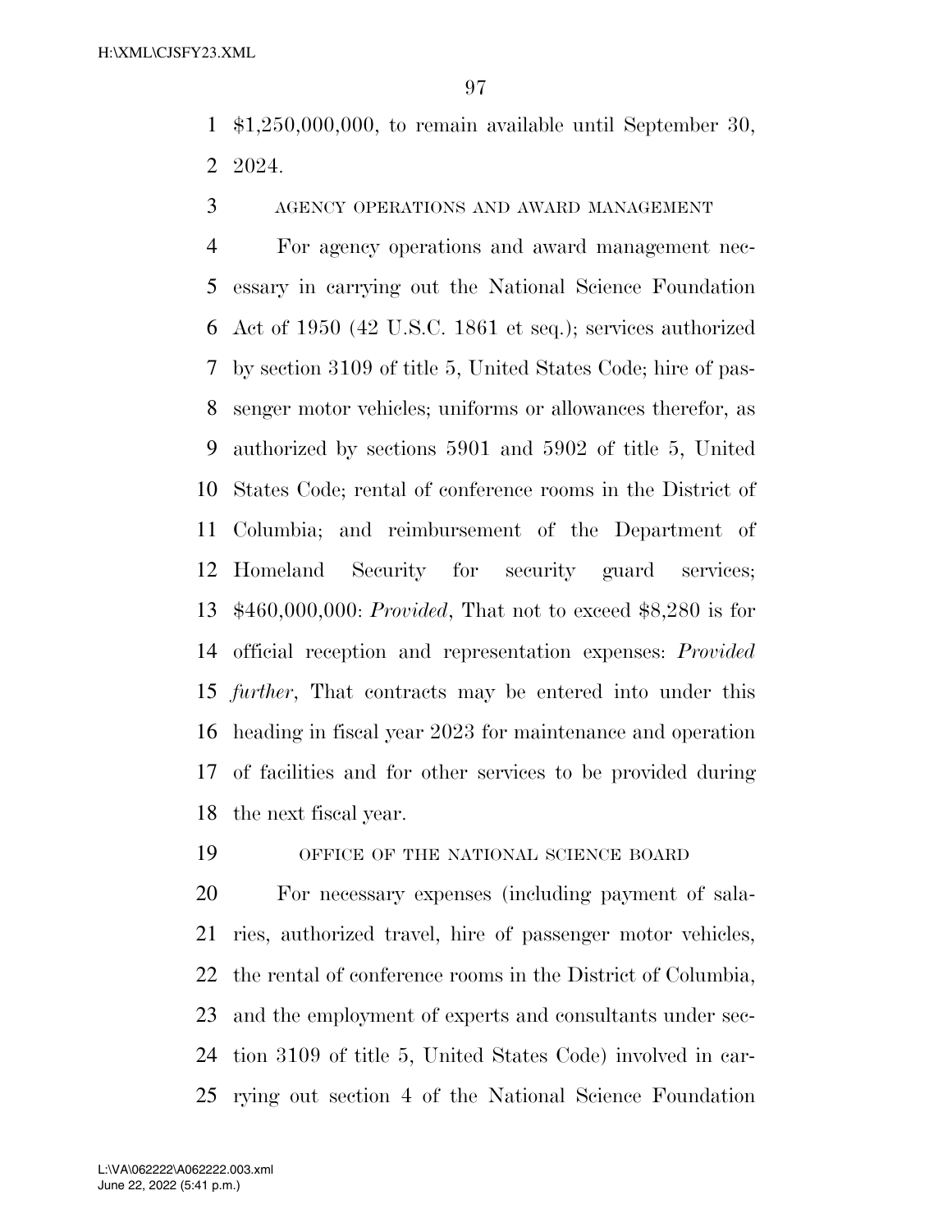$1,250,000,000, to remain available until September 30, 2024.

AGENCY OPERATIONS AND AWARD MANAGEMENT

For agency operations and award management necessary in carrying out the National Science Foundation Act of 1950 (42 U.S.C. 1861 et seq.); services authorized by section 3109 of title 5, United States Code; hire of passenger motor vehicles; uniforms or allowances therefor, as authorized by sections 5901 and 5902 of title 5, United States Code; rental of conference rooms in the District of Columbia; and reimbursement of the Department of Homeland Security for security guard services; $460,000,000: *Provided*, That not to exceed $8,280 is for official reception and representation expenses: *Provided further*, That contracts may be entered into under this heading in fiscal year 2023 for maintenance and operation of facilities and for other services to be provided during the next fiscal year.

OFFICE OF THE NATIONAL SCIENCE BOARD

For necessary expenses (including payment of salaries, authorized travel, hire of passenger motor vehicles, the rental of conference rooms in the District of Columbia, and the employment of experts and consultants under section 3109 of title 5, United States Code) involved in carrying out section 4 of the National Science Foundation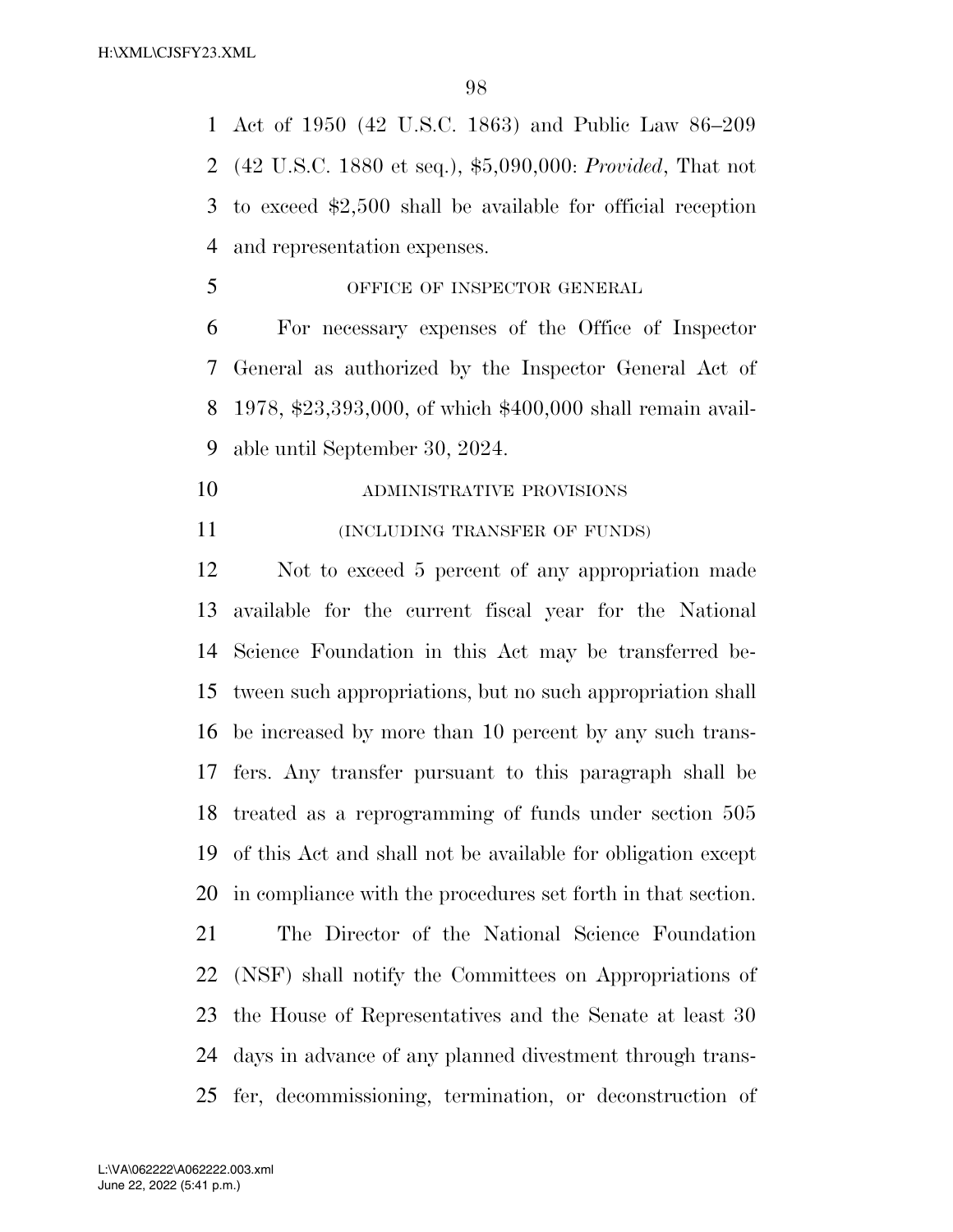Act of 1950 (42 U.S.C. 1863) and Public Law 86–209 (42 U.S.C. 1880 et seq.), $5,090,000: *Provided*, That not to exceed $2,500 shall be available for official reception and representation expenses.

OFFICE OF INSPECTOR GENERAL

For necessary expenses of the Office of Inspector General as authorized by the Inspector General Act of 1978, $23,393,000, of which $400,000 shall remain available until September 30, 2024.

ADMINISTRATIVE PROVISIONS

(INCLUDING TRANSFER OF FUNDS)

Not to exceed 5 percent of any appropriation made available for the current fiscal year for the National Science Foundation in this Act may be transferred between such appropriations, but no such appropriation shall be increased by more than 10 percent by any such transfers. Any transfer pursuant to this paragraph shall be treated as a reprogramming of funds under section 505 of this Act and shall not be available for obligation except in compliance with the procedures set forth in that section.

The Director of the National Science Foundation (NSF) shall notify the Committees on Appropriations of the House of Representatives and the Senate at least 30 days in advance of any planned divestment through transfer, decommissioning, termination, or deconstruction of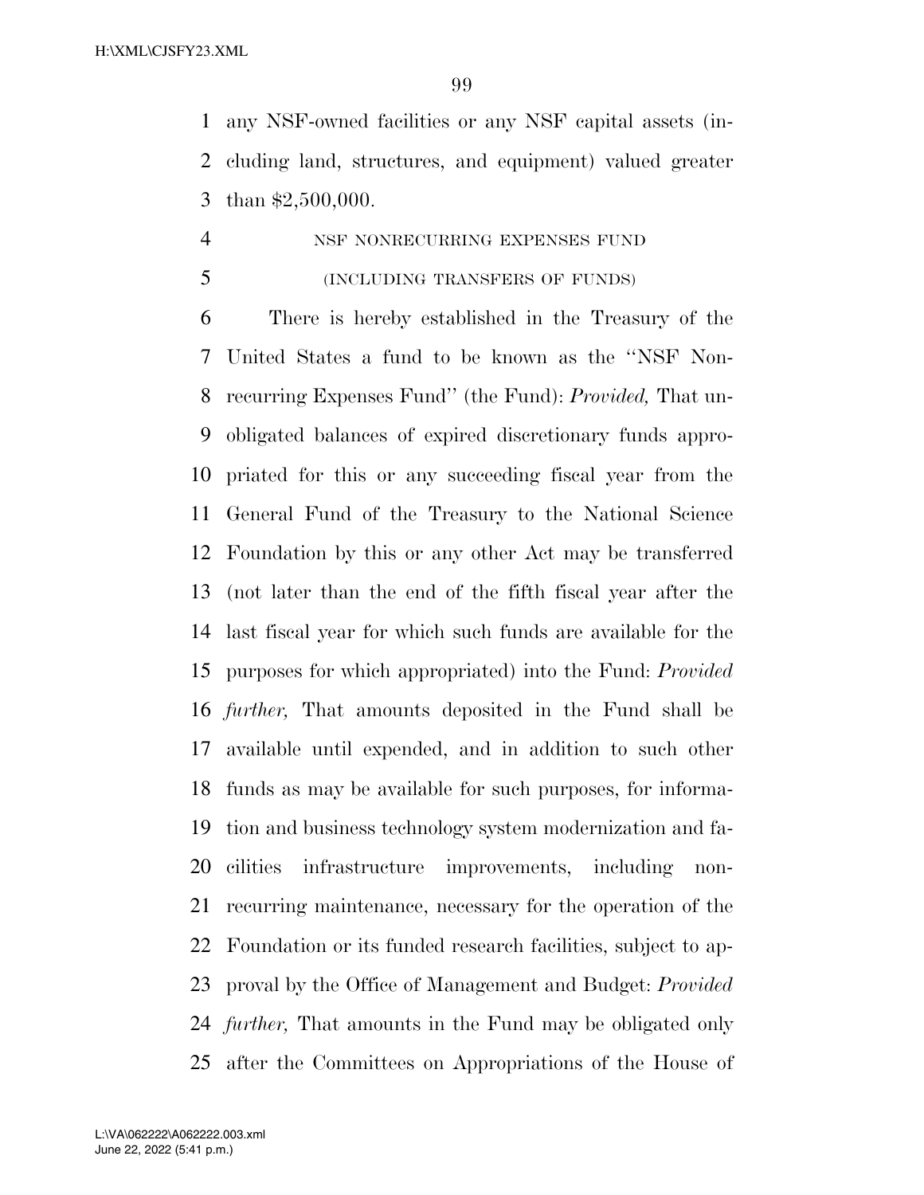any NSF-owned facilities or any NSF capital assets (including land, structures, and equipment) valued greater than $2,500,000.

NSF NONRECURRING EXPENSES FUND

(INCLUDING TRANSFERS OF FUNDS)

There is hereby established in the Treasury of the United States a fund to be known as the ''NSF Nonrecurring Expenses Fund'' (the Fund): *Provided,* That unobligated balances of expired discretionary funds appropriated for this or any succeeding fiscal year from the General Fund of the Treasury to the National Science Foundation by this or any other Act may be transferred (not later than the end of the fifth fiscal year after the last fiscal year for which such funds are available for the purposes for which appropriated) into the Fund: *Provided further,* That amounts deposited in the Fund shall be available until expended, and in addition to such other funds as may be available for such purposes, for information and business technology system modernization and facilities infrastructure improvements, including nonrecurring maintenance, necessary for the operation of the Foundation or its funded research facilities, subject to approval by the Office of Management and Budget: *Provided further,* That amounts in the Fund may be obligated only after the Committees on Appropriations of the House of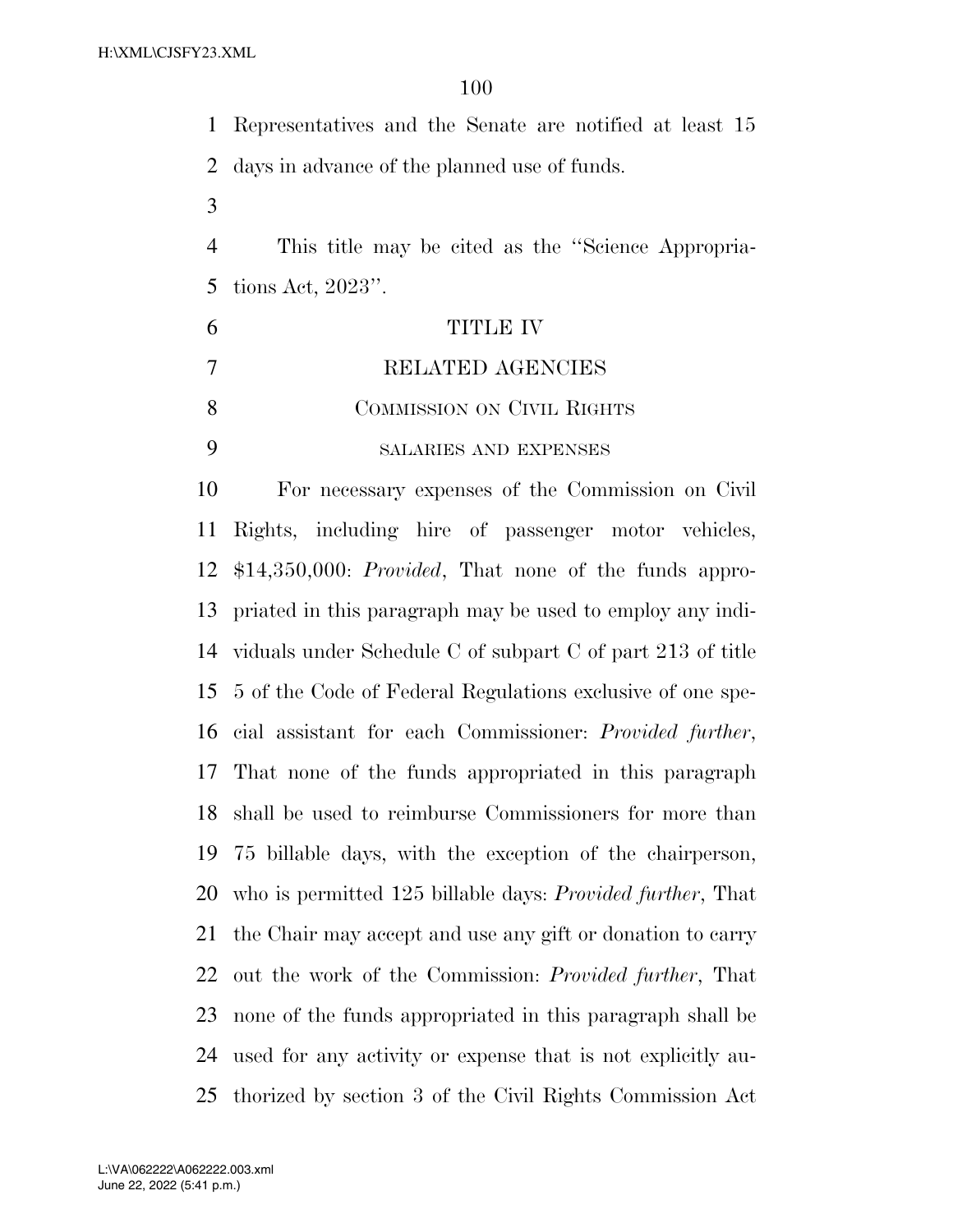Representatives and the Senate are notified at least 15 days in advance of the planned use of funds.

This title may be cited as the "Science Appropriations Act, 2023".

# TITLE IV

# RELATED AGENCIES

## COMMISSION ON CIVIL RIGHTS

### SALARIES AND EXPENSES

For necessary expenses of the Commission on Civil Rights, including hire of passenger motor vehicles, $14,350,000: *Provided*, That none of the funds appropriated in this paragraph may be used to employ any individuals under Schedule C of subpart C of part 213 of title 5 of the Code of Federal Regulations exclusive of one special assistant for each Commissioner: *Provided further*, That none of the funds appropriated in this paragraph shall be used to reimburse Commissioners for more than 75 billable days, with the exception of the chairperson, who is permitted 125 billable days: *Provided further*, That the Chair may accept and use any gift or donation to carry out the work of the Commission: *Provided further*, That none of the funds appropriated in this paragraph shall be used for any activity or expense that is not explicitly authorized by section 3 of the Civil Rights Commission Act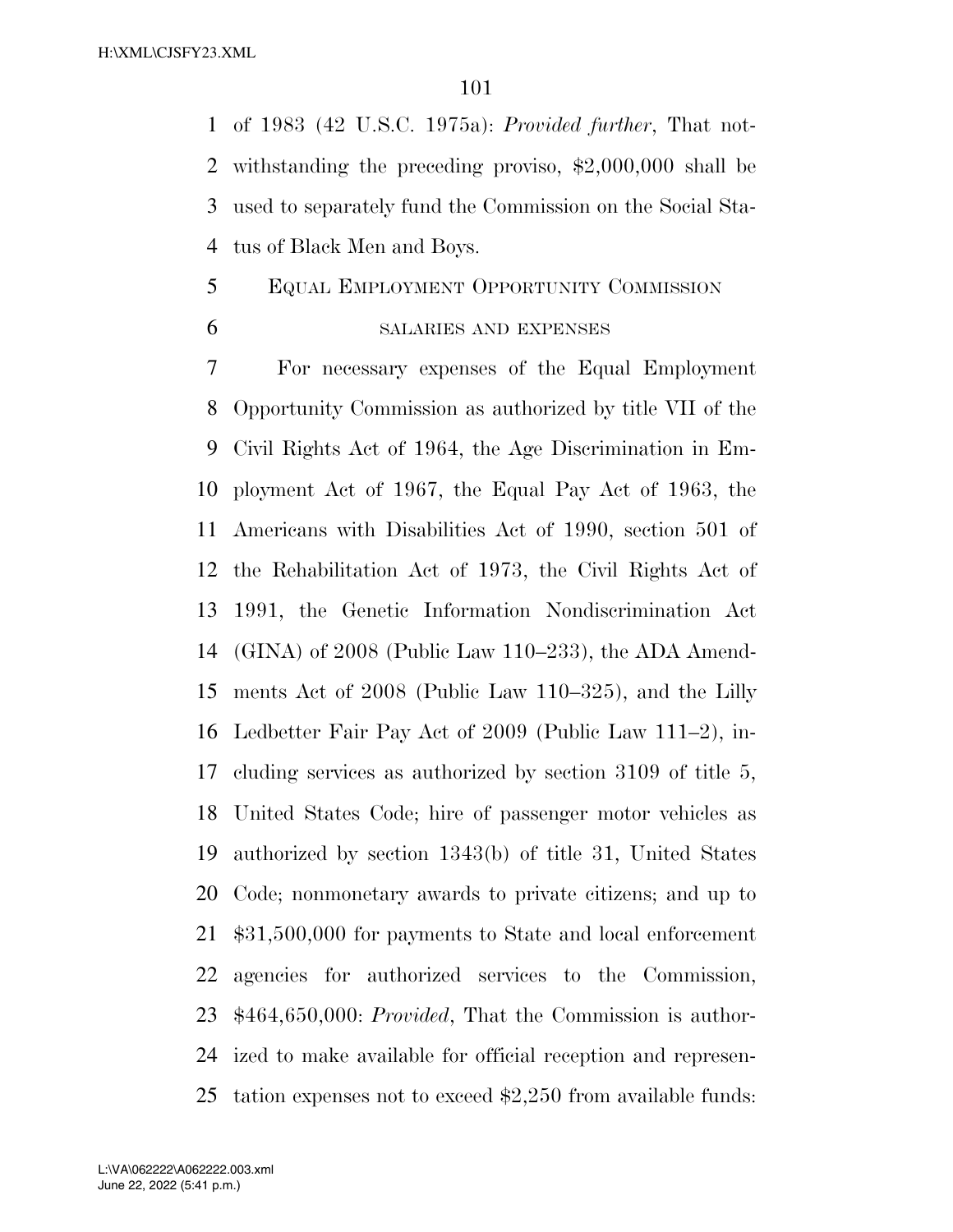of 1983 (42 U.S.C. 1975a): *Provided further*, That notwithstanding the preceding proviso, $2,000,000 shall be used to separately fund the Commission on the Social Status of Black Men and Boys.

## Equal Employment Opportunity Commission

### salaries and expenses

For necessary expenses of the Equal Employment Opportunity Commission as authorized by title VII of the Civil Rights Act of 1964, the Age Discrimination in Employment Act of 1967, the Equal Pay Act of 1963, the Americans with Disabilities Act of 1990, section 501 of the Rehabilitation Act of 1973, the Civil Rights Act of 1991, the Genetic Information Nondiscrimination Act (GINA) of 2008 (Public Law 110–233), the ADA Amendments Act of 2008 (Public Law 110–325), and the Lilly Ledbetter Fair Pay Act of 2009 (Public Law 111–2), including services as authorized by section 3109 of title 5, United States Code; hire of passenger motor vehicles as authorized by section 1343(b) of title 31, United States Code; nonmonetary awards to private citizens; and up to $31,500,000 for payments to State and local enforcement agencies for authorized services to the Commission, $464,650,000: *Provided*, That the Commission is authorized to make available for official reception and representation expenses not to exceed $2,250 from available funds: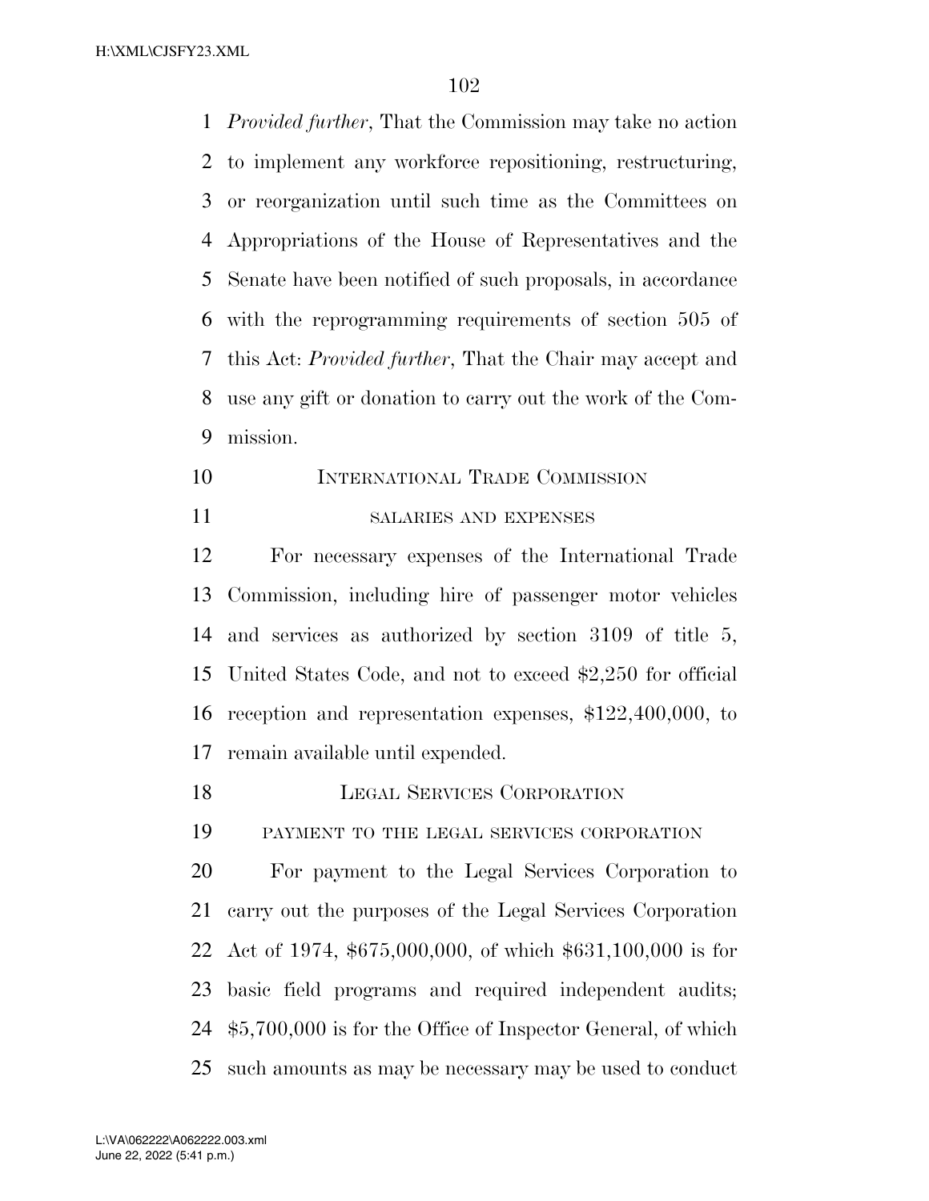*Provided further*, That the Commission may take no action to implement any workforce repositioning, restructuring, or reorganization until such time as the Committees on Appropriations of the House of Representatives and the Senate have been notified of such proposals, in accordance with the reprogramming requirements of section 505 of this Act: *Provided further*, That the Chair may accept and use any gift or donation to carry out the work of the Commission.

## INTERNATIONAL TRADE COMMISSION

### SALARIES AND EXPENSES

For necessary expenses of the International Trade Commission, including hire of passenger motor vehicles and services as authorized by section 3109 of title 5, United States Code, and not to exceed $2,250 for official reception and representation expenses, $122,400,000, to remain available until expended.

## LEGAL SERVICES CORPORATION

### PAYMENT TO THE LEGAL SERVICES CORPORATION

For payment to the Legal Services Corporation to carry out the purposes of the Legal Services Corporation Act of 1974, $675,000,000, of which $631,100,000 is for basic field programs and required independent audits; $5,700,000 is for the Office of Inspector General, of which such amounts as may be necessary may be used to conduct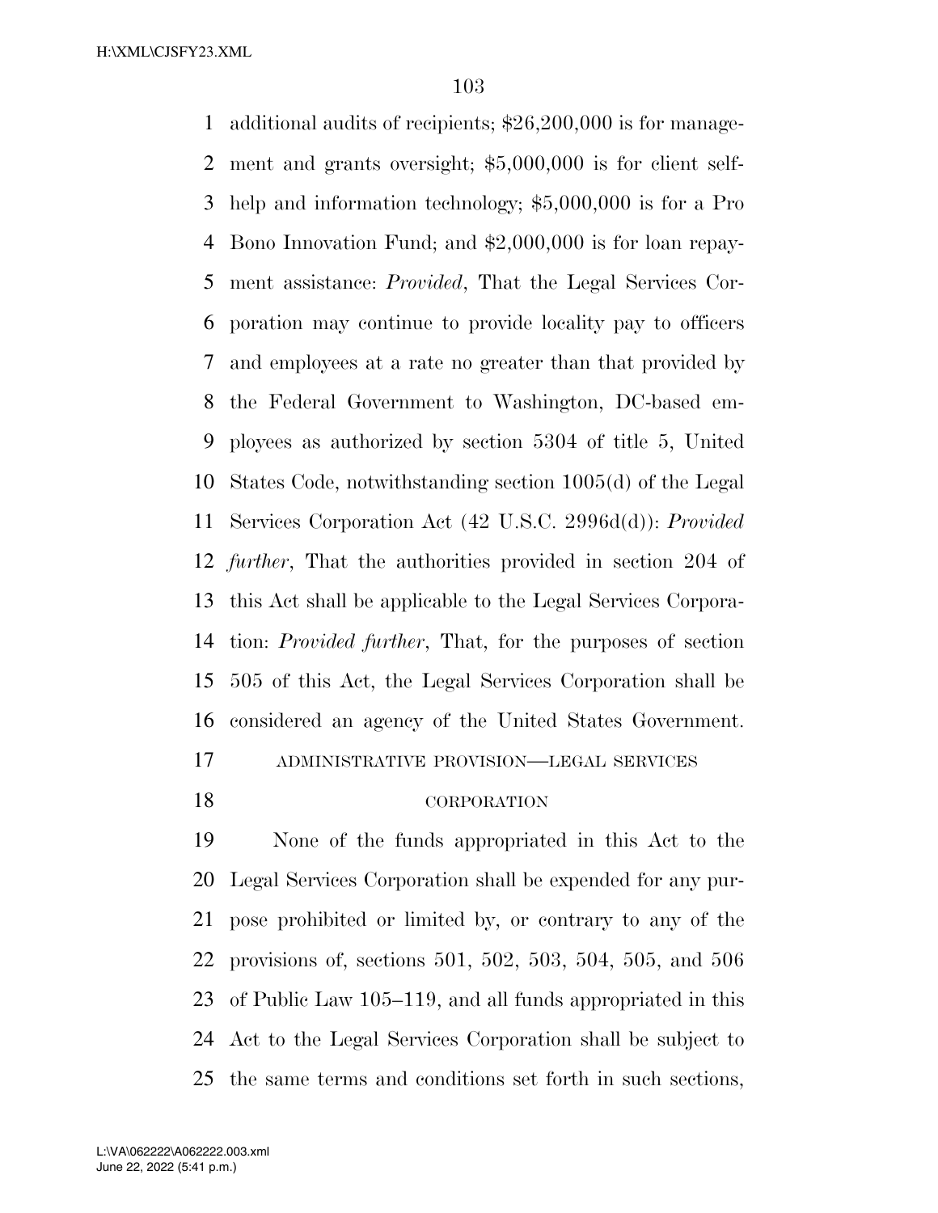additional audits of recipients; $26,200,000 is for management and grants oversight; $5,000,000 is for client self-help and information technology; $5,000,000 is for a Pro Bono Innovation Fund; and $2,000,000 is for loan repayment assistance: *Provided*, That the Legal Services Corporation may continue to provide locality pay to officers and employees at a rate no greater than that provided by the Federal Government to Washington, DC-based employees as authorized by section 5304 of title 5, United States Code, notwithstanding section 1005(d) of the Legal Services Corporation Act (42 U.S.C. 2996d(d)): *Provided further*, That the authorities provided in section 204 of this Act shall be applicable to the Legal Services Corporation: *Provided further*, That, for the purposes of section 505 of this Act, the Legal Services Corporation shall be considered an agency of the United States Government.

ADMINISTRATIVE PROVISION—LEGAL SERVICES CORPORATION

None of the funds appropriated in this Act to the Legal Services Corporation shall be expended for any purpose prohibited or limited by, or contrary to any of the provisions of, sections 501, 502, 503, 504, 505, and 506 of Public Law 105–119, and all funds appropriated in this Act to the Legal Services Corporation shall be subject to the same terms and conditions set forth in such sections,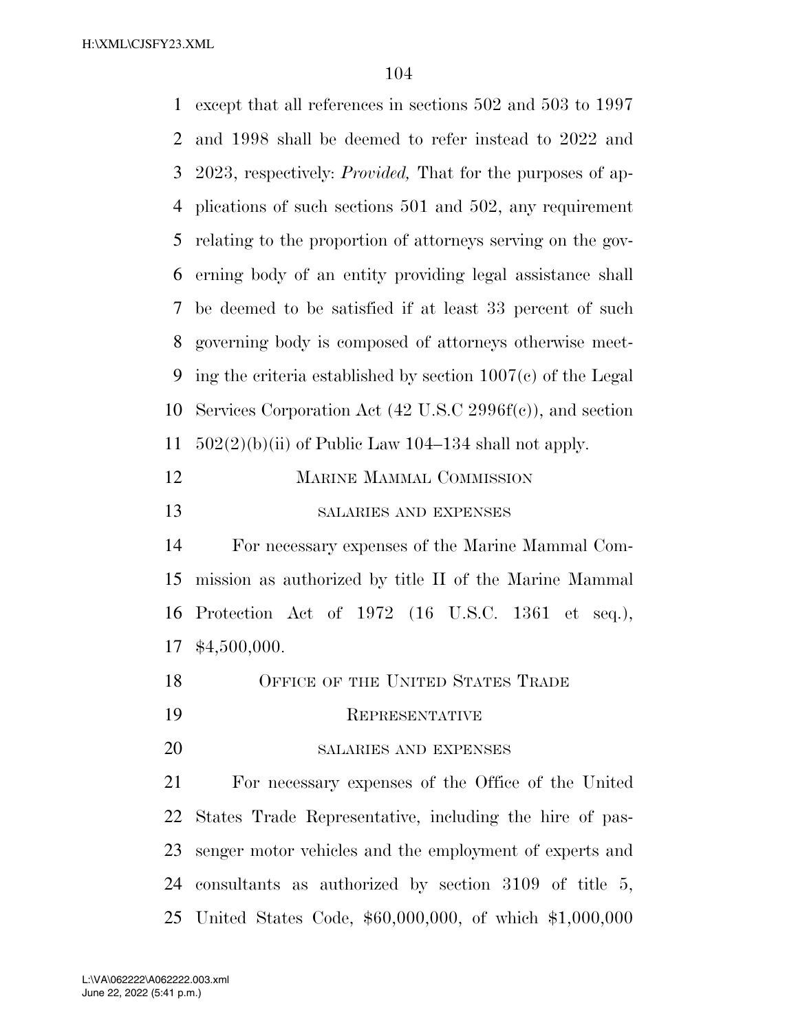except that all references in sections 502 and 503 to 1997 and 1998 shall be deemed to refer instead to 2022 and 2023, respectively: *Provided,* That for the purposes of applications of such sections 501 and 502, any requirement relating to the proportion of attorneys serving on the governing body of an entity providing legal assistance shall be deemed to be satisfied if at least 33 percent of such governing body is composed of attorneys otherwise meeting the criteria established by section 1007(c) of the Legal Services Corporation Act (42 U.S.C 2996f(c)), and section 502(2)(b)(ii) of Public Law 104–134 shall not apply.

## Marine Mammal Commission

### salaries and expenses

For necessary expenses of the Marine Mammal Commission as authorized by title II of the Marine Mammal Protection Act of 1972 (16 U.S.C. 1361 et seq.), $4,500,000.

## Office of the United States Trade Representative

### salaries and expenses

For necessary expenses of the Office of the United States Trade Representative, including the hire of passenger motor vehicles and the employment of experts and consultants as authorized by section 3109 of title 5, United States Code, $60,000,000, of which $1,000,000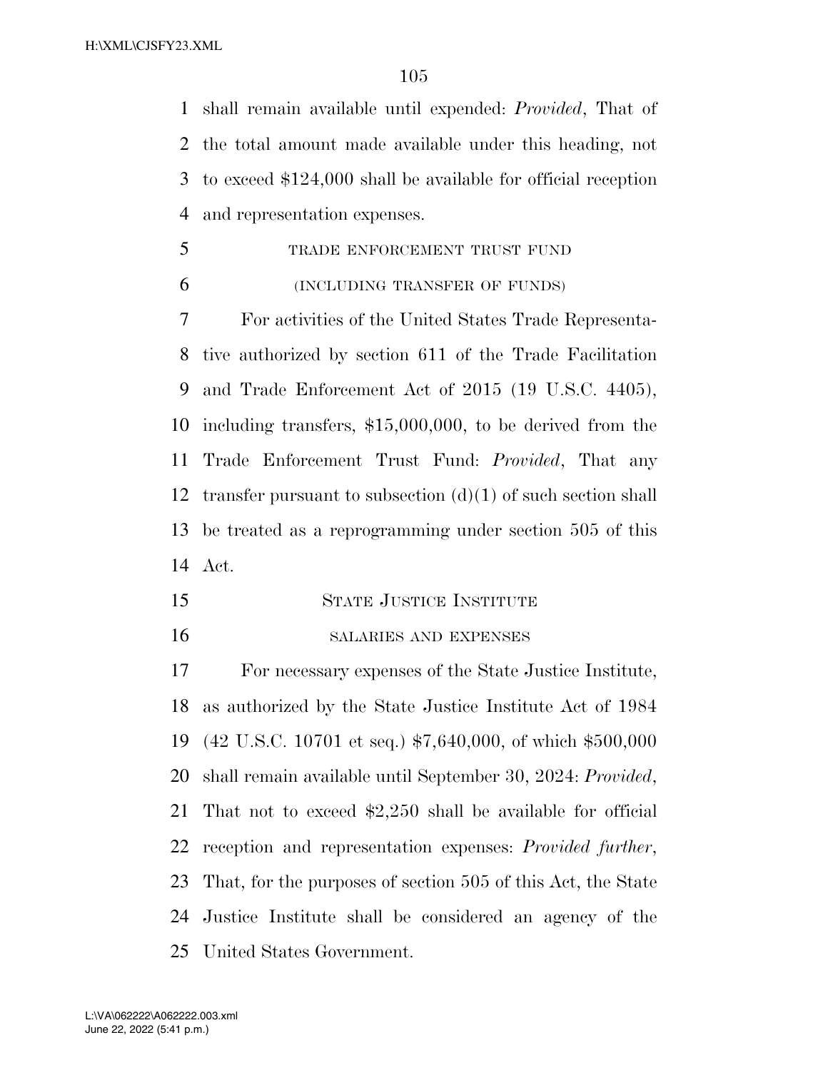shall remain available until expended: *Provided*, That of the total amount made available under this heading, not to exceed $124,000 shall be available for official reception and representation expenses.

TRADE ENFORCEMENT TRUST FUND

(INCLUDING TRANSFER OF FUNDS)

For activities of the United States Trade Representative authorized by section 611 of the Trade Facilitation and Trade Enforcement Act of 2015 (19 U.S.C. 4405), including transfers, $15,000,000, to be derived from the Trade Enforcement Trust Fund: *Provided*, That any transfer pursuant to subsection (d)(1) of such section shall be treated as a reprogramming under section 505 of this Act.

STATE JUSTICE INSTITUTE

SALARIES AND EXPENSES

For necessary expenses of the State Justice Institute, as authorized by the State Justice Institute Act of 1984 (42 U.S.C. 10701 et seq.) $7,640,000, of which $500,000 shall remain available until September 30, 2024: *Provided*, That not to exceed $2,250 shall be available for official reception and representation expenses: *Provided further*, That, for the purposes of section 505 of this Act, the State Justice Institute shall be considered an agency of the United States Government.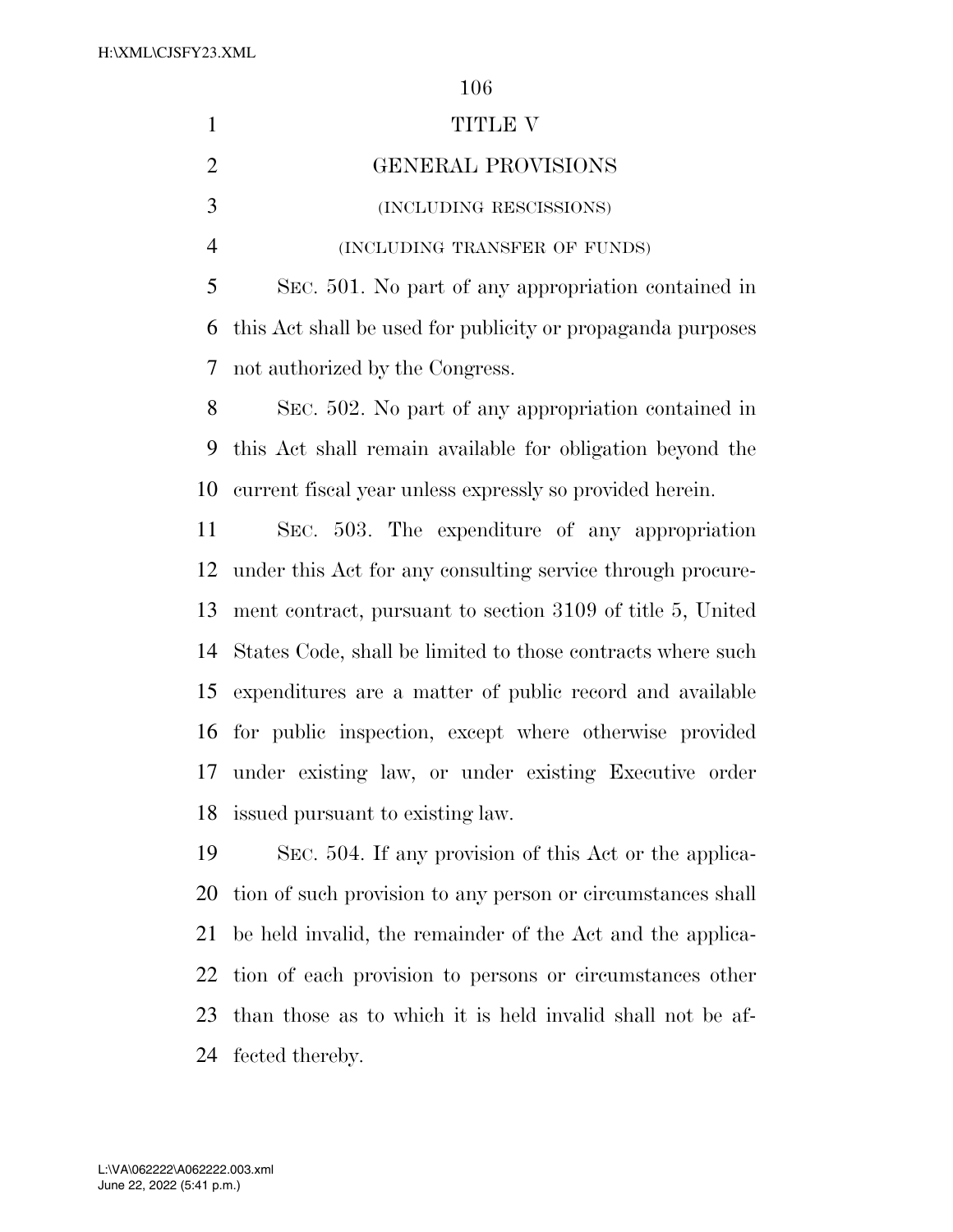# TITLE V

## GENERAL PROVISIONS

(INCLUDING RESCISSIONS)

(INCLUDING TRANSFER OF FUNDS)

SEC. 501. No part of any appropriation contained in this Act shall be used for publicity or propaganda purposes not authorized by the Congress.

SEC. 502. No part of any appropriation contained in this Act shall remain available for obligation beyond the current fiscal year unless expressly so provided herein.

SEC. 503. The expenditure of any appropriation under this Act for any consulting service through procurement contract, pursuant to section 3109 of title 5, United States Code, shall be limited to those contracts where such expenditures are a matter of public record and available for public inspection, except where otherwise provided under existing law, or under existing Executive order issued pursuant to existing law.

SEC. 504. If any provision of this Act or the application of such provision to any person or circumstances shall be held invalid, the remainder of the Act and the application of each provision to persons or circumstances other than those as to which it is held invalid shall not be affected thereby.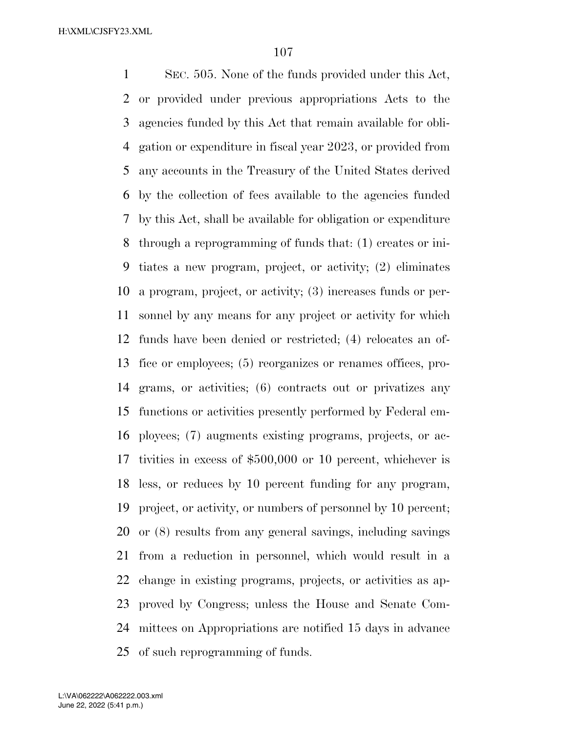SEC. 505. None of the funds provided under this Act, or provided under previous appropriations Acts to the agencies funded by this Act that remain available for obligation or expenditure in fiscal year 2023, or provided from any accounts in the Treasury of the United States derived by the collection of fees available to the agencies funded by this Act, shall be available for obligation or expenditure through a reprogramming of funds that: (1) creates or initiates a new program, project, or activity; (2) eliminates a program, project, or activity; (3) increases funds or personnel by any means for any project or activity for which funds have been denied or restricted; (4) relocates an office or employees; (5) reorganizes or renames offices, programs, or activities; (6) contracts out or privatizes any functions or activities presently performed by Federal employees; (7) augments existing programs, projects, or activities in excess of $500,000 or 10 percent, whichever is less, or reduces by 10 percent funding for any program, project, or activity, or numbers of personnel by 10 percent; or (8) results from any general savings, including savings from a reduction in personnel, which would result in a change in existing programs, projects, or activities as approved by Congress; unless the House and Senate Committees on Appropriations are notified 15 days in advance of such reprogramming of funds.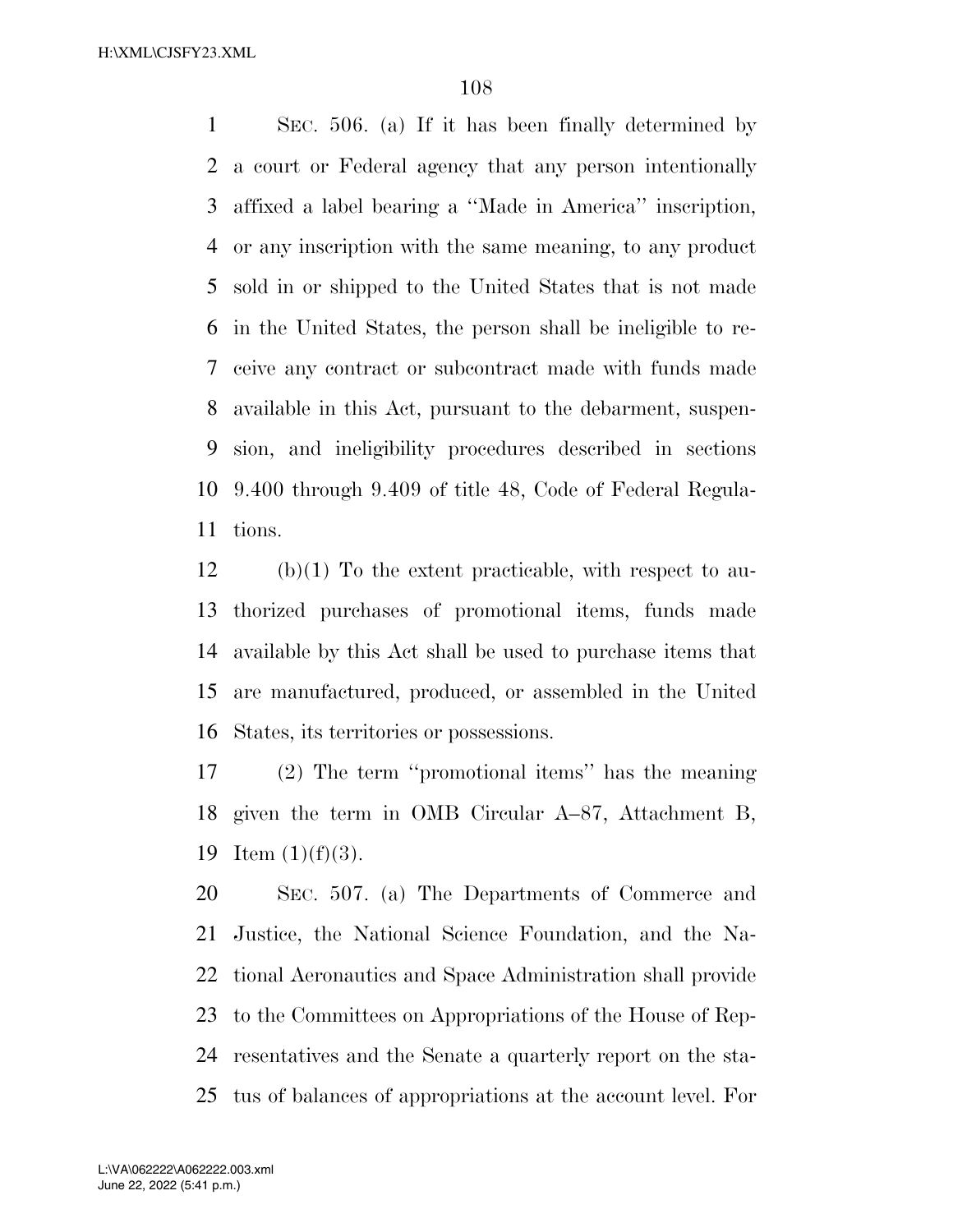SEC. 506. (a) If it has been finally determined by a court or Federal agency that any person intentionally affixed a label bearing a ''Made in America'' inscription, or any inscription with the same meaning, to any product sold in or shipped to the United States that is not made in the United States, the person shall be ineligible to receive any contract or subcontract made with funds made available in this Act, pursuant to the debarment, suspension, and ineligibility procedures described in sections 9.400 through 9.409 of title 48, Code of Federal Regulations.

(b)(1) To the extent practicable, with respect to authorized purchases of promotional items, funds made available by this Act shall be used to purchase items that are manufactured, produced, or assembled in the United States, its territories or possessions.

(2) The term ''promotional items'' has the meaning given the term in OMB Circular A–87, Attachment B, Item (1)(f)(3).

SEC. 507. (a) The Departments of Commerce and Justice, the National Science Foundation, and the National Aeronautics and Space Administration shall provide to the Committees on Appropriations of the House of Representatives and the Senate a quarterly report on the status of balances of appropriations at the account level. For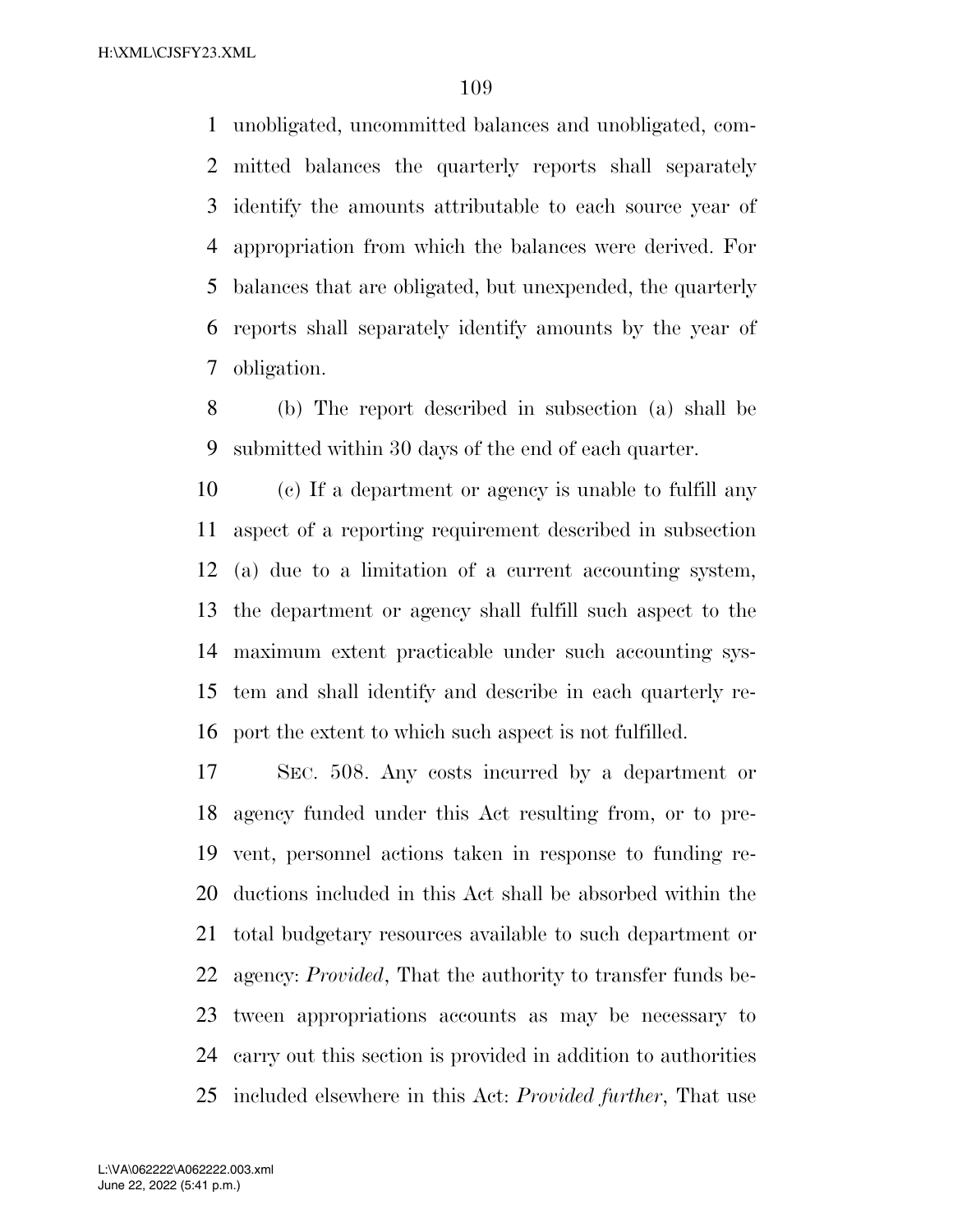unobligated, uncommitted balances and unobligated, committed balances the quarterly reports shall separately identify the amounts attributable to each source year of appropriation from which the balances were derived. For balances that are obligated, but unexpended, the quarterly reports shall separately identify amounts by the year of obligation.

(b) The report described in subsection (a) shall be submitted within 30 days of the end of each quarter.

(c) If a department or agency is unable to fulfill any aspect of a reporting requirement described in subsection (a) due to a limitation of a current accounting system, the department or agency shall fulfill such aspect to the maximum extent practicable under such accounting system and shall identify and describe in each quarterly report the extent to which such aspect is not fulfilled.

SEC. 508. Any costs incurred by a department or agency funded under this Act resulting from, or to prevent, personnel actions taken in response to funding reductions included in this Act shall be absorbed within the total budgetary resources available to such department or agency: *Provided*, That the authority to transfer funds between appropriations accounts as may be necessary to carry out this section is provided in addition to authorities included elsewhere in this Act: *Provided further*, That use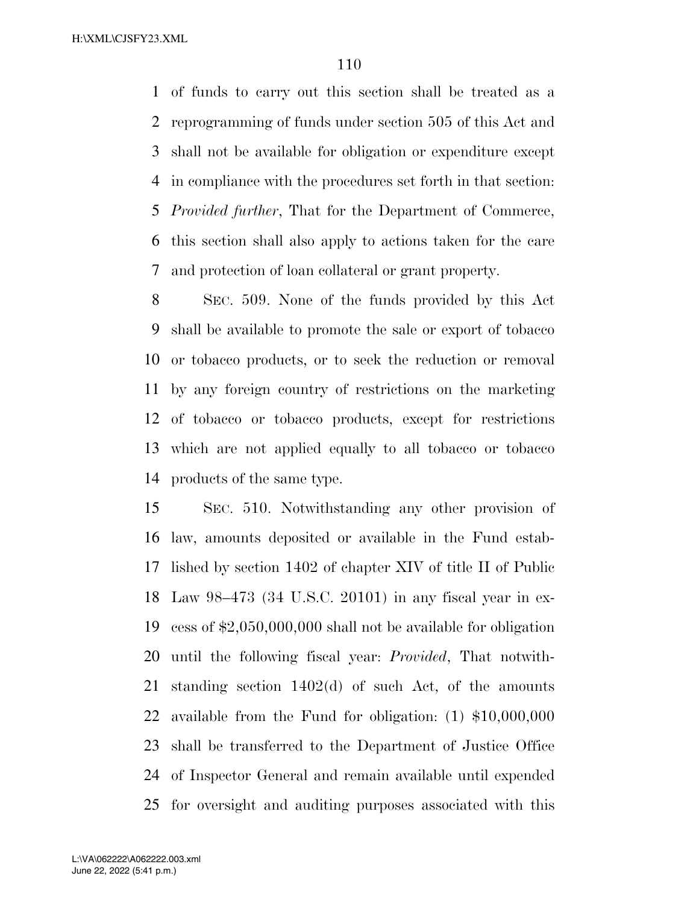of funds to carry out this section shall be treated as a reprogramming of funds under section 505 of this Act and shall not be available for obligation or expenditure except in compliance with the procedures set forth in that section: *Provided further*, That for the Department of Commerce, this section shall also apply to actions taken for the care and protection of loan collateral or grant property.

SEC. 509. None of the funds provided by this Act shall be available to promote the sale or export of tobacco or tobacco products, or to seek the reduction or removal by any foreign country of restrictions on the marketing of tobacco or tobacco products, except for restrictions which are not applied equally to all tobacco or tobacco products of the same type.

SEC. 510. Notwithstanding any other provision of law, amounts deposited or available in the Fund established by section 1402 of chapter XIV of title II of Public Law 98–473 (34 U.S.C. 20101) in any fiscal year in excess of $2,050,000,000 shall not be available for obligation until the following fiscal year: *Provided*, That notwithstanding section 1402(d) of such Act, of the amounts available from the Fund for obligation: (1) $10,000,000 shall be transferred to the Department of Justice Office of Inspector General and remain available until expended for oversight and auditing purposes associated with this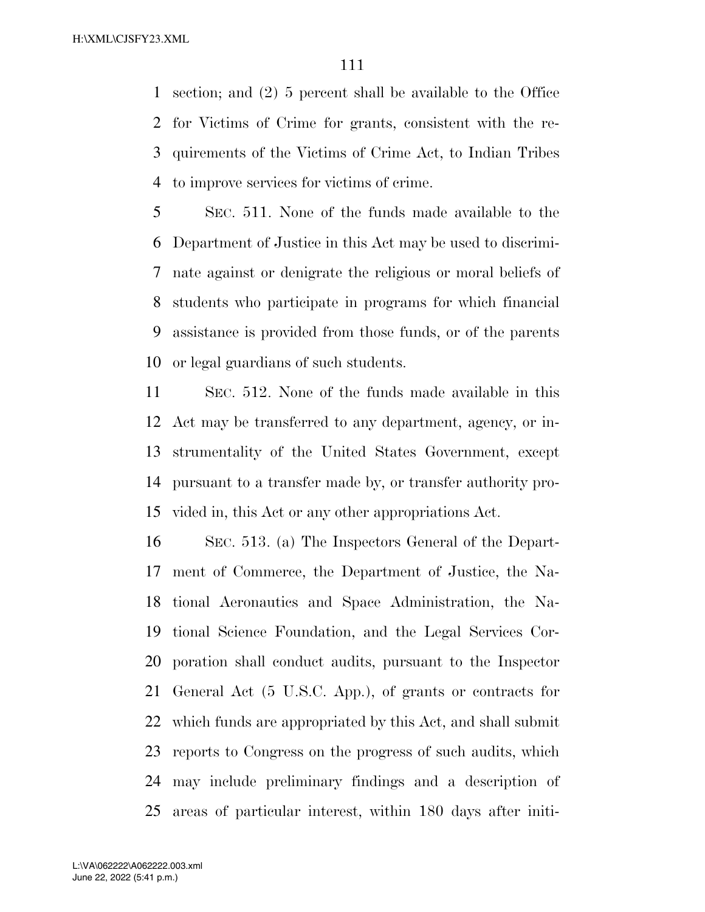section; and (2) 5 percent shall be available to the Office for Victims of Crime for grants, consistent with the requirements of the Victims of Crime Act, to Indian Tribes to improve services for victims of crime.

SEC. 511. None of the funds made available to the Department of Justice in this Act may be used to discriminate against or denigrate the religious or moral beliefs of students who participate in programs for which financial assistance is provided from those funds, or of the parents or legal guardians of such students.

SEC. 512. None of the funds made available in this Act may be transferred to any department, agency, or instrumentality of the United States Government, except pursuant to a transfer made by, or transfer authority provided in, this Act or any other appropriations Act.

SEC. 513. (a) The Inspectors General of the Department of Commerce, the Department of Justice, the National Aeronautics and Space Administration, the National Science Foundation, and the Legal Services Corporation shall conduct audits, pursuant to the Inspector General Act (5 U.S.C. App.), of grants or contracts for which funds are appropriated by this Act, and shall submit reports to Congress on the progress of such audits, which may include preliminary findings and a description of areas of particular interest, within 180 days after initi-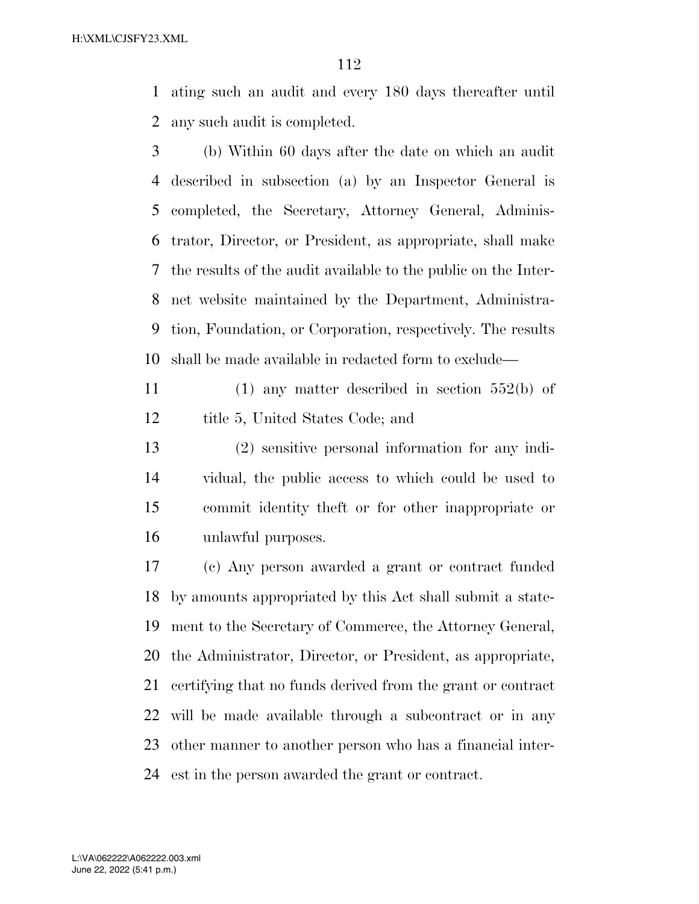ating such an audit and every 180 days thereafter until any such audit is completed.

(b) Within 60 days after the date on which an audit described in subsection (a) by an Inspector General is completed, the Secretary, Attorney General, Administrator, Director, or President, as appropriate, shall make the results of the audit available to the public on the Internet website maintained by the Department, Administration, Foundation, or Corporation, respectively. The results shall be made available in redacted form to exclude—

(1) any matter described in section 552(b) of title 5, United States Code; and

(2) sensitive personal information for any individual, the public access to which could be used to commit identity theft or for other inappropriate or unlawful purposes.

(c) Any person awarded a grant or contract funded by amounts appropriated by this Act shall submit a statement to the Secretary of Commerce, the Attorney General, the Administrator, Director, or President, as appropriate, certifying that no funds derived from the grant or contract will be made available through a subcontract or in any other manner to another person who has a financial interest in the person awarded the grant or contract.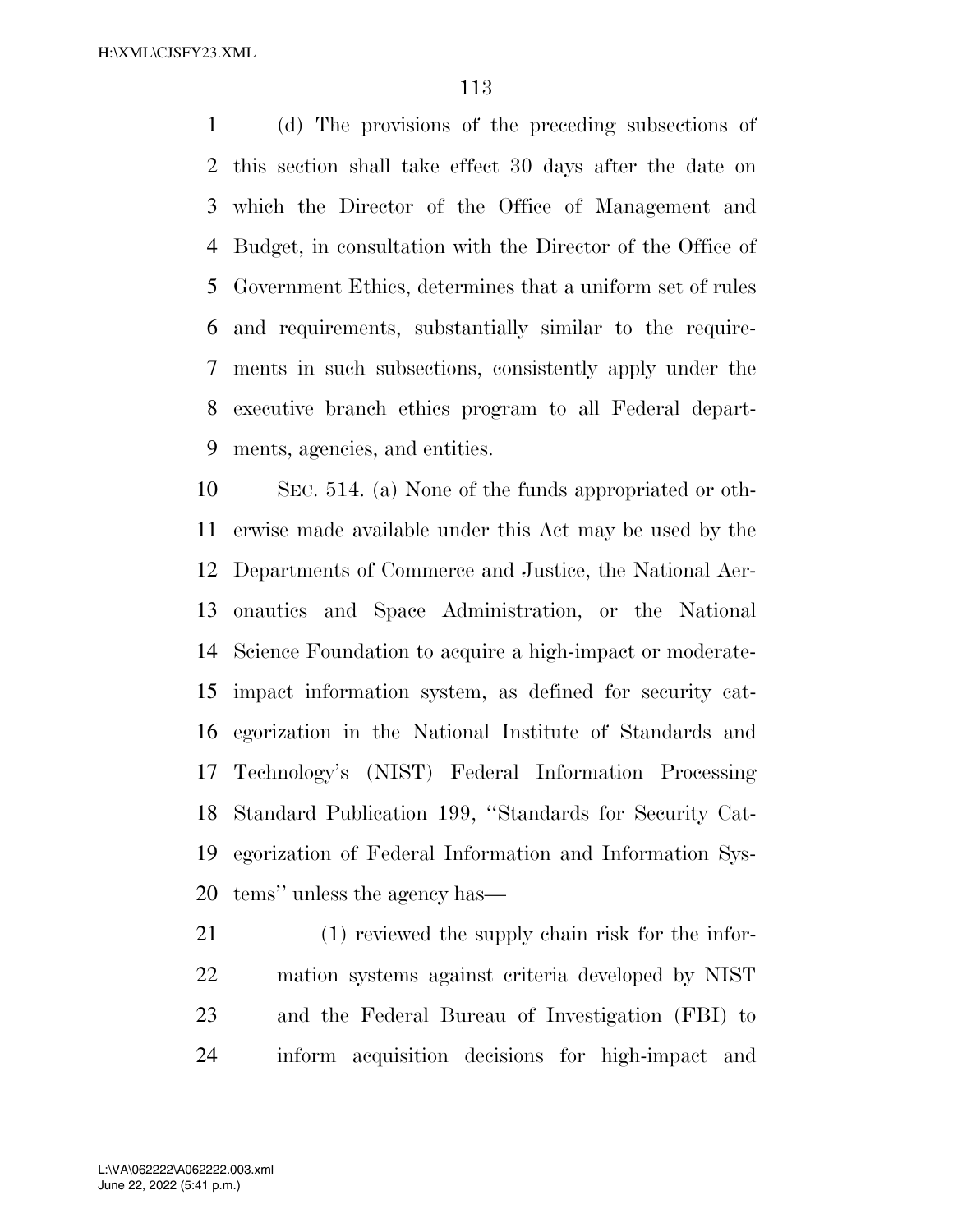(d) The provisions of the preceding subsections of this section shall take effect 30 days after the date on which the Director of the Office of Management and Budget, in consultation with the Director of the Office of Government Ethics, determines that a uniform set of rules and requirements, substantially similar to the requirements in such subsections, consistently apply under the executive branch ethics program to all Federal departments, agencies, and entities.

SEC. 514. (a) None of the funds appropriated or otherwise made available under this Act may be used by the Departments of Commerce and Justice, the National Aeronautics and Space Administration, or the National Science Foundation to acquire a high-impact or moderate-impact information system, as defined for security categorization in the National Institute of Standards and Technology's (NIST) Federal Information Processing Standard Publication 199, "Standards for Security Categorization of Federal Information and Information Systems" unless the agency has—

(1) reviewed the supply chain risk for the information systems against criteria developed by NIST and the Federal Bureau of Investigation (FBI) to inform acquisition decisions for high-impact and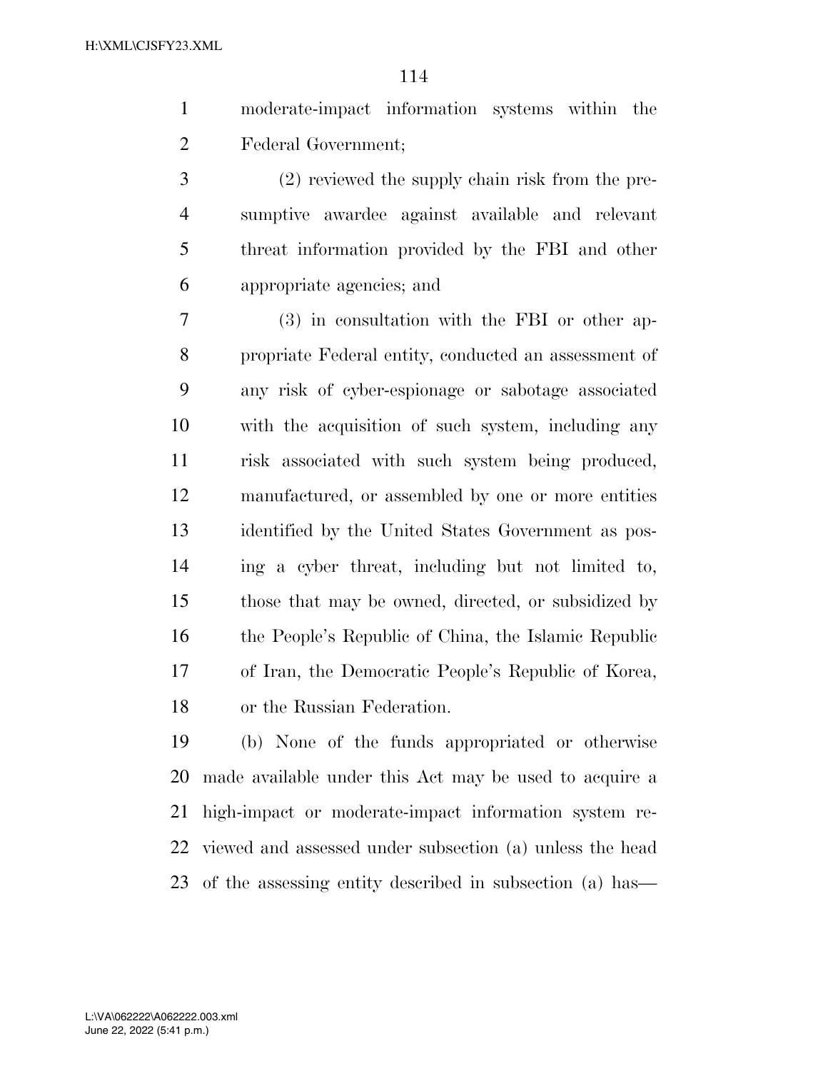moderate-impact information systems within the Federal Government;

(2) reviewed the supply chain risk from the presumptive awardee against available and relevant threat information provided by the FBI and other appropriate agencies; and

(3) in consultation with the FBI or other appropriate Federal entity, conducted an assessment of any risk of cyber-espionage or sabotage associated with the acquisition of such system, including any risk associated with such system being produced, manufactured, or assembled by one or more entities identified by the United States Government as posing a cyber threat, including but not limited to, those that may be owned, directed, or subsidized by the People's Republic of China, the Islamic Republic of Iran, the Democratic People's Republic of Korea, or the Russian Federation.

(b) None of the funds appropriated or otherwise made available under this Act may be used to acquire a high-impact or moderate-impact information system reviewed and assessed under subsection (a) unless the head of the assessing entity described in subsection (a) has—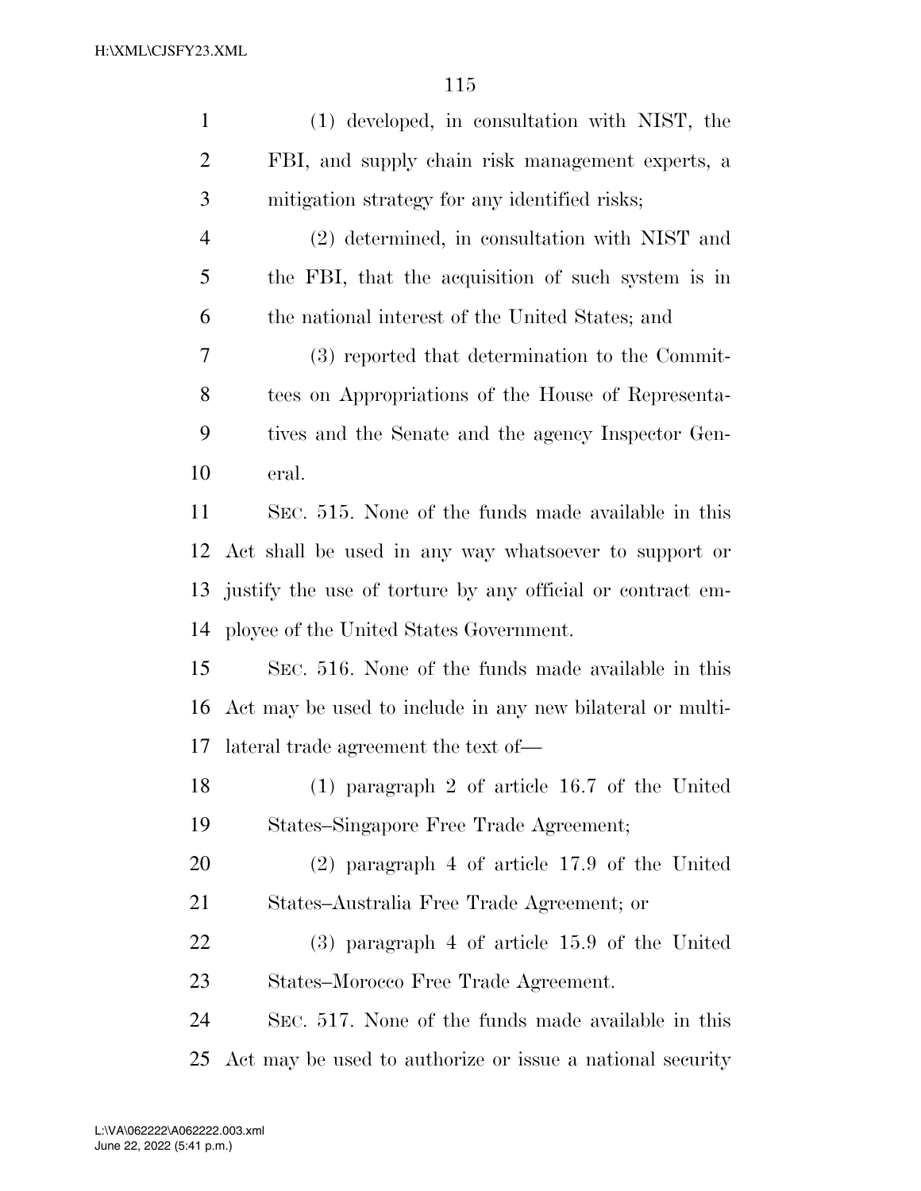(1) developed, in consultation with NIST, the FBI, and supply chain risk management experts, a mitigation strategy for any identified risks;

(2) determined, in consultation with NIST and the FBI, that the acquisition of such system is in the national interest of the United States; and

(3) reported that determination to the Committees on Appropriations of the House of Representatives and the Senate and the agency Inspector General.

SEC. 515. None of the funds made available in this Act shall be used in any way whatsoever to support or justify the use of torture by any official or contract employee of the United States Government.

SEC. 516. None of the funds made available in this Act may be used to include in any new bilateral or multilateral trade agreement the text of—

(1) paragraph 2 of article 16.7 of the United States–Singapore Free Trade Agreement;

(2) paragraph 4 of article 17.9 of the United States–Australia Free Trade Agreement; or

(3) paragraph 4 of article 15.9 of the United States–Morocco Free Trade Agreement.

SEC. 517. None of the funds made available in this Act may be used to authorize or issue a national security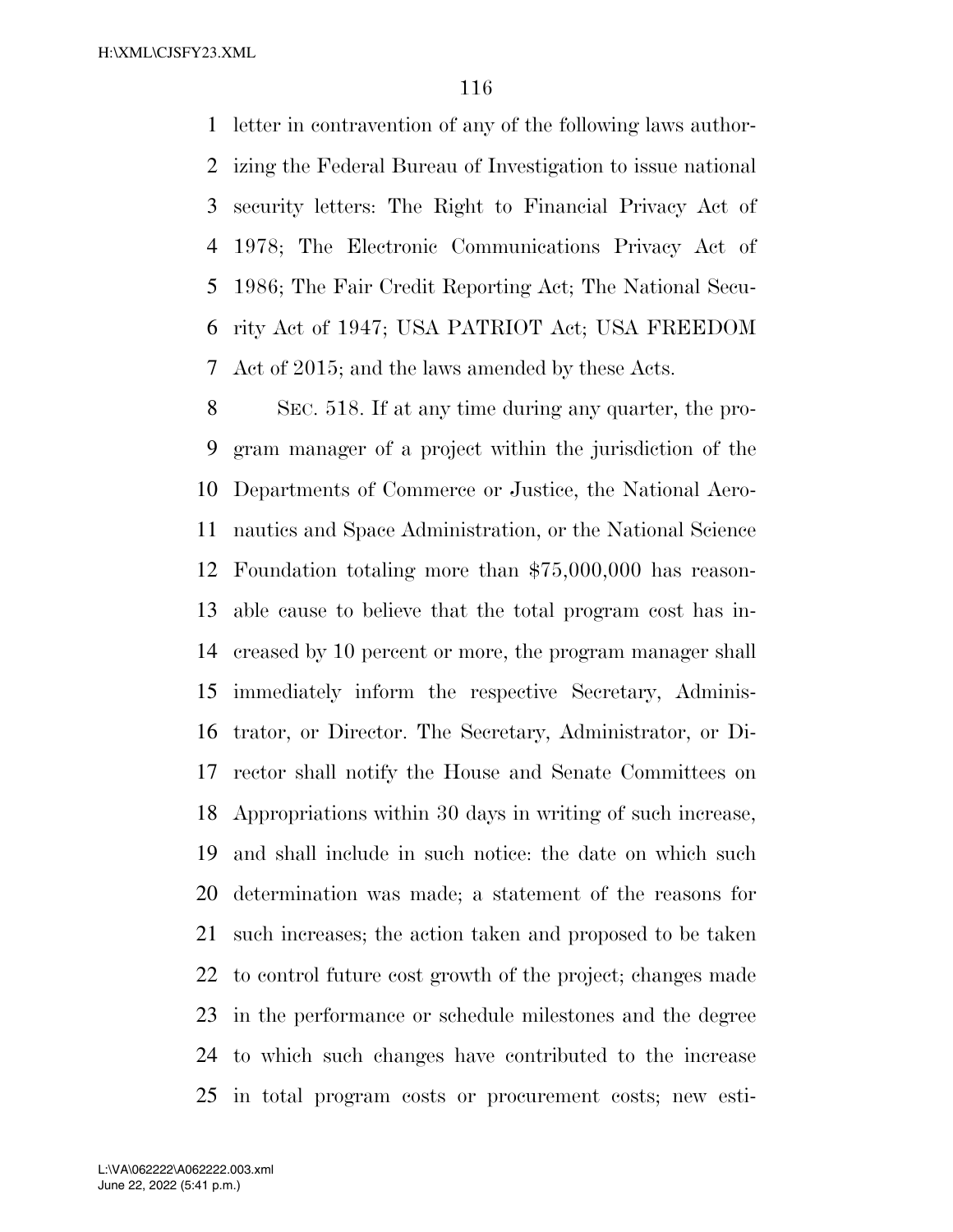letter in contravention of any of the following laws authorizing the Federal Bureau of Investigation to issue national security letters: The Right to Financial Privacy Act of 1978; The Electronic Communications Privacy Act of 1986; The Fair Credit Reporting Act; The National Security Act of 1947; USA PATRIOT Act; USA FREEDOM Act of 2015; and the laws amended by these Acts.

SEC. 518. If at any time during any quarter, the program manager of a project within the jurisdiction of the Departments of Commerce or Justice, the National Aeronautics and Space Administration, or the National Science Foundation totaling more than $75,000,000 has reasonable cause to believe that the total program cost has increased by 10 percent or more, the program manager shall immediately inform the respective Secretary, Administrator, or Director. The Secretary, Administrator, or Director shall notify the House and Senate Committees on Appropriations within 30 days in writing of such increase, and shall include in such notice: the date on which such determination was made; a statement of the reasons for such increases; the action taken and proposed to be taken to control future cost growth of the project; changes made in the performance or schedule milestones and the degree to which such changes have contributed to the increase in total program costs or procurement costs; new esti-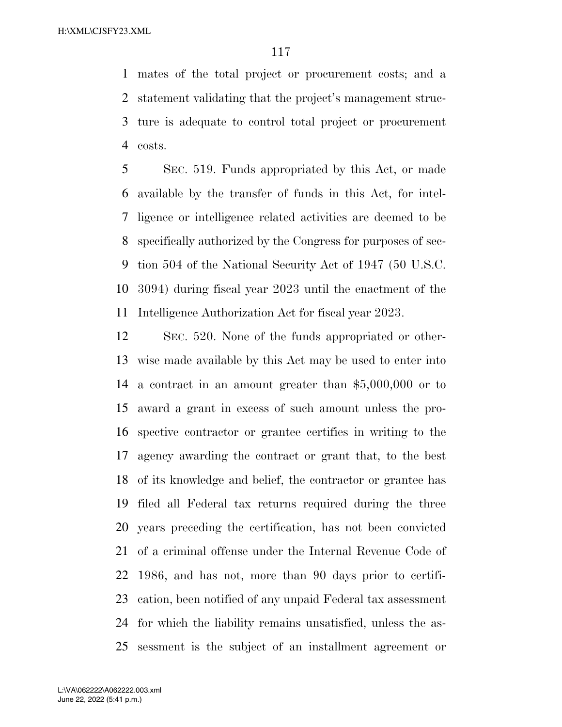mates of the total project or procurement costs; and a statement validating that the project's management structure is adequate to control total project or procurement costs.

SEC. 519. Funds appropriated by this Act, or made available by the transfer of funds in this Act, for intelligence or intelligence related activities are deemed to be specifically authorized by the Congress for purposes of section 504 of the National Security Act of 1947 (50 U.S.C. 3094) during fiscal year 2023 until the enactment of the Intelligence Authorization Act for fiscal year 2023.

SEC. 520. None of the funds appropriated or otherwise made available by this Act may be used to enter into a contract in an amount greater than $5,000,000 or to award a grant in excess of such amount unless the prospective contractor or grantee certifies in writing to the agency awarding the contract or grant that, to the best of its knowledge and belief, the contractor or grantee has filed all Federal tax returns required during the three years preceding the certification, has not been convicted of a criminal offense under the Internal Revenue Code of 1986, and has not, more than 90 days prior to certification, been notified of any unpaid Federal tax assessment for which the liability remains unsatisfied, unless the assessment is the subject of an installment agreement or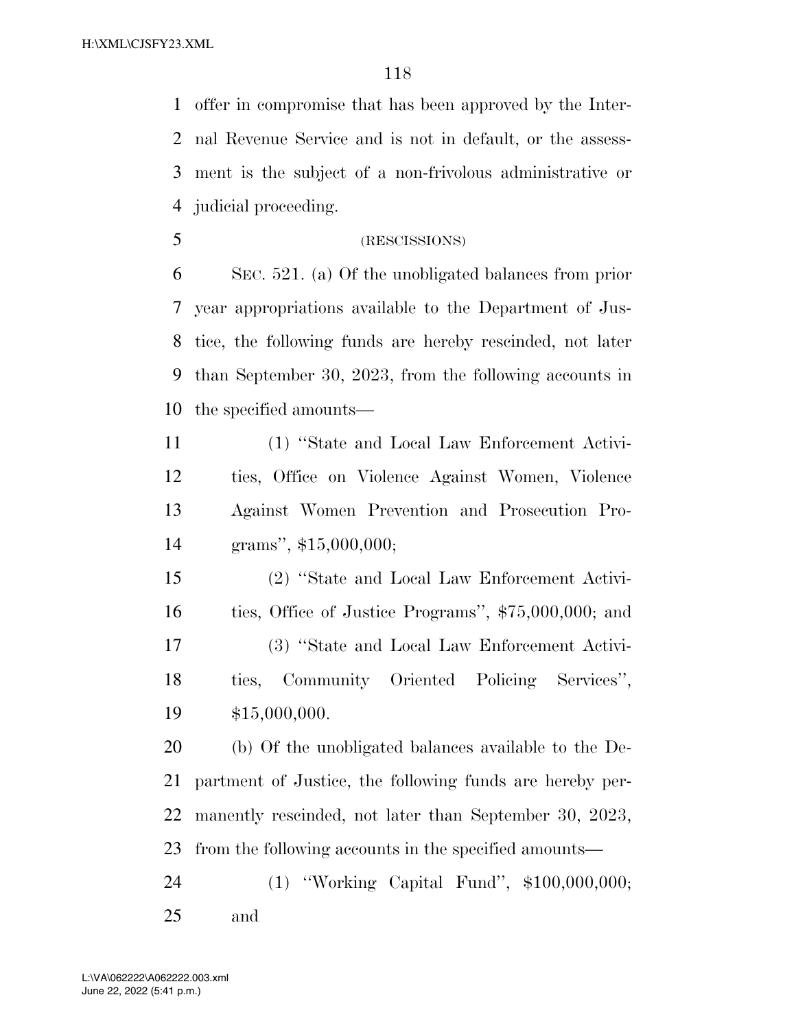offer in compromise that has been approved by the Internal Revenue Service and is not in default, or the assessment is the subject of a non-frivolous administrative or judicial proceeding.

(RESCISSIONS)

SEC. 521. (a) Of the unobligated balances from prior year appropriations available to the Department of Justice, the following funds are hereby rescinded, not later than September 30, 2023, from the following accounts in the specified amounts—

(1) ''State and Local Law Enforcement Activities, Office on Violence Against Women, Violence Against Women Prevention and Prosecution Programs'', $15,000,000;

(2) ''State and Local Law Enforcement Activities, Office of Justice Programs'', $75,000,000; and

(3) ''State and Local Law Enforcement Activities, Community Oriented Policing Services'', $15,000,000.

(b) Of the unobligated balances available to the Department of Justice, the following funds are hereby permanently rescinded, not later than September 30, 2023, from the following accounts in the specified amounts—

(1) ''Working Capital Fund'', $100,000,000; and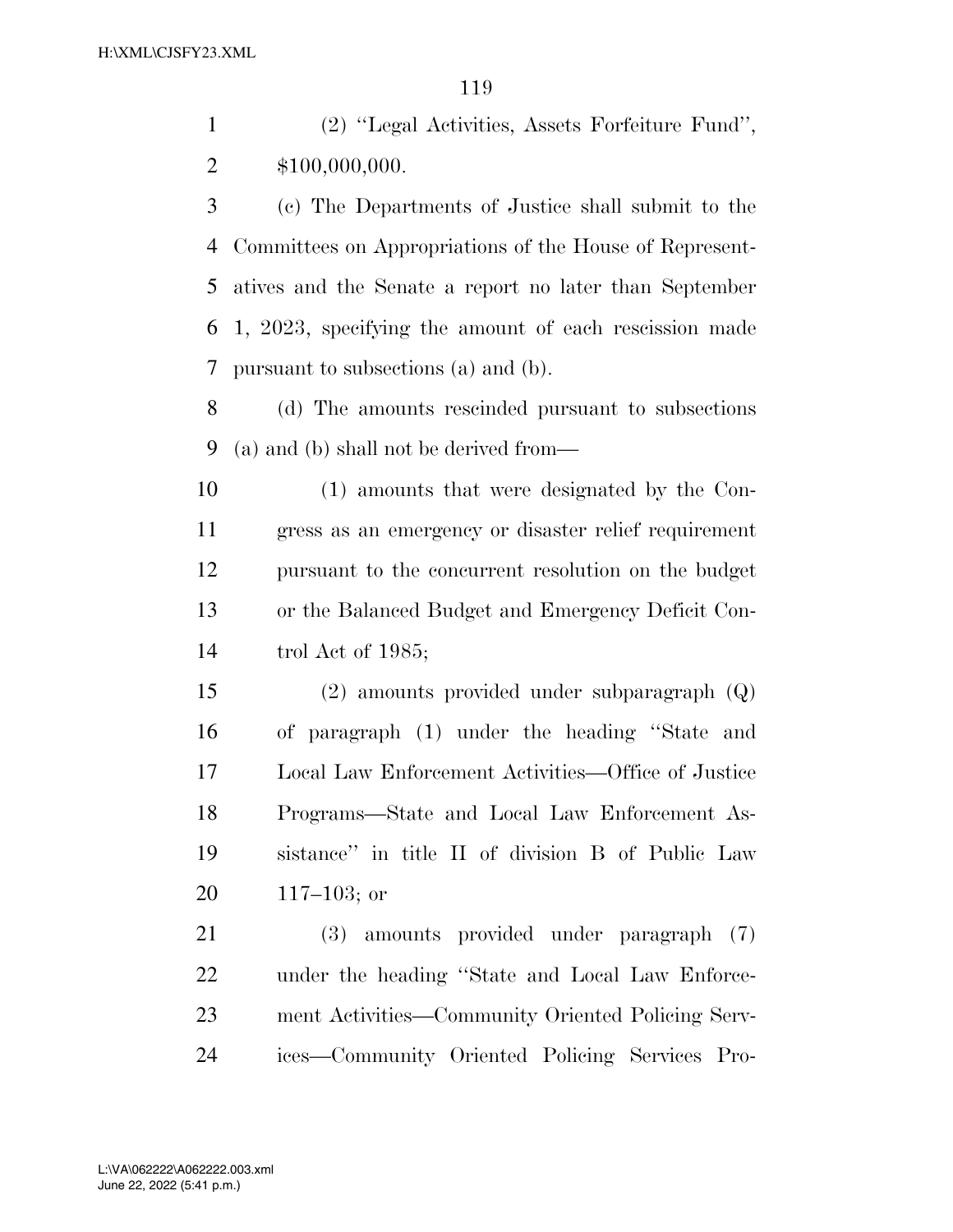(2) ''Legal Activities, Assets Forfeiture Fund'', $100,000,000.

(c) The Departments of Justice shall submit to the Committees on Appropriations of the House of Representatives and the Senate a report no later than September 1, 2023, specifying the amount of each rescission made pursuant to subsections (a) and (b).

(d) The amounts rescinded pursuant to subsections (a) and (b) shall not be derived from—

(1) amounts that were designated by the Congress as an emergency or disaster relief requirement pursuant to the concurrent resolution on the budget or the Balanced Budget and Emergency Deficit Control Act of 1985;

(2) amounts provided under subparagraph (Q) of paragraph (1) under the heading ''State and Local Law Enforcement Activities—Office of Justice Programs—State and Local Law Enforcement Assistance'' in title II of division B of Public Law 117–103; or

(3) amounts provided under paragraph (7) under the heading ''State and Local Law Enforcement Activities—Community Oriented Policing Services—Community Oriented Policing Services Pro-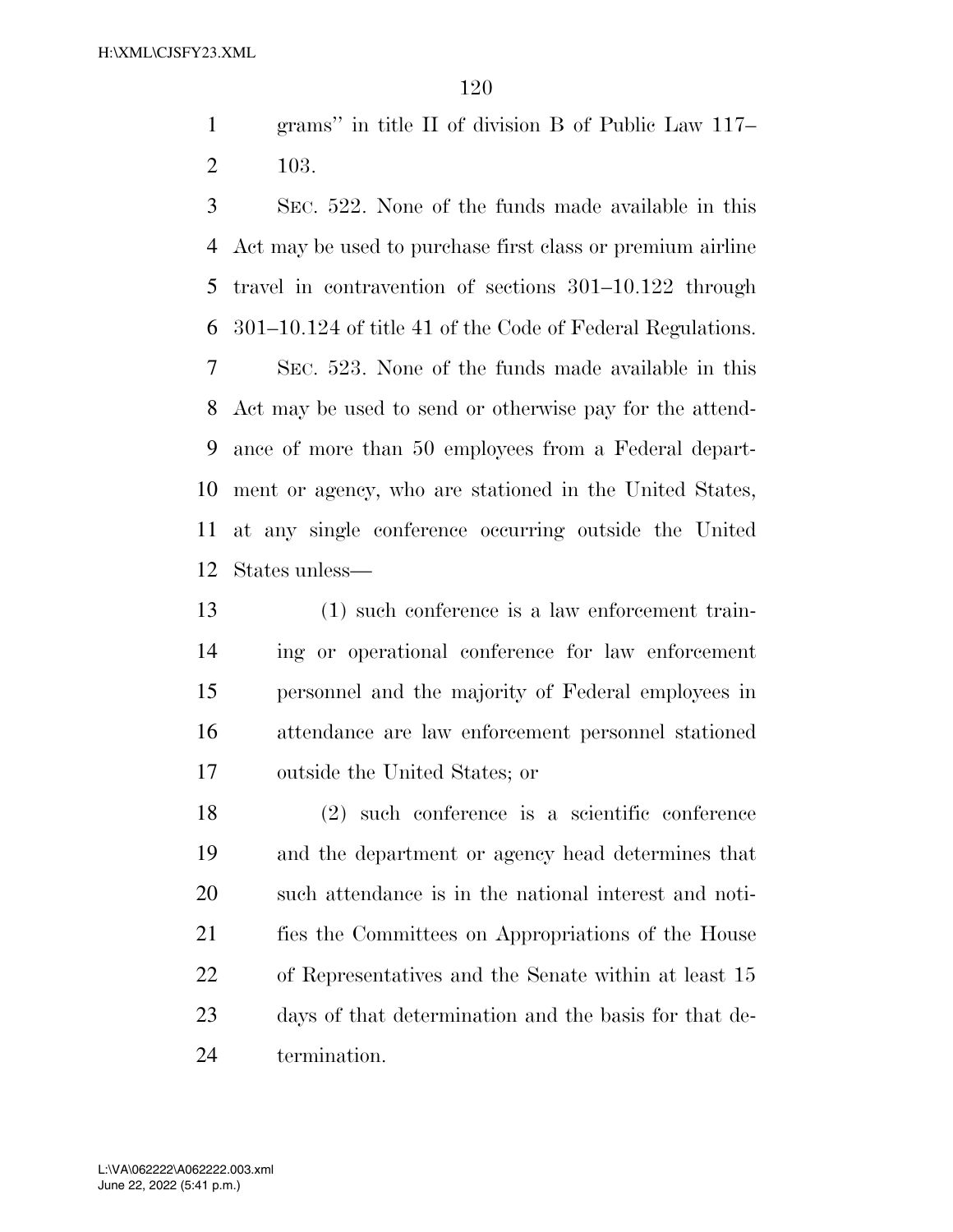grams'' in title II of division B of Public Law 117–103.

SEC. 522. None of the funds made available in this Act may be used to purchase first class or premium airline travel in contravention of sections 301–10.122 through 301–10.124 of title 41 of the Code of Federal Regulations.

SEC. 523. None of the funds made available in this Act may be used to send or otherwise pay for the attendance of more than 50 employees from a Federal department or agency, who are stationed in the United States, at any single conference occurring outside the United States unless—

(1) such conference is a law enforcement training or operational conference for law enforcement personnel and the majority of Federal employees in attendance are law enforcement personnel stationed outside the United States; or

(2) such conference is a scientific conference and the department or agency head determines that such attendance is in the national interest and notifies the Committees on Appropriations of the House of Representatives and the Senate within at least 15 days of that determination and the basis for that determination.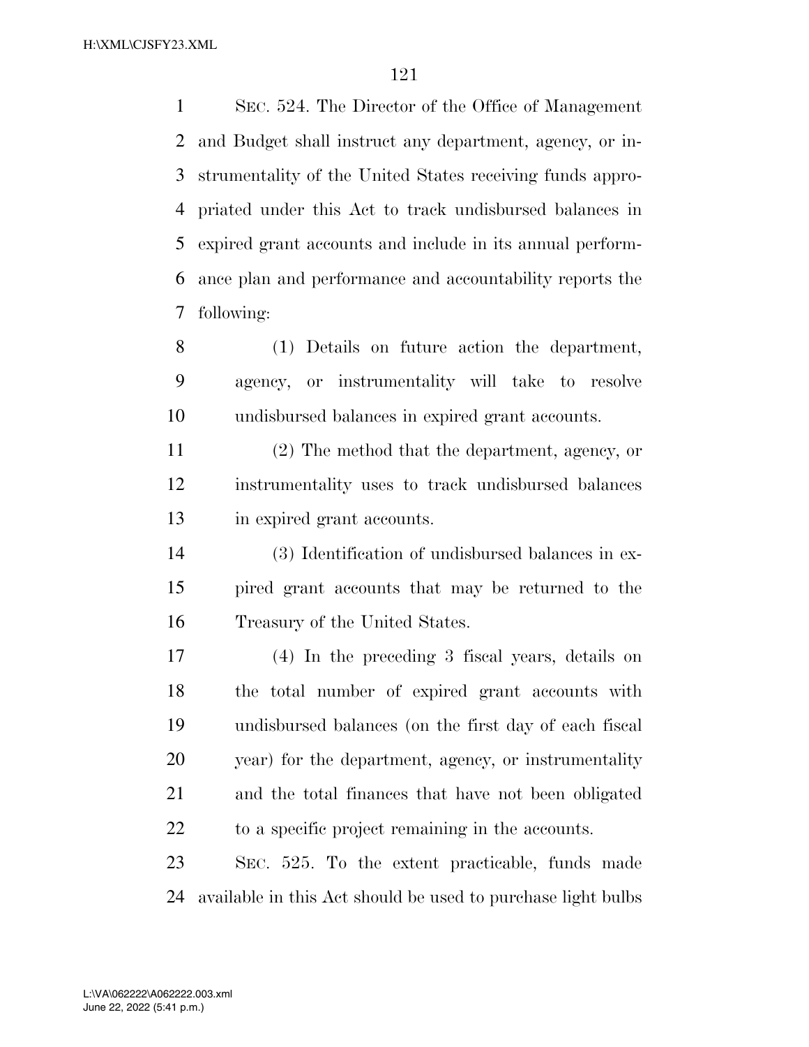SEC. 524. The Director of the Office of Management and Budget shall instruct any department, agency, or instrumentality of the United States receiving funds appropriated under this Act to track undisbursed balances in expired grant accounts and include in its annual performance plan and performance and accountability reports the following:

(1) Details on future action the department, agency, or instrumentality will take to resolve undisbursed balances in expired grant accounts.

(2) The method that the department, agency, or instrumentality uses to track undisbursed balances in expired grant accounts.

(3) Identification of undisbursed balances in expired grant accounts that may be returned to the Treasury of the United States.

(4) In the preceding 3 fiscal years, details on the total number of expired grant accounts with undisbursed balances (on the first day of each fiscal year) for the department, agency, or instrumentality and the total finances that have not been obligated to a specific project remaining in the accounts.

SEC. 525. To the extent practicable, funds made available in this Act should be used to purchase light bulbs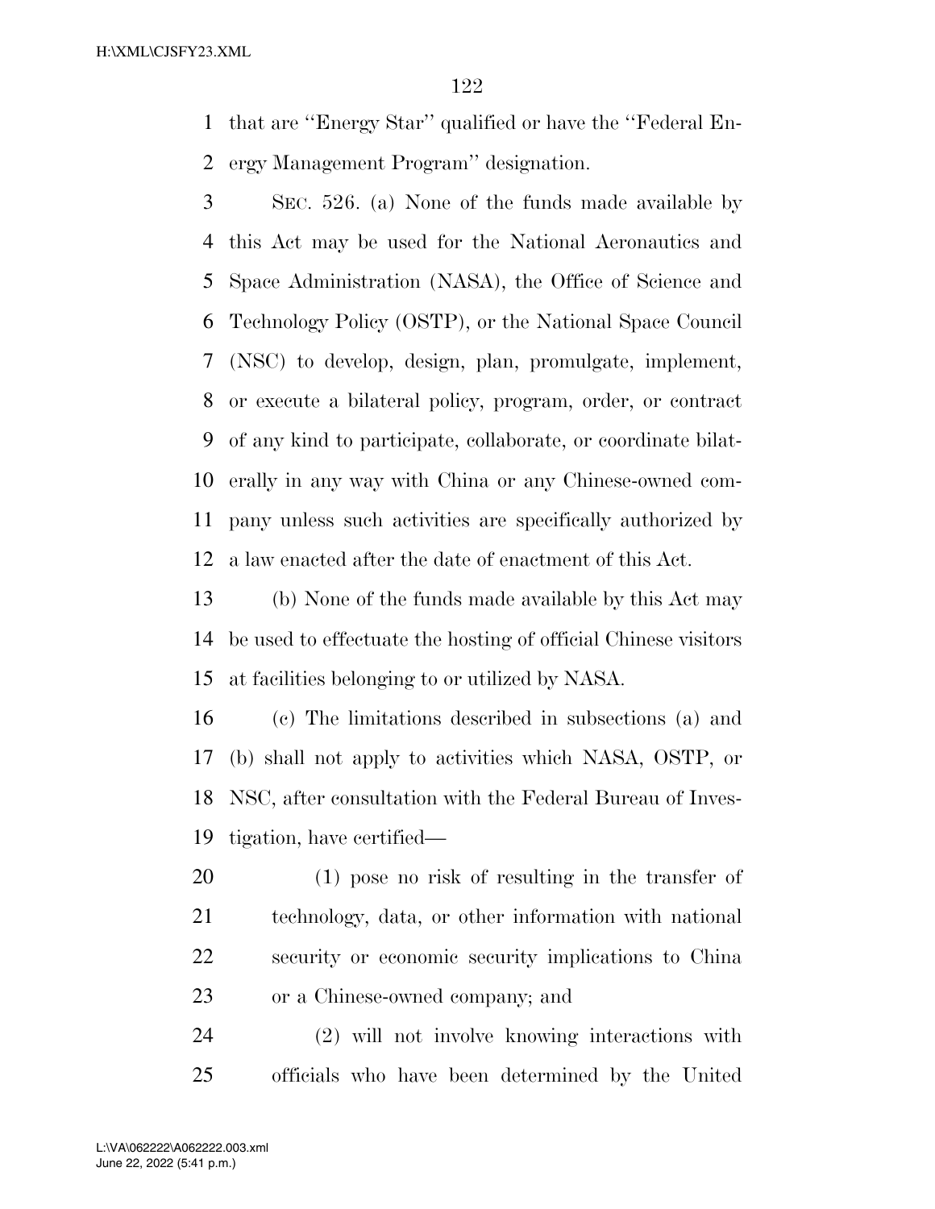that are ''Energy Star'' qualified or have the ''Federal Energy Management Program'' designation.

SEC. 526. (a) None of the funds made available by this Act may be used for the National Aeronautics and Space Administration (NASA), the Office of Science and Technology Policy (OSTP), or the National Space Council (NSC) to develop, design, plan, promulgate, implement, or execute a bilateral policy, program, order, or contract of any kind to participate, collaborate, or coordinate bilaterally in any way with China or any Chinese-owned company unless such activities are specifically authorized by a law enacted after the date of enactment of this Act.

(b) None of the funds made available by this Act may be used to effectuate the hosting of official Chinese visitors at facilities belonging to or utilized by NASA.

(c) The limitations described in subsections (a) and (b) shall not apply to activities which NASA, OSTP, or NSC, after consultation with the Federal Bureau of Investigation, have certified—

(1) pose no risk of resulting in the transfer of technology, data, or other information with national security or economic security implications to China or a Chinese-owned company; and

(2) will not involve knowing interactions with officials who have been determined by the United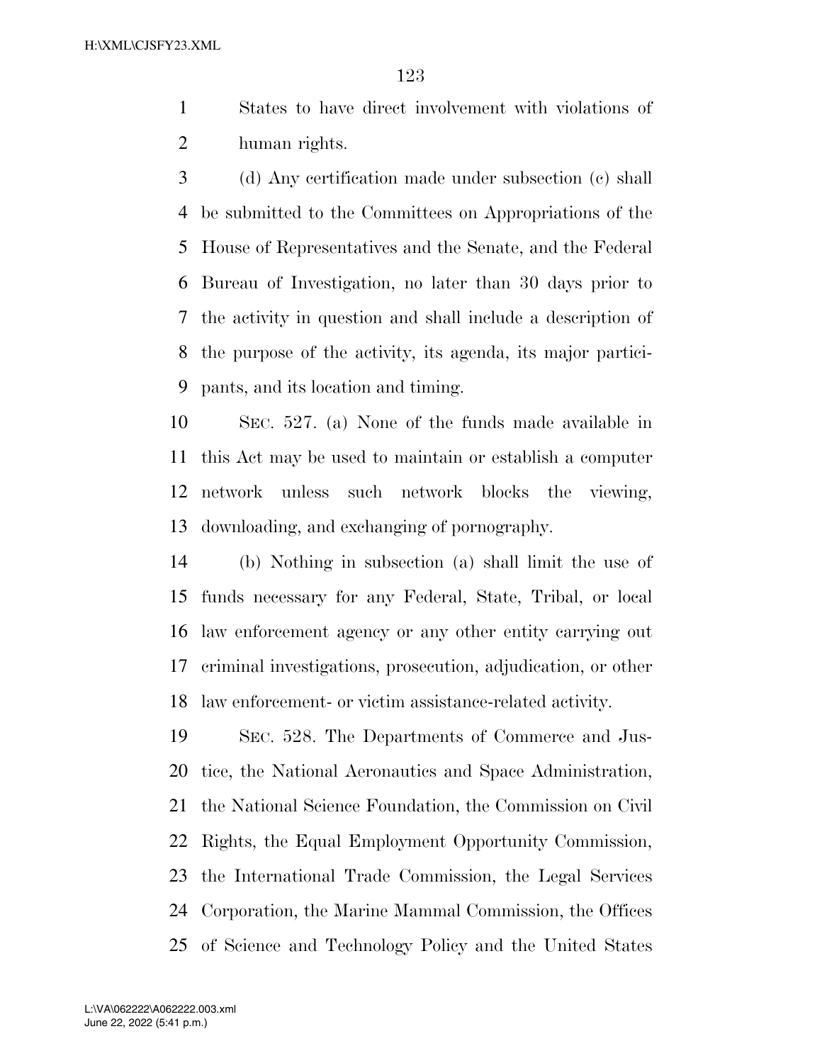States to have direct involvement with violations of human rights.

(d) Any certification made under subsection (c) shall be submitted to the Committees on Appropriations of the House of Representatives and the Senate, and the Federal Bureau of Investigation, no later than 30 days prior to the activity in question and shall include a description of the purpose of the activity, its agenda, its major participants, and its location and timing.

SEC. 527. (a) None of the funds made available in this Act may be used to maintain or establish a computer network unless such network blocks the viewing, downloading, and exchanging of pornography.

(b) Nothing in subsection (a) shall limit the use of funds necessary for any Federal, State, Tribal, or local law enforcement agency or any other entity carrying out criminal investigations, prosecution, adjudication, or other law enforcement- or victim assistance-related activity.

SEC. 528. The Departments of Commerce and Justice, the National Aeronautics and Space Administration, the National Science Foundation, the Commission on Civil Rights, the Equal Employment Opportunity Commission, the International Trade Commission, the Legal Services Corporation, the Marine Mammal Commission, the Offices of Science and Technology Policy and the United States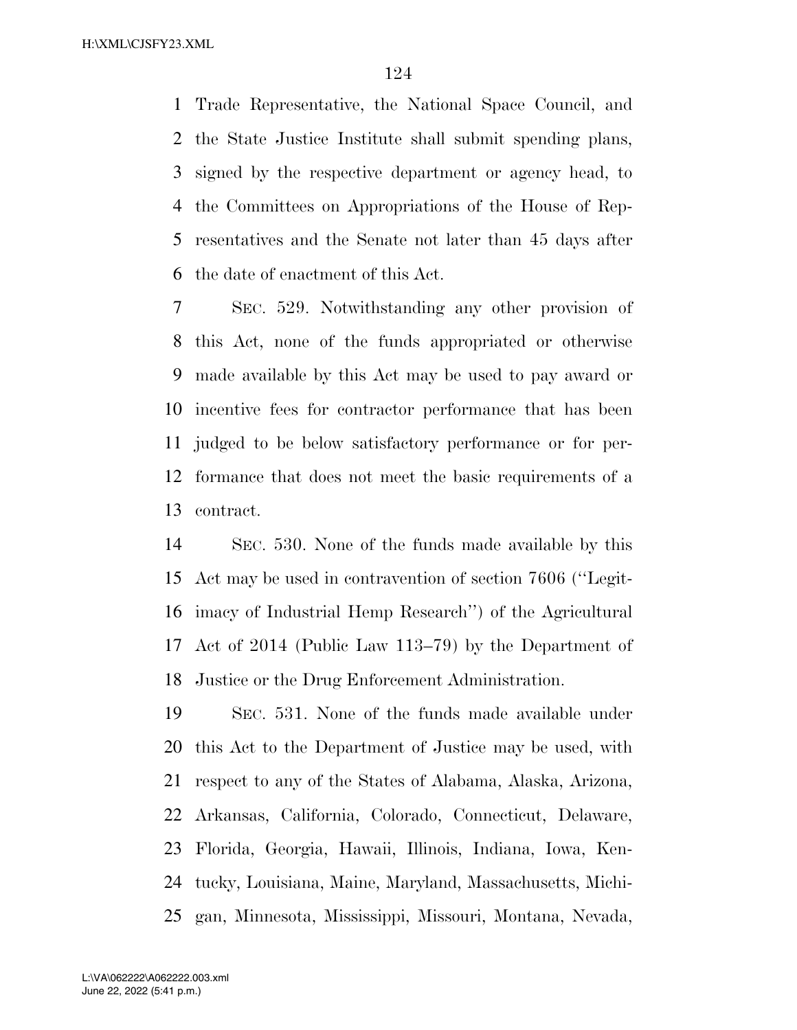Trade Representative, the National Space Council, and the State Justice Institute shall submit spending plans, signed by the respective department or agency head, to the Committees on Appropriations of the House of Representatives and the Senate not later than 45 days after the date of enactment of this Act.

SEC. 529. Notwithstanding any other provision of this Act, none of the funds appropriated or otherwise made available by this Act may be used to pay award or incentive fees for contractor performance that has been judged to be below satisfactory performance or for performance that does not meet the basic requirements of a contract.

SEC. 530. None of the funds made available by this Act may be used in contravention of section 7606 (''Legitimacy of Industrial Hemp Research'') of the Agricultural Act of 2014 (Public Law 113–79) by the Department of Justice or the Drug Enforcement Administration.

SEC. 531. None of the funds made available under this Act to the Department of Justice may be used, with respect to any of the States of Alabama, Alaska, Arizona, Arkansas, California, Colorado, Connecticut, Delaware, Florida, Georgia, Hawaii, Illinois, Indiana, Iowa, Kentucky, Louisiana, Maine, Maryland, Massachusetts, Michigan, Minnesota, Mississippi, Missouri, Montana, Nevada,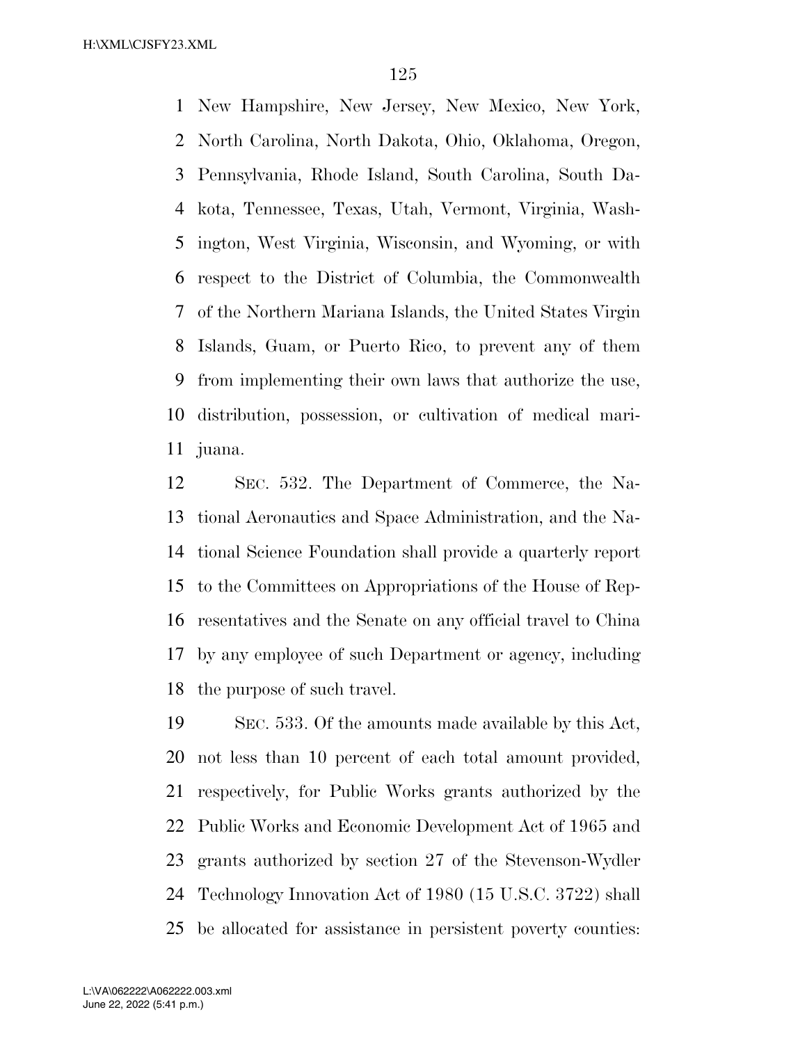New Hampshire, New Jersey, New Mexico, New York, North Carolina, North Dakota, Ohio, Oklahoma, Oregon, Pennsylvania, Rhode Island, South Carolina, South Dakota, Tennessee, Texas, Utah, Vermont, Virginia, Washington, West Virginia, Wisconsin, and Wyoming, or with respect to the District of Columbia, the Commonwealth of the Northern Mariana Islands, the United States Virgin Islands, Guam, or Puerto Rico, to prevent any of them from implementing their own laws that authorize the use, distribution, possession, or cultivation of medical marijuana.

SEC. 532. The Department of Commerce, the National Aeronautics and Space Administration, and the National Science Foundation shall provide a quarterly report to the Committees on Appropriations of the House of Representatives and the Senate on any official travel to China by any employee of such Department or agency, including the purpose of such travel.

SEC. 533. Of the amounts made available by this Act, not less than 10 percent of each total amount provided, respectively, for Public Works grants authorized by the Public Works and Economic Development Act of 1965 and grants authorized by section 27 of the Stevenson-Wydler Technology Innovation Act of 1980 (15 U.S.C. 3722) shall be allocated for assistance in persistent poverty counties: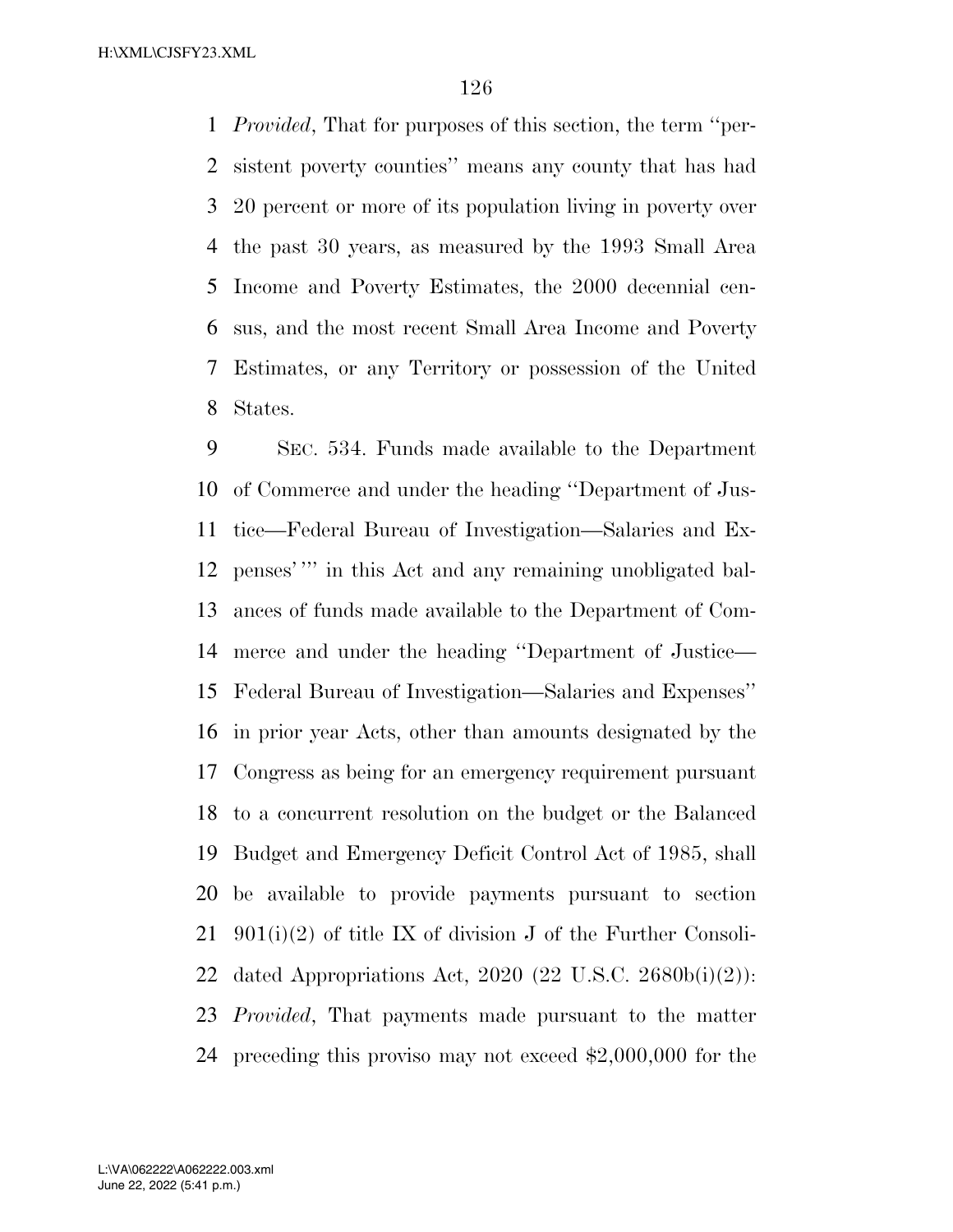*Provided*, That for purposes of this section, the term "persistent poverty counties" means any county that has had 20 percent or more of its population living in poverty over the past 30 years, as measured by the 1993 Small Area Income and Poverty Estimates, the 2000 decennial census, and the most recent Small Area Income and Poverty Estimates, or any Territory or possession of the United States.

SEC. 534. Funds made available to the Department of Commerce and under the heading "Department of Justice—Federal Bureau of Investigation—Salaries and Expenses'" in this Act and any remaining unobligated balances of funds made available to the Department of Commerce and under the heading "Department of Justice—Federal Bureau of Investigation—Salaries and Expenses" in prior year Acts, other than amounts designated by the Congress as being for an emergency requirement pursuant to a concurrent resolution on the budget or the Balanced Budget and Emergency Deficit Control Act of 1985, shall be available to provide payments pursuant to section 901(i)(2) of title IX of division J of the Further Consolidated Appropriations Act, 2020 (22 U.S.C. 2680b(i)(2)): *Provided*, That payments made pursuant to the matter preceding this proviso may not exceed $2,000,000 for the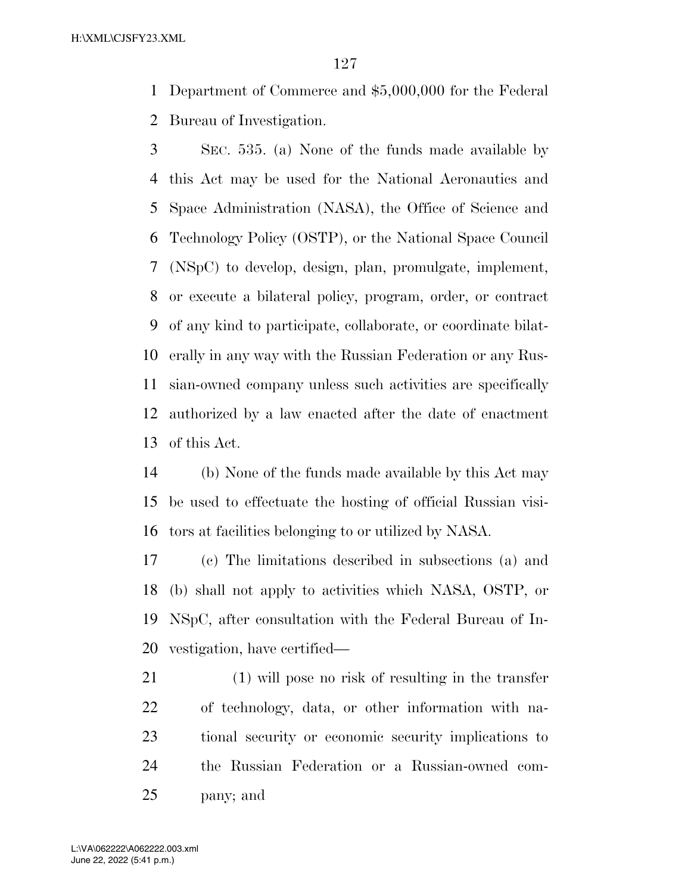Department of Commerce and $5,000,000 for the Federal Bureau of Investigation.

SEC. 535. (a) None of the funds made available by this Act may be used for the National Aeronautics and Space Administration (NASA), the Office of Science and Technology Policy (OSTP), or the National Space Council (NSpC) to develop, design, plan, promulgate, implement, or execute a bilateral policy, program, order, or contract of any kind to participate, collaborate, or coordinate bilaterally in any way with the Russian Federation or any Russian-owned company unless such activities are specifically authorized by a law enacted after the date of enactment of this Act.

(b) None of the funds made available by this Act may be used to effectuate the hosting of official Russian visitors at facilities belonging to or utilized by NASA.

(c) The limitations described in subsections (a) and (b) shall not apply to activities which NASA, OSTP, or NSpC, after consultation with the Federal Bureau of Investigation, have certified—

(1) will pose no risk of resulting in the transfer of technology, data, or other information with national security or economic security implications to the Russian Federation or a Russian-owned company; and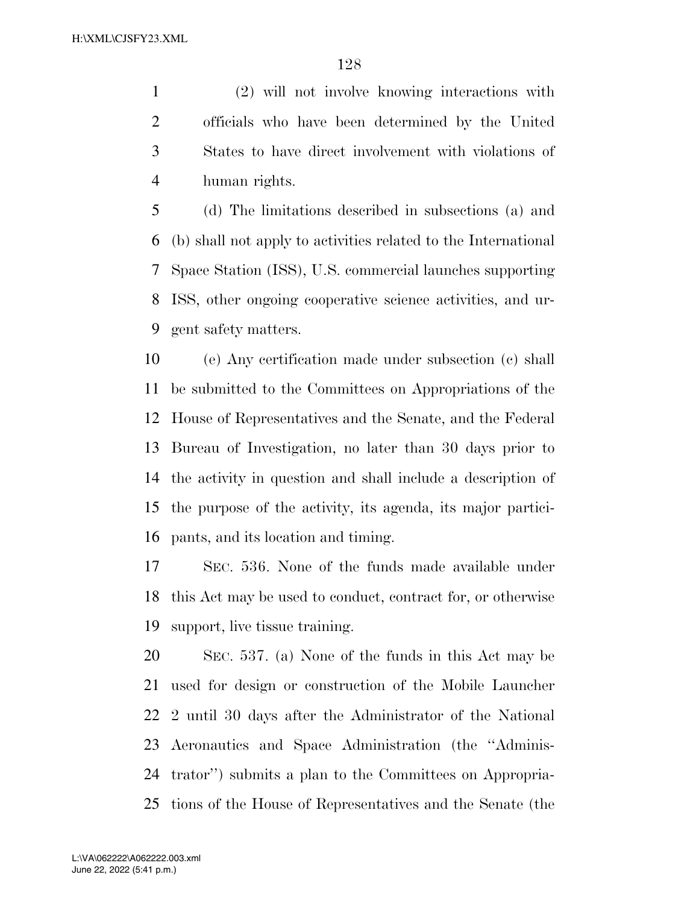(2) will not involve knowing interactions with officials who have been determined by the United States to have direct involvement with violations of human rights.

(d) The limitations described in subsections (a) and (b) shall not apply to activities related to the International Space Station (ISS), U.S. commercial launches supporting ISS, other ongoing cooperative science activities, and urgent safety matters.

(e) Any certification made under subsection (c) shall be submitted to the Committees on Appropriations of the House of Representatives and the Senate, and the Federal Bureau of Investigation, no later than 30 days prior to the activity in question and shall include a description of the purpose of the activity, its agenda, its major participants, and its location and timing.

SEC. 536. None of the funds made available under this Act may be used to conduct, contract for, or otherwise support, live tissue training.

SEC. 537. (a) None of the funds in this Act may be used for design or construction of the Mobile Launcher 2 until 30 days after the Administrator of the National Aeronautics and Space Administration (the ''Administrator'') submits a plan to the Committees on Appropriations of the House of Representatives and the Senate (the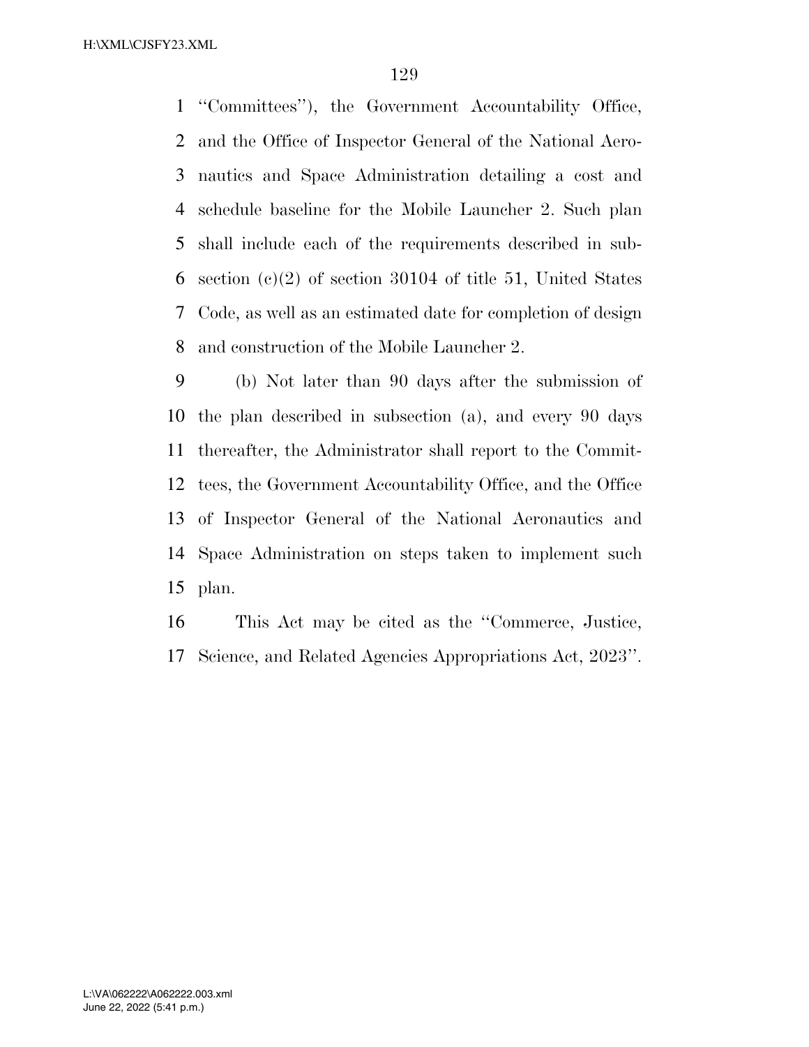"Committees"), the Government Accountability Office, and the Office of Inspector General of the National Aeronautics and Space Administration detailing a cost and schedule baseline for the Mobile Launcher 2. Such plan shall include each of the requirements described in subsection (c)(2) of section 30104 of title 51, United States Code, as well as an estimated date for completion of design and construction of the Mobile Launcher 2.

(b) Not later than 90 days after the submission of the plan described in subsection (a), and every 90 days thereafter, the Administrator shall report to the Committees, the Government Accountability Office, and the Office of Inspector General of the National Aeronautics and Space Administration on steps taken to implement such plan.

This Act may be cited as the "Commerce, Justice, Science, and Related Agencies Appropriations Act, 2023".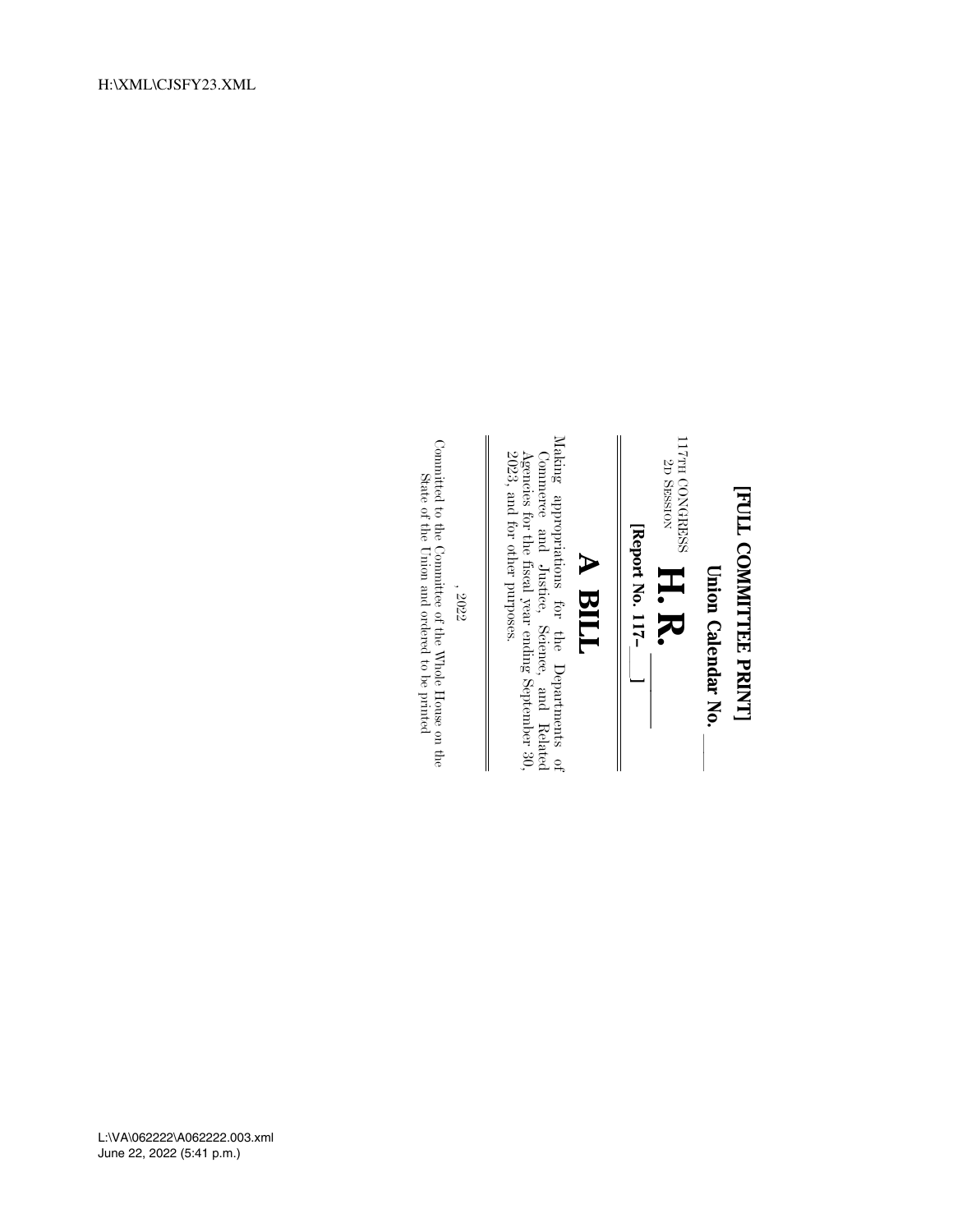**[FULL COMMITTEE PRINT]**

**Union Calendar No. \_\_\_\_**

117TH CONGRESS
2D SESSION

# H. R. \_\_\_\_\_\_

**[Report No. 117–\_\_\_]**

# A BILL

Making appropriations for the Departments of Commerce and Justice, Science, and Related Agencies for the fiscal year ending September 30, 2023, and for other purposes.

, 2022

Committed to the Committee of the Whole House on the State of the Union and ordered to be printed